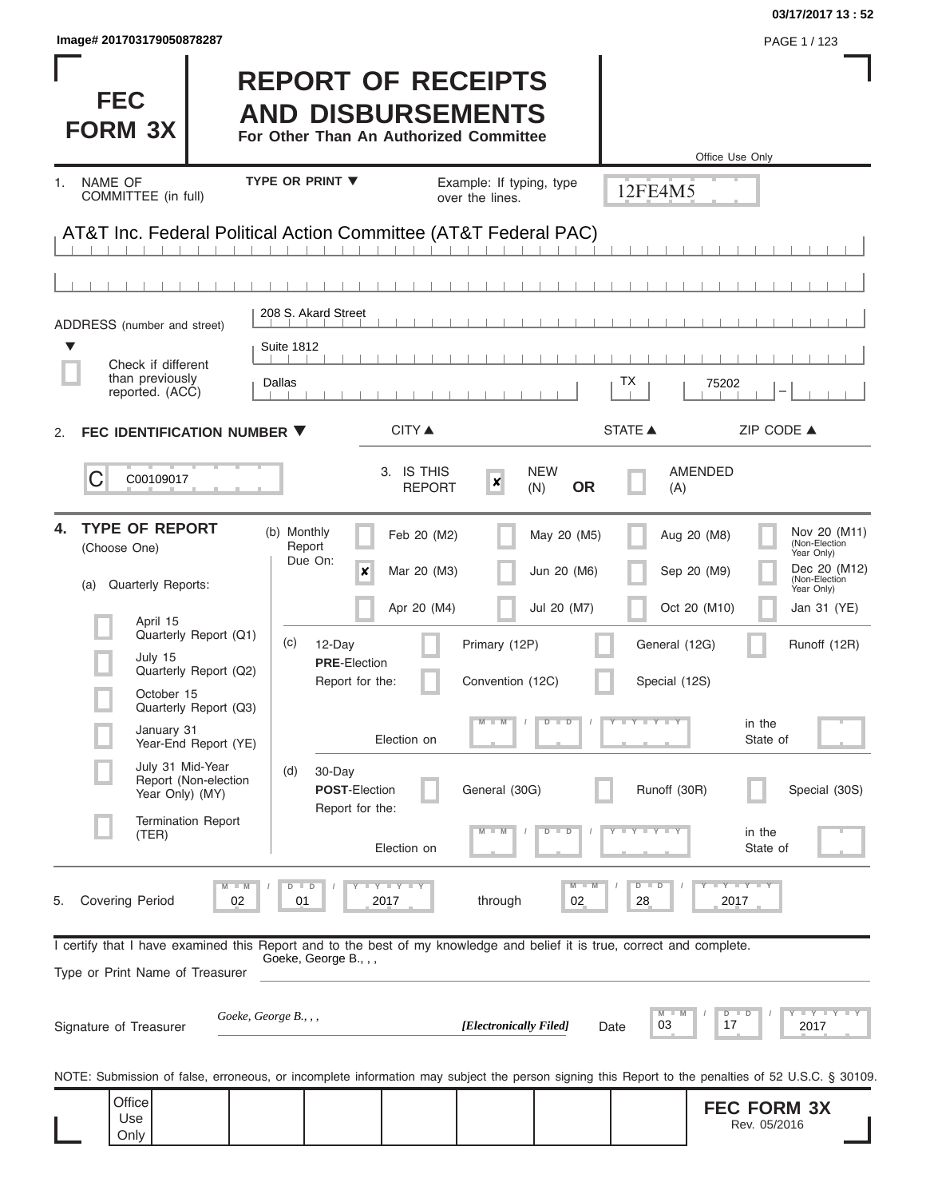Image# 201703179050878287

03/17/2017 13 : 52

# FEC FORM 3X

# REPORT OF RECEIPTS AND DISBURSEMENTS

**For Other Than An Authorized Committee**

Office Use Only

12FE4M5

1. NAME OF COMMITTEE (in full) — TYPE OR PRINT ▼ — Example: If typing, type over the lines.

AT&T Inc. Federal Political Action Committee (AT&T Federal PAC)

ADDRESS (number and street)

208 S. Akard Street

Suite 1812

☐ Check if different than previously reported. (ACC)

| Dallas | TX | 75202 |
|---|---|---|
| CITY ▲ | STATE ▲ | ZIP CODE ▲ |

2. **FEC IDENTIFICATION NUMBER ▼**

C C00109017

3. IS THIS REPORT — [x] NEW (N) **OR** [ ] AMENDED (A)

4. **TYPE OF REPORT** (Choose One)

(a) Quarterly Reports:

- [ ] April 15 Quarterly Report (Q1)
- [ ] July 15 Quarterly Report (Q2)
- [ ] October 15 Quarterly Report (Q3)
- [ ] January 31 Year-End Report (YE)
- [ ] July 31 Mid-Year Report (Non-election Year Only) (MY)
- [ ] Termination Report (TER)

(b) Monthly Report Due On:

| | | | |
|---|---|---|---|
| [ ] Feb 20 (M2) | [ ] May 20 (M5) | [ ] Aug 20 (M8) | [ ] Nov 20 (M11) (Non-Election Year Only) |
| [x] Mar 20 (M3) | [ ] Jun 20 (M6) | [ ] Sep 20 (M9) | [ ] Dec 20 (M12) (Non-Election Year Only) |
| [ ] Apr 20 (M4) | [ ] Jul 20 (M7) | [ ] Oct 20 (M10) | [ ] Jan 31 (YE) |

(c) 12-Day **PRE**-Election Report for the: [ ] Primary (12P) [ ] General (12G) [ ] Runoff (12R) [ ] Convention (12C) [ ] Special (12S)

Election on MM / DD / YYYY in the State of

(d) 30-Day **POST**-Election Report for the: [ ] General (30G) [ ] Runoff (30R) [ ] Special (30S)

Election on MM / DD / YYYY in the State of

5. Covering Period 02 / 01 / 2017 through 02 / 28 / 2017

I certify that I have examined this Report and to the best of my knowledge and belief it is true, correct and complete.

Type or Print Name of Treasurer: Goeke, George B., , ,

Signature of Treasurer: *Goeke, George B., , ,* *[Electronically Filed]* Date 03 / 17 / 2017

NOTE: Submission of false, erroneous, or incomplete information may subject the person signing this Report to the penalties of 52 U.S.C. § 30109.

Office Use Only

**FEC FORM 3X**
Rev. 05/2016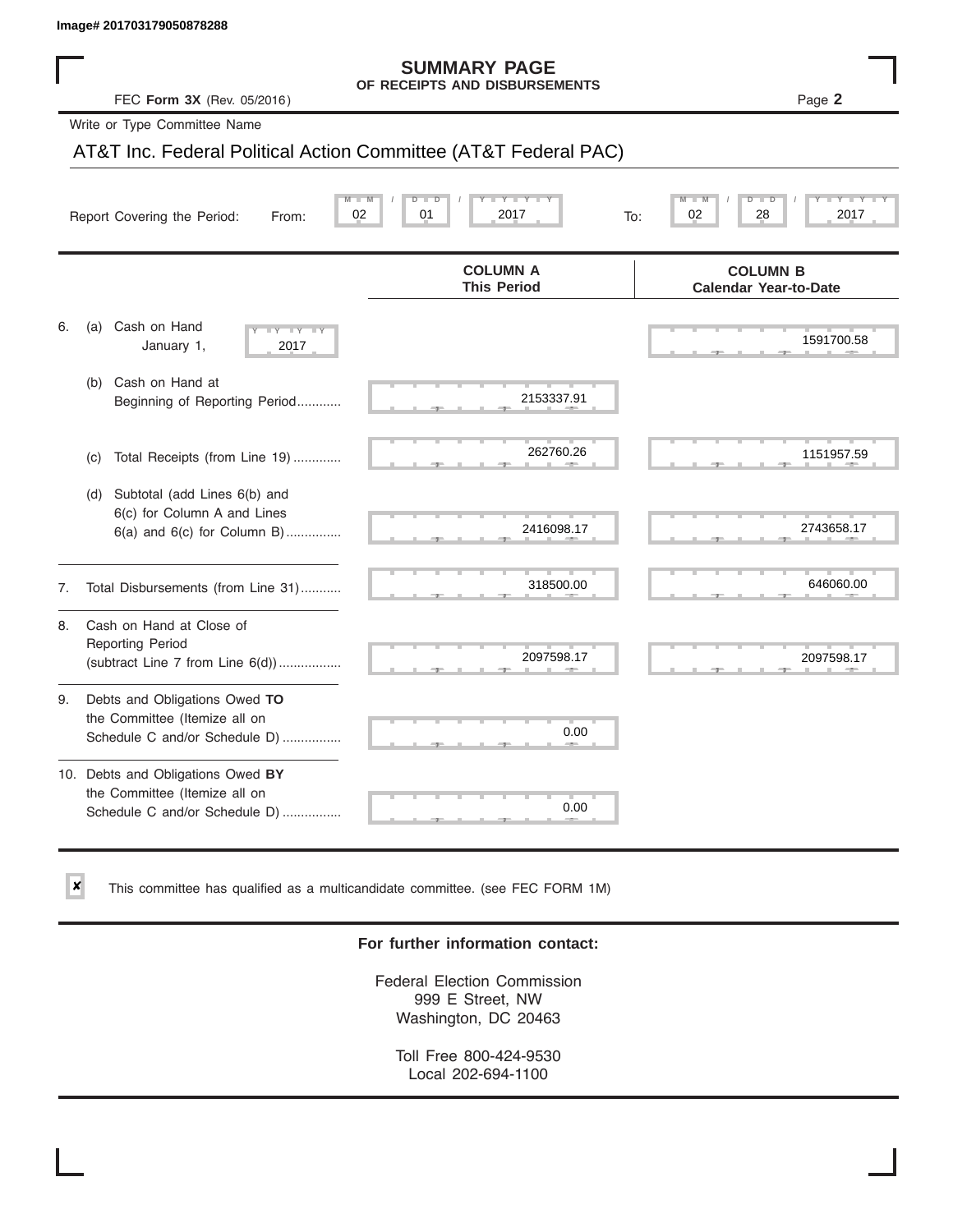Image# 201703179050878288

# SUMMARY PAGE
## OF RECEIPTS AND DISBURSEMENTS

FEC **Form 3X** (Rev. 05/2016)

Page **2**

Write or Type Committee Name

AT&T Inc. Federal Political Action Committee (AT&T Federal PAC)

Report Covering the Period: From: 02 / 01 / 2017 To: 02 / 28 / 2017

| | COLUMN A This Period | COLUMN B Calendar Year-to-Date |
|---|---|---|
| 6. (a) Cash on Hand January 1, 2017 | | 1591700.58 |
| (b) Cash on Hand at Beginning of Reporting Period | 2153337.91 | |
| (c) Total Receipts (from Line 19) | 262760.26 | 1151957.59 |
| (d) Subtotal (add Lines 6(b) and 6(c) for Column A and Lines 6(a) and 6(c) for Column B) | 2416098.17 | 2743658.17 |
| 7. Total Disbursements (from Line 31) | 318500.00 | 646060.00 |
| 8. Cash on Hand at Close of Reporting Period (subtract Line 7 from Line 6(d)) | 2097598.17 | 2097598.17 |
| 9. Debts and Obligations Owed **TO** the Committee (Itemize all on Schedule C and/or Schedule D) | 0.00 | |
| 10. Debts and Obligations Owed **BY** the Committee (Itemize all on Schedule C and/or Schedule D) | 0.00 | |

☒ This committee has qualified as a multicandidate committee. (see FEC FORM 1M)

**For further information contact:**

Federal Election Commission
999 E Street, NW
Washington, DC 20463

Toll Free 800-424-9530
Local 202-694-1100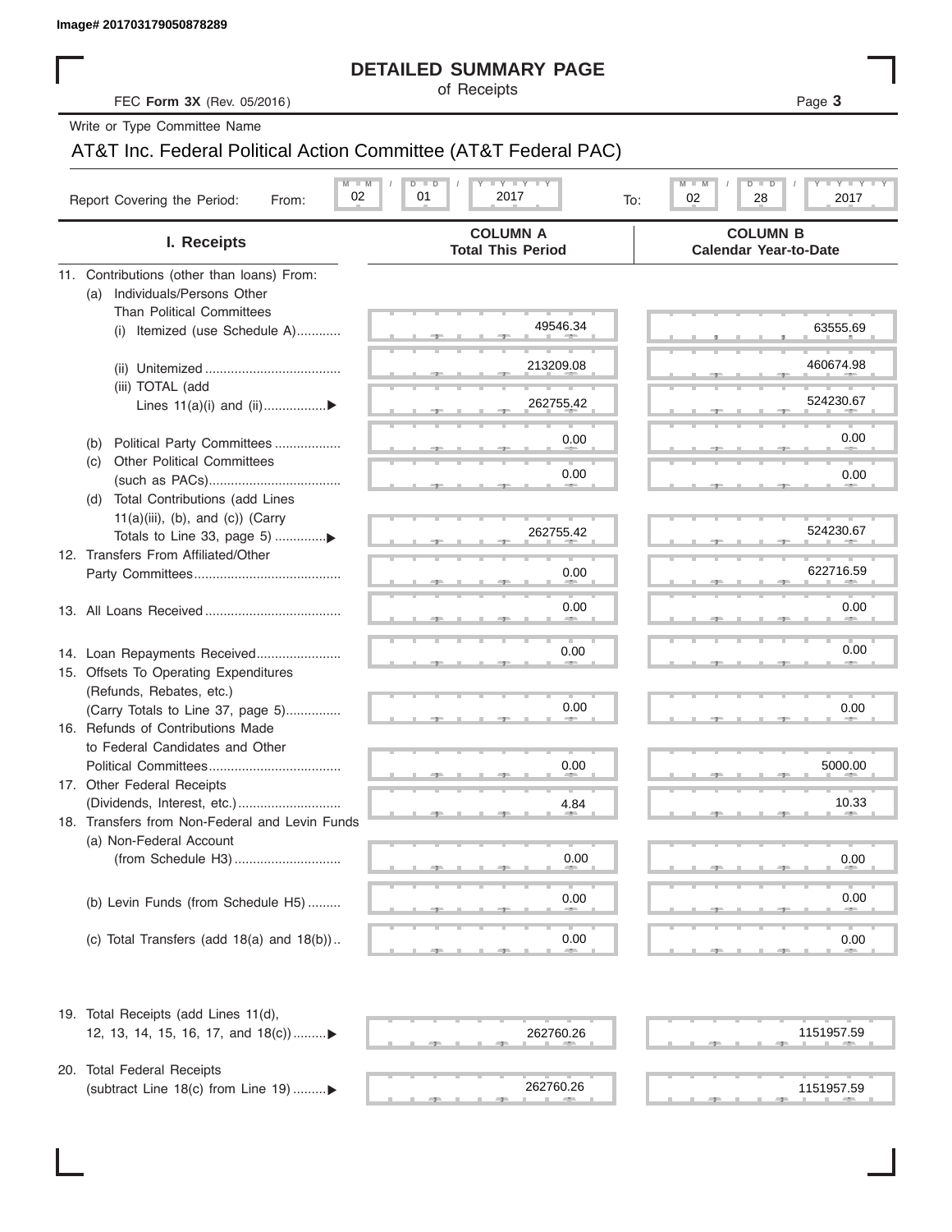Image# 201703179050878289

# DETAILED SUMMARY PAGE

of Receipts

FEC **Form 3X** (Rev. 05/2016)

Write or Type Committee Name

AT&T Inc. Federal Political Action Committee (AT&T Federal PAC)

Report Covering the Period: From: 02 / 01 / 2017 To: 02 / 28 / 2017

| I. Receipts | COLUMN A Total This Period | COLUMN B Calendar Year-to-Date |
|---|---|---|
| 11. Contributions (other than loans) From: | | |
| (a) Individuals/Persons Other Than Political Committees | | |
| (i) Itemized (use Schedule A) | 49546.34 | 63555.69 |
| (ii) Unitemized | 213209.08 | 460674.98 |
| (iii) TOTAL (add Lines 11(a)(i) and (ii) | 262755.42 | 524230.67 |
| (b) Political Party Committees | 0.00 | 0.00 |
| (c) Other Political Committees (such as PACs) | 0.00 | 0.00 |
| (d) Total Contributions (add Lines 11(a)(iii), (b), and (c)) (Carry Totals to Line 33, page 5) | 262755.42 | 524230.67 |
| 12. Transfers From Affiliated/Other Party Committees | 0.00 | 622716.59 |
| 13. All Loans Received | 0.00 | 0.00 |
| 14. Loan Repayments Received | 0.00 | 0.00 |
| 15. Offsets To Operating Expenditures (Refunds, Rebates, etc.) (Carry Totals to Line 37, page 5) | 0.00 | 0.00 |
| 16. Refunds of Contributions Made to Federal Candidates and Other Political Committees | 0.00 | 5000.00 |
| 17. Other Federal Receipts (Dividends, Interest, etc.) | 4.84 | 10.33 |
| 18. Transfers from Non-Federal and Levin Funds | | |
| (a) Non-Federal Account (from Schedule H3) | 0.00 | 0.00 |
| (b) Levin Funds (from Schedule H5) | 0.00 | 0.00 |
| (c) Total Transfers (add 18(a) and 18(b)) | 0.00 | 0.00 |
| 19. Total Receipts (add Lines 11(d), 12, 13, 14, 15, 16, 17, and 18(c)) | 262760.26 | 1151957.59 |
| 20. Total Federal Receipts (subtract Line 18(c) from Line 19) | 262760.26 | 1151957.59 |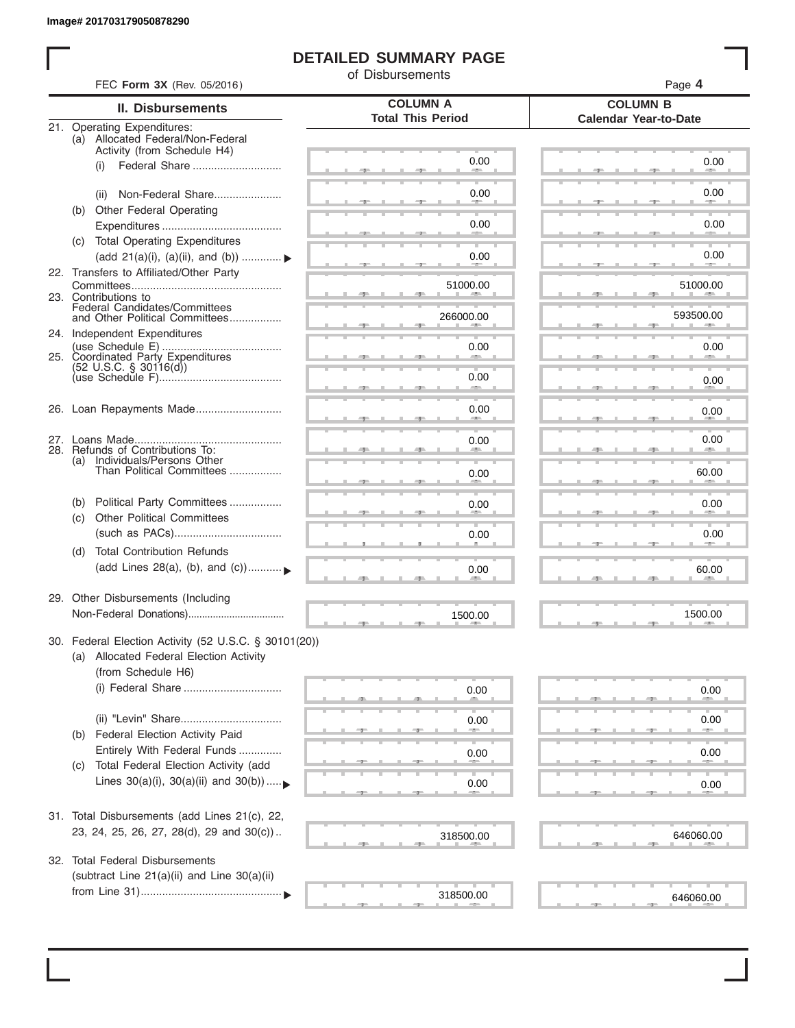Image# 201703179050878290

# DETAILED SUMMARY PAGE

of Disbursements

FEC **Form 3X** (Rev. 05/2016)

| II. Disbursements | COLUMN A Total This Period | COLUMN B Calendar Year-to-Date |
|---|---|---|
| 21. Operating Expenditures: | | |
| (a) Allocated Federal/Non-Federal Activity (from Schedule H4) | | |
| (i) Federal Share | 0.00 | 0.00 |
| (ii) Non-Federal Share | 0.00 | 0.00 |
| (b) Other Federal Operating Expenditures | 0.00 | 0.00 |
| (c) Total Operating Expenditures (add 21(a)(i), (a)(ii), and (b)) ▶ | 0.00 | 0.00 |
| 22. Transfers to Affiliated/Other Party Committees | 51000.00 | 51000.00 |
| 23. Contributions to Federal Candidates/Committees and Other Political Committees | 266000.00 | 593500.00 |
| 24. Independent Expenditures (use Schedule E) | 0.00 | 0.00 |
| 25. Coordinated Party Expenditures (52 U.S.C. § 30116(d)) (use Schedule F) | 0.00 | 0.00 |
| 26. Loan Repayments Made | 0.00 | 0.00 |
| 27. Loans Made | 0.00 | 0.00 |
| 28. Refunds of Contributions To: | | |
| (a) Individuals/Persons Other Than Political Committees | 0.00 | 60.00 |
| (b) Political Party Committees | 0.00 | 0.00 |
| (c) Other Political Committees (such as PACs) | 0.00 | 0.00 |
| (d) Total Contribution Refunds (add Lines 28(a), (b), and (c)) ▶ | 0.00 | 60.00 |
| 29. Other Disbursements (Including Non-Federal Donations) | 1500.00 | 1500.00 |
| 30. Federal Election Activity (52 U.S.C. § 30101(20)) | | |
| (a) Allocated Federal Election Activity (from Schedule H6) | | |
| (i) Federal Share | 0.00 | 0.00 |
| (ii) "Levin" Share | 0.00 | 0.00 |
| (b) Federal Election Activity Paid Entirely With Federal Funds | 0.00 | 0.00 |
| (c) Total Federal Election Activity (add Lines 30(a)(i), 30(a)(ii) and 30(b)) ▶ | 0.00 | 0.00 |
| 31. Total Disbursements (add Lines 21(c), 22, 23, 24, 25, 26, 27, 28(d), 29 and 30(c)) | 318500.00 | 646060.00 |
| 32. Total Federal Disbursements (subtract Line 21(a)(ii) and Line 30(a)(ii) from Line 31) ▶ | 318500.00 | 646060.00 |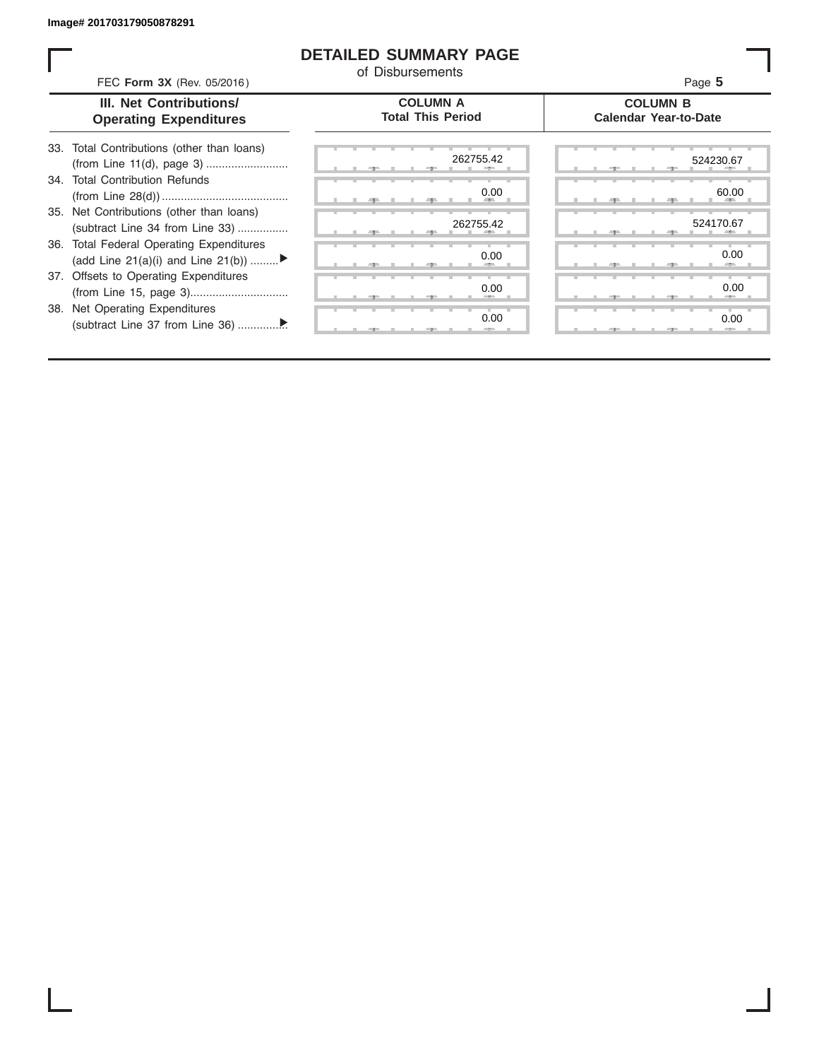Image# 201703179050878291

# DETAILED SUMMARY PAGE

of Disbursements

FEC **Form 3X** (Rev. 05/2016)

Page **5**

| III. Net Contributions/ Operating Expenditures | COLUMN A Total This Period | COLUMN B Calendar Year-to-Date |
|---|---|---|
| 33. Total Contributions (other than loans) (from Line 11(d), page 3) .......................... | 262755.42 | 524230.67 |
| 34. Total Contribution Refunds (from Line 28(d)) ........................................ | 0.00 | 60.00 |
| 35. Net Contributions (other than loans) (subtract Line 34 from Line 33) ................ | 262755.42 | 524170.67 |
| 36. Total Federal Operating Expenditures (add Line 21(a)(i) and Line 21(b)) ......... ▶ | 0.00 | 0.00 |
| 37. Offsets to Operating Expenditures (from Line 15, page 3)............................... | 0.00 | 0.00 |
| 38. Net Operating Expenditures (subtract Line 37 from Line 36) ............... ▶ | 0.00 | 0.00 |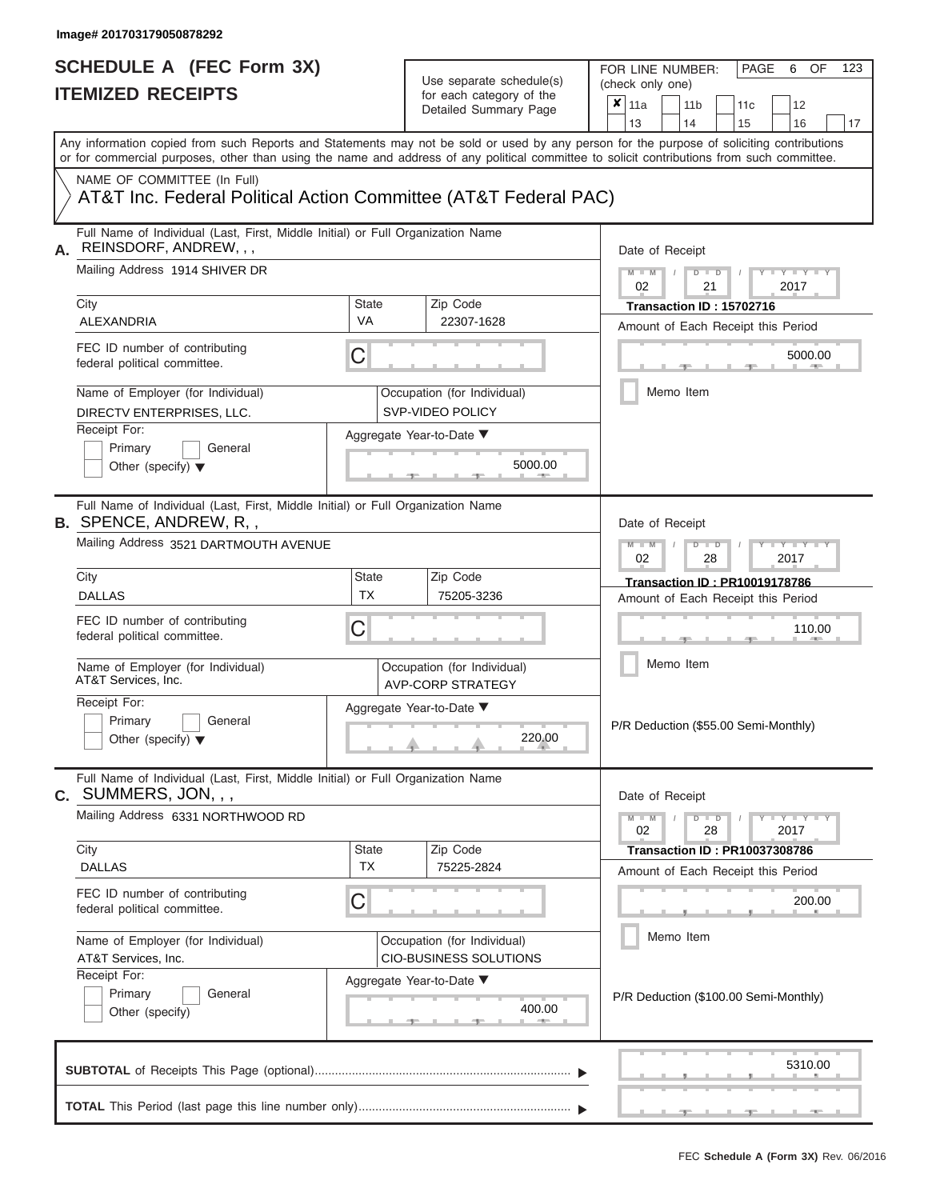Image# 201703179050878292

# SCHEDULE A (FEC Form 3X)
## ITEMIZED RECEIPTS

Use separate schedule(s) for each category of the Detailed Summary Page

FOR LINE NUMBER: (check only one)

| | | | | |
|---|---|---|---|---|
| ✘ 11a | 11b | 11c | 12 | |
| 13 | 14 | 15 | 16 | 17 |

PAGE 6 OF 123

Any information copied from such Reports and Statements may not be sold or used by any person for the purpose of soliciting contributions or for commercial purposes, other than using the name and address of any political committee to solicit contributions from such committee.

NAME OF COMMITTEE (In Full)
AT&T Inc. Federal Political Action Committee (AT&T Federal PAC)

---

**A.** Full Name of Individual (Last, First, Middle Initial) or Full Organization Name: REINSDORF, ANDREW, , ,

Mailing Address: 1914 SHIVER DR

City: ALEXANDRIA | State: VA | Zip Code: 22307-1628

FEC ID number of contributing federal political committee: C

Name of Employer (for Individual): DIRECTV ENTERPRISES, LLC.

Occupation (for Individual): SVP-VIDEO POLICY

Receipt For: Primary / General / Other (specify)

Aggregate Year-to-Date: 5000.00

Date of Receipt: 02 / 21 / 2017

Transaction ID : 15702716

Amount of Each Receipt this Period: 5000.00

Memo Item

---

**B.** Full Name of Individual (Last, First, Middle Initial) or Full Organization Name: SPENCE, ANDREW, R, ,

Mailing Address: 3521 DARTMOUTH AVENUE

City: DALLAS | State: TX | Zip Code: 75205-3236

FEC ID number of contributing federal political committee: C

Name of Employer (for Individual): AT&T Services, Inc.

Occupation (for Individual): AVP-CORP STRATEGY

Receipt For: Primary / General / Other (specify)

Aggregate Year-to-Date: 220.00

Date of Receipt: 02 / 28 / 2017

Transaction ID : PR10019178786

Amount of Each Receipt this Period: 110.00

Memo Item

P/R Deduction ($55.00 Semi-Monthly)

---

**C.** Full Name of Individual (Last, First, Middle Initial) or Full Organization Name: SUMMERS, JON, , ,

Mailing Address: 6331 NORTHWOOD RD

City: DALLAS | State: TX | Zip Code: 75225-2824

FEC ID number of contributing federal political committee: C

Name of Employer (for Individual): AT&T Services, Inc.

Occupation (for Individual): CIO-BUSINESS SOLUTIONS

Receipt For: Primary / General / Other (specify)

Aggregate Year-to-Date: 400.00

Date of Receipt: 02 / 28 / 2017

Transaction ID : PR10037308786

Amount of Each Receipt this Period: 200.00

Memo Item

P/R Deduction ($100.00 Semi-Monthly)

---

**SUBTOTAL** of Receipts This Page (optional): 5310.00

**TOTAL** This Period (last page this line number only):

FEC Schedule A (Form 3X) Rev. 06/2016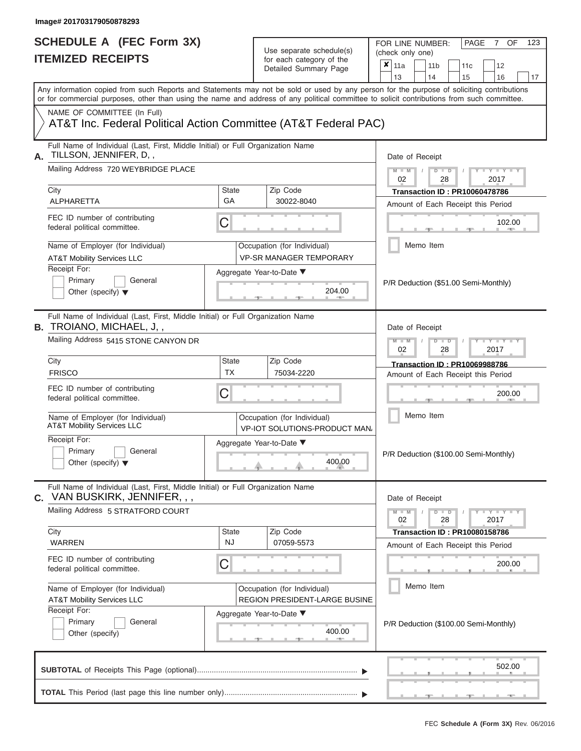Image# 201703179050878293

# SCHEDULE A (FEC Form 3X)
# ITEMIZED RECEIPTS

Use separate schedule(s) for each category of the Detailed Summary Page

FOR LINE NUMBER: (check only one)
☒ 11a ☐ 11b ☐ 11c ☐ 12 ☐ 13 ☐ 14 ☐ 15 ☐ 16 ☐ 17

PAGE 7 OF 123

Any information copied from such Reports and Statements may not be sold or used by any person for the purpose of soliciting contributions or for commercial purposes, other than using the name and address of any political committee to solicit contributions from such committee.

NAME OF COMMITTEE (In Full)
AT&T Inc. Federal Political Action Committee (AT&T Federal PAC)

---

**A.** Full Name of Individual (Last, First, Middle Initial) or Full Organization Name
TILLSON, JENNIFER, D, ,

Mailing Address: 720 WEYBRIDGE PLACE

City: ALPHARETTA | State: GA | Zip Code: 30022-8040

FEC ID number of contributing federal political committee: C

Name of Employer (for Individual): AT&T Mobility Services LLC
Occupation (for Individual): VP-SR MANAGER TEMPORARY

Receipt For: ☐ Primary ☐ General ☐ Other (specify)

Aggregate Year-to-Date: 204.00

Date of Receipt: 02 / 28 / 2017
Transaction ID : PR10060478786
Amount of Each Receipt this Period: 102.00

☐ Memo Item

P/R Deduction ($51.00 Semi-Monthly)

---

**B.** Full Name of Individual (Last, First, Middle Initial) or Full Organization Name
TROIANO, MICHAEL, J, ,

Mailing Address: 5415 STONE CANYON DR

City: FRISCO | State: TX | Zip Code: 75034-2220

FEC ID number of contributing federal political committee: C

Name of Employer (for Individual): AT&T Mobility Services LLC
Occupation (for Individual): VP-IOT SOLUTIONS-PRODUCT MAN.

Receipt For: ☐ Primary ☐ General ☐ Other (specify)

Aggregate Year-to-Date: 400.00

Date of Receipt: 02 / 28 / 2017
Transaction ID : PR10069988786
Amount of Each Receipt this Period: 200.00

☐ Memo Item

P/R Deduction ($100.00 Semi-Monthly)

---

**C.** Full Name of Individual (Last, First, Middle Initial) or Full Organization Name
VAN BUSKIRK, JENNIFER, , ,

Mailing Address: 5 STRATFORD COURT

City: WARREN | State: NJ | Zip Code: 07059-5573

FEC ID number of contributing federal political committee: C

Name of Employer (for Individual): AT&T Mobility Services LLC
Occupation (for Individual): REGION PRESIDENT-LARGE BUSINE

Receipt For: ☐ Primary ☐ General ☐ Other (specify)

Aggregate Year-to-Date: 400.00

Date of Receipt: 02 / 28 / 2017
Transaction ID : PR10080158786
Amount of Each Receipt this Period: 200.00

☐ Memo Item

P/R Deduction ($100.00 Semi-Monthly)

---

**SUBTOTAL** of Receipts This Page (optional): 502.00

**TOTAL** This Period (last page this line number only):

FEC **Schedule A (Form 3X)** Rev. 06/2016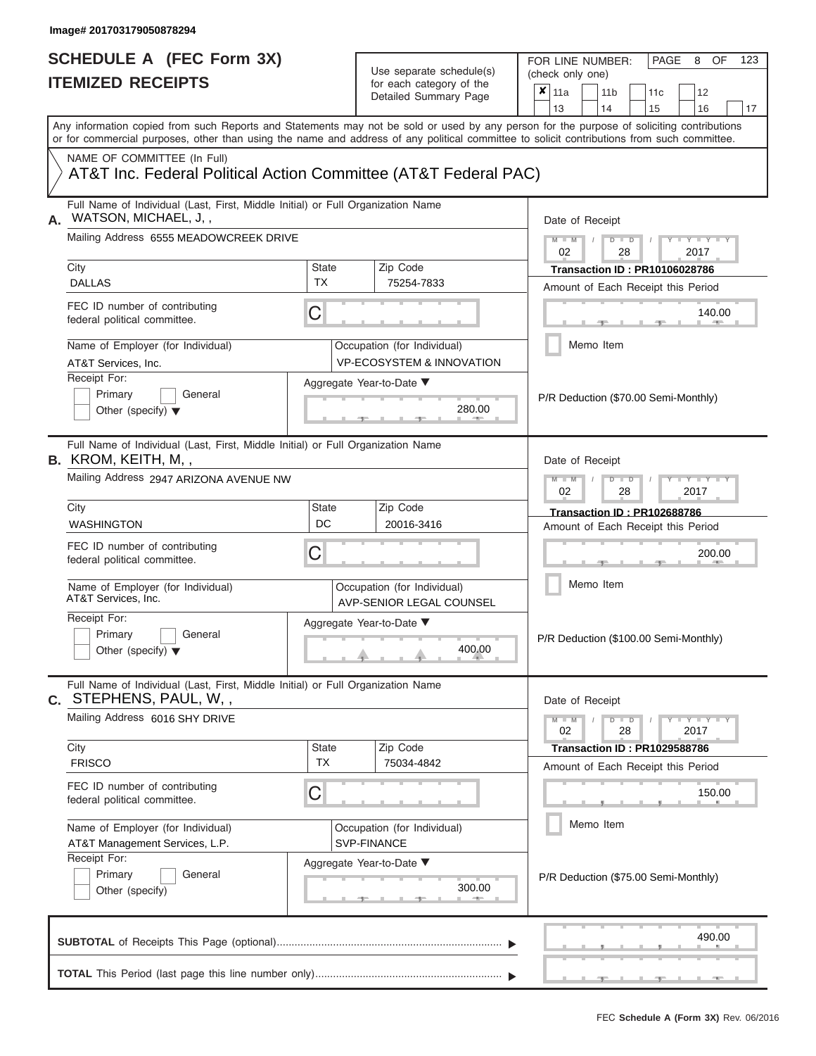Image# 201703179050878294

# SCHEDULE A (FEC Form 3X)
## ITEMIZED RECEIPTS

Use separate schedule(s) for each category of the Detailed Summary Page

FOR LINE NUMBER: (check only one)

- [x] 11a
- [ ] 11b
- [ ] 11c
- [ ] 12
- [ ] 13
- [ ] 14
- [ ] 15
- [ ] 16
- [ ] 17

Any information copied from such Reports and Statements may not be sold or used by any person for the purpose of soliciting contributions or for commercial purposes, other than using the name and address of any political committee to solicit contributions from such committee.

NAME OF COMMITTEE (In Full)
AT&T Inc. Federal Political Action Committee (AT&T Federal PAC)

---

**A.** Full Name of Individual (Last, First, Middle Initial) or Full Organization Name: WATSON, MICHAEL, J, ,

Mailing Address: 6555 MEADOWCREEK DRIVE

City: DALLAS | State: TX | Zip Code: 75254-7833

FEC ID number of contributing federal political committee: C

Name of Employer (for Individual): AT&T Services, Inc.

Occupation (for Individual): VP-ECOSYSTEM & INNOVATION

Receipt For: Primary / General / Other (specify)

Aggregate Year-to-Date: 280.00

Date of Receipt: 02 / 28 / 2017

Transaction ID : PR10106028786

Amount of Each Receipt this Period: 140.00

Memo Item

P/R Deduction ($70.00 Semi-Monthly)

---

**B.** Full Name of Individual (Last, First, Middle Initial) or Full Organization Name: KROM, KEITH, M, ,

Mailing Address: 2947 ARIZONA AVENUE NW

City: WASHINGTON | State: DC | Zip Code: 20016-3416

FEC ID number of contributing federal political committee: C

Name of Employer (for Individual): AT&T Services, Inc.

Occupation (for Individual): AVP-SENIOR LEGAL COUNSEL

Receipt For: Primary / General / Other (specify)

Aggregate Year-to-Date: 400.00

Date of Receipt: 02 / 28 / 2017

Transaction ID : PR102688786

Amount of Each Receipt this Period: 200.00

Memo Item

P/R Deduction ($100.00 Semi-Monthly)

---

**C.** Full Name of Individual (Last, First, Middle Initial) or Full Organization Name: STEPHENS, PAUL, W, ,

Mailing Address: 6016 SHY DRIVE

City: FRISCO | State: TX | Zip Code: 75034-4842

FEC ID number of contributing federal political committee: C

Name of Employer (for Individual): AT&T Management Services, L.P.

Occupation (for Individual): SVP-FINANCE

Receipt For: Primary / General / Other (specify)

Aggregate Year-to-Date: 300.00

Date of Receipt: 02 / 28 / 2017

Transaction ID : PR1029588786

Amount of Each Receipt this Period: 150.00

Memo Item

P/R Deduction ($75.00 Semi-Monthly)

---

**SUBTOTAL** of Receipts This Page (optional): 490.00

**TOTAL** This Period (last page this line number only):

FEC Schedule A (Form 3X) Rev. 06/2016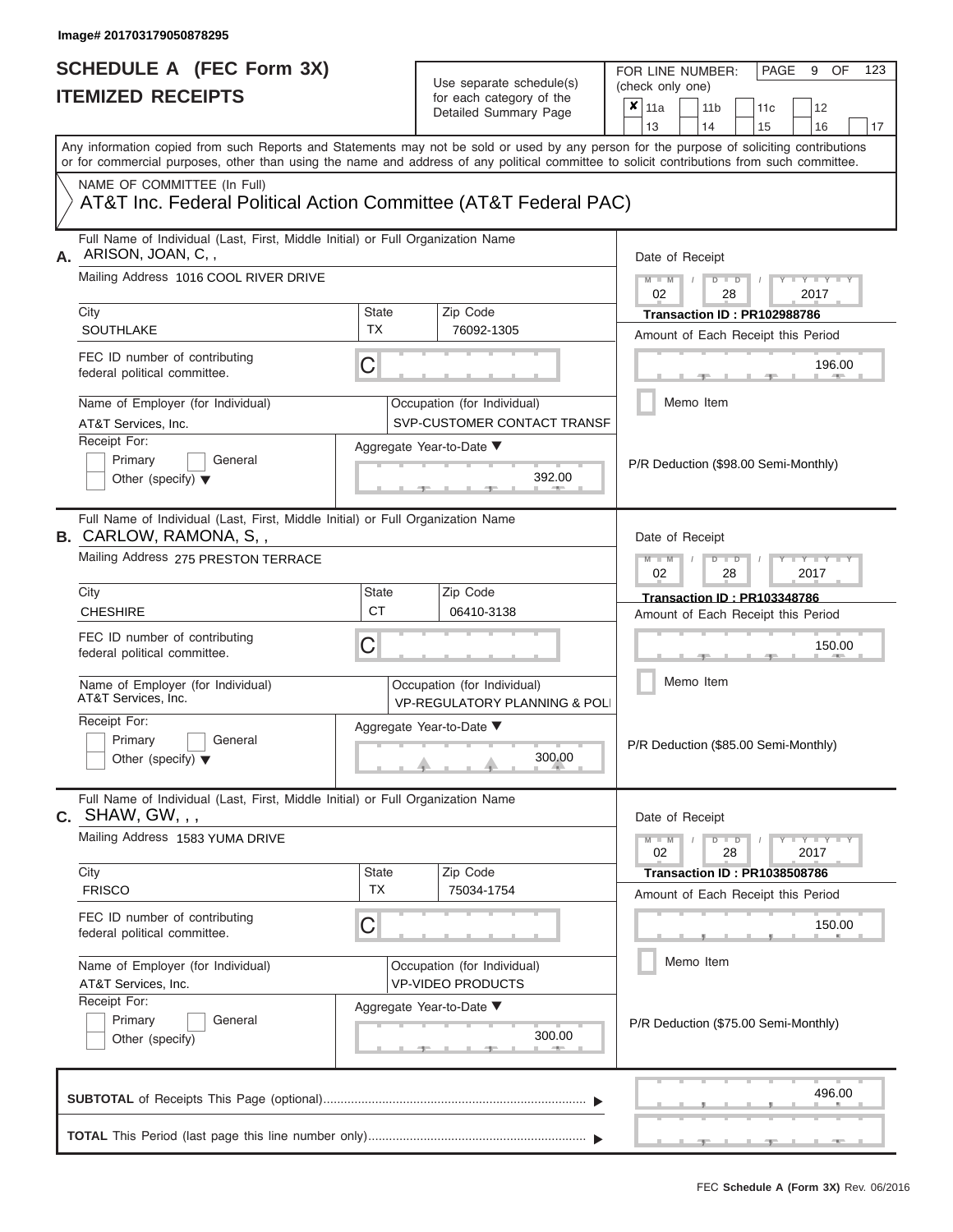Image# 201703179050878295

# SCHEDULE A (FEC Form 3X)
## ITEMIZED RECEIPTS

Use separate schedule(s) for each category of the Detailed Summary Page

FOR LINE NUMBER: (check only one)

- [x] 11a
- [ ] 11b
- [ ] 11c
- [ ] 12
- [ ] 13
- [ ] 14
- [ ] 15
- [ ] 16
- [ ] 17

Any information copied from such Reports and Statements may not be sold or used by any person for the purpose of soliciting contributions or for commercial purposes, other than using the name and address of any political committee to solicit contributions from such committee.

NAME OF COMMITTEE (In Full)

AT&T Inc. Federal Political Action Committee (AT&T Federal PAC)

---

**A.** Full Name of Individual (Last, First, Middle Initial) or Full Organization Name: ARISON, JOAN, C, ,

Mailing Address: 1016 COOL RIVER DRIVE

City: SOUTHLAKE | State: TX | Zip Code: 76092-1305

FEC ID number of contributing federal political committee: C

Name of Employer (for Individual): AT&T Services, Inc.

Occupation (for Individual): SVP-CUSTOMER CONTACT TRANSF

Receipt For: Primary / General / Other (specify)

Aggregate Year-to-Date: 392.00

Date of Receipt: 02 28 2017

Transaction ID : PR102988786

Amount of Each Receipt this Period: 196.00

Memo Item

P/R Deduction ($98.00 Semi-Monthly)

---

**B.** Full Name of Individual (Last, First, Middle Initial) or Full Organization Name: CARLOW, RAMONA, S, ,

Mailing Address: 275 PRESTON TERRACE

City: CHESHIRE | State: CT | Zip Code: 06410-3138

FEC ID number of contributing federal political committee: C

Name of Employer (for Individual): AT&T Services, Inc.

Occupation (for Individual): VP-REGULATORY PLANNING & POLI

Receipt For: Primary / General / Other (specify)

Aggregate Year-to-Date: 300.00

Date of Receipt: 02 28 2017

Transaction ID : PR103348786

Amount of Each Receipt this Period: 150.00

Memo Item

P/R Deduction ($85.00 Semi-Monthly)

---

**C.** Full Name of Individual (Last, First, Middle Initial) or Full Organization Name: SHAW, GW, , ,

Mailing Address: 1583 YUMA DRIVE

City: FRISCO | State: TX | Zip Code: 75034-1754

FEC ID number of contributing federal political committee: C

Name of Employer (for Individual): AT&T Services, Inc.

Occupation (for Individual): VP-VIDEO PRODUCTS

Receipt For: Primary / General / Other (specify)

Aggregate Year-to-Date: 300.00

Date of Receipt: 02 28 2017

Transaction ID : PR1038508786

Amount of Each Receipt this Period: 150.00

Memo Item

P/R Deduction ($75.00 Semi-Monthly)

---

**SUBTOTAL** of Receipts This Page (optional): 496.00

**TOTAL** This Period (last page this line number only):

FEC Schedule A (Form 3X) Rev. 06/2016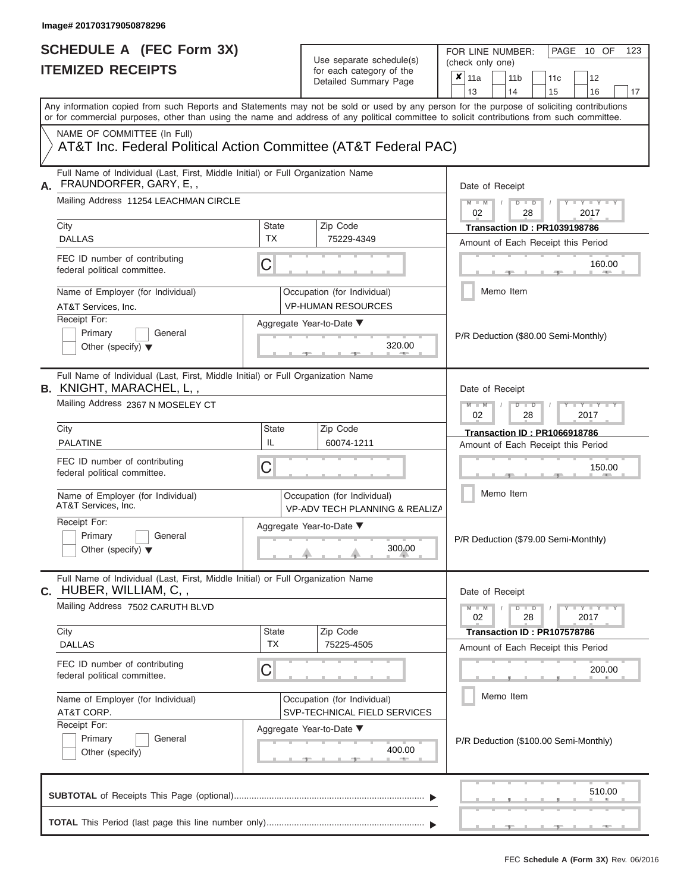Image# 201703179050878296

# SCHEDULE A (FEC Form 3X)
## ITEMIZED RECEIPTS

Use separate schedule(s) for each category of the Detailed Summary Page

FOR LINE NUMBER: (check only one)

- [x] 11a
- [ ] 11b
- [ ] 11c
- [ ] 12
- [ ] 13
- [ ] 14
- [ ] 15
- [ ] 16
- [ ] 17

PAGE 10 OF 123

Any information copied from such Reports and Statements may not be sold or used by any person for the purpose of soliciting contributions or for commercial purposes, other than using the name and address of any political committee to solicit contributions from such committee.

NAME OF COMMITTEE (In Full)
AT&T Inc. Federal Political Action Committee (AT&T Federal PAC)

---

**A.** Full Name of Individual (Last, First, Middle Initial) or Full Organization Name
FRAUNDORFER, GARY, E, ,

Mailing Address 11254 LEACHMAN CIRCLE

| City | State | Zip Code |
|---|---|---|
| DALLAS | TX | 75229-4349 |

FEC ID number of contributing federal political committee. C

Name of Employer (for Individual): AT&T Services, Inc.

Occupation (for Individual): VP-HUMAN RESOURCES

Receipt For: Primary / General / Other (specify)

Aggregate Year-to-Date: 320.00

Date of Receipt: 02 / 28 / 2017

Transaction ID : PR1039198786

Amount of Each Receipt this Period: 160.00

Memo Item

P/R Deduction ($80.00 Semi-Monthly)

---

**B.** Full Name of Individual (Last, First, Middle Initial) or Full Organization Name
KNIGHT, MARACHEL, L, ,

Mailing Address 2367 N MOSELEY CT

| City | State | Zip Code |
|---|---|---|
| PALATINE | IL | 60074-1211 |

FEC ID number of contributing federal political committee. C

Name of Employer (for Individual): AT&T Services, Inc.

Occupation (for Individual): VP-ADV TECH PLANNING & REALIZA

Receipt For: Primary / General / Other (specify)

Aggregate Year-to-Date: 300.00

Date of Receipt: 02 / 28 / 2017

Transaction ID : PR1066918786

Amount of Each Receipt this Period: 150.00

Memo Item

P/R Deduction ($79.00 Semi-Monthly)

---

**C.** Full Name of Individual (Last, First, Middle Initial) or Full Organization Name
HUBER, WILLIAM, C, ,

Mailing Address 7502 CARUTH BLVD

| City | State | Zip Code |
|---|---|---|
| DALLAS | TX | 75225-4505 |

FEC ID number of contributing federal political committee. C

Name of Employer (for Individual): AT&T CORP.

Occupation (for Individual): SVP-TECHNICAL FIELD SERVICES

Receipt For: Primary / General / Other (specify)

Aggregate Year-to-Date: 400.00

Date of Receipt: 02 / 28 / 2017

Transaction ID : PR107578786

Amount of Each Receipt this Period: 200.00

Memo Item

P/R Deduction ($100.00 Semi-Monthly)

---

**SUBTOTAL** of Receipts This Page (optional): 510.00

**TOTAL** This Period (last page this line number only):

FEC **Schedule A (Form 3X)** Rev. 06/2016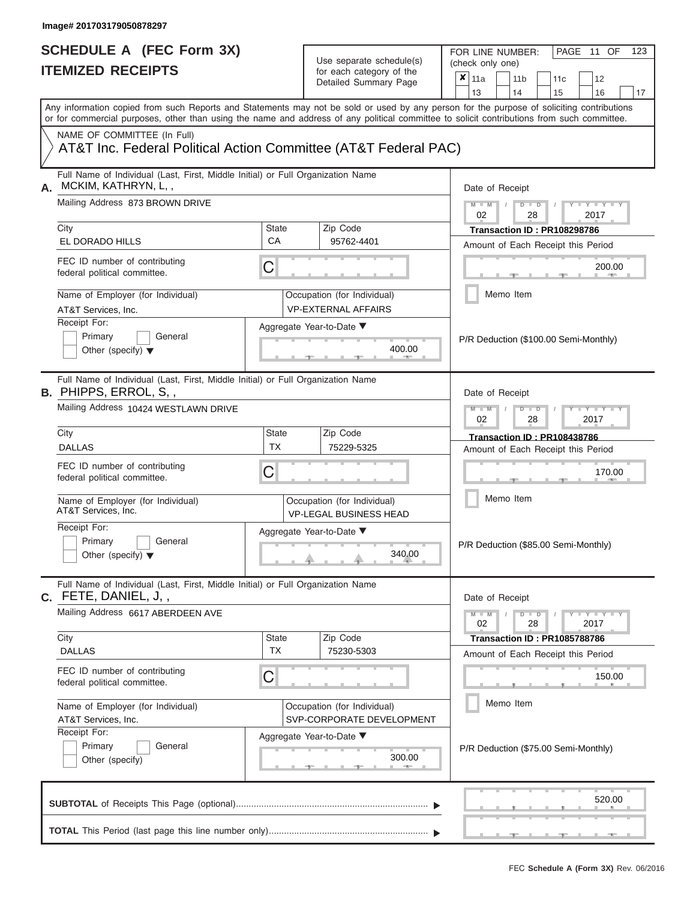Image# 201703179050878297

# SCHEDULE A (FEC Form 3X)
# ITEMIZED RECEIPTS

Use separate schedule(s) for each category of the Detailed Summary Page

FOR LINE NUMBER: (check only one)

☒ 11a ☐ 11b ☐ 11c ☐ 12 ☐ 13 ☐ 14 ☐ 15 ☐ 16 ☐ 17

PAGE 11 OF 123

Any information copied from such Reports and Statements may not be sold or used by any person for the purpose of soliciting contributions or for commercial purposes, other than using the name and address of any political committee to solicit contributions from such committee.

NAME OF COMMITTEE (In Full)

AT&T Inc. Federal Political Action Committee (AT&T Federal PAC)

---

**A.** Full Name of Individual (Last, First, Middle Initial) or Full Organization Name: MCKIM, KATHRYN, L, ,

Mailing Address: 873 BROWN DRIVE

City: EL DORADO HILLS | State: CA | Zip Code: 95762-4401

FEC ID number of contributing federal political committee: C

Name of Employer (for Individual): AT&T Services, Inc.

Occupation (for Individual): VP-EXTERNAL AFFAIRS

Receipt For: ☐ Primary ☐ General ☐ Other (specify)

Aggregate Year-to-Date: 400.00

Date of Receipt: 02 / 28 / 2017

Transaction ID : PR108298786

Amount of Each Receipt this Period: 200.00

☐ Memo Item

P/R Deduction ($100.00 Semi-Monthly)

---

**B.** Full Name of Individual (Last, First, Middle Initial) or Full Organization Name: PHIPPS, ERROL, S, ,

Mailing Address: 10424 WESTLAWN DRIVE

City: DALLAS | State: TX | Zip Code: 75229-5325

FEC ID number of contributing federal political committee: C

Name of Employer (for Individual): AT&T Services, Inc.

Occupation (for Individual): VP-LEGAL BUSINESS HEAD

Receipt For: ☐ Primary ☐ General ☐ Other (specify)

Aggregate Year-to-Date: 340.00

Date of Receipt: 02 / 28 / 2017

Transaction ID : PR108438786

Amount of Each Receipt this Period: 170.00

☐ Memo Item

P/R Deduction ($85.00 Semi-Monthly)

---

**C.** Full Name of Individual (Last, First, Middle Initial) or Full Organization Name: FETE, DANIEL, J, ,

Mailing Address: 6617 ABERDEEN AVE

City: DALLAS | State: TX | Zip Code: 75230-5303

FEC ID number of contributing federal political committee: C

Name of Employer (for Individual): AT&T Services, Inc.

Occupation (for Individual): SVP-CORPORATE DEVELOPMENT

Receipt For: ☐ Primary ☐ General ☐ Other (specify)

Aggregate Year-to-Date: 300.00

Date of Receipt: 02 / 28 / 2017

Transaction ID : PR1085788786

Amount of Each Receipt this Period: 150.00

☐ Memo Item

P/R Deduction ($75.00 Semi-Monthly)

---

**SUBTOTAL** of Receipts This Page (optional): 520.00

**TOTAL** This Period (last page this line number only):

FEC **Schedule A (Form 3X)** Rev. 06/2016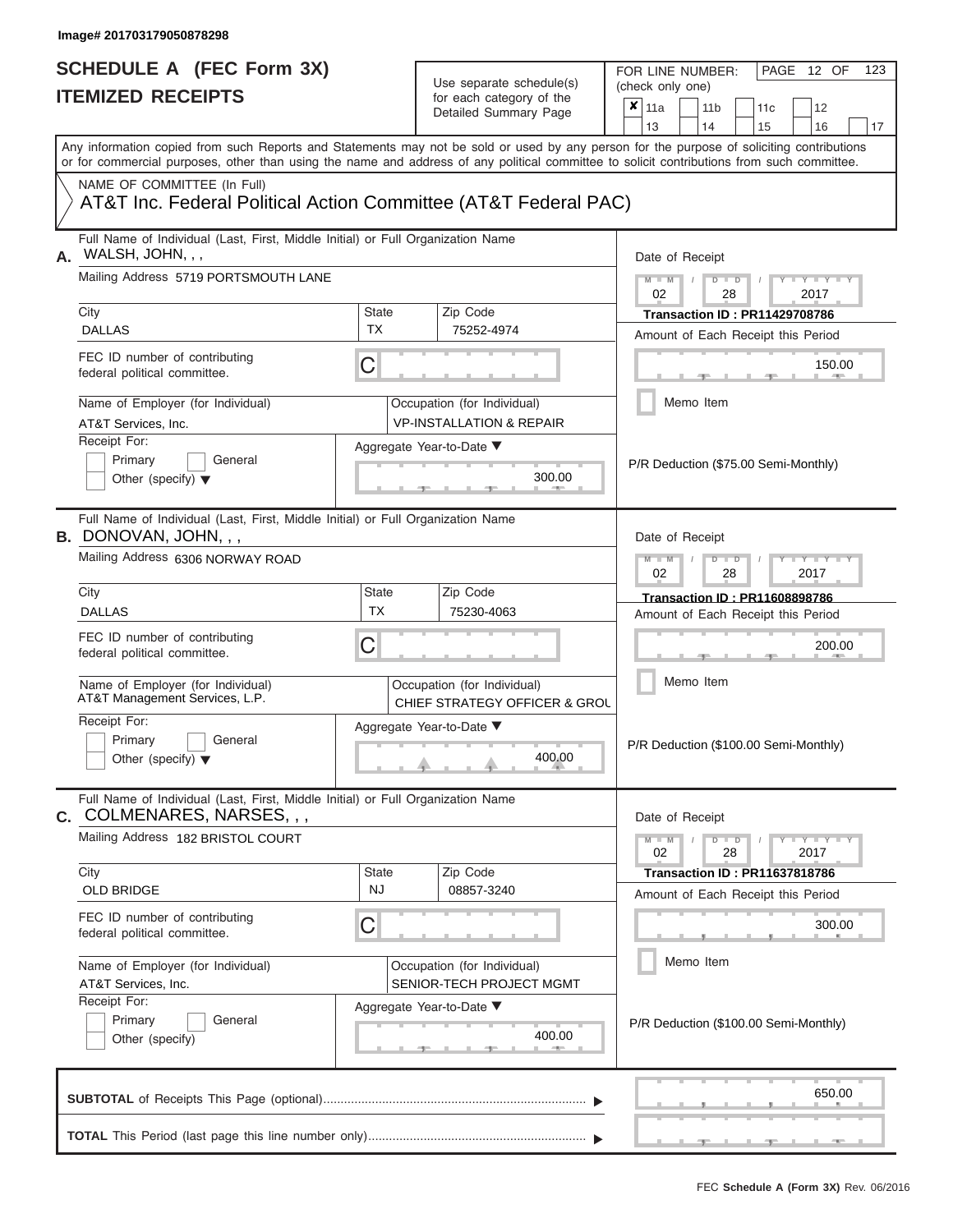Image# 201703179050878298

# SCHEDULE A (FEC Form 3X)
# ITEMIZED RECEIPTS

Use separate schedule(s) for each category of the Detailed Summary Page

FOR LINE NUMBER: (check only one)

- [x] 11a
- [ ] 11b
- [ ] 11c
- [ ] 12
- [ ] 13
- [ ] 14
- [ ] 15
- [ ] 16
- [ ] 17

PAGE 12 OF 123

Any information copied from such Reports and Statements may not be sold or used by any person for the purpose of soliciting contributions or for commercial purposes, other than using the name and address of any political committee to solicit contributions from such committee.

NAME OF COMMITTEE (In Full)
AT&T Inc. Federal Political Action Committee (AT&T Federal PAC)

---

**A.** Full Name of Individual (Last, First, Middle Initial) or Full Organization Name: WALSH, JOHN, , ,

Mailing Address: 5719 PORTSMOUTH LANE

City: DALLAS | State: TX | Zip Code: 75252-4974

FEC ID number of contributing federal political committee: C

Name of Employer (for Individual): AT&T Services, Inc.

Occupation (for Individual): VP-INSTALLATION & REPAIR

Receipt For: Primary / General / Other (specify)

Aggregate Year-to-Date: 300.00

Date of Receipt: 02 / 28 / 2017

Transaction ID : PR11429708786

Amount of Each Receipt this Period: 150.00

Memo Item

P/R Deduction ($75.00 Semi-Monthly)

---

**B.** Full Name of Individual (Last, First, Middle Initial) or Full Organization Name: DONOVAN, JOHN, , ,

Mailing Address: 6306 NORWAY ROAD

City: DALLAS | State: TX | Zip Code: 75230-4063

FEC ID number of contributing federal political committee: C

Name of Employer (for Individual): AT&T Management Services, L.P.

Occupation (for Individual): CHIEF STRATEGY OFFICER & GROU

Receipt For: Primary / General / Other (specify)

Aggregate Year-to-Date: 400.00

Date of Receipt: 02 / 28 / 2017

Transaction ID : PR11608898786

Amount of Each Receipt this Period: 200.00

Memo Item

P/R Deduction ($100.00 Semi-Monthly)

---

**C.** Full Name of Individual (Last, First, Middle Initial) or Full Organization Name: COLMENARES, NARSES, , ,

Mailing Address: 182 BRISTOL COURT

City: OLD BRIDGE | State: NJ | Zip Code: 08857-3240

FEC ID number of contributing federal political committee: C

Name of Employer (for Individual): AT&T Services, Inc.

Occupation (for Individual): SENIOR-TECH PROJECT MGMT

Receipt For: Primary / General / Other (specify)

Aggregate Year-to-Date: 400.00

Date of Receipt: 02 / 28 / 2017

Transaction ID : PR11637818786

Amount of Each Receipt this Period: 300.00

Memo Item

P/R Deduction ($100.00 Semi-Monthly)

---

**SUBTOTAL** of Receipts This Page (optional): 650.00

**TOTAL** This Period (last page this line number only):

FEC **Schedule A (Form 3X)** Rev. 06/2016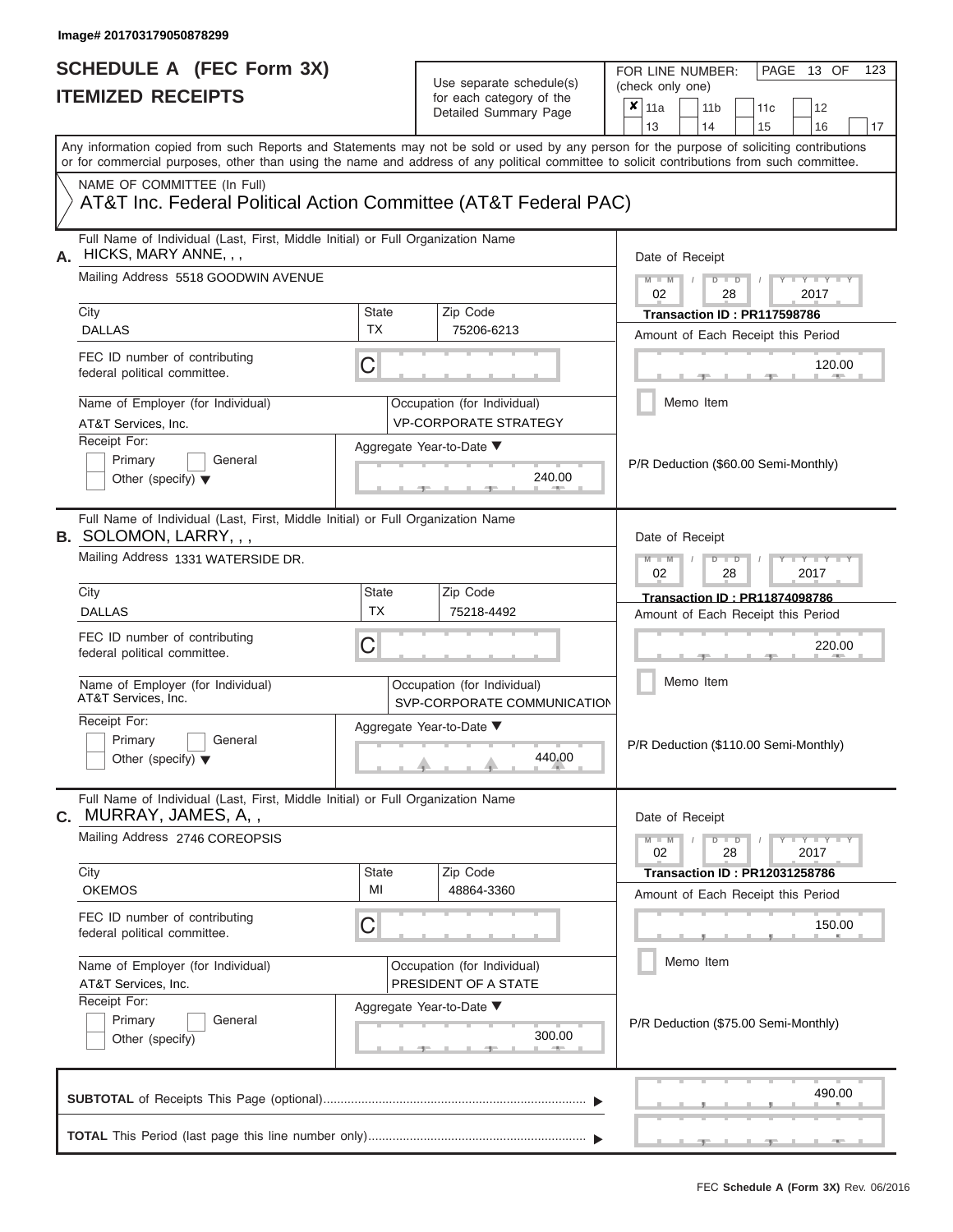Image# 201703179050878299

# SCHEDULE A (FEC Form 3X)
## ITEMIZED RECEIPTS

Use separate schedule(s) for each category of the Detailed Summary Page

FOR LINE NUMBER: (check only one)

- [x] 11a
- [ ] 11b
- [ ] 11c
- [ ] 12
- [ ] 13
- [ ] 14
- [ ] 15
- [ ] 16
- [ ] 17

Any information copied from such Reports and Statements may not be sold or used by any person for the purpose of soliciting contributions or for commercial purposes, other than using the name and address of any political committee to solicit contributions from such committee.

NAME OF COMMITTEE (In Full)

AT&T Inc. Federal Political Action Committee (AT&T Federal PAC)

---

**A.** Full Name of Individual (Last, First, Middle Initial) or Full Organization Name: HICKS, MARY ANNE, , ,

Mailing Address: 5518 GOODWIN AVENUE

| City | State | Zip Code |
|---|---|---|
| DALLAS | TX | 75206-6213 |

FEC ID number of contributing federal political committee: C

Name of Employer (for Individual): AT&T Services, Inc.

Occupation (for Individual): VP-CORPORATE STRATEGY

Receipt For: Primary / General / Other (specify)

Aggregate Year-to-Date: 240.00

Date of Receipt: 02 / 28 / 2017

Transaction ID : PR117598786

Amount of Each Receipt this Period: 120.00

Memo Item

P/R Deduction ($60.00 Semi-Monthly)

---

**B.** Full Name of Individual (Last, First, Middle Initial) or Full Organization Name: SOLOMON, LARRY, , ,

Mailing Address: 1331 WATERSIDE DR.

| City | State | Zip Code |
|---|---|---|
| DALLAS | TX | 75218-4492 |

FEC ID number of contributing federal political committee: C

Name of Employer (for Individual): AT&T Services, Inc.

Occupation (for Individual): SVP-CORPORATE COMMUNICATION

Receipt For: Primary / General / Other (specify)

Aggregate Year-to-Date: 440.00

Date of Receipt: 02 / 28 / 2017

Transaction ID : PR11874098786

Amount of Each Receipt this Period: 220.00

Memo Item

P/R Deduction ($110.00 Semi-Monthly)

---

**C.** Full Name of Individual (Last, First, Middle Initial) or Full Organization Name: MURRAY, JAMES, A, ,

Mailing Address: 2746 COREOPSIS

| City | State | Zip Code |
|---|---|---|
| OKEMOS | MI | 48864-3360 |

FEC ID number of contributing federal political committee: C

Name of Employer (for Individual): AT&T Services, Inc.

Occupation (for Individual): PRESIDENT OF A STATE

Receipt For: Primary / General / Other (specify)

Aggregate Year-to-Date: 300.00

Date of Receipt: 02 / 28 / 2017

Transaction ID : PR12031258786

Amount of Each Receipt this Period: 150.00

Memo Item

P/R Deduction ($75.00 Semi-Monthly)

---

**SUBTOTAL** of Receipts This Page (optional): 490.00

**TOTAL** This Period (last page this line number only):

FEC Schedule A (Form 3X) Rev. 06/2016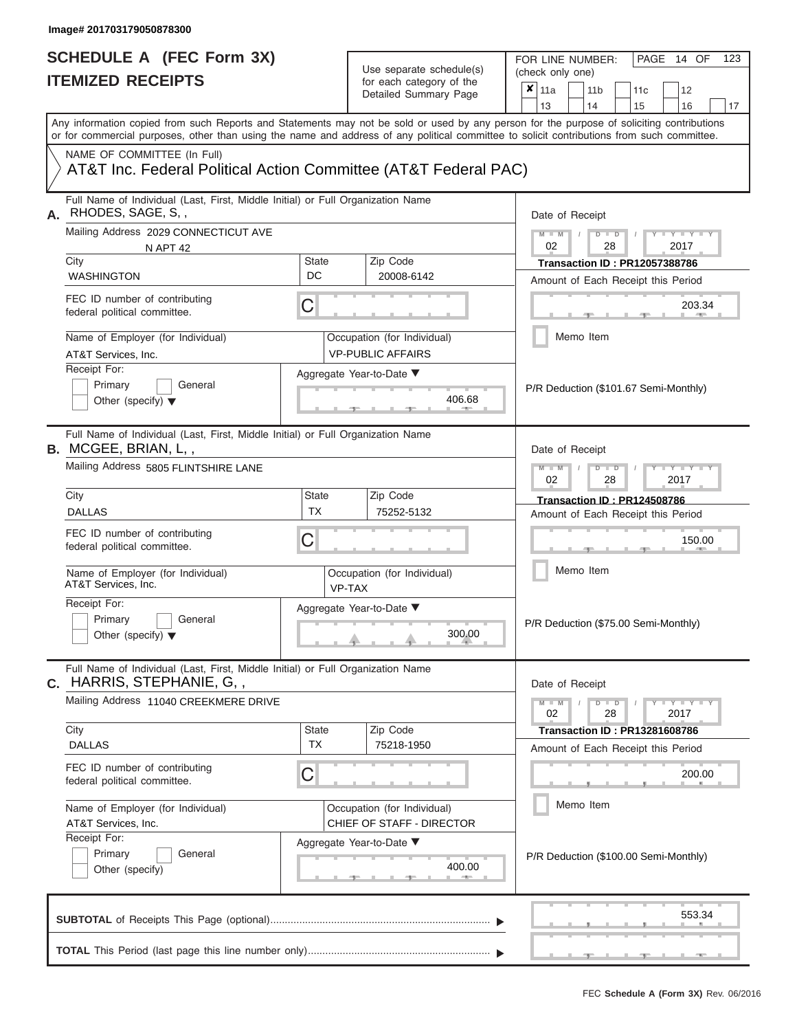Image# 201703179050878300

# SCHEDULE A (FEC Form 3X)
## ITEMIZED RECEIPTS

Use separate schedule(s) for each category of the Detailed Summary Page

FOR LINE NUMBER: (check only one)

PAGE 14 OF 123

- [x] 11a
- [ ] 11b
- [ ] 11c
- [ ] 12
- [ ] 13
- [ ] 14
- [ ] 15
- [ ] 16
- [ ] 17

Any information copied from such Reports and Statements may not be sold or used by any person for the purpose of soliciting contributions or for commercial purposes, other than using the name and address of any political committee to solicit contributions from such committee.

NAME OF COMMITTEE (In Full)

AT&T Inc. Federal Political Action Committee (AT&T Federal PAC)

---

**A.** Full Name of Individual (Last, First, Middle Initial) or Full Organization Name: RHODES, SAGE, S, ,

Mailing Address: 2029 CONNECTICUT AVE N APT 42

City: WASHINGTON | State: DC | Zip Code: 20008-6142

FEC ID number of contributing federal political committee: C

Name of Employer (for Individual): AT&T Services, Inc.

Occupation (for Individual): VP-PUBLIC AFFAIRS

Receipt For: [ ] Primary [ ] General [ ] Other (specify)

Aggregate Year-to-Date: 406.68

Date of Receipt: 02 / 28 / 2017

Transaction ID : PR12057388786

Amount of Each Receipt this Period: 203.34

[ ] Memo Item

P/R Deduction ($101.67 Semi-Monthly)

---

**B.** Full Name of Individual (Last, First, Middle Initial) or Full Organization Name: MCGEE, BRIAN, L, ,

Mailing Address: 5805 FLINTSHIRE LANE

City: DALLAS | State: TX | Zip Code: 75252-5132

FEC ID number of contributing federal political committee: C

Name of Employer (for Individual): AT&T Services, Inc.

Occupation (for Individual): VP-TAX

Receipt For: [ ] Primary [ ] General [ ] Other (specify)

Aggregate Year-to-Date: 300.00

Date of Receipt: 02 / 28 / 2017

Transaction ID : PR124508786

Amount of Each Receipt this Period: 150.00

[ ] Memo Item

P/R Deduction ($75.00 Semi-Monthly)

---

**C.** Full Name of Individual (Last, First, Middle Initial) or Full Organization Name: HARRIS, STEPHANIE, G, ,

Mailing Address: 11040 CREEKMERE DRIVE

City: DALLAS | State: TX | Zip Code: 75218-1950

FEC ID number of contributing federal political committee: C

Name of Employer (for Individual): AT&T Services, Inc.

Occupation (for Individual): CHIEF OF STAFF - DIRECTOR

Receipt For: [ ] Primary [ ] General [ ] Other (specify)

Aggregate Year-to-Date: 400.00

Date of Receipt: 02 / 28 / 2017

Transaction ID : PR13281608786

Amount of Each Receipt this Period: 200.00

[ ] Memo Item

P/R Deduction ($100.00 Semi-Monthly)

---

**SUBTOTAL** of Receipts This Page (optional): 553.34

**TOTAL** This Period (last page this line number only):

FEC Schedule A (Form 3X) Rev. 06/2016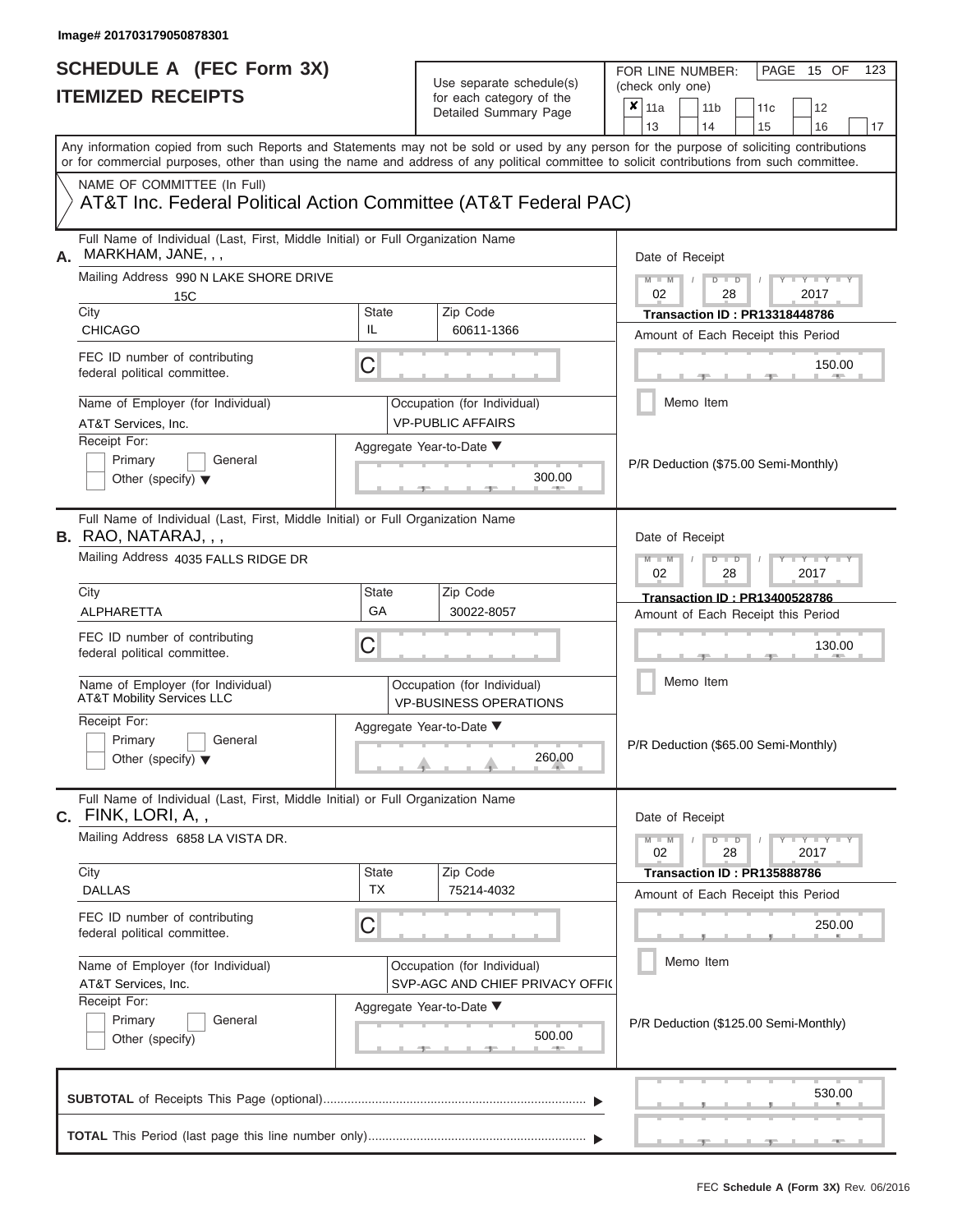Image# 201703179050878301

# SCHEDULE A (FEC Form 3X)
# ITEMIZED RECEIPTS

Use separate schedule(s) for each category of the Detailed Summary Page

FOR LINE NUMBER: (check only one)

- [x] 11a
- [ ] 11b
- [ ] 11c
- [ ] 12
- [ ] 13
- [ ] 14
- [ ] 15
- [ ] 16
- [ ] 17

PAGE 15 OF 123

Any information copied from such Reports and Statements may not be sold or used by any person for the purpose of soliciting contributions or for commercial purposes, other than using the name and address of any political committee to solicit contributions from such committee.

NAME OF COMMITTEE (In Full)
AT&T Inc. Federal Political Action Committee (AT&T Federal PAC)

---

**A.** Full Name of Individual (Last, First, Middle Initial) or Full Organization Name: MARKHAM, JANE, , ,

Mailing Address: 990 N LAKE SHORE DRIVE, 15C

City: CHICAGO | State: IL | Zip Code: 60611-1366

FEC ID number of contributing federal political committee: C

Name of Employer (for Individual): AT&T Services, Inc.

Occupation (for Individual): VP-PUBLIC AFFAIRS

Receipt For: [ ] Primary [ ] General [ ] Other (specify)

Aggregate Year-to-Date: 300.00

Date of Receipt: 02 / 28 / 2017

Transaction ID : PR13318448786

Amount of Each Receipt this Period: 150.00

[ ] Memo Item

P/R Deduction ($75.00 Semi-Monthly)

---

**B.** Full Name of Individual (Last, First, Middle Initial) or Full Organization Name: RAO, NATARAJ, , ,

Mailing Address: 4035 FALLS RIDGE DR

City: ALPHARETTA | State: GA | Zip Code: 30022-8057

FEC ID number of contributing federal political committee: C

Name of Employer (for Individual): AT&T Mobility Services LLC

Occupation (for Individual): VP-BUSINESS OPERATIONS

Receipt For: [ ] Primary [ ] General [ ] Other (specify)

Aggregate Year-to-Date: 260.00

Date of Receipt: 02 / 28 / 2017

Transaction ID : PR13400528786

Amount of Each Receipt this Period: 130.00

[ ] Memo Item

P/R Deduction ($65.00 Semi-Monthly)

---

**C.** Full Name of Individual (Last, First, Middle Initial) or Full Organization Name: FINK, LORI, A, ,

Mailing Address: 6858 LA VISTA DR.

City: DALLAS | State: TX | Zip Code: 75214-4032

FEC ID number of contributing federal political committee: C

Name of Employer (for Individual): AT&T Services, Inc.

Occupation (for Individual): SVP-AGC AND CHIEF PRIVACY OFFI(

Receipt For: [ ] Primary [ ] General [ ] Other (specify)

Aggregate Year-to-Date: 500.00

Date of Receipt: 02 / 28 / 2017

Transaction ID : PR135888786

Amount of Each Receipt this Period: 250.00

[ ] Memo Item

P/R Deduction ($125.00 Semi-Monthly)

---

**SUBTOTAL** of Receipts This Page (optional): 530.00

**TOTAL** This Period (last page this line number only):

FEC **Schedule A (Form 3X)** Rev. 06/2016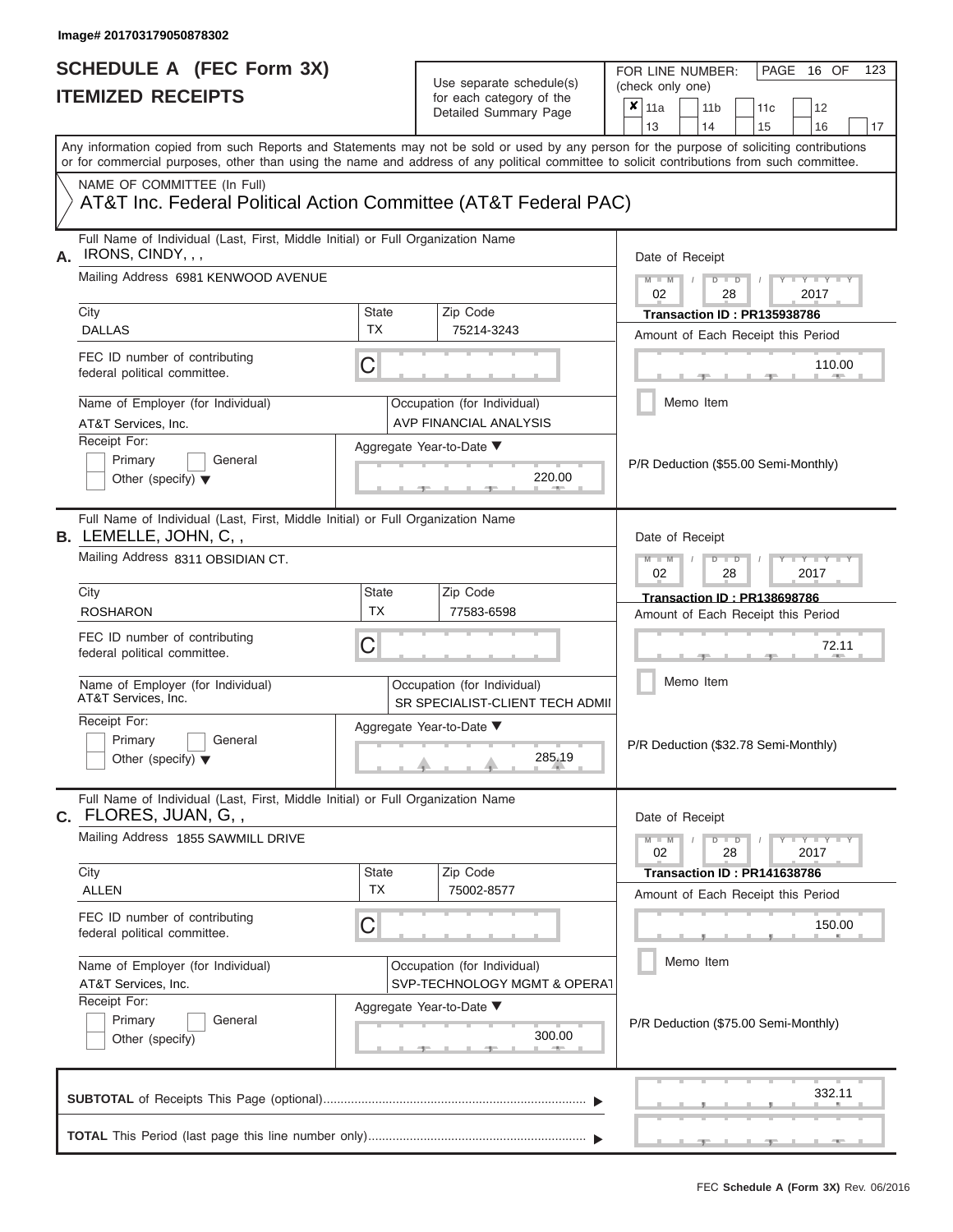Image# 201703179050878302

# SCHEDULE A (FEC Form 3X)
## ITEMIZED RECEIPTS

Use separate schedule(s) for each category of the Detailed Summary Page

FOR LINE NUMBER: (check only one)

- [x] 11a
- [ ] 11b
- [ ] 11c
- [ ] 12
- [ ] 13
- [ ] 14
- [ ] 15
- [ ] 16
- [ ] 17

PAGE 16 OF 123

Any information copied from such Reports and Statements may not be sold or used by any person for the purpose of soliciting contributions or for commercial purposes, other than using the name and address of any political committee to solicit contributions from such committee.

NAME OF COMMITTEE (In Full)
AT&T Inc. Federal Political Action Committee (AT&T Federal PAC)

---

**A.** Full Name of Individual (Last, First, Middle Initial) or Full Organization Name: IRONS, CINDY, , ,

Mailing Address: 6981 KENWOOD AVENUE

City: DALLAS | State: TX | Zip Code: 75214-3243

FEC ID number of contributing federal political committee: C

Name of Employer (for Individual): AT&T Services, Inc.

Occupation (for Individual): AVP FINANCIAL ANALYSIS

Receipt For: Primary / General / Other (specify)

Aggregate Year-to-Date: 220.00

Date of Receipt: 02 / 28 / 2017

Transaction ID : PR135938786

Amount of Each Receipt this Period: 110.00

Memo Item

P/R Deduction ($55.00 Semi-Monthly)

---

**B.** Full Name of Individual (Last, First, Middle Initial) or Full Organization Name: LEMELLE, JOHN, C, ,

Mailing Address: 8311 OBSIDIAN CT.

City: ROSHARON | State: TX | Zip Code: 77583-6598

FEC ID number of contributing federal political committee: C

Name of Employer (for Individual): AT&T Services, Inc.

Occupation (for Individual): SR SPECIALIST-CLIENT TECH ADMII

Receipt For: Primary / General / Other (specify)

Aggregate Year-to-Date: 285.19

Date of Receipt: 02 / 28 / 2017

Transaction ID : PR138698786

Amount of Each Receipt this Period: 72.11

Memo Item

P/R Deduction ($32.78 Semi-Monthly)

---

**C.** Full Name of Individual (Last, First, Middle Initial) or Full Organization Name: FLORES, JUAN, G, ,

Mailing Address: 1855 SAWMILL DRIVE

City: ALLEN | State: TX | Zip Code: 75002-8577

FEC ID number of contributing federal political committee: C

Name of Employer (for Individual): AT&T Services, Inc.

Occupation (for Individual): SVP-TECHNOLOGY MGMT & OPERAT

Receipt For: Primary / General / Other (specify)

Aggregate Year-to-Date: 300.00

Date of Receipt: 02 / 28 / 2017

Transaction ID : PR141638786

Amount of Each Receipt this Period: 150.00

Memo Item

P/R Deduction ($75.00 Semi-Monthly)

---

**SUBTOTAL** of Receipts This Page (optional): 332.11

**TOTAL** This Period (last page this line number only):

FEC **Schedule A (Form 3X)** Rev. 06/2016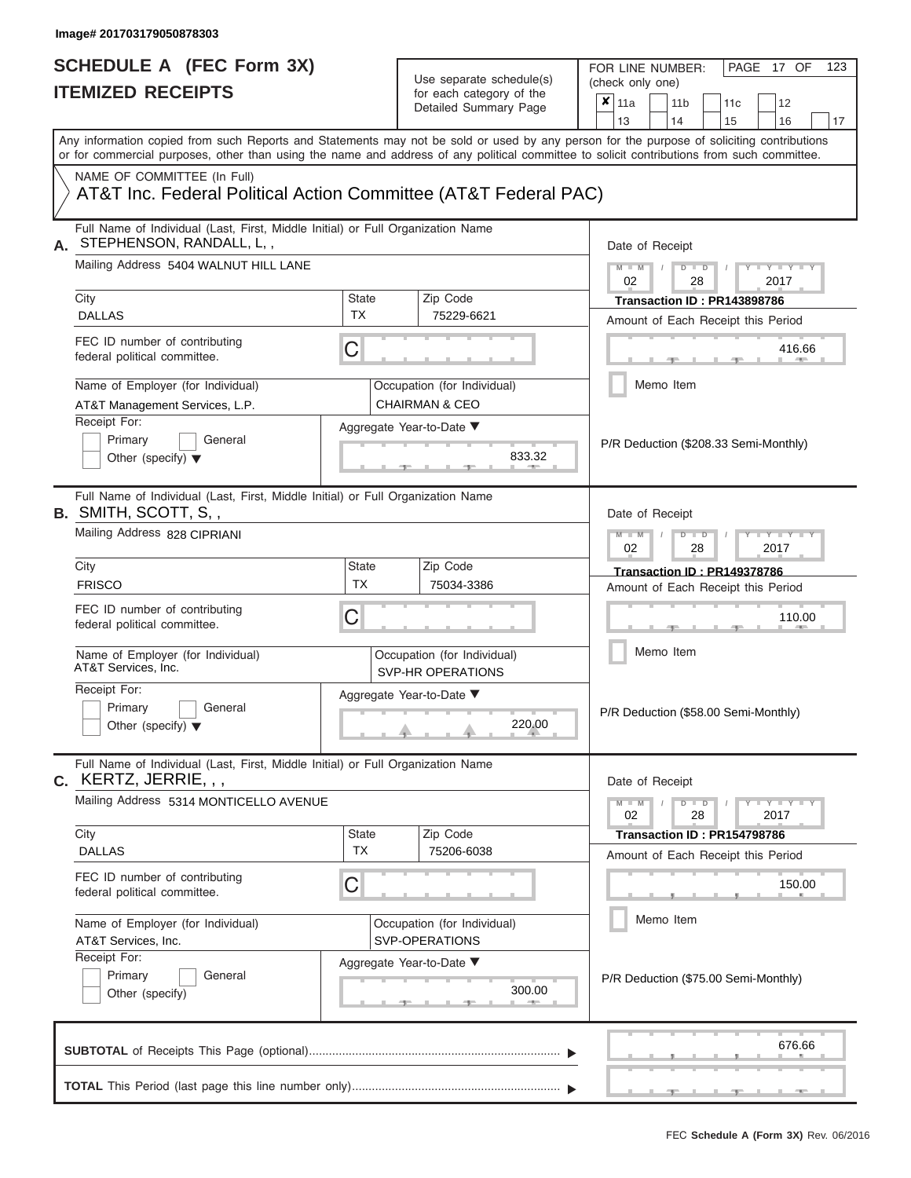Image# 201703179050878303

# SCHEDULE A (FEC Form 3X)
## ITEMIZED RECEIPTS

Use separate schedule(s) for each category of the Detailed Summary Page

FOR LINE NUMBER: (check only one)

[x] 11a [ ] 11b [ ] 11c [ ] 12 [ ] 13 [ ] 14 [ ] 15 [ ] 16 [ ] 17

Any information copied from such Reports and Statements may not be sold or used by any person for the purpose of soliciting contributions or for commercial purposes, other than using the name and address of any political committee to solicit contributions from such committee.

NAME OF COMMITTEE (In Full)
AT&T Inc. Federal Political Action Committee (AT&T Federal PAC)

---

**A.** Full Name of Individual (Last, First, Middle Initial) or Full Organization Name: STEPHENSON, RANDALL, L, ,

Mailing Address: 5404 WALNUT HILL LANE

City: DALLAS | State: TX | Zip Code: 75229-6621

FEC ID number of contributing federal political committee: C

Name of Employer (for Individual): AT&T Management Services, L.P.

Occupation (for Individual): CHAIRMAN & CEO

Receipt For: [ ] Primary [ ] General [ ] Other (specify)

Aggregate Year-to-Date: 833.32

Date of Receipt: 02 / 28 / 2017

Transaction ID : PR143898786

Amount of Each Receipt this Period: 416.66

[ ] Memo Item

P/R Deduction ($208.33 Semi-Monthly)

---

**B.** Full Name of Individual (Last, First, Middle Initial) or Full Organization Name: SMITH, SCOTT, S, ,

Mailing Address: 828 CIPRIANI

City: FRISCO | State: TX | Zip Code: 75034-3386

FEC ID number of contributing federal political committee: C

Name of Employer (for Individual): AT&T Services, Inc.

Occupation (for Individual): SVP-HR OPERATIONS

Receipt For: [ ] Primary [ ] General [ ] Other (specify)

Aggregate Year-to-Date: 220.00

Date of Receipt: 02 / 28 / 2017

Transaction ID : PR149378786

Amount of Each Receipt this Period: 110.00

[ ] Memo Item

P/R Deduction ($58.00 Semi-Monthly)

---

**C.** Full Name of Individual (Last, First, Middle Initial) or Full Organization Name: KERTZ, JERRIE, , ,

Mailing Address: 5314 MONTICELLO AVENUE

City: DALLAS | State: TX | Zip Code: 75206-6038

FEC ID number of contributing federal political committee: C

Name of Employer (for Individual): AT&T Services, Inc.

Occupation (for Individual): SVP-OPERATIONS

Receipt For: [ ] Primary [ ] General [ ] Other (specify)

Aggregate Year-to-Date: 300.00

Date of Receipt: 02 / 28 / 2017

Transaction ID : PR154798786

Amount of Each Receipt this Period: 150.00

[ ] Memo Item

P/R Deduction ($75.00 Semi-Monthly)

---

**SUBTOTAL** of Receipts This Page (optional): 676.66

**TOTAL** This Period (last page this line number only):

FEC **Schedule A (Form 3X)** Rev. 06/2016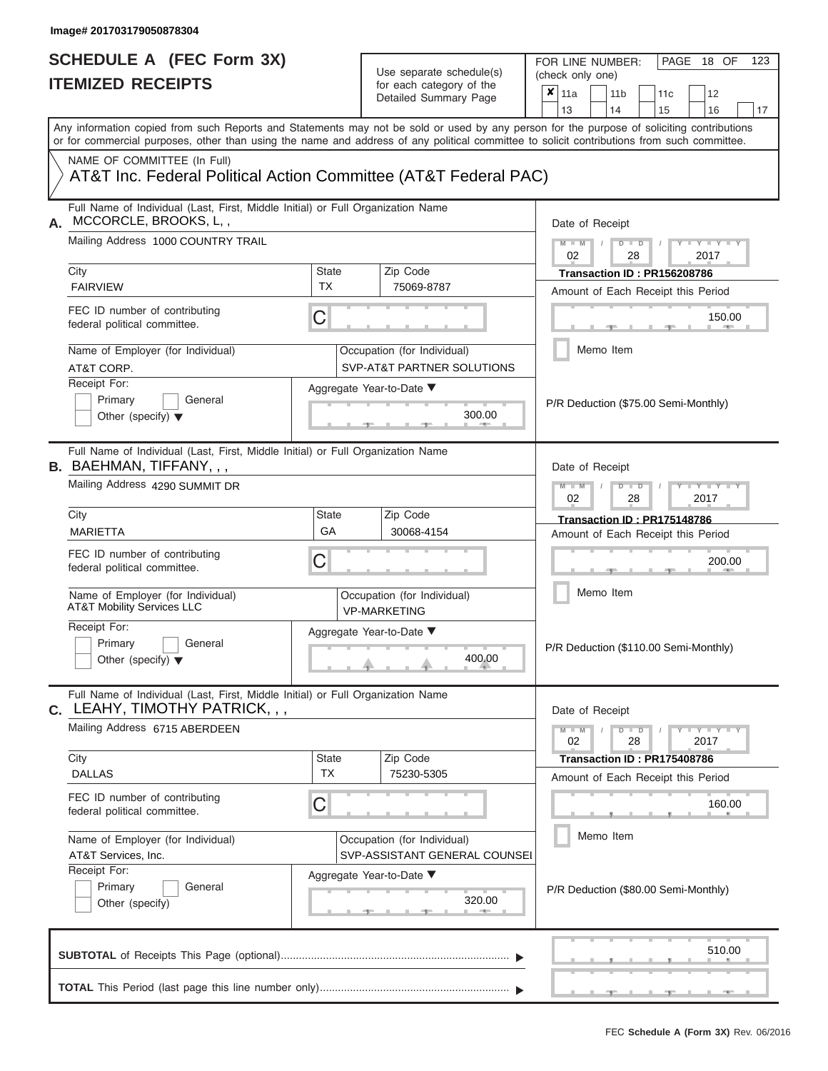Image# 201703179050878304

# SCHEDULE A (FEC Form 3X)
# ITEMIZED RECEIPTS

Use separate schedule(s) for each category of the Detailed Summary Page

FOR LINE NUMBER: (check only one)

| | | | | |
|---|---|---|---|---|
| ✘ 11a | 11b | 11c | 12 | |
| 13 | 14 | 15 | 16 | 17 |

Any information copied from such Reports and Statements may not be sold or used by any person for the purpose of soliciting contributions or for commercial purposes, other than using the name and address of any political committee to solicit contributions from such committee.

NAME OF COMMITTEE (In Full)
AT&T Inc. Federal Political Action Committee (AT&T Federal PAC)

---

**A.** Full Name of Individual (Last, First, Middle Initial) or Full Organization Name: MCCORCLE, BROOKS, L, ,

Mailing Address: 1000 COUNTRY TRAIL

City: FAIRVIEW | State: TX | Zip Code: 75069-8787

FEC ID number of contributing federal political committee: C

Name of Employer (for Individual): AT&T CORP.

Occupation (for Individual): SVP-AT&T PARTNER SOLUTIONS

Receipt For: Primary / General / Other (specify)

Aggregate Year-to-Date: 300.00

Date of Receipt: 02 / 28 / 2017

Transaction ID : PR156208786

Amount of Each Receipt this Period: 150.00

Memo Item

P/R Deduction ($75.00 Semi-Monthly)

---

**B.** Full Name of Individual (Last, First, Middle Initial) or Full Organization Name: BAEHMAN, TIFFANY, , ,

Mailing Address: 4290 SUMMIT DR

City: MARIETTA | State: GA | Zip Code: 30068-4154

FEC ID number of contributing federal political committee: C

Name of Employer (for Individual): AT&T Mobility Services LLC

Occupation (for Individual): VP-MARKETING

Receipt For: Primary / General / Other (specify)

Aggregate Year-to-Date: 400.00

Date of Receipt: 02 / 28 / 2017

Transaction ID : PR175148786

Amount of Each Receipt this Period: 200.00

Memo Item

P/R Deduction ($110.00 Semi-Monthly)

---

**C.** Full Name of Individual (Last, First, Middle Initial) or Full Organization Name: LEAHY, TIMOTHY PATRICK, , ,

Mailing Address: 6715 ABERDEEN

City: DALLAS | State: TX | Zip Code: 75230-5305

FEC ID number of contributing federal political committee: C

Name of Employer (for Individual): AT&T Services, Inc.

Occupation (for Individual): SVP-ASSISTANT GENERAL COUNSEL

Receipt For: Primary / General / Other (specify)

Aggregate Year-to-Date: 320.00

Date of Receipt: 02 / 28 / 2017

Transaction ID : PR175408786

Amount of Each Receipt this Period: 160.00

Memo Item

P/R Deduction ($80.00 Semi-Monthly)

---

**SUBTOTAL** of Receipts This Page (optional): 510.00

**TOTAL** This Period (last page this line number only):

FEC Schedule A (Form 3X) Rev. 06/2016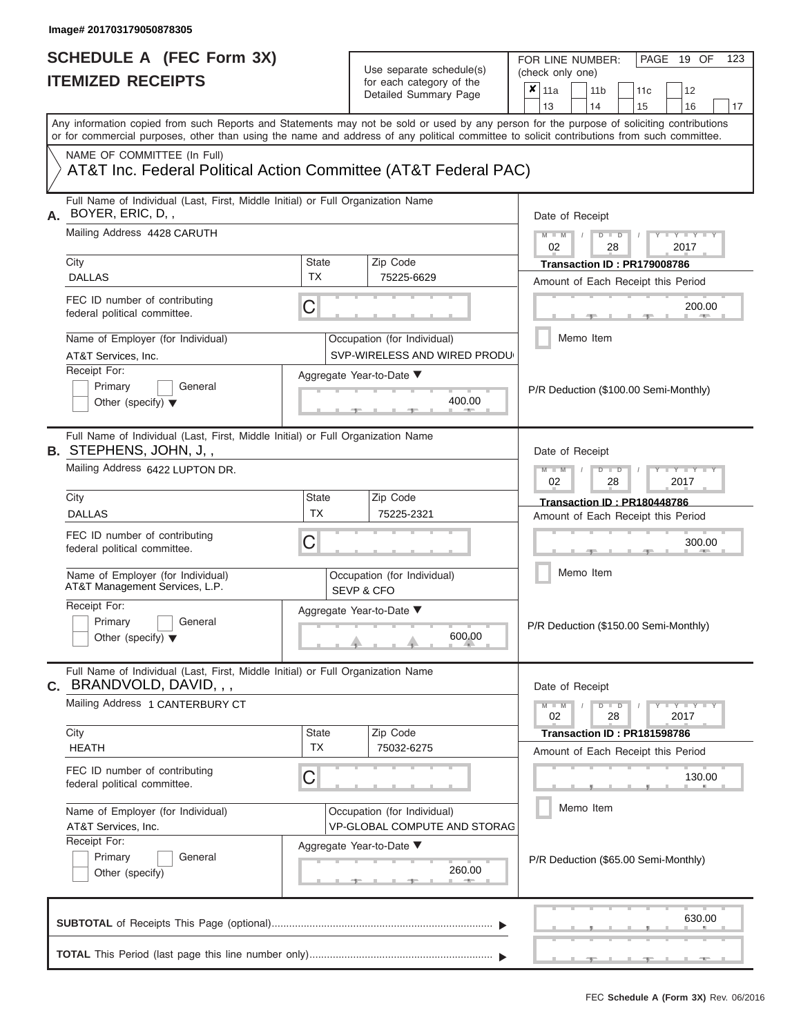Image# 201703179050878305

# SCHEDULE A (FEC Form 3X)
## ITEMIZED RECEIPTS

Use separate schedule(s) for each category of the Detailed Summary Page

FOR LINE NUMBER: (check only one)

☒ 11a ☐ 11b ☐ 11c ☐ 12 ☐ 13 ☐ 14 ☐ 15 ☐ 16 ☐ 17

PAGE 19 OF 123

Any information copied from such Reports and Statements may not be sold or used by any person for the purpose of soliciting contributions or for commercial purposes, other than using the name and address of any political committee to solicit contributions from such committee.

NAME OF COMMITTEE (In Full)
AT&T Inc. Federal Political Action Committee (AT&T Federal PAC)

---

**A.** Full Name of Individual (Last, First, Middle Initial) or Full Organization Name: BOYER, ERIC, D, ,

Mailing Address: 4428 CARUTH

City: DALLAS | State: TX | Zip Code: 75225-6629

FEC ID number of contributing federal political committee: C

Name of Employer (for Individual): AT&T Services, Inc.

Occupation (for Individual): SVP-WIRELESS AND WIRED PRODU

Receipt For: ☐ Primary ☐ General ☐ Other (specify)

Aggregate Year-to-Date: 400.00

Date of Receipt: 02 / 28 / 2017

Transaction ID : PR179008786

Amount of Each Receipt this Period: 200.00

☐ Memo Item

P/R Deduction ($100.00 Semi-Monthly)

---

**B.** Full Name of Individual (Last, First, Middle Initial) or Full Organization Name: STEPHENS, JOHN, J, ,

Mailing Address: 6422 LUPTON DR.

City: DALLAS | State: TX | Zip Code: 75225-2321

FEC ID number of contributing federal political committee: C

Name of Employer (for Individual): AT&T Management Services, L.P.

Occupation (for Individual): SEVP & CFO

Receipt For: ☐ Primary ☐ General ☐ Other (specify)

Aggregate Year-to-Date: 600.00

Date of Receipt: 02 / 28 / 2017

Transaction ID : PR180448786

Amount of Each Receipt this Period: 300.00

☐ Memo Item

P/R Deduction ($150.00 Semi-Monthly)

---

**C.** Full Name of Individual (Last, First, Middle Initial) or Full Organization Name: BRANDVOLD, DAVID, , ,

Mailing Address: 1 CANTERBURY CT

City: HEATH | State: TX | Zip Code: 75032-6275

FEC ID number of contributing federal political committee: C

Name of Employer (for Individual): AT&T Services, Inc.

Occupation (for Individual): VP-GLOBAL COMPUTE AND STORAG

Receipt For: ☐ Primary ☐ General ☐ Other (specify)

Aggregate Year-to-Date: 260.00

Date of Receipt: 02 / 28 / 2017

Transaction ID : PR181598786

Amount of Each Receipt this Period: 130.00

☐ Memo Item

P/R Deduction ($65.00 Semi-Monthly)

---

**SUBTOTAL** of Receipts This Page (optional): 630.00

**TOTAL** This Period (last page this line number only):

FEC **Schedule A (Form 3X)** Rev. 06/2016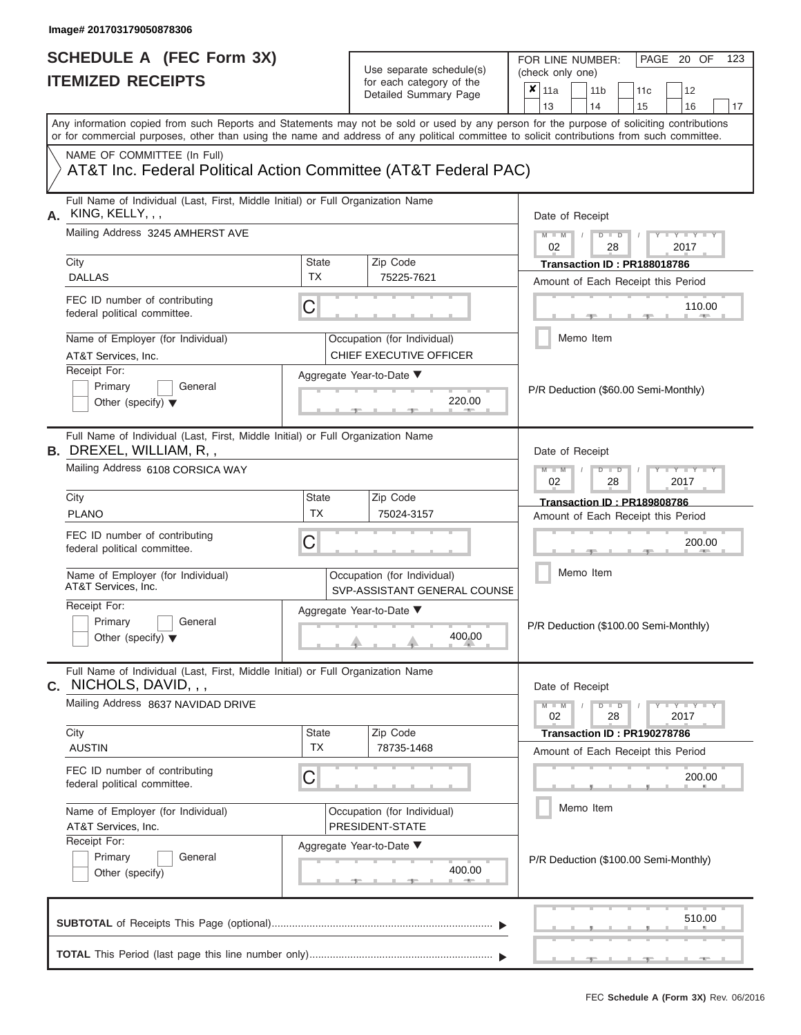Image# 201703179050878306

# SCHEDULE A (FEC Form 3X)
## ITEMIZED RECEIPTS

Use separate schedule(s) for each category of the Detailed Summary Page

FOR LINE NUMBER: (check only one)

- [x] 11a
- [ ] 11b
- [ ] 11c
- [ ] 12
- [ ] 13
- [ ] 14
- [ ] 15
- [ ] 16
- [ ] 17

PAGE 20 OF 123

Any information copied from such Reports and Statements may not be sold or used by any person for the purpose of soliciting contributions or for commercial purposes, other than using the name and address of any political committee to solicit contributions from such committee.

NAME OF COMMITTEE (In Full)

AT&T Inc. Federal Political Action Committee (AT&T Federal PAC)

---

**A.** Full Name of Individual (Last, First, Middle Initial) or Full Organization Name: KING, KELLY, , ,

Mailing Address: 3245 AMHERST AVE

City: DALLAS | State: TX | Zip Code: 75225-7621

FEC ID number of contributing federal political committee: C

Name of Employer (for Individual): AT&T Services, Inc.

Occupation (for Individual): CHIEF EXECUTIVE OFFICER

Receipt For: Primary / General / Other (specify)

Aggregate Year-to-Date: 220.00

Date of Receipt: 02 28 2017

Transaction ID : PR188018786

Amount of Each Receipt this Period: 110.00

Memo Item

P/R Deduction ($60.00 Semi-Monthly)

---

**B.** Full Name of Individual (Last, First, Middle Initial) or Full Organization Name: DREXEL, WILLIAM, R, ,

Mailing Address: 6108 CORSICA WAY

City: PLANO | State: TX | Zip Code: 75024-3157

FEC ID number of contributing federal political committee: C

Name of Employer (for Individual): AT&T Services, Inc.

Occupation (for Individual): SVP-ASSISTANT GENERAL COUNSE

Receipt For: Primary / General / Other (specify)

Aggregate Year-to-Date: 400.00

Date of Receipt: 02 28 2017

Transaction ID : PR189808786

Amount of Each Receipt this Period: 200.00

Memo Item

P/R Deduction ($100.00 Semi-Monthly)

---

**C.** Full Name of Individual (Last, First, Middle Initial) or Full Organization Name: NICHOLS, DAVID, , ,

Mailing Address: 8637 NAVIDAD DRIVE

City: AUSTIN | State: TX | Zip Code: 78735-1468

FEC ID number of contributing federal political committee: C

Name of Employer (for Individual): AT&T Services, Inc.

Occupation (for Individual): PRESIDENT-STATE

Receipt For: Primary / General / Other (specify)

Aggregate Year-to-Date: 400.00

Date of Receipt: 02 28 2017

Transaction ID : PR190278786

Amount of Each Receipt this Period: 200.00

Memo Item

P/R Deduction ($100.00 Semi-Monthly)

---

**SUBTOTAL** of Receipts This Page (optional): 510.00

**TOTAL** This Period (last page this line number only):

FEC **Schedule A (Form 3X)** Rev. 06/2016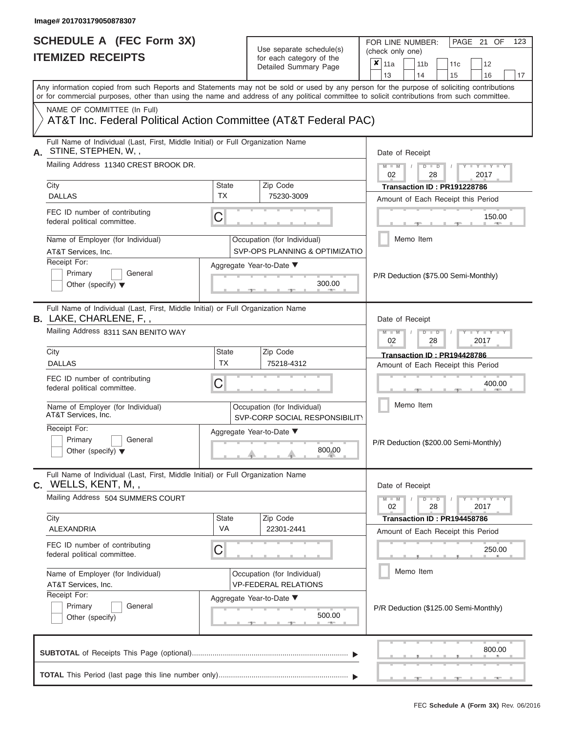Image# 201703179050878307

# SCHEDULE A (FEC Form 3X)
## ITEMIZED RECEIPTS

Use separate schedule(s) for each category of the Detailed Summary Page

FOR LINE NUMBER: (check only one)

PAGE 21 OF 123

- [x] 11a
- [ ] 11b
- [ ] 11c
- [ ] 12
- [ ] 13
- [ ] 14
- [ ] 15
- [ ] 16
- [ ] 17

Any information copied from such Reports and Statements may not be sold or used by any person for the purpose of soliciting contributions or for commercial purposes, other than using the name and address of any political committee to solicit contributions from such committee.

NAME OF COMMITTEE (In Full)
AT&T Inc. Federal Political Action Committee (AT&T Federal PAC)

---

**A.** Full Name of Individual (Last, First, Middle Initial) or Full Organization Name: STINE, STEPHEN, W, ,

Mailing Address: 11340 CREST BROOK DR.

City: DALLAS | State: TX | Zip Code: 75230-3009

FEC ID number of contributing federal political committee: C

Name of Employer (for Individual): AT&T Services, Inc.

Occupation (for Individual): SVP-OPS PLANNING & OPTIMIZATIO

Receipt For: Primary / General / Other (specify)

Aggregate Year-to-Date: 300.00

Date of Receipt: 02 / 28 / 2017

Transaction ID : PR191228786

Amount of Each Receipt this Period: 150.00

Memo Item

P/R Deduction ($75.00 Semi-Monthly)

---

**B.** Full Name of Individual (Last, First, Middle Initial) or Full Organization Name: LAKE, CHARLENE, F, ,

Mailing Address: 8311 SAN BENITO WAY

City: DALLAS | State: TX | Zip Code: 75218-4312

FEC ID number of contributing federal political committee: C

Name of Employer (for Individual): AT&T Services, Inc.

Occupation (for Individual): SVP-CORP SOCIAL RESPONSIBILITY

Receipt For: Primary / General / Other (specify)

Aggregate Year-to-Date: 800.00

Date of Receipt: 02 / 28 / 2017

Transaction ID : PR194428786

Amount of Each Receipt this Period: 400.00

Memo Item

P/R Deduction ($200.00 Semi-Monthly)

---

**C.** Full Name of Individual (Last, First, Middle Initial) or Full Organization Name: WELLS, KENT, M, ,

Mailing Address: 504 SUMMERS COURT

City: ALEXANDRIA | State: VA | Zip Code: 22301-2441

FEC ID number of contributing federal political committee: C

Name of Employer (for Individual): AT&T Services, Inc.

Occupation (for Individual): VP-FEDERAL RELATIONS

Receipt For: Primary / General / Other (specify)

Aggregate Year-to-Date: 500.00

Date of Receipt: 02 / 28 / 2017

Transaction ID : PR194458786

Amount of Each Receipt this Period: 250.00

Memo Item

P/R Deduction ($125.00 Semi-Monthly)

---

**SUBTOTAL** of Receipts This Page (optional): 800.00

**TOTAL** This Period (last page this line number only):

FEC **Schedule A (Form 3X)** Rev. 06/2016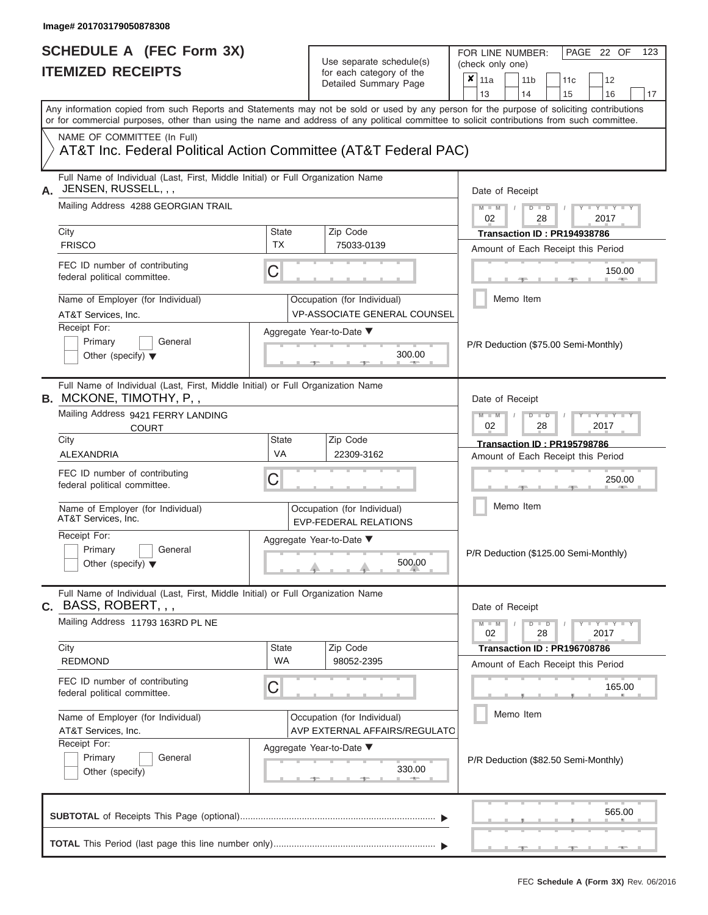Image# 201703179050878308

# SCHEDULE A (FEC Form 3X)
## ITEMIZED RECEIPTS

Use separate schedule(s) for each category of the Detailed Summary Page

FOR LINE NUMBER: (check only one)

- [x] 11a
- [ ] 11b
- [ ] 11c
- [ ] 12
- [ ] 13
- [ ] 14
- [ ] 15
- [ ] 16
- [ ] 17

Any information copied from such Reports and Statements may not be sold or used by any person for the purpose of soliciting contributions or for commercial purposes, other than using the name and address of any political committee to solicit contributions from such committee.

NAME OF COMMITTEE (In Full)
AT&T Inc. Federal Political Action Committee (AT&T Federal PAC)

---

**A.** Full Name of Individual (Last, First, Middle Initial) or Full Organization Name: JENSEN, RUSSELL, , ,

Mailing Address: 4288 GEORGIAN TRAIL

City: FRISCO | State: TX | Zip Code: 75033-0139

FEC ID number of contributing federal political committee: C

Name of Employer (for Individual): AT&T Services, Inc.

Occupation (for Individual): VP-ASSOCIATE GENERAL COUNSEL

Receipt For: Primary / General / Other (specify)

Aggregate Year-to-Date: 300.00

Date of Receipt: 02 / 28 / 2017

Transaction ID : PR194938786

Amount of Each Receipt this Period: 150.00

Memo Item

P/R Deduction ($75.00 Semi-Monthly)

---

**B.** Full Name of Individual (Last, First, Middle Initial) or Full Organization Name: MCKONE, TIMOTHY, P, ,

Mailing Address: 9421 FERRY LANDING COURT

City: ALEXANDRIA | State: VA | Zip Code: 22309-3162

FEC ID number of contributing federal political committee: C

Name of Employer (for Individual): AT&T Services, Inc.

Occupation (for Individual): EVP-FEDERAL RELATIONS

Receipt For: Primary / General / Other (specify)

Aggregate Year-to-Date: 500.00

Date of Receipt: 02 / 28 / 2017

Transaction ID : PR195798786

Amount of Each Receipt this Period: 250.00

Memo Item

P/R Deduction ($125.00 Semi-Monthly)

---

**C.** Full Name of Individual (Last, First, Middle Initial) or Full Organization Name: BASS, ROBERT, , ,

Mailing Address: 11793 163RD PL NE

City: REDMOND | State: WA | Zip Code: 98052-2395

FEC ID number of contributing federal political committee: C

Name of Employer (for Individual): AT&T Services, Inc.

Occupation (for Individual): AVP EXTERNAL AFFAIRS/REGULATO

Receipt For: Primary / General / Other (specify)

Aggregate Year-to-Date: 330.00

Date of Receipt: 02 / 28 / 2017

Transaction ID : PR196708786

Amount of Each Receipt this Period: 165.00

Memo Item

P/R Deduction ($82.50 Semi-Monthly)

---

**SUBTOTAL** of Receipts This Page (optional): 565.00

**TOTAL** This Period (last page this line number only):

FEC **Schedule A (Form 3X)** Rev. 06/2016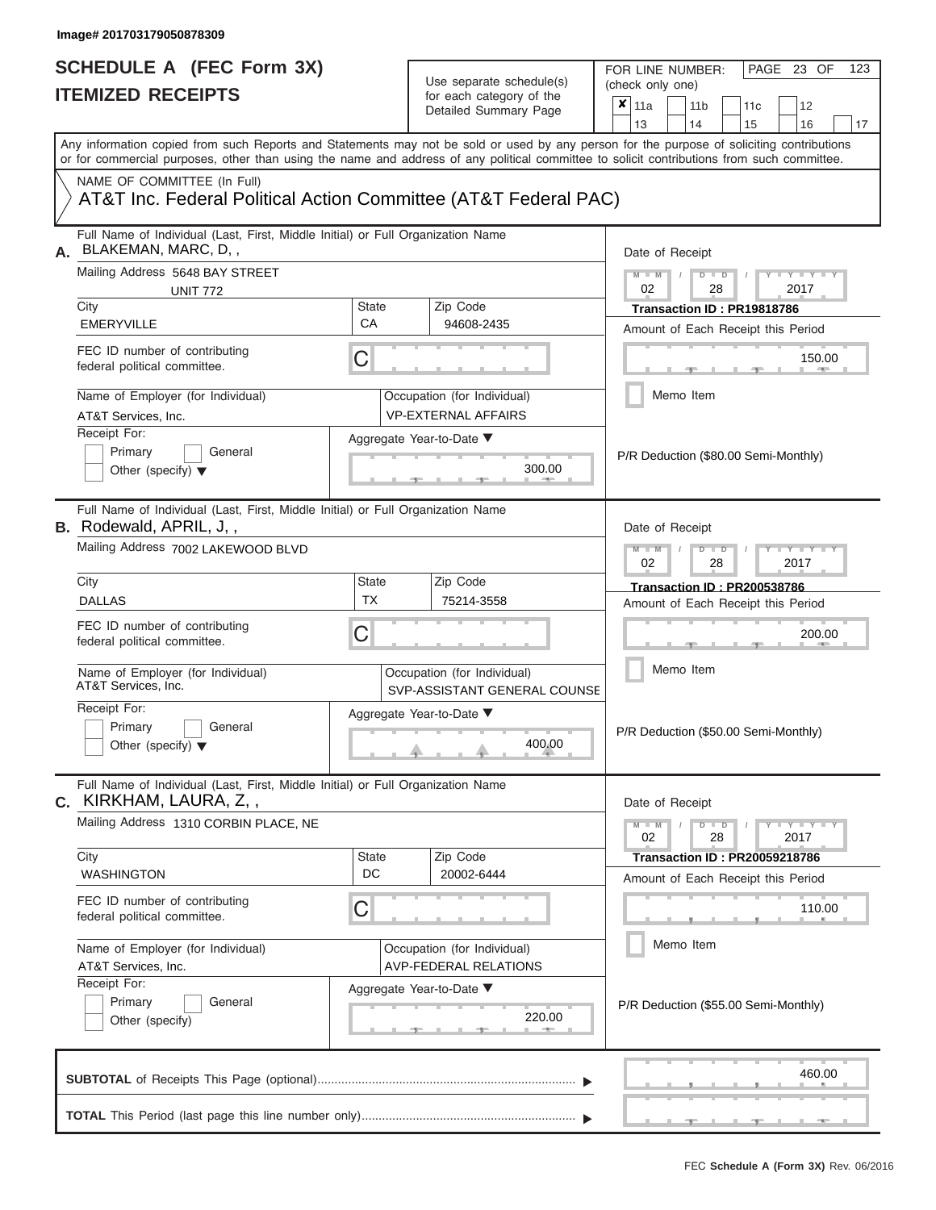Image# 201703179050878309

# SCHEDULE A (FEC Form 3X)
## ITEMIZED RECEIPTS

Use separate schedule(s) for each category of the Detailed Summary Page

FOR LINE NUMBER: (check only one)

- [x] 11a
- [ ] 11b
- [ ] 11c
- [ ] 12
- [ ] 13
- [ ] 14
- [ ] 15
- [ ] 16
- [ ] 17

PAGE 23 OF 123

Any information copied from such Reports and Statements may not be sold or used by any person for the purpose of soliciting contributions or for commercial purposes, other than using the name and address of any political committee to solicit contributions from such committee.

NAME OF COMMITTEE (In Full)
AT&T Inc. Federal Political Action Committee (AT&T Federal PAC)

---

**A.** Full Name of Individual (Last, First, Middle Initial) or Full Organization Name: BLAKEMAN, MARC, D, ,

Mailing Address: 5648 BAY STREET, UNIT 772

| City | State | Zip Code |
|---|---|---|
| EMERYVILLE | CA | 94608-2435 |

FEC ID number of contributing federal political committee: C

Name of Employer (for Individual): AT&T Services, Inc.

Occupation (for Individual): VP-EXTERNAL AFFAIRS

Receipt For: Primary / General / Other (specify)

Aggregate Year-to-Date: 300.00

Date of Receipt: 02 / 28 / 2017

Transaction ID : PR19818786

Amount of Each Receipt this Period: 150.00

Memo Item

P/R Deduction ($80.00 Semi-Monthly)

---

**B.** Full Name of Individual (Last, First, Middle Initial) or Full Organization Name: Rodewald, APRIL, J, ,

Mailing Address: 7002 LAKEWOOD BLVD

| City | State | Zip Code |
|---|---|---|
| DALLAS | TX | 75214-3558 |

FEC ID number of contributing federal political committee: C

Name of Employer (for Individual): AT&T Services, Inc.

Occupation (for Individual): SVP-ASSISTANT GENERAL COUNSE

Receipt For: Primary / General / Other (specify)

Aggregate Year-to-Date: 400.00

Date of Receipt: 02 / 28 / 2017

Transaction ID : PR200538786

Amount of Each Receipt this Period: 200.00

Memo Item

P/R Deduction ($50.00 Semi-Monthly)

---

**C.** Full Name of Individual (Last, First, Middle Initial) or Full Organization Name: KIRKHAM, LAURA, Z, ,

Mailing Address: 1310 CORBIN PLACE, NE

| City | State | Zip Code |
|---|---|---|
| WASHINGTON | DC | 20002-6444 |

FEC ID number of contributing federal political committee: C

Name of Employer (for Individual): AT&T Services, Inc.

Occupation (for Individual): AVP-FEDERAL RELATIONS

Receipt For: Primary / General / Other (specify)

Aggregate Year-to-Date: 220.00

Date of Receipt: 02 / 28 / 2017

Transaction ID : PR20059218786

Amount of Each Receipt this Period: 110.00

Memo Item

P/R Deduction ($55.00 Semi-Monthly)

---

**SUBTOTAL** of Receipts This Page (optional): 460.00

**TOTAL** This Period (last page this line number only):

FEC **Schedule A (Form 3X)** Rev. 06/2016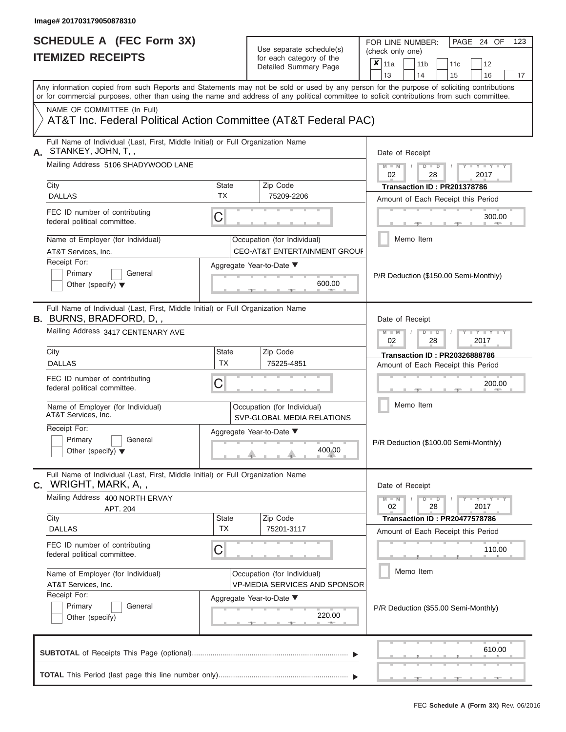Image# 201703179050878310

# SCHEDULE A (FEC Form 3X)
# ITEMIZED RECEIPTS

Use separate schedule(s) for each category of the Detailed Summary Page

FOR LINE NUMBER: (check only one)

- [x] 11a
- [ ] 11b
- [ ] 11c
- [ ] 12
- [ ] 13
- [ ] 14
- [ ] 15
- [ ] 16
- [ ] 17

Any information copied from such Reports and Statements may not be sold or used by any person for the purpose of soliciting contributions or for commercial purposes, other than using the name and address of any political committee to solicit contributions from such committee.

NAME OF COMMITTEE (In Full)
AT&T Inc. Federal Political Action Committee (AT&T Federal PAC)

---

**A.** Full Name of Individual (Last, First, Middle Initial) or Full Organization Name: STANKEY, JOHN, T, ,

Mailing Address: 5106 SHADYWOOD LANE

| City | State | Zip Code |
|---|---|---|
| DALLAS | TX | 75209-2206 |

FEC ID number of contributing federal political committee: C

Name of Employer (for Individual): AT&T Services, Inc.

Occupation (for Individual): CEO-AT&T ENTERTAINMENT GROUF

Receipt For: Primary / General / Other (specify)

Aggregate Year-to-Date: 600.00

Date of Receipt: 02 / 28 / 2017

Transaction ID : PR201378786

Amount of Each Receipt this Period: 300.00

Memo Item

P/R Deduction ($150.00 Semi-Monthly)

---

**B.** Full Name of Individual (Last, First, Middle Initial) or Full Organization Name: BURNS, BRADFORD, D, ,

Mailing Address: 3417 CENTENARY AVE

| City | State | Zip Code |
|---|---|---|
| DALLAS | TX | 75225-4851 |

FEC ID number of contributing federal political committee: C

Name of Employer (for Individual): AT&T Services, Inc.

Occupation (for Individual): SVP-GLOBAL MEDIA RELATIONS

Receipt For: Primary / General / Other (specify)

Aggregate Year-to-Date: 400.00

Date of Receipt: 02 / 28 / 2017

Transaction ID : PR20326888786

Amount of Each Receipt this Period: 200.00

Memo Item

P/R Deduction ($100.00 Semi-Monthly)

---

**C.** Full Name of Individual (Last, First, Middle Initial) or Full Organization Name: WRIGHT, MARK, A, ,

Mailing Address: 400 NORTH ERVAY APT. 204

| City | State | Zip Code |
|---|---|---|
| DALLAS | TX | 75201-3117 |

FEC ID number of contributing federal political committee: C

Name of Employer (for Individual): AT&T Services, Inc.

Occupation (for Individual): VP-MEDIA SERVICES AND SPONSOR

Receipt For: Primary / General / Other (specify)

Aggregate Year-to-Date: 220.00

Date of Receipt: 02 / 28 / 2017

Transaction ID : PR20477578786

Amount of Each Receipt this Period: 110.00

Memo Item

P/R Deduction ($55.00 Semi-Monthly)

---

**SUBTOTAL** of Receipts This Page (optional): 610.00

**TOTAL** This Period (last page this line number only):

FEC **Schedule A (Form 3X)** Rev. 06/2016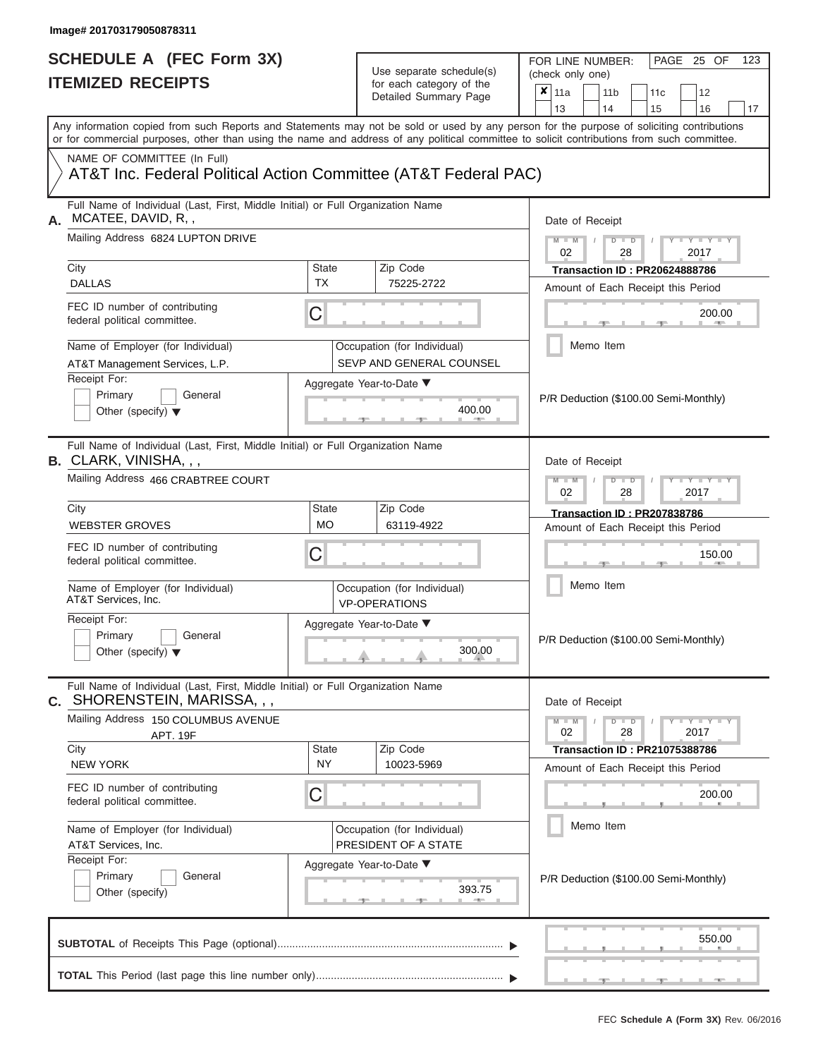Image# 201703179050878311

# SCHEDULE A (FEC Form 3X)
# ITEMIZED RECEIPTS

Use separate schedule(s) for each category of the Detailed Summary Page

FOR LINE NUMBER: (check only one)

- [x] 11a
- [ ] 11b
- [ ] 11c
- [ ] 12
- [ ] 13
- [ ] 14
- [ ] 15
- [ ] 16
- [ ] 17

Any information copied from such Reports and Statements may not be sold or used by any person for the purpose of soliciting contributions or for commercial purposes, other than using the name and address of any political committee to solicit contributions from such committee.

NAME OF COMMITTEE (In Full)
AT&T Inc. Federal Political Action Committee (AT&T Federal PAC)

---

**A.** Full Name of Individual (Last, First, Middle Initial) or Full Organization Name: MCATEE, DAVID, R, ,

Mailing Address: 6824 LUPTON DRIVE

| City | State | Zip Code |
|---|---|---|
| DALLAS | TX | 75225-2722 |

FEC ID number of contributing federal political committee: C

Name of Employer (for Individual): AT&T Management Services, L.P.

Occupation (for Individual): SEVP AND GENERAL COUNSEL

Receipt For: [ ] Primary [ ] General [ ] Other (specify)

Aggregate Year-to-Date: 400.00

Date of Receipt: 02 / 28 / 2017

**Transaction ID : PR20624888786**

Amount of Each Receipt this Period: 200.00

[ ] Memo Item

P/R Deduction ($100.00 Semi-Monthly)

---

**B.** Full Name of Individual (Last, First, Middle Initial) or Full Organization Name: CLARK, VINISHA, , ,

Mailing Address: 466 CRABTREE COURT

| City | State | Zip Code |
|---|---|---|
| WEBSTER GROVES | MO | 63119-4922 |

FEC ID number of contributing federal political committee: C

Name of Employer (for Individual): AT&T Services, Inc.

Occupation (for Individual): VP-OPERATIONS

Receipt For: [ ] Primary [ ] General [ ] Other (specify)

Aggregate Year-to-Date: 300.00

Date of Receipt: 02 / 28 / 2017

**Transaction ID : PR207838786**

Amount of Each Receipt this Period: 150.00

[ ] Memo Item

P/R Deduction ($100.00 Semi-Monthly)

---

**C.** Full Name of Individual (Last, First, Middle Initial) or Full Organization Name: SHORENSTEIN, MARISSA, , ,

Mailing Address: 150 COLUMBUS AVENUE APT. 19F

| City | State | Zip Code |
|---|---|---|
| NEW YORK | NY | 10023-5969 |

FEC ID number of contributing federal political committee: C

Name of Employer (for Individual): AT&T Services, Inc.

Occupation (for Individual): PRESIDENT OF A STATE

Receipt For: [ ] Primary [ ] General [ ] Other (specify)

Aggregate Year-to-Date: 393.75

Date of Receipt: 02 / 28 / 2017

**Transaction ID : PR21075388786**

Amount of Each Receipt this Period: 200.00

[ ] Memo Item

P/R Deduction ($100.00 Semi-Monthly)

---

**SUBTOTAL** of Receipts This Page (optional): 550.00

**TOTAL** This Period (last page this line number only):

FEC **Schedule A (Form 3X)** Rev. 06/2016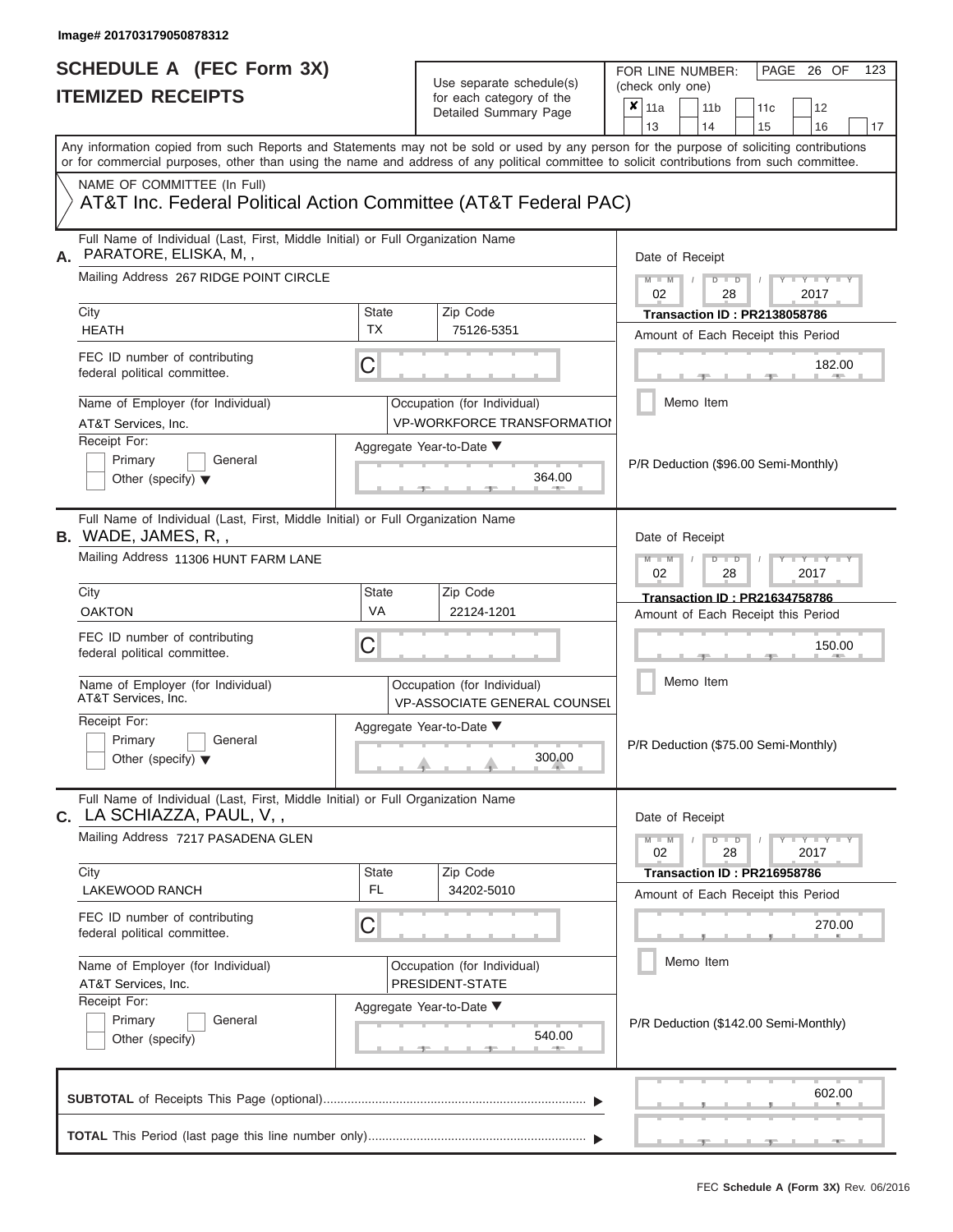Image# 201703179050878312

# SCHEDULE A (FEC Form 3X)
## ITEMIZED RECEIPTS

Use separate schedule(s) for each category of the Detailed Summary Page

FOR LINE NUMBER: (check only one)

- [x] 11a
- [ ] 11b
- [ ] 11c
- [ ] 12
- [ ] 13
- [ ] 14
- [ ] 15
- [ ] 16
- [ ] 17

PAGE 26 OF 123

Any information copied from such Reports and Statements may not be sold or used by any person for the purpose of soliciting contributions or for commercial purposes, other than using the name and address of any political committee to solicit contributions from such committee.

NAME OF COMMITTEE (In Full)
AT&T Inc. Federal Political Action Committee (AT&T Federal PAC)

---

**A.** Full Name of Individual (Last, First, Middle Initial) or Full Organization Name: PARATORE, ELISKA, M, ,

Mailing Address: 267 RIDGE POINT CIRCLE

City: HEATH | State: TX | Zip Code: 75126-5351

FEC ID number of contributing federal political committee: C

Name of Employer (for Individual): AT&T Services, Inc.

Occupation (for Individual): VP-WORKFORCE TRANSFORMATIOI

Receipt For: Primary / General / Other (specify)

Aggregate Year-to-Date: 364.00

Date of Receipt: 02 / 28 / 2017

Transaction ID : PR2138058786

Amount of Each Receipt this Period: 182.00

Memo Item

P/R Deduction ($96.00 Semi-Monthly)

---

**B.** Full Name of Individual (Last, First, Middle Initial) or Full Organization Name: WADE, JAMES, R, ,

Mailing Address: 11306 HUNT FARM LANE

City: OAKTON | State: VA | Zip Code: 22124-1201

FEC ID number of contributing federal political committee: C

Name of Employer (for Individual): AT&T Services, Inc.

Occupation (for Individual): VP-ASSOCIATE GENERAL COUNSEL

Receipt For: Primary / General / Other (specify)

Aggregate Year-to-Date: 300.00

Date of Receipt: 02 / 28 / 2017

Transaction ID : PR21634758786

Amount of Each Receipt this Period: 150.00

Memo Item

P/R Deduction ($75.00 Semi-Monthly)

---

**C.** Full Name of Individual (Last, First, Middle Initial) or Full Organization Name: LA SCHIAZZA, PAUL, V, ,

Mailing Address: 7217 PASADENA GLEN

City: LAKEWOOD RANCH | State: FL | Zip Code: 34202-5010

FEC ID number of contributing federal political committee: C

Name of Employer (for Individual): AT&T Services, Inc.

Occupation (for Individual): PRESIDENT-STATE

Receipt For: Primary / General / Other (specify)

Aggregate Year-to-Date: 540.00

Date of Receipt: 02 / 28 / 2017

Transaction ID : PR216958786

Amount of Each Receipt this Period: 270.00

Memo Item

P/R Deduction ($142.00 Semi-Monthly)

---

**SUBTOTAL** of Receipts This Page (optional): 602.00

**TOTAL** This Period (last page this line number only):

FEC **Schedule A (Form 3X)** Rev. 06/2016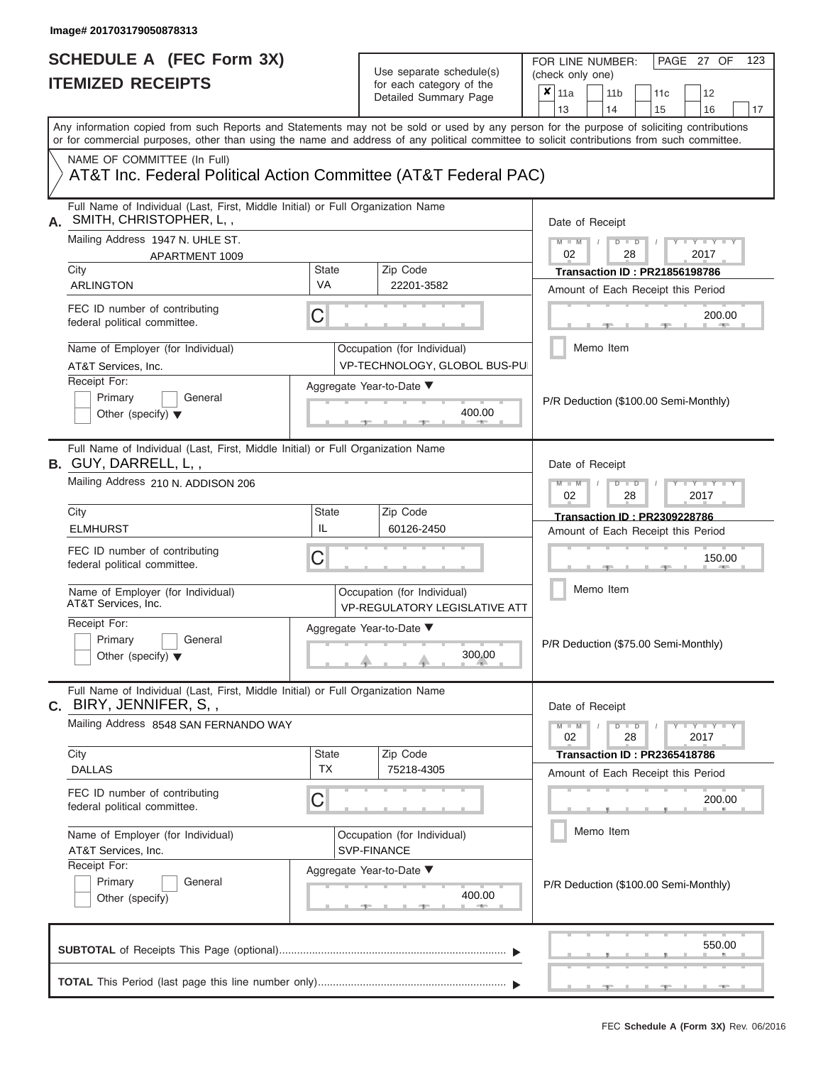Image# 201703179050878313

# SCHEDULE A (FEC Form 3X)
# ITEMIZED RECEIPTS

Use separate schedule(s) for each category of the Detailed Summary Page

FOR LINE NUMBER: (check only one)

- [x] 11a
- [ ] 11b
- [ ] 11c
- [ ] 12
- [ ] 13
- [ ] 14
- [ ] 15
- [ ] 16
- [ ] 17

PAGE 27 OF 123

Any information copied from such Reports and Statements may not be sold or used by any person for the purpose of soliciting contributions or for commercial purposes, other than using the name and address of any political committee to solicit contributions from such committee.

NAME OF COMMITTEE (In Full)
AT&T Inc. Federal Political Action Committee (AT&T Federal PAC)

---

**A.** Full Name of Individual (Last, First, Middle Initial) or Full Organization Name: SMITH, CHRISTOPHER, L, ,

Mailing Address: 1947 N. UHLE ST. APARTMENT 1009

City: ARLINGTON | State: VA | Zip Code: 22201-3582

FEC ID number of contributing federal political committee: C

Name of Employer (for Individual): AT&T Services, Inc.

Occupation (for Individual): VP-TECHNOLOGY, GLOBOL BUS-PU

Receipt For: Primary / General / Other (specify)

Aggregate Year-to-Date: 400.00

Date of Receipt: 02 / 28 / 2017

Transaction ID : PR21856198786

Amount of Each Receipt this Period: 200.00

Memo Item

P/R Deduction ($100.00 Semi-Monthly)

---

**B.** Full Name of Individual (Last, First, Middle Initial) or Full Organization Name: GUY, DARRELL, L, ,

Mailing Address: 210 N. ADDISON 206

City: ELMHURST | State: IL | Zip Code: 60126-2450

FEC ID number of contributing federal political committee: C

Name of Employer (for Individual): AT&T Services, Inc.

Occupation (for Individual): VP-REGULATORY LEGISLATIVE ATT

Receipt For: Primary / General / Other (specify)

Aggregate Year-to-Date: 300.00

Date of Receipt: 02 / 28 / 2017

Transaction ID : PR2309228786

Amount of Each Receipt this Period: 150.00

Memo Item

P/R Deduction ($75.00 Semi-Monthly)

---

**C.** Full Name of Individual (Last, First, Middle Initial) or Full Organization Name: BIRY, JENNIFER, S, ,

Mailing Address: 8548 SAN FERNANDO WAY

City: DALLAS | State: TX | Zip Code: 75218-4305

FEC ID number of contributing federal political committee: C

Name of Employer (for Individual): AT&T Services, Inc.

Occupation (for Individual): SVP-FINANCE

Receipt For: Primary / General / Other (specify)

Aggregate Year-to-Date: 400.00

Date of Receipt: 02 / 28 / 2017

Transaction ID : PR2365418786

Amount of Each Receipt this Period: 200.00

Memo Item

P/R Deduction ($100.00 Semi-Monthly)

---

**SUBTOTAL** of Receipts This Page (optional): 550.00

**TOTAL** This Period (last page this line number only):

FEC **Schedule A (Form 3X)** Rev. 06/2016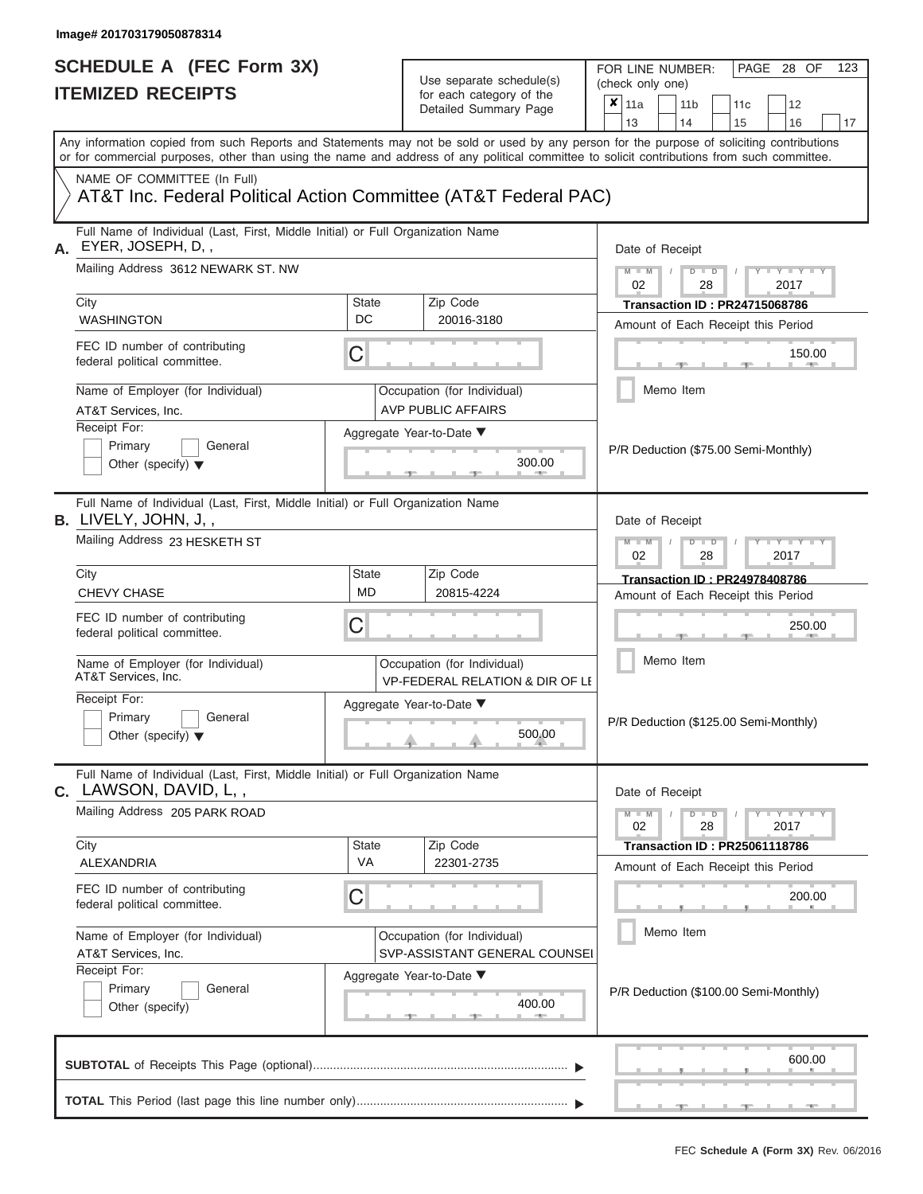Image# 201703179050878314

# SCHEDULE A (FEC Form 3X)
# ITEMIZED RECEIPTS

Use separate schedule(s) for each category of the Detailed Summary Page

FOR LINE NUMBER: (check only one)

- [x] 11a
- [ ] 11b
- [ ] 11c
- [ ] 12
- [ ] 13
- [ ] 14
- [ ] 15
- [ ] 16
- [ ] 17

PAGE 28 OF 123

Any information copied from such Reports and Statements may not be sold or used by any person for the purpose of soliciting contributions or for commercial purposes, other than using the name and address of any political committee to solicit contributions from such committee.

NAME OF COMMITTEE (In Full)
AT&T Inc. Federal Political Action Committee (AT&T Federal PAC)

---

**A.** Full Name of Individual (Last, First, Middle Initial) or Full Organization Name: EYER, JOSEPH, D, ,

Mailing Address: 3612 NEWARK ST. NW

City: WASHINGTON | State: DC | Zip Code: 20016-3180

FEC ID number of contributing federal political committee: C

Name of Employer (for Individual): AT&T Services, Inc.

Occupation (for Individual): AVP PUBLIC AFFAIRS

Receipt For: [ ] Primary [ ] General [ ] Other (specify)

Aggregate Year-to-Date: 300.00

Date of Receipt: 02 / 28 / 2017

Transaction ID : PR24715068786

Amount of Each Receipt this Period: 150.00

[ ] Memo Item

P/R Deduction ($75.00 Semi-Monthly)

---

**B.** Full Name of Individual (Last, First, Middle Initial) or Full Organization Name: LIVELY, JOHN, J, ,

Mailing Address: 23 HESKETH ST

City: CHEVY CHASE | State: MD | Zip Code: 20815-4224

FEC ID number of contributing federal political committee: C

Name of Employer (for Individual): AT&T Services, Inc.

Occupation (for Individual): VP-FEDERAL RELATION & DIR OF LE

Receipt For: [ ] Primary [ ] General [ ] Other (specify)

Aggregate Year-to-Date: 500.00

Date of Receipt: 02 / 28 / 2017

Transaction ID : PR24978408786

Amount of Each Receipt this Period: 250.00

[ ] Memo Item

P/R Deduction ($125.00 Semi-Monthly)

---

**C.** Full Name of Individual (Last, First, Middle Initial) or Full Organization Name: LAWSON, DAVID, L, ,

Mailing Address: 205 PARK ROAD

City: ALEXANDRIA | State: VA | Zip Code: 22301-2735

FEC ID number of contributing federal political committee: C

Name of Employer (for Individual): AT&T Services, Inc.

Occupation (for Individual): SVP-ASSISTANT GENERAL COUNSEI

Receipt For: [ ] Primary [ ] General [ ] Other (specify)

Aggregate Year-to-Date: 400.00

Date of Receipt: 02 / 28 / 2017

Transaction ID : PR25061118786

Amount of Each Receipt this Period: 200.00

[ ] Memo Item

P/R Deduction ($100.00 Semi-Monthly)

---

**SUBTOTAL** of Receipts This Page (optional): 600.00

**TOTAL** This Period (last page this line number only):

FEC **Schedule A (Form 3X)** Rev. 06/2016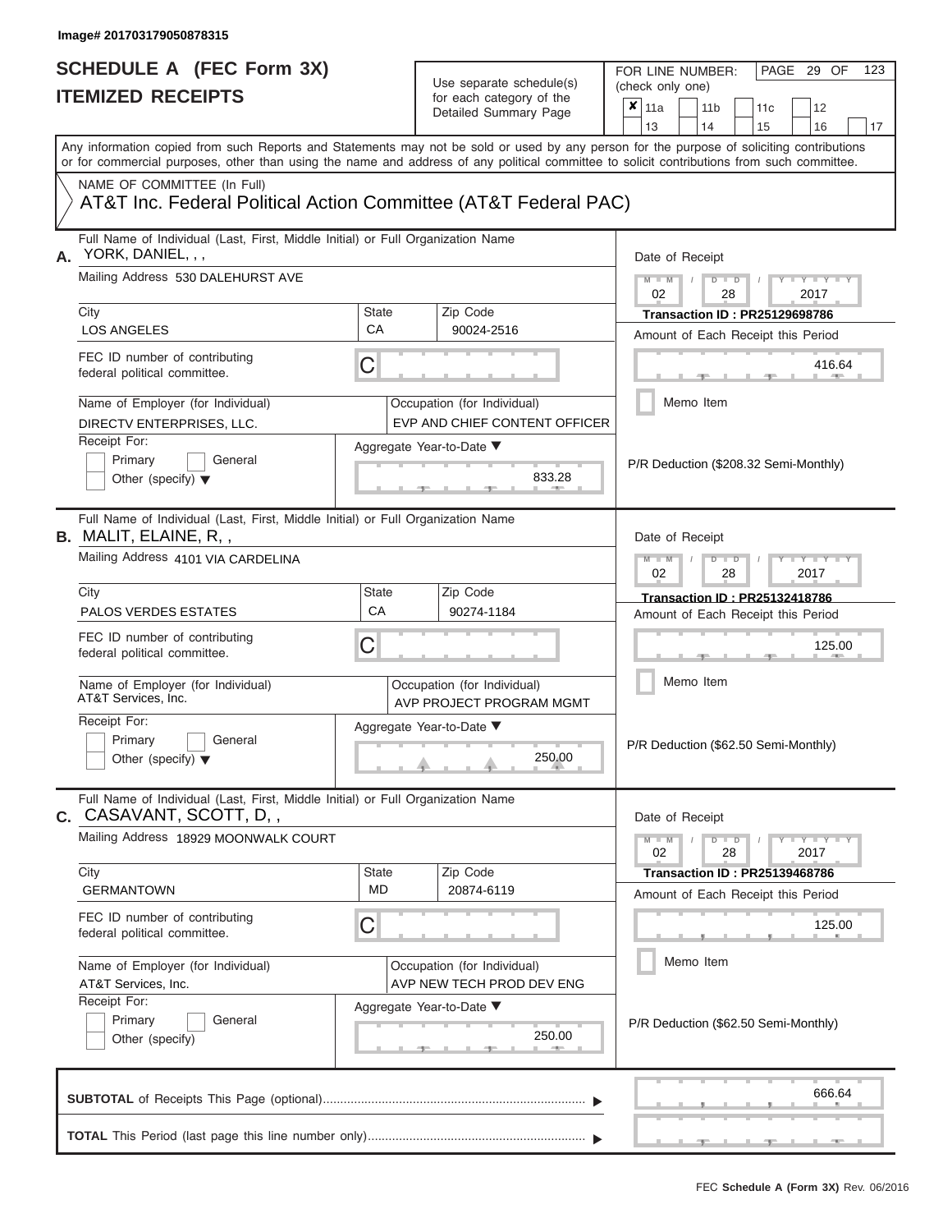Image# 201703179050878315

# SCHEDULE A (FEC Form 3X)
## ITEMIZED RECEIPTS

Use separate schedule(s) for each category of the Detailed Summary Page

FOR LINE NUMBER: (check only one)

☒ 11a ☐ 11b ☐ 11c ☐ 12 ☐ 13 ☐ 14 ☐ 15 ☐ 16 ☐ 17

PAGE 29 OF 123

Any information copied from such Reports and Statements may not be sold or used by any person for the purpose of soliciting contributions or for commercial purposes, other than using the name and address of any political committee to solicit contributions from such committee.

NAME OF COMMITTEE (In Full)
AT&T Inc. Federal Political Action Committee (AT&T Federal PAC)

---

**A.** Full Name of Individual (Last, First, Middle Initial) or Full Organization Name: YORK, DANIEL, , ,

Mailing Address: 530 DALEHURST AVE

City: LOS ANGELES | State: CA | Zip Code: 90024-2516

FEC ID number of contributing federal political committee: C

Name of Employer (for Individual): DIRECTV ENTERPRISES, LLC.

Occupation (for Individual): EVP AND CHIEF CONTENT OFFICER

Receipt For: ☐ Primary ☐ General ☐ Other (specify)

Aggregate Year-to-Date: 833.28

Date of Receipt: 02 / 28 / 2017

Transaction ID : PR25129698786

Amount of Each Receipt this Period: 416.64

☐ Memo Item

P/R Deduction ($208.32 Semi-Monthly)

---

**B.** Full Name of Individual (Last, First, Middle Initial) or Full Organization Name: MALIT, ELAINE, R, ,

Mailing Address: 4101 VIA CARDELINA

City: PALOS VERDES ESTATES | State: CA | Zip Code: 90274-1184

FEC ID number of contributing federal political committee: C

Name of Employer (for Individual): AT&T Services, Inc.

Occupation (for Individual): AVP PROJECT PROGRAM MGMT

Receipt For: ☐ Primary ☐ General ☐ Other (specify)

Aggregate Year-to-Date: 250.00

Date of Receipt: 02 / 28 / 2017

Transaction ID : PR25132418786

Amount of Each Receipt this Period: 125.00

☐ Memo Item

P/R Deduction ($62.50 Semi-Monthly)

---

**C.** Full Name of Individual (Last, First, Middle Initial) or Full Organization Name: CASAVANT, SCOTT, D, ,

Mailing Address: 18929 MOONWALK COURT

City: GERMANTOWN | State: MD | Zip Code: 20874-6119

FEC ID number of contributing federal political committee: C

Name of Employer (for Individual): AT&T Services, Inc.

Occupation (for Individual): AVP NEW TECH PROD DEV ENG

Receipt For: ☐ Primary ☐ General ☐ Other (specify)

Aggregate Year-to-Date: 250.00

Date of Receipt: 02 / 28 / 2017

Transaction ID : PR25139468786

Amount of Each Receipt this Period: 125.00

☐ Memo Item

P/R Deduction ($62.50 Semi-Monthly)

---

**SUBTOTAL** of Receipts This Page (optional): 666.64

**TOTAL** This Period (last page this line number only):

FEC Schedule A (Form 3X) Rev. 06/2016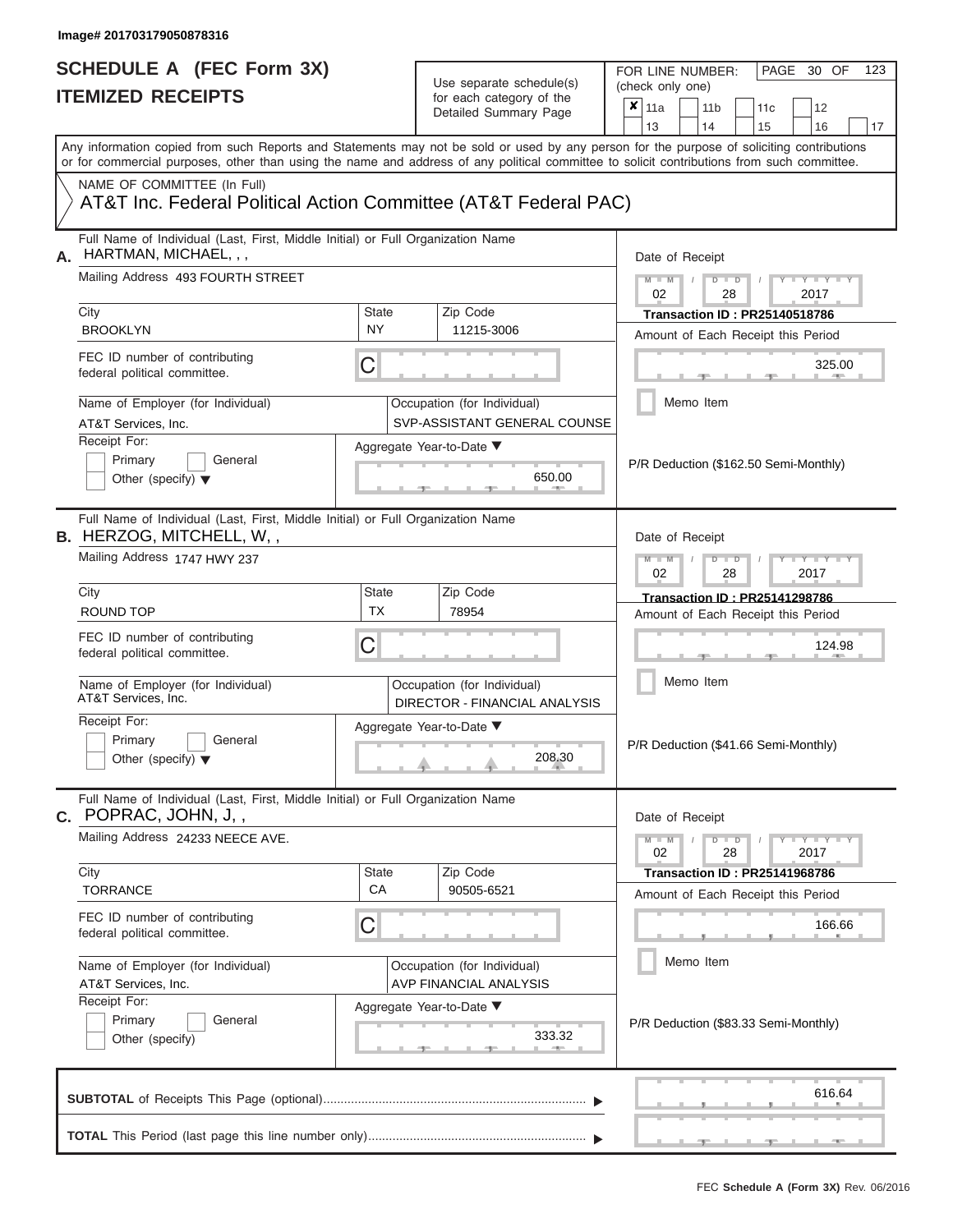Image# 201703179050878316

# SCHEDULE A (FEC Form 3X)
## ITEMIZED RECEIPTS

Use separate schedule(s) for each category of the Detailed Summary Page

FOR LINE NUMBER: (check only one)

✘ 11a | 11b | 11c | 12 | 13 | 14 | 15 | 16 | 17

PAGE 30 OF 123

Any information copied from such Reports and Statements may not be sold or used by any person for the purpose of soliciting contributions or for commercial purposes, other than using the name and address of any political committee to solicit contributions from such committee.

NAME OF COMMITTEE (In Full)
AT&T Inc. Federal Political Action Committee (AT&T Federal PAC)

---

**A.** Full Name of Individual (Last, First, Middle Initial) or Full Organization Name: HARTMAN, MICHAEL, , ,

Mailing Address: 493 FOURTH STREET

City: BROOKLYN | State: NY | Zip Code: 11215-3006

FEC ID number of contributing federal political committee: C

Name of Employer (for Individual): AT&T Services, Inc.

Occupation (for Individual): SVP-ASSISTANT GENERAL COUNSE

Receipt For: Primary / General / Other (specify)

Aggregate Year-to-Date: 650.00

Date of Receipt: 02 / 28 / 2017

Transaction ID : PR25140518786

Amount of Each Receipt this Period: 325.00

Memo Item

P/R Deduction ($162.50 Semi-Monthly)

---

**B.** Full Name of Individual (Last, First, Middle Initial) or Full Organization Name: HERZOG, MITCHELL, W, ,

Mailing Address: 1747 HWY 237

City: ROUND TOP | State: TX | Zip Code: 78954

FEC ID number of contributing federal political committee: C

Name of Employer (for Individual): AT&T Services, Inc.

Occupation (for Individual): DIRECTOR - FINANCIAL ANALYSIS

Receipt For: Primary / General / Other (specify)

Aggregate Year-to-Date: 208.30

Date of Receipt: 02 / 28 / 2017

Transaction ID : PR25141298786

Amount of Each Receipt this Period: 124.98

Memo Item

P/R Deduction ($41.66 Semi-Monthly)

---

**C.** Full Name of Individual (Last, First, Middle Initial) or Full Organization Name: POPRAC, JOHN, J, ,

Mailing Address: 24233 NEECE AVE.

City: TORRANCE | State: CA | Zip Code: 90505-6521

FEC ID number of contributing federal political committee: C

Name of Employer (for Individual): AT&T Services, Inc.

Occupation (for Individual): AVP FINANCIAL ANALYSIS

Receipt For: Primary / General / Other (specify)

Aggregate Year-to-Date: 333.32

Date of Receipt: 02 / 28 / 2017

Transaction ID : PR25141968786

Amount of Each Receipt this Period: 166.66

Memo Item

P/R Deduction ($83.33 Semi-Monthly)

---

**SUBTOTAL** of Receipts This Page (optional): 616.64

**TOTAL** This Period (last page this line number only):

FEC **Schedule A (Form 3X)** Rev. 06/2016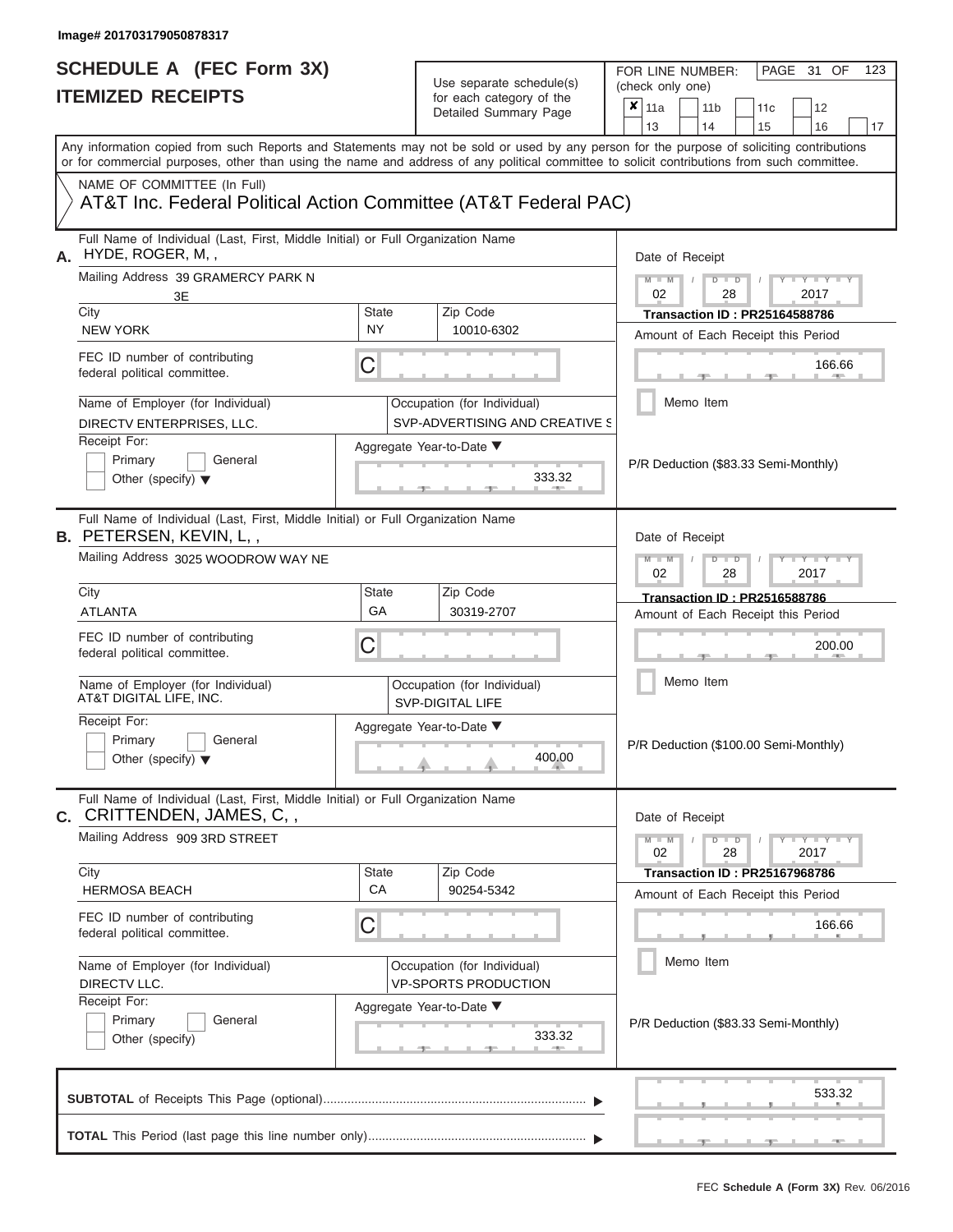Image# 201703179050878317

# SCHEDULE A (FEC Form 3X)
## ITEMIZED RECEIPTS

Use separate schedule(s) for each category of the Detailed Summary Page

FOR LINE NUMBER: (check only one)

PAGE 31 OF 123

- [x] 11a
- [ ] 11b
- [ ] 11c
- [ ] 12
- [ ] 13
- [ ] 14
- [ ] 15
- [ ] 16
- [ ] 17

Any information copied from such Reports and Statements may not be sold or used by any person for the purpose of soliciting contributions or for commercial purposes, other than using the name and address of any political committee to solicit contributions from such committee.

NAME OF COMMITTEE (In Full)

AT&T Inc. Federal Political Action Committee (AT&T Federal PAC)

---

**A.** Full Name of Individual (Last, First, Middle Initial) or Full Organization Name: HYDE, ROGER, M, ,

Mailing Address: 39 GRAMERCY PARK N 3E

City: NEW YORK | State: NY | Zip Code: 10010-6302

FEC ID number of contributing federal political committee: C

Name of Employer (for Individual): DIRECTV ENTERPRISES, LLC.

Occupation (for Individual): SVP-ADVERTISING AND CREATIVE S

Receipt For: Primary / General / Other (specify)

Aggregate Year-to-Date: 333.32

Date of Receipt: 02 28 2017

Transaction ID : PR25164588786

Amount of Each Receipt this Period: 166.66

Memo Item

P/R Deduction ($83.33 Semi-Monthly)

---

**B.** Full Name of Individual (Last, First, Middle Initial) or Full Organization Name: PETERSEN, KEVIN, L, ,

Mailing Address: 3025 WOODROW WAY NE

City: ATLANTA | State: GA | Zip Code: 30319-2707

FEC ID number of contributing federal political committee: C

Name of Employer (for Individual): AT&T DIGITAL LIFE, INC.

Occupation (for Individual): SVP-DIGITAL LIFE

Receipt For: Primary / General / Other (specify)

Aggregate Year-to-Date: 400.00

Date of Receipt: 02 28 2017

Transaction ID : PR2516588786

Amount of Each Receipt this Period: 200.00

Memo Item

P/R Deduction ($100.00 Semi-Monthly)

---

**C.** Full Name of Individual (Last, First, Middle Initial) or Full Organization Name: CRITTENDEN, JAMES, C, ,

Mailing Address: 909 3RD STREET

City: HERMOSA BEACH | State: CA | Zip Code: 90254-5342

FEC ID number of contributing federal political committee: C

Name of Employer (for Individual): DIRECTV LLC.

Occupation (for Individual): VP-SPORTS PRODUCTION

Receipt For: Primary / General / Other (specify)

Aggregate Year-to-Date: 333.32

Date of Receipt: 02 28 2017

Transaction ID : PR25167968786

Amount of Each Receipt this Period: 166.66

Memo Item

P/R Deduction ($83.33 Semi-Monthly)

---

**SUBTOTAL** of Receipts This Page (optional): 533.32

**TOTAL** This Period (last page this line number only):

FEC **Schedule A (Form 3X)** Rev. 06/2016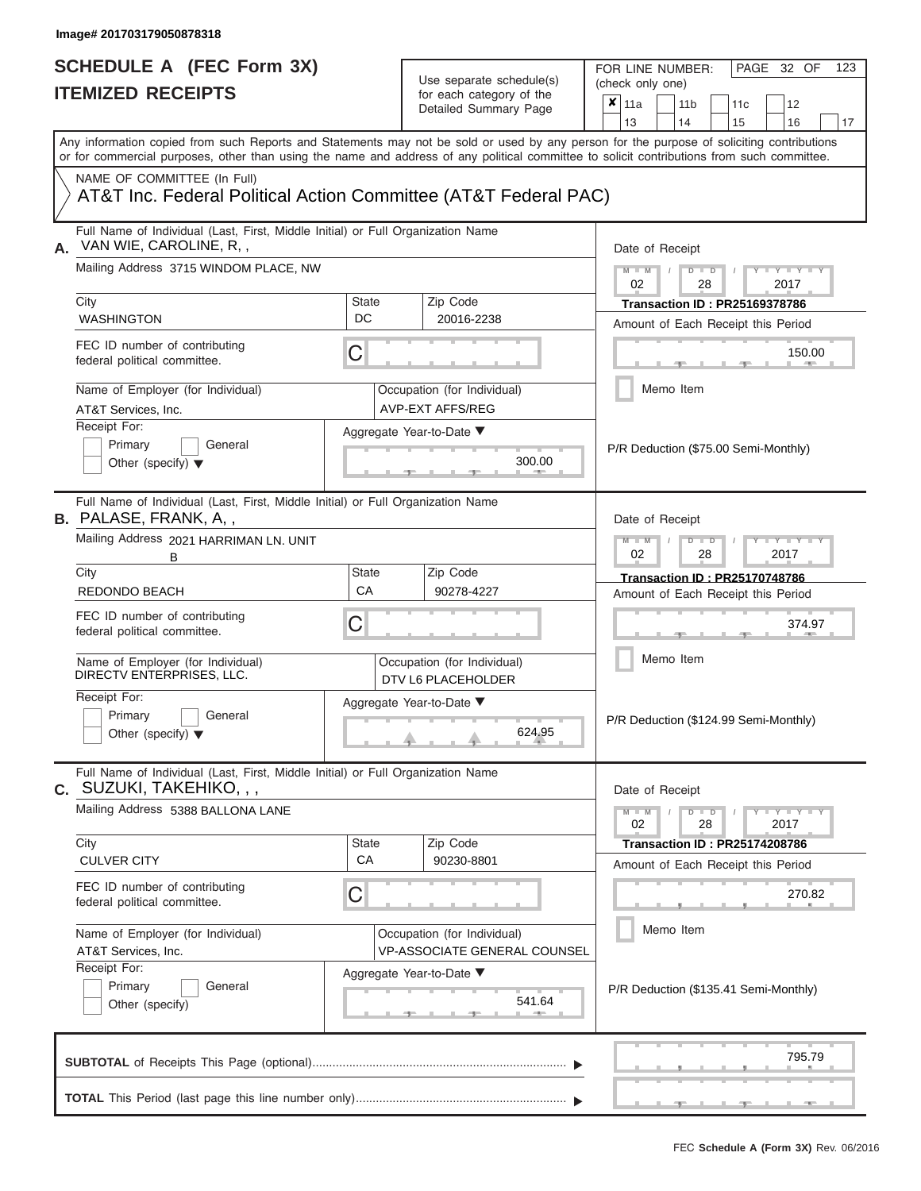Image# 201703179050878318

# SCHEDULE A (FEC Form 3X)
## ITEMIZED RECEIPTS

Use separate schedule(s) for each category of the Detailed Summary Page

FOR LINE NUMBER: (check only one)

- [x] 11a
- [ ] 11b
- [ ] 11c
- [ ] 12
- [ ] 13
- [ ] 14
- [ ] 15
- [ ] 16
- [ ] 17

PAGE 32 OF 123

Any information copied from such Reports and Statements may not be sold or used by any person for the purpose of soliciting contributions or for commercial purposes, other than using the name and address of any political committee to solicit contributions from such committee.

NAME OF COMMITTEE (In Full)
AT&T Inc. Federal Political Action Committee (AT&T Federal PAC)

---

**A.** Full Name of Individual (Last, First, Middle Initial) or Full Organization Name: VAN WIE, CAROLINE, R, ,

Mailing Address: 3715 WINDOM PLACE, NW

City: WASHINGTON | State: DC | Zip Code: 20016-2238

FEC ID number of contributing federal political committee: C

Name of Employer (for Individual): AT&T Services, Inc.

Occupation (for Individual): AVP-EXT AFFS/REG

Receipt For: Primary / General / Other (specify)

Aggregate Year-to-Date: 300.00

Date of Receipt: 02 / 28 / 2017

Transaction ID : PR25169378786

Amount of Each Receipt this Period: 150.00

Memo Item

P/R Deduction ($75.00 Semi-Monthly)

---

**B.** Full Name of Individual (Last, First, Middle Initial) or Full Organization Name: PALASE, FRANK, A, ,

Mailing Address: 2021 HARRIMAN LN. UNIT B

City: REDONDO BEACH | State: CA | Zip Code: 90278-4227

FEC ID number of contributing federal political committee: C

Name of Employer (for Individual): DIRECTV ENTERPRISES, LLC.

Occupation (for Individual): DTV L6 PLACEHOLDER

Receipt For: Primary / General / Other (specify)

Aggregate Year-to-Date: 624.95

Date of Receipt: 02 / 28 / 2017

Transaction ID : PR25170748786

Amount of Each Receipt this Period: 374.97

Memo Item

P/R Deduction ($124.99 Semi-Monthly)

---

**C.** Full Name of Individual (Last, First, Middle Initial) or Full Organization Name: SUZUKI, TAKEHIKO, , ,

Mailing Address: 5388 BALLONA LANE

City: CULVER CITY | State: CA | Zip Code: 90230-8801

FEC ID number of contributing federal political committee: C

Name of Employer (for Individual): AT&T Services, Inc.

Occupation (for Individual): VP-ASSOCIATE GENERAL COUNSEL

Receipt For: Primary / General / Other (specify)

Aggregate Year-to-Date: 541.64

Date of Receipt: 02 / 28 / 2017

Transaction ID : PR25174208786

Amount of Each Receipt this Period: 270.82

Memo Item

P/R Deduction ($135.41 Semi-Monthly)

---

**SUBTOTAL** of Receipts This Page (optional): 795.79

**TOTAL** This Period (last page this line number only):

FEC **Schedule A (Form 3X)** Rev. 06/2016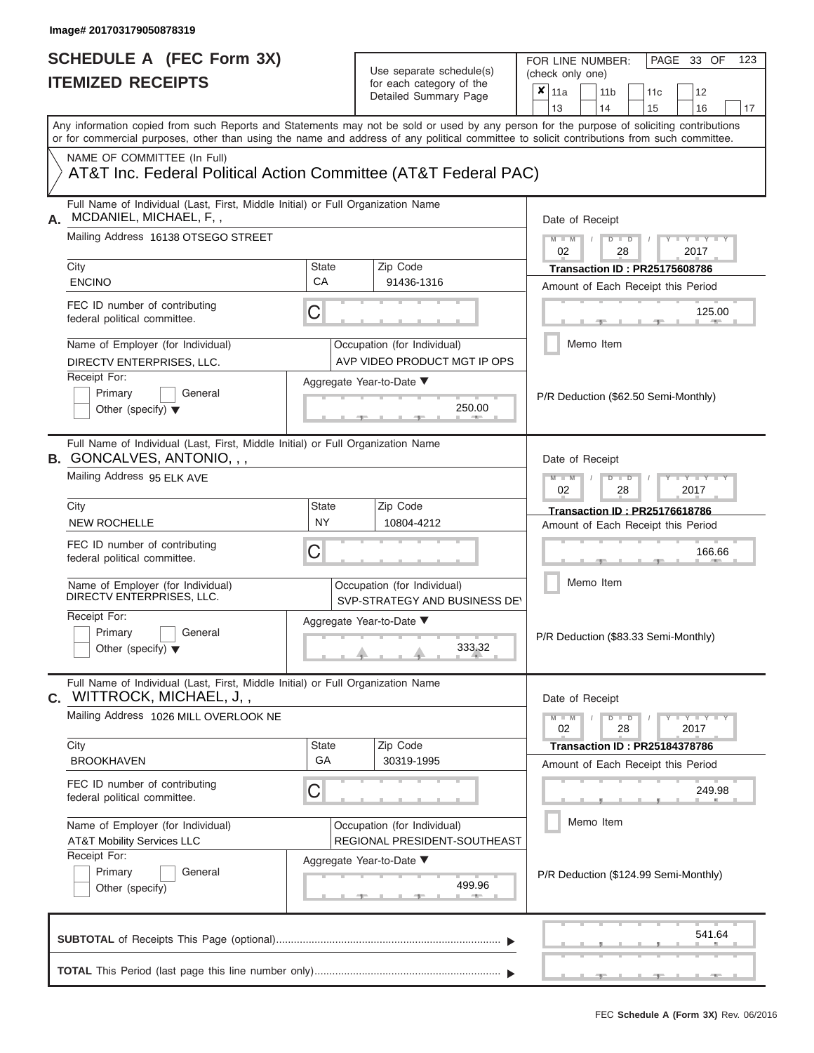Image# 201703179050878319

# SCHEDULE A (FEC Form 3X)
## ITEMIZED RECEIPTS

Use separate schedule(s) for each category of the Detailed Summary Page

FOR LINE NUMBER: (check only one)

- [x] 11a
- [ ] 11b
- [ ] 11c
- [ ] 12
- [ ] 13
- [ ] 14
- [ ] 15
- [ ] 16
- [ ] 17

PAGE 33 OF 123

Any information copied from such Reports and Statements may not be sold or used by any person for the purpose of soliciting contributions or for commercial purposes, other than using the name and address of any political committee to solicit contributions from such committee.

NAME OF COMMITTEE (In Full)
AT&T Inc. Federal Political Action Committee (AT&T Federal PAC)

---

**A.** Full Name of Individual (Last, First, Middle Initial) or Full Organization Name: MCDANIEL, MICHAEL, F, ,

Mailing Address: 16138 OTSEGO STREET

City: ENCINO | State: CA | Zip Code: 91436-1316

FEC ID number of contributing federal political committee: C

Name of Employer (for Individual): DIRECTV ENTERPRISES, LLC.

Occupation (for Individual): AVP VIDEO PRODUCT MGT IP OPS

Receipt For: Primary / General / Other (specify)

Aggregate Year-to-Date: 250.00

Date of Receipt: 02 / 28 / 2017

Transaction ID : PR25175608786

Amount of Each Receipt this Period: 125.00

Memo Item

P/R Deduction ($62.50 Semi-Monthly)

---

**B.** Full Name of Individual (Last, First, Middle Initial) or Full Organization Name: GONCALVES, ANTONIO, , ,

Mailing Address: 95 ELK AVE

City: NEW ROCHELLE | State: NY | Zip Code: 10804-4212

FEC ID number of contributing federal political committee: C

Name of Employer (for Individual): DIRECTV ENTERPRISES, LLC.

Occupation (for Individual): SVP-STRATEGY AND BUSINESS DE\

Receipt For: Primary / General / Other (specify)

Aggregate Year-to-Date: 333.32

Date of Receipt: 02 / 28 / 2017

Transaction ID : PR25176618786

Amount of Each Receipt this Period: 166.66

Memo Item

P/R Deduction ($83.33 Semi-Monthly)

---

**C.** Full Name of Individual (Last, First, Middle Initial) or Full Organization Name: WITTROCK, MICHAEL, J, ,

Mailing Address: 1026 MILL OVERLOOK NE

City: BROOKHAVEN | State: GA | Zip Code: 30319-1995

FEC ID number of contributing federal political committee: C

Name of Employer (for Individual): AT&T Mobility Services LLC

Occupation (for Individual): REGIONAL PRESIDENT-SOUTHEAST

Receipt For: Primary / General / Other (specify)

Aggregate Year-to-Date: 499.96

Date of Receipt: 02 / 28 / 2017

Transaction ID : PR25184378786

Amount of Each Receipt this Period: 249.98

Memo Item

P/R Deduction ($124.99 Semi-Monthly)

---

**SUBTOTAL** of Receipts This Page (optional): 541.64

**TOTAL** This Period (last page this line number only):

FEC Schedule A (Form 3X) Rev. 06/2016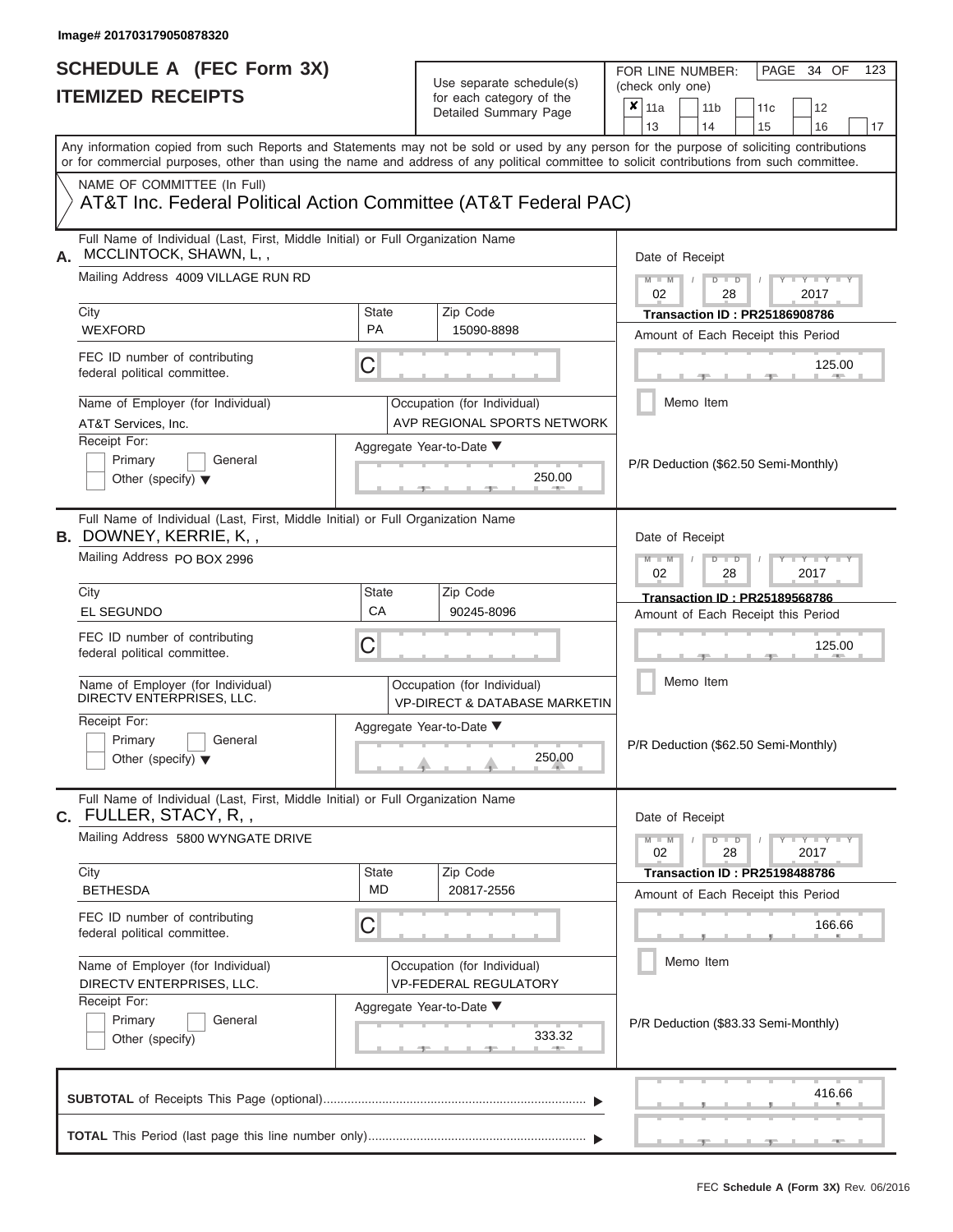Image# 201703179050878320

# SCHEDULE A (FEC Form 3X)
## ITEMIZED RECEIPTS

Use separate schedule(s) for each category of the Detailed Summary Page

FOR LINE NUMBER: (check only one)

- [x] 11a
- [ ] 11b
- [ ] 11c
- [ ] 12
- [ ] 13
- [ ] 14
- [ ] 15
- [ ] 16
- [ ] 17

Any information copied from such Reports and Statements may not be sold or used by any person for the purpose of soliciting contributions or for commercial purposes, other than using the name and address of any political committee to solicit contributions from such committee.

NAME OF COMMITTEE (In Full)

AT&T Inc. Federal Political Action Committee (AT&T Federal PAC)

---

**A.** Full Name of Individual (Last, First, Middle Initial) or Full Organization Name: MCCLINTOCK, SHAWN, L, ,

Mailing Address: 4009 VILLAGE RUN RD

| City | State | Zip Code |
|---|---|---|
| WEXFORD | PA | 15090-8898 |

FEC ID number of contributing federal political committee: C

Name of Employer (for Individual): AT&T Services, Inc.

Occupation (for Individual): AVP REGIONAL SPORTS NETWORK

Receipt For: Primary / General / Other (specify)

Aggregate Year-to-Date: 250.00

Date of Receipt: 02 / 28 / 2017

Transaction ID : PR25186908786

Amount of Each Receipt this Period: 125.00

Memo Item

P/R Deduction ($62.50 Semi-Monthly)

---

**B.** Full Name of Individual (Last, First, Middle Initial) or Full Organization Name: DOWNEY, KERRIE, K, ,

Mailing Address: PO BOX 2996

| City | State | Zip Code |
|---|---|---|
| EL SEGUNDO | CA | 90245-8096 |

FEC ID number of contributing federal political committee: C

Name of Employer (for Individual): DIRECTV ENTERPRISES, LLC.

Occupation (for Individual): VP-DIRECT & DATABASE MARKETIN

Receipt For: Primary / General / Other (specify)

Aggregate Year-to-Date: 250.00

Date of Receipt: 02 / 28 / 2017

Transaction ID : PR25189568786

Amount of Each Receipt this Period: 125.00

Memo Item

P/R Deduction ($62.50 Semi-Monthly)

---

**C.** Full Name of Individual (Last, First, Middle Initial) or Full Organization Name: FULLER, STACY, R, ,

Mailing Address: 5800 WYNGATE DRIVE

| City | State | Zip Code |
|---|---|---|
| BETHESDA | MD | 20817-2556 |

FEC ID number of contributing federal political committee: C

Name of Employer (for Individual): DIRECTV ENTERPRISES, LLC.

Occupation (for Individual): VP-FEDERAL REGULATORY

Receipt For: Primary / General / Other (specify)

Aggregate Year-to-Date: 333.32

Date of Receipt: 02 / 28 / 2017

Transaction ID : PR25198488786

Amount of Each Receipt this Period: 166.66

Memo Item

P/R Deduction ($83.33 Semi-Monthly)

---

**SUBTOTAL** of Receipts This Page (optional): 416.66

**TOTAL** This Period (last page this line number only):

FEC Schedule A (Form 3X) Rev. 06/2016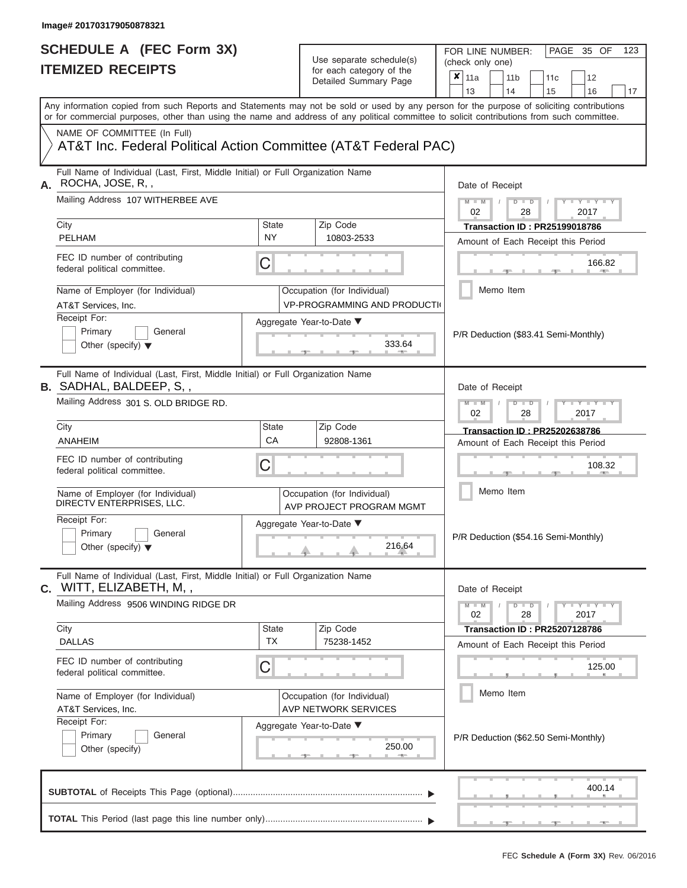Image# 201703179050878321

# SCHEDULE A (FEC Form 3X)
## ITEMIZED RECEIPTS

Use separate schedule(s) for each category of the Detailed Summary Page

FOR LINE NUMBER: (check only one)

- [x] 11a
- [ ] 11b
- [ ] 11c
- [ ] 12
- [ ] 13
- [ ] 14
- [ ] 15
- [ ] 16
- [ ] 17

PAGE 35 OF 123

Any information copied from such Reports and Statements may not be sold or used by any person for the purpose of soliciting contributions or for commercial purposes, other than using the name and address of any political committee to solicit contributions from such committee.

NAME OF COMMITTEE (In Full)
AT&T Inc. Federal Political Action Committee (AT&T Federal PAC)

---

**A.** Full Name of Individual (Last, First, Middle Initial) or Full Organization Name: ROCHA, JOSE, R, ,

Mailing Address: 107 WITHERBEE AVE

City: PELHAM | State: NY | Zip Code: 10803-2533

FEC ID number of contributing federal political committee: C

Name of Employer (for Individual): AT&T Services, Inc.

Occupation (for Individual): VP-PROGRAMMING AND PRODUCTI

Receipt For: [ ] Primary [ ] General [ ] Other (specify)

Aggregate Year-to-Date: 333.64

Date of Receipt: 02 / 28 / 2017

Transaction ID : PR25199018786

Amount of Each Receipt this Period: 166.82

[ ] Memo Item

P/R Deduction ($83.41 Semi-Monthly)

---

**B.** Full Name of Individual (Last, First, Middle Initial) or Full Organization Name: SADHAL, BALDEEP, S, ,

Mailing Address: 301 S. OLD BRIDGE RD.

City: ANAHEIM | State: CA | Zip Code: 92808-1361

FEC ID number of contributing federal political committee: C

Name of Employer (for Individual): DIRECTV ENTERPRISES, LLC.

Occupation (for Individual): AVP PROJECT PROGRAM MGMT

Receipt For: [ ] Primary [ ] General [ ] Other (specify)

Aggregate Year-to-Date: 216.64

Date of Receipt: 02 / 28 / 2017

Transaction ID : PR25202638786

Amount of Each Receipt this Period: 108.32

[ ] Memo Item

P/R Deduction ($54.16 Semi-Monthly)

---

**C.** Full Name of Individual (Last, First, Middle Initial) or Full Organization Name: WITT, ELIZABETH, M, ,

Mailing Address: 9506 WINDING RIDGE DR

City: DALLAS | State: TX | Zip Code: 75238-1452

FEC ID number of contributing federal political committee: C

Name of Employer (for Individual): AT&T Services, Inc.

Occupation (for Individual): AVP NETWORK SERVICES

Receipt For: [ ] Primary [ ] General [ ] Other (specify)

Aggregate Year-to-Date: 250.00

Date of Receipt: 02 / 28 / 2017

Transaction ID : PR25207128786

Amount of Each Receipt this Period: 125.00

[ ] Memo Item

P/R Deduction ($62.50 Semi-Monthly)

---

**SUBTOTAL** of Receipts This Page (optional): 400.14

**TOTAL** This Period (last page this line number only):

FEC **Schedule A (Form 3X)** Rev. 06/2016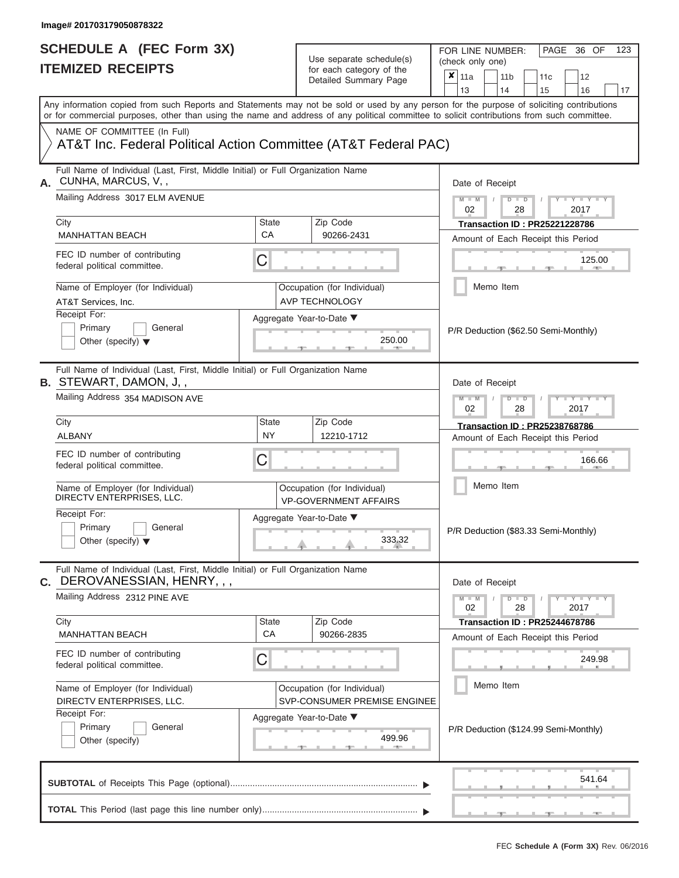Image# 201703179050878322

# SCHEDULE A (FEC Form 3X)
## ITEMIZED RECEIPTS

Use separate schedule(s) for each category of the Detailed Summary Page

FOR LINE NUMBER: (check only one)

- [x] 11a
- [ ] 11b
- [ ] 11c
- [ ] 12
- [ ] 13
- [ ] 14
- [ ] 15
- [ ] 16
- [ ] 17

PAGE 36 OF 123

Any information copied from such Reports and Statements may not be sold or used by any person for the purpose of soliciting contributions or for commercial purposes, other than using the name and address of any political committee to solicit contributions from such committee.

NAME OF COMMITTEE (In Full)
AT&T Inc. Federal Political Action Committee (AT&T Federal PAC)

---

**A.** Full Name of Individual (Last, First, Middle Initial) or Full Organization Name: CUNHA, MARCUS, V, ,

Mailing Address: 3017 ELM AVENUE

City: MANHATTAN BEACH | State: CA | Zip Code: 90266-2431

FEC ID number of contributing federal political committee: C

Name of Employer (for Individual): AT&T Services, Inc.

Occupation (for Individual): AVP TECHNOLOGY

Receipt For: Primary / General / Other (specify)

Aggregate Year-to-Date: 250.00

Date of Receipt: 02 / 28 / 2017

Transaction ID : PR25221228786

Amount of Each Receipt this Period: 125.00

Memo Item

P/R Deduction ($62.50 Semi-Monthly)

---

**B.** Full Name of Individual (Last, First, Middle Initial) or Full Organization Name: STEWART, DAMON, J, ,

Mailing Address: 354 MADISON AVE

City: ALBANY | State: NY | Zip Code: 12210-1712

FEC ID number of contributing federal political committee: C

Name of Employer (for Individual): DIRECTV ENTERPRISES, LLC.

Occupation (for Individual): VP-GOVERNMENT AFFAIRS

Receipt For: Primary / General / Other (specify)

Aggregate Year-to-Date: 333.32

Date of Receipt: 02 / 28 / 2017

Transaction ID : PR25238768786

Amount of Each Receipt this Period: 166.66

Memo Item

P/R Deduction ($83.33 Semi-Monthly)

---

**C.** Full Name of Individual (Last, First, Middle Initial) or Full Organization Name: DEROVANESSIAN, HENRY, , ,

Mailing Address: 2312 PINE AVE

City: MANHATTAN BEACH | State: CA | Zip Code: 90266-2835

FEC ID number of contributing federal political committee: C

Name of Employer (for Individual): DIRECTV ENTERPRISES, LLC.

Occupation (for Individual): SVP-CONSUMER PREMISE ENGINEE

Receipt For: Primary / General / Other (specify)

Aggregate Year-to-Date: 499.96

Date of Receipt: 02 / 28 / 2017

Transaction ID : PR25244678786

Amount of Each Receipt this Period: 249.98

Memo Item

P/R Deduction ($124.99 Semi-Monthly)

---

**SUBTOTAL** of Receipts This Page (optional): 541.64

**TOTAL** This Period (last page this line number only):

FEC Schedule A (Form 3X) Rev. 06/2016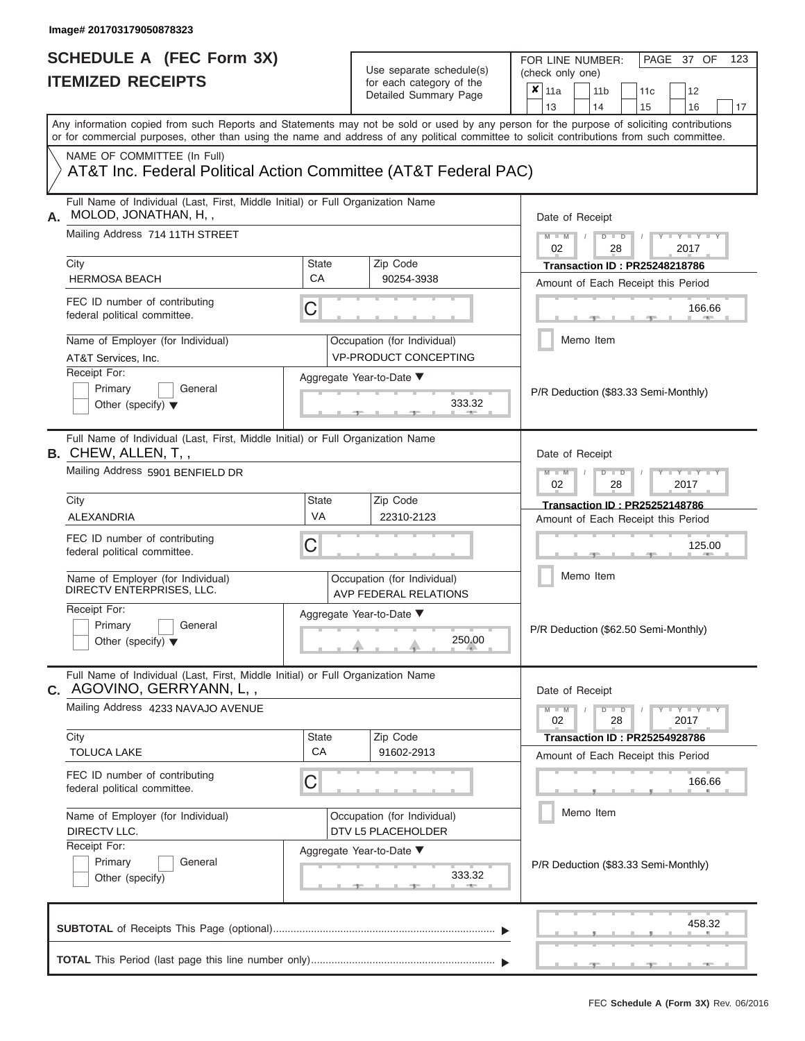Image# 201703179050878323

# SCHEDULE A (FEC Form 3X)
## ITEMIZED RECEIPTS

Use separate schedule(s) for each category of the Detailed Summary Page

FOR LINE NUMBER: (check only one)

- [x] 11a
- [ ] 11b
- [ ] 11c
- [ ] 12
- [ ] 13
- [ ] 14
- [ ] 15
- [ ] 16
- [ ] 17

PAGE 37 OF 123

Any information copied from such Reports and Statements may not be sold or used by any person for the purpose of soliciting contributions or for commercial purposes, other than using the name and address of any political committee to solicit contributions from such committee.

NAME OF COMMITTEE (In Full)
AT&T Inc. Federal Political Action Committee (AT&T Federal PAC)

---

**A.** Full Name of Individual (Last, First, Middle Initial) or Full Organization Name: MOLOD, JONATHAN, H, ,

Mailing Address: 714 11TH STREET

City: HERMOSA BEACH | State: CA | Zip Code: 90254-3938

FEC ID number of contributing federal political committee: C

Name of Employer (for Individual): AT&T Services, Inc.

Occupation (for Individual): VP-PRODUCT CONCEPTING

Receipt For: Primary / General / Other (specify)

Aggregate Year-to-Date: 333.32

Date of Receipt: 02 / 28 / 2017

Transaction ID : PR25248218786

Amount of Each Receipt this Period: 166.66

Memo Item

P/R Deduction ($83.33 Semi-Monthly)

---

**B.** Full Name of Individual (Last, First, Middle Initial) or Full Organization Name: CHEW, ALLEN, T, ,

Mailing Address: 5901 BENFIELD DR

City: ALEXANDRIA | State: VA | Zip Code: 22310-2123

FEC ID number of contributing federal political committee: C

Name of Employer (for Individual): DIRECTV ENTERPRISES, LLC.

Occupation (for Individual): AVP FEDERAL RELATIONS

Receipt For: Primary / General / Other (specify)

Aggregate Year-to-Date: 250.00

Date of Receipt: 02 / 28 / 2017

Transaction ID : PR25252148786

Amount of Each Receipt this Period: 125.00

Memo Item

P/R Deduction ($62.50 Semi-Monthly)

---

**C.** Full Name of Individual (Last, First, Middle Initial) or Full Organization Name: AGOVINO, GERRYANN, L, ,

Mailing Address: 4233 NAVAJO AVENUE

City: TOLUCA LAKE | State: CA | Zip Code: 91602-2913

FEC ID number of contributing federal political committee: C

Name of Employer (for Individual): DIRECTV LLC.

Occupation (for Individual): DTV L5 PLACEHOLDER

Receipt For: Primary / General / Other (specify)

Aggregate Year-to-Date: 333.32

Date of Receipt: 02 / 28 / 2017

Transaction ID : PR25254928786

Amount of Each Receipt this Period: 166.66

Memo Item

P/R Deduction ($83.33 Semi-Monthly)

---

**SUBTOTAL** of Receipts This Page (optional): 458.32

**TOTAL** This Period (last page this line number only):

FEC Schedule A (Form 3X) Rev. 06/2016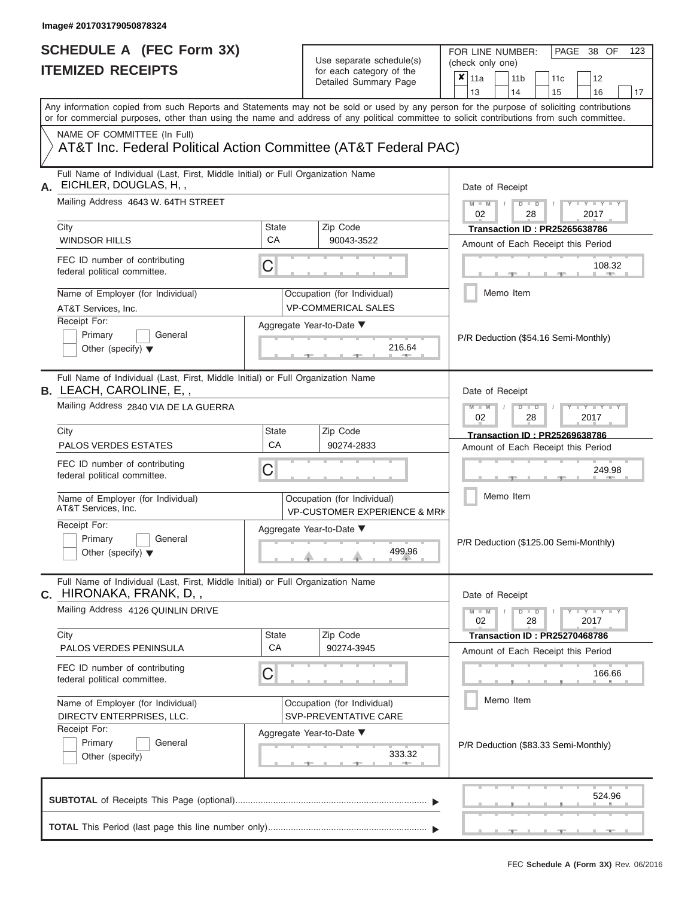Image# 201703179050878324

# SCHEDULE A (FEC Form 3X)
## ITEMIZED RECEIPTS

Use separate schedule(s) for each category of the Detailed Summary Page

FOR LINE NUMBER: (check only one)

- [x] 11a
- [ ] 11b
- [ ] 11c
- [ ] 12
- [ ] 13
- [ ] 14
- [ ] 15
- [ ] 16
- [ ] 17

Any information copied from such Reports and Statements may not be sold or used by any person for the purpose of soliciting contributions or for commercial purposes, other than using the name and address of any political committee to solicit contributions from such committee.

NAME OF COMMITTEE (In Full)
AT&T Inc. Federal Political Action Committee (AT&T Federal PAC)

---

**A.** Full Name of Individual (Last, First, Middle Initial) or Full Organization Name: EICHLER, DOUGLAS, H, ,

Mailing Address: 4643 W. 64TH STREET

| City | State | Zip Code |
|---|---|---|
| WINDSOR HILLS | CA | 90043-3522 |

FEC ID number of contributing federal political committee: C

Name of Employer (for Individual): AT&T Services, Inc.

Occupation (for Individual): VP-COMMERICAL SALES

Receipt For: Primary / General / Other (specify)

Aggregate Year-to-Date: 216.64

Date of Receipt: 02 / 28 / 2017

Transaction ID : PR25265638786

Amount of Each Receipt this Period: 108.32

Memo Item

P/R Deduction ($54.16 Semi-Monthly)

---

**B.** Full Name of Individual (Last, First, Middle Initial) or Full Organization Name: LEACH, CAROLINE, E, ,

Mailing Address: 2840 VIA DE LA GUERRA

| City | State | Zip Code |
|---|---|---|
| PALOS VERDES ESTATES | CA | 90274-2833 |

FEC ID number of contributing federal political committee: C

Name of Employer (for Individual): AT&T Services, Inc.

Occupation (for Individual): VP-CUSTOMER EXPERIENCE & MRK

Receipt For: Primary / General / Other (specify)

Aggregate Year-to-Date: 499.96

Date of Receipt: 02 / 28 / 2017

Transaction ID : PR25269638786

Amount of Each Receipt this Period: 249.98

Memo Item

P/R Deduction ($125.00 Semi-Monthly)

---

**C.** Full Name of Individual (Last, First, Middle Initial) or Full Organization Name: HIRONAKA, FRANK, D, ,

Mailing Address: 4126 QUINLIN DRIVE

| City | State | Zip Code |
|---|---|---|
| PALOS VERDES PENINSULA | CA | 90274-3945 |

FEC ID number of contributing federal political committee: C

Name of Employer (for Individual): DIRECTV ENTERPRISES, LLC.

Occupation (for Individual): SVP-PREVENTATIVE CARE

Receipt For: Primary / General / Other (specify)

Aggregate Year-to-Date: 333.32

Date of Receipt: 02 / 28 / 2017

Transaction ID : PR25270468786

Amount of Each Receipt this Period: 166.66

Memo Item

P/R Deduction ($83.33 Semi-Monthly)

---

**SUBTOTAL** of Receipts This Page (optional): 524.96

**TOTAL** This Period (last page this line number only):

FEC Schedule A (Form 3X) Rev. 06/2016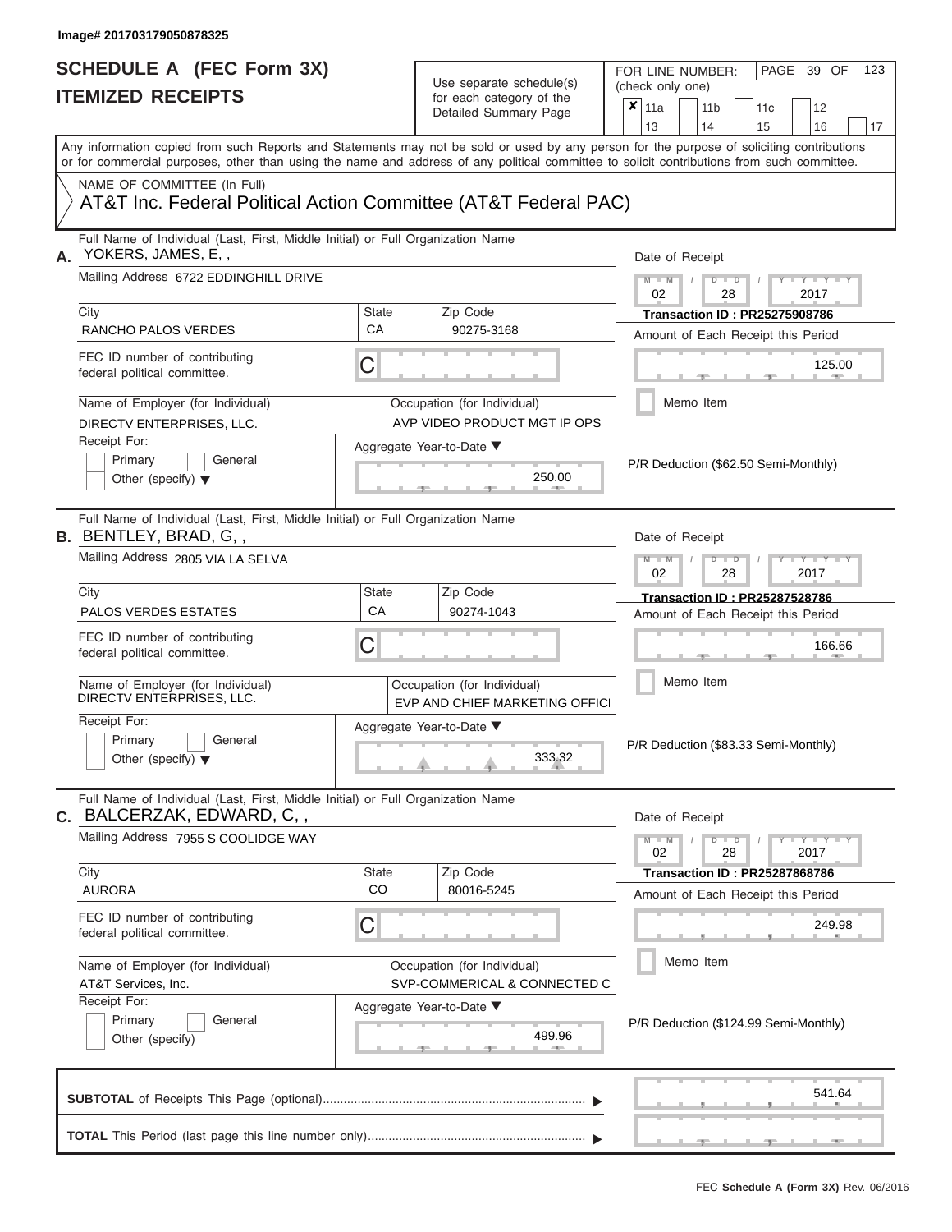Image# 201703179050878325

# SCHEDULE A (FEC Form 3X)
## ITEMIZED RECEIPTS

Use separate schedule(s) for each category of the Detailed Summary Page

FOR LINE NUMBER: (check only one)

☒ 11a ☐ 11b ☐ 11c ☐ 12 ☐ 13 ☐ 14 ☐ 15 ☐ 16 ☐ 17

PAGE 39 OF 123

Any information copied from such Reports and Statements may not be sold or used by any person for the purpose of soliciting contributions or for commercial purposes, other than using the name and address of any political committee to solicit contributions from such committee.

NAME OF COMMITTEE (In Full)

AT&T Inc. Federal Political Action Committee (AT&T Federal PAC)

---

**A.** Full Name of Individual (Last, First, Middle Initial) or Full Organization Name: YOKERS, JAMES, E, ,

Mailing Address: 6722 EDDINGHILL DRIVE

City: RANCHO PALOS VERDES | State: CA | Zip Code: 90275-3168

FEC ID number of contributing federal political committee: C

Name of Employer (for Individual): DIRECTV ENTERPRISES, LLC.

Occupation (for Individual): AVP VIDEO PRODUCT MGT IP OPS

Receipt For: ☐ Primary ☐ General ☐ Other (specify)

Aggregate Year-to-Date: 250.00

Date of Receipt: 02 / 28 / 2017

Transaction ID : PR25275908786

Amount of Each Receipt this Period: 125.00

☐ Memo Item

P/R Deduction ($62.50 Semi-Monthly)

---

**B.** Full Name of Individual (Last, First, Middle Initial) or Full Organization Name: BENTLEY, BRAD, G, ,

Mailing Address: 2805 VIA LA SELVA

City: PALOS VERDES ESTATES | State: CA | Zip Code: 90274-1043

FEC ID number of contributing federal political committee: C

Name of Employer (for Individual): DIRECTV ENTERPRISES, LLC.

Occupation (for Individual): EVP AND CHIEF MARKETING OFFICI

Receipt For: ☐ Primary ☐ General ☐ Other (specify)

Aggregate Year-to-Date: 333.32

Date of Receipt: 02 / 28 / 2017

Transaction ID : PR25287528786

Amount of Each Receipt this Period: 166.66

☐ Memo Item

P/R Deduction ($83.33 Semi-Monthly)

---

**C.** Full Name of Individual (Last, First, Middle Initial) or Full Organization Name: BALCERZAK, EDWARD, C, ,

Mailing Address: 7955 S COOLIDGE WAY

City: AURORA | State: CO | Zip Code: 80016-5245

FEC ID number of contributing federal political committee: C

Name of Employer (for Individual): AT&T Services, Inc.

Occupation (for Individual): SVP-COMMERICAL & CONNECTED C

Receipt For: ☐ Primary ☐ General ☐ Other (specify)

Aggregate Year-to-Date: 499.96

Date of Receipt: 02 / 28 / 2017

Transaction ID : PR25287868786

Amount of Each Receipt this Period: 249.98

☐ Memo Item

P/R Deduction ($124.99 Semi-Monthly)

---

**SUBTOTAL** of Receipts This Page (optional): 541.64

**TOTAL** This Period (last page this line number only):

FEC Schedule A (Form 3X) Rev. 06/2016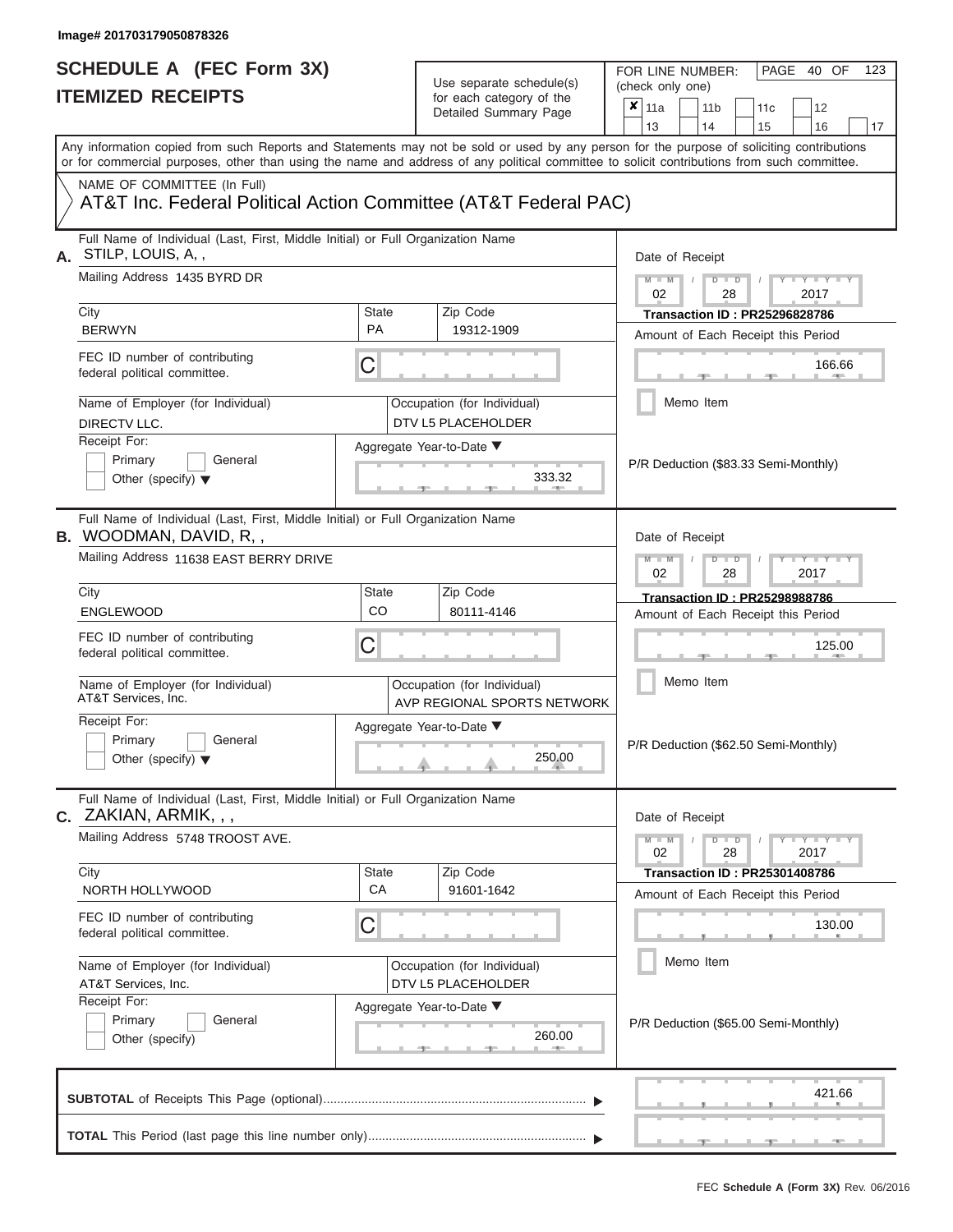Image# 201703179050878326

# SCHEDULE A (FEC Form 3X)
# ITEMIZED RECEIPTS

Use separate schedule(s) for each category of the Detailed Summary Page

FOR LINE NUMBER: (check only one)

☒ 11a ☐ 11b ☐ 11c ☐ 12 ☐ 13 ☐ 14 ☐ 15 ☐ 16 ☐ 17

PAGE 40 OF 123

Any information copied from such Reports and Statements may not be sold or used by any person for the purpose of soliciting contributions or for commercial purposes, other than using the name and address of any political committee to solicit contributions from such committee.

NAME OF COMMITTEE (In Full)
AT&T Inc. Federal Political Action Committee (AT&T Federal PAC)

---

**A.** Full Name of Individual (Last, First, Middle Initial) or Full Organization Name: STILP, LOUIS, A, ,

Mailing Address: 1435 BYRD DR

City: BERWYN | State: PA | Zip Code: 19312-1909

FEC ID number of contributing federal political committee: C

Name of Employer (for Individual): DIRECTV LLC.

Occupation (for Individual): DTV L5 PLACEHOLDER

Receipt For: ☐ Primary ☐ General ☐ Other (specify)

Aggregate Year-to-Date: 333.32

Date of Receipt: 02 / 28 / 2017

Transaction ID : PR25296828786

Amount of Each Receipt this Period: 166.66

☐ Memo Item

P/R Deduction ($83.33 Semi-Monthly)

---

**B.** Full Name of Individual (Last, First, Middle Initial) or Full Organization Name: WOODMAN, DAVID, R, ,

Mailing Address: 11638 EAST BERRY DRIVE

City: ENGLEWOOD | State: CO | Zip Code: 80111-4146

FEC ID number of contributing federal political committee: C

Name of Employer (for Individual): AT&T Services, Inc.

Occupation (for Individual): AVP REGIONAL SPORTS NETWORK

Receipt For: ☐ Primary ☐ General ☐ Other (specify)

Aggregate Year-to-Date: 250.00

Date of Receipt: 02 / 28 / 2017

Transaction ID : PR25298988786

Amount of Each Receipt this Period: 125.00

☐ Memo Item

P/R Deduction ($62.50 Semi-Monthly)

---

**C.** Full Name of Individual (Last, First, Middle Initial) or Full Organization Name: ZAKIAN, ARMIK, , ,

Mailing Address: 5748 TROOST AVE.

City: NORTH HOLLYWOOD | State: CA | Zip Code: 91601-1642

FEC ID number of contributing federal political committee: C

Name of Employer (for Individual): AT&T Services, Inc.

Occupation (for Individual): DTV L5 PLACEHOLDER

Receipt For: ☐ Primary ☐ General ☐ Other (specify)

Aggregate Year-to-Date: 260.00

Date of Receipt: 02 / 28 / 2017

Transaction ID : PR25301408786

Amount of Each Receipt this Period: 130.00

☐ Memo Item

P/R Deduction ($65.00 Semi-Monthly)

---

**SUBTOTAL** of Receipts This Page (optional): 421.66

**TOTAL** This Period (last page this line number only):

FEC **Schedule A (Form 3X)** Rev. 06/2016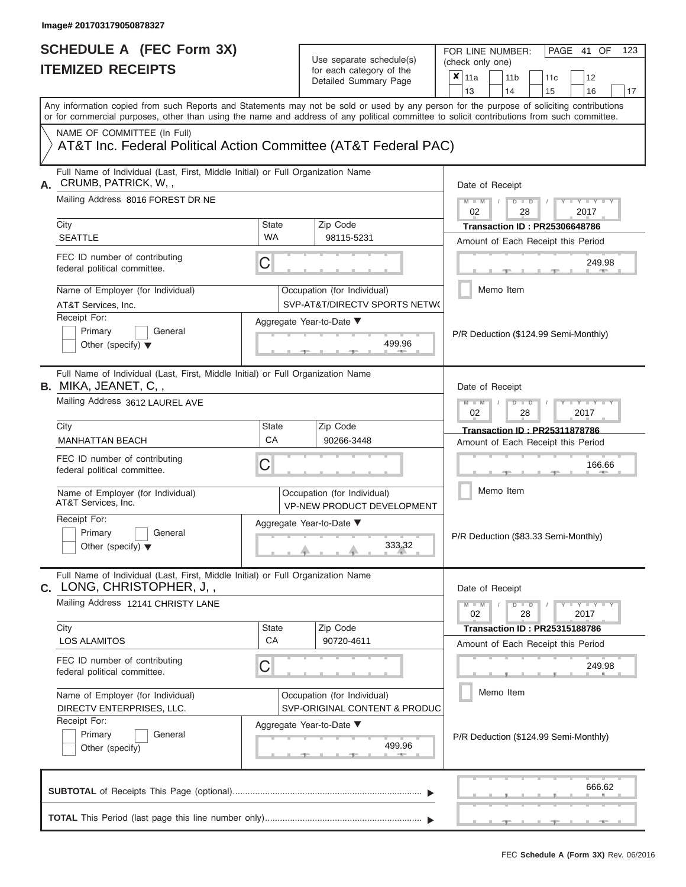Image# 201703179050878327

# SCHEDULE A (FEC Form 3X)
## ITEMIZED RECEIPTS

Use separate schedule(s) for each category of the Detailed Summary Page

FOR LINE NUMBER: (check only one)

- [x] 11a
- [ ] 11b
- [ ] 11c
- [ ] 12
- [ ] 13
- [ ] 14
- [ ] 15
- [ ] 16
- [ ] 17

PAGE 41 OF 123

Any information copied from such Reports and Statements may not be sold or used by any person for the purpose of soliciting contributions or for commercial purposes, other than using the name and address of any political committee to solicit contributions from such committee.

NAME OF COMMITTEE (In Full)
AT&T Inc. Federal Political Action Committee (AT&T Federal PAC)

---

**A.** Full Name of Individual (Last, First, Middle Initial) or Full Organization Name: CRUMB, PATRICK, W, ,

Mailing Address: 8016 FOREST DR NE

City: SEATTLE | State: WA | Zip Code: 98115-5231

FEC ID number of contributing federal political committee: C

Name of Employer (for Individual): AT&T Services, Inc.

Occupation (for Individual): SVP-AT&T/DIRECTV SPORTS NETW(

Receipt For: [ ] Primary [ ] General [ ] Other (specify)

Aggregate Year-to-Date: 499.96

Date of Receipt: 02 / 28 / 2017

Transaction ID : PR25306648786

Amount of Each Receipt this Period: 249.98

[ ] Memo Item

P/R Deduction ($124.99 Semi-Monthly)

---

**B.** Full Name of Individual (Last, First, Middle Initial) or Full Organization Name: MIKA, JEANET, C, ,

Mailing Address: 3612 LAUREL AVE

City: MANHATTAN BEACH | State: CA | Zip Code: 90266-3448

FEC ID number of contributing federal political committee: C

Name of Employer (for Individual): AT&T Services, Inc.

Occupation (for Individual): VP-NEW PRODUCT DEVELOPMENT

Receipt For: [ ] Primary [ ] General [ ] Other (specify)

Aggregate Year-to-Date: 333.32

Date of Receipt: 02 / 28 / 2017

Transaction ID : PR25311878786

Amount of Each Receipt this Period: 166.66

[ ] Memo Item

P/R Deduction ($83.33 Semi-Monthly)

---

**C.** Full Name of Individual (Last, First, Middle Initial) or Full Organization Name: LONG, CHRISTOPHER, J, ,

Mailing Address: 12141 CHRISTY LANE

City: LOS ALAMITOS | State: CA | Zip Code: 90720-4611

FEC ID number of contributing federal political committee: C

Name of Employer (for Individual): DIRECTV ENTERPRISES, LLC.

Occupation (for Individual): SVP-ORIGINAL CONTENT & PRODUC

Receipt For: [ ] Primary [ ] General [ ] Other (specify)

Aggregate Year-to-Date: 499.96

Date of Receipt: 02 / 28 / 2017

Transaction ID : PR25315188786

Amount of Each Receipt this Period: 249.98

[ ] Memo Item

P/R Deduction ($124.99 Semi-Monthly)

---

**SUBTOTAL** of Receipts This Page (optional): 666.62

**TOTAL** This Period (last page this line number only):

FEC **Schedule A (Form 3X)** Rev. 06/2016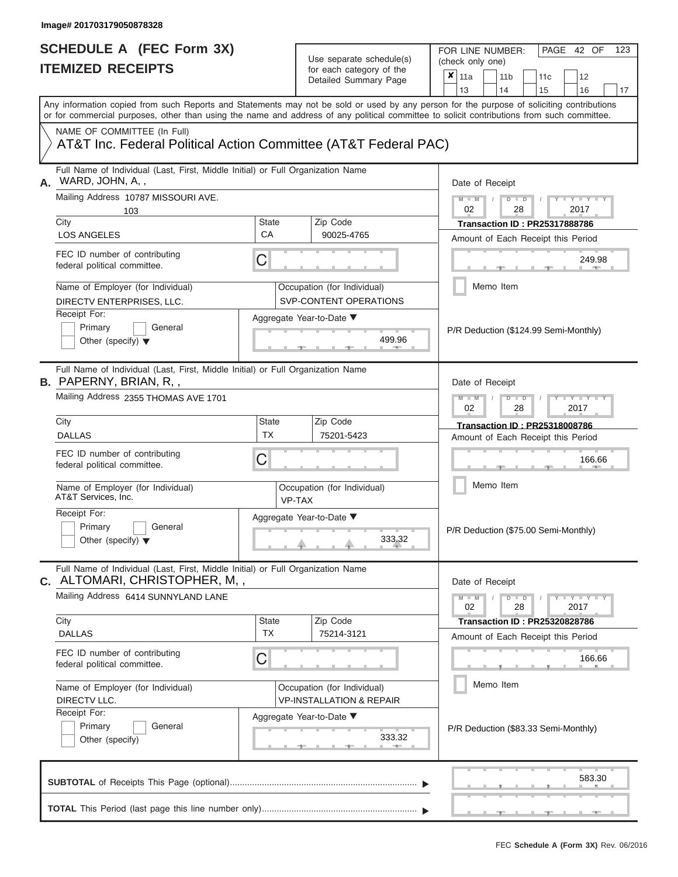Image# 201703179050878328

# SCHEDULE A (FEC Form 3X)
## ITEMIZED RECEIPTS

Use separate schedule(s) for each category of the Detailed Summary Page

FOR LINE NUMBER: (check only one)

☒ 11a ☐ 11b ☐ 11c ☐ 12 ☐ 13 ☐ 14 ☐ 15 ☐ 16 ☐ 17

Any information copied from such Reports and Statements may not be sold or used by any person for the purpose of soliciting contributions or for commercial purposes, other than using the name and address of any political committee to solicit contributions from such committee.

NAME OF COMMITTEE (In Full)

AT&T Inc. Federal Political Action Committee (AT&T Federal PAC)

---

**A.** Full Name of Individual (Last, First, Middle Initial) or Full Organization Name: WARD, JOHN, A, ,

Mailing Address: 10787 MISSOURI AVE. 103

City: LOS ANGELES | State: CA | Zip Code: 90025-4765

FEC ID number of contributing federal political committee: C

Name of Employer (for Individual): DIRECTV ENTERPRISES, LLC.

Occupation (for Individual): SVP-CONTENT OPERATIONS

Receipt For: ☐ Primary ☐ General ☐ Other (specify)

Aggregate Year-to-Date: 499.96

Date of Receipt: 02 / 28 / 2017

Transaction ID : PR25317888786

Amount of Each Receipt this Period: 249.98

☐ Memo Item

P/R Deduction ($124.99 Semi-Monthly)

---

**B.** Full Name of Individual (Last, First, Middle Initial) or Full Organization Name: PAPERNY, BRIAN, R, ,

Mailing Address: 2355 THOMAS AVE 1701

City: DALLAS | State: TX | Zip Code: 75201-5423

FEC ID number of contributing federal political committee: C

Name of Employer (for Individual): AT&T Services, Inc.

Occupation (for Individual): VP-TAX

Receipt For: ☐ Primary ☐ General ☐ Other (specify)

Aggregate Year-to-Date: 333.32

Date of Receipt: 02 / 28 / 2017

Transaction ID : PR25318008786

Amount of Each Receipt this Period: 166.66

☐ Memo Item

P/R Deduction ($75.00 Semi-Monthly)

---

**C.** Full Name of Individual (Last, First, Middle Initial) or Full Organization Name: ALTOMARI, CHRISTOPHER, M, ,

Mailing Address: 6414 SUNNYLAND LANE

City: DALLAS | State: TX | Zip Code: 75214-3121

FEC ID number of contributing federal political committee: C

Name of Employer (for Individual): DIRECTV LLC.

Occupation (for Individual): VP-INSTALLATION & REPAIR

Receipt For: ☐ Primary ☐ General ☐ Other (specify)

Aggregate Year-to-Date: 333.32

Date of Receipt: 02 / 28 / 2017

Transaction ID : PR25320828786

Amount of Each Receipt this Period: 166.66

☐ Memo Item

P/R Deduction ($83.33 Semi-Monthly)

---

**SUBTOTAL** of Receipts This Page (optional): 583.30

**TOTAL** This Period (last page this line number only):

FEC Schedule A (Form 3X) Rev. 06/2016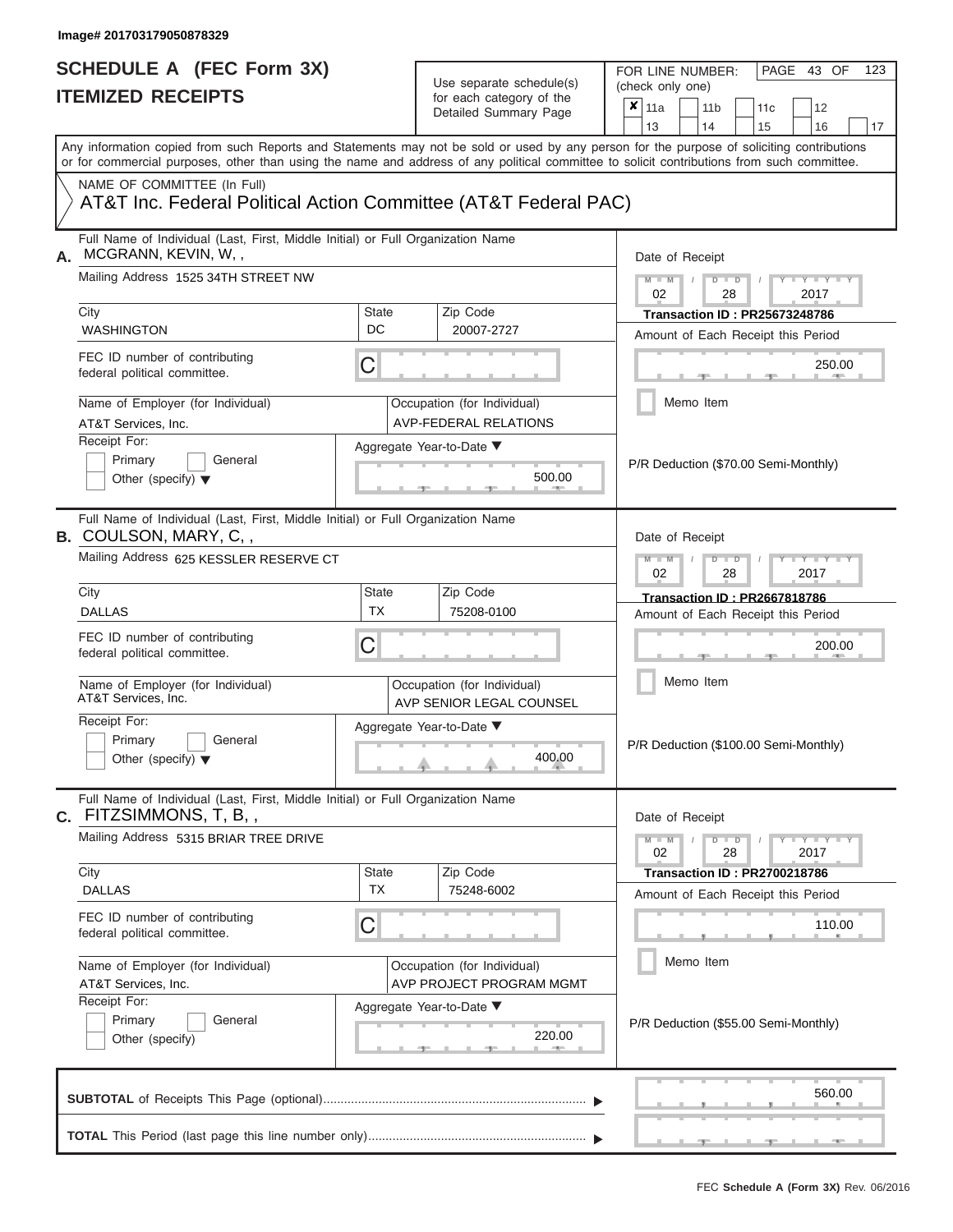Image# 201703179050878329

# SCHEDULE A (FEC Form 3X)
## ITEMIZED RECEIPTS

Use separate schedule(s) for each category of the Detailed Summary Page

FOR LINE NUMBER: (check only one)

- [x] 11a
- [ ] 11b
- [ ] 11c
- [ ] 12
- [ ] 13
- [ ] 14
- [ ] 15
- [ ] 16
- [ ] 17

PAGE 43 OF 123

Any information copied from such Reports and Statements may not be sold or used by any person for the purpose of soliciting contributions or for commercial purposes, other than using the name and address of any political committee to solicit contributions from such committee.

NAME OF COMMITTEE (In Full)

AT&T Inc. Federal Political Action Committee (AT&T Federal PAC)

---

**A.** Full Name of Individual (Last, First, Middle Initial) or Full Organization Name: MCGRANN, KEVIN, W, ,

Mailing Address: 1525 34TH STREET NW

City: WASHINGTON | State: DC | Zip Code: 20007-2727

FEC ID number of contributing federal political committee: C

Name of Employer (for Individual): AT&T Services, Inc.

Occupation (for Individual): AVP-FEDERAL RELATIONS

Receipt For: [ ] Primary [ ] General [ ] Other (specify)

Aggregate Year-to-Date: 500.00

Date of Receipt: 02 / 28 / 2017

Transaction ID : PR25673248786

Amount of Each Receipt this Period: 250.00

[ ] Memo Item

P/R Deduction ($70.00 Semi-Monthly)

---

**B.** Full Name of Individual (Last, First, Middle Initial) or Full Organization Name: COULSON, MARY, C, ,

Mailing Address: 625 KESSLER RESERVE CT

City: DALLAS | State: TX | Zip Code: 75208-0100

FEC ID number of contributing federal political committee: C

Name of Employer (for Individual): AT&T Services, Inc.

Occupation (for Individual): AVP SENIOR LEGAL COUNSEL

Receipt For: [ ] Primary [ ] General [ ] Other (specify)

Aggregate Year-to-Date: 400.00

Date of Receipt: 02 / 28 / 2017

Transaction ID : PR2667818786

Amount of Each Receipt this Period: 200.00

[ ] Memo Item

P/R Deduction ($100.00 Semi-Monthly)

---

**C.** Full Name of Individual (Last, First, Middle Initial) or Full Organization Name: FITZSIMMONS, T, B, ,

Mailing Address: 5315 BRIAR TREE DRIVE

City: DALLAS | State: TX | Zip Code: 75248-6002

FEC ID number of contributing federal political committee: C

Name of Employer (for Individual): AT&T Services, Inc.

Occupation (for Individual): AVP PROJECT PROGRAM MGMT

Receipt For: [ ] Primary [ ] General [ ] Other (specify)

Aggregate Year-to-Date: 220.00

Date of Receipt: 02 / 28 / 2017

Transaction ID : PR2700218786

Amount of Each Receipt this Period: 110.00

[ ] Memo Item

P/R Deduction ($55.00 Semi-Monthly)

---

**SUBTOTAL** of Receipts This Page (optional): 560.00

**TOTAL** This Period (last page this line number only):

FEC **Schedule A (Form 3X)** Rev. 06/2016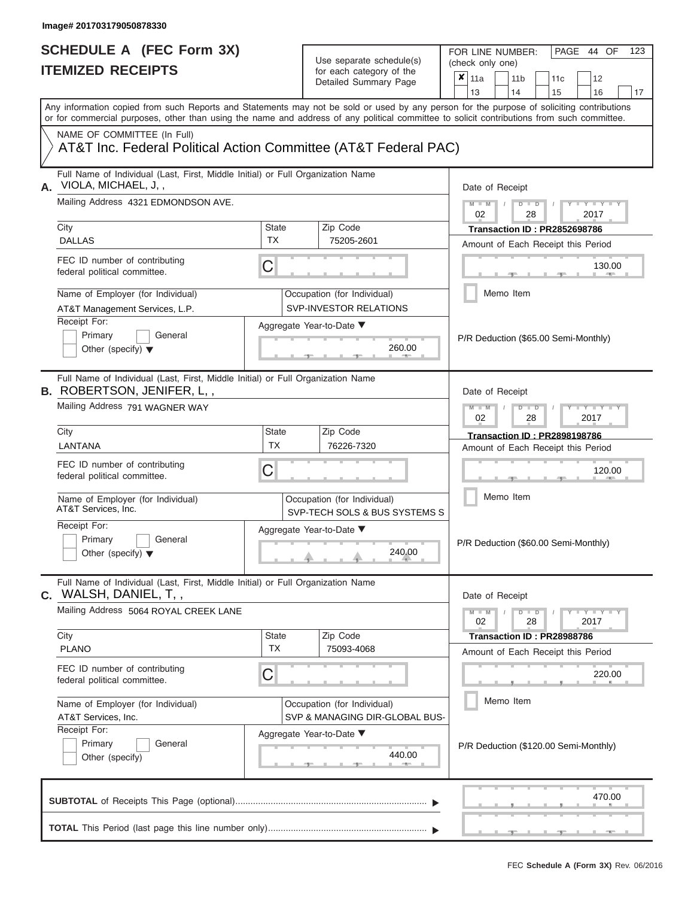Image# 201703179050878330

# SCHEDULE A (FEC Form 3X)
## ITEMIZED RECEIPTS

Use separate schedule(s) for each category of the Detailed Summary Page

FOR LINE NUMBER: (check only one)

- [x] 11a
- [ ] 11b
- [ ] 11c
- [ ] 12
- [ ] 13
- [ ] 14
- [ ] 15
- [ ] 16
- [ ] 17

PAGE 44 OF 123

Any information copied from such Reports and Statements may not be sold or used by any person for the purpose of soliciting contributions or for commercial purposes, other than using the name and address of any political committee to solicit contributions from such committee.

NAME OF COMMITTEE (In Full)
AT&T Inc. Federal Political Action Committee (AT&T Federal PAC)

---

**A.** Full Name of Individual (Last, First, Middle Initial) or Full Organization Name: VIOLA, MICHAEL, J, ,

Mailing Address: 4321 EDMONDSON AVE.

City: DALLAS | State: TX | Zip Code: 75205-2601

FEC ID number of contributing federal political committee: C

Name of Employer (for Individual): AT&T Management Services, L.P.

Occupation (for Individual): SVP-INVESTOR RELATIONS

Receipt For: Primary / General / Other (specify)

Aggregate Year-to-Date: 260.00

Date of Receipt: 02 / 28 / 2017

Transaction ID : PR2852698786

Amount of Each Receipt this Period: 130.00

Memo Item

P/R Deduction ($65.00 Semi-Monthly)

---

**B.** Full Name of Individual (Last, First, Middle Initial) or Full Organization Name: ROBERTSON, JENIFER, L, ,

Mailing Address: 791 WAGNER WAY

City: LANTANA | State: TX | Zip Code: 76226-7320

FEC ID number of contributing federal political committee: C

Name of Employer (for Individual): AT&T Services, Inc.

Occupation (for Individual): SVP-TECH SOLS & BUS SYSTEMS S

Receipt For: Primary / General / Other (specify)

Aggregate Year-to-Date: 240.00

Date of Receipt: 02 / 28 / 2017

Transaction ID : PR2898198786

Amount of Each Receipt this Period: 120.00

Memo Item

P/R Deduction ($60.00 Semi-Monthly)

---

**C.** Full Name of Individual (Last, First, Middle Initial) or Full Organization Name: WALSH, DANIEL, T, ,

Mailing Address: 5064 ROYAL CREEK LANE

City: PLANO | State: TX | Zip Code: 75093-4068

FEC ID number of contributing federal political committee: C

Name of Employer (for Individual): AT&T Services, Inc.

Occupation (for Individual): SVP & MANAGING DIR-GLOBAL BUS-

Receipt For: Primary / General / Other (specify)

Aggregate Year-to-Date: 440.00

Date of Receipt: 02 / 28 / 2017

Transaction ID : PR28988786

Amount of Each Receipt this Period: 220.00

Memo Item

P/R Deduction ($120.00 Semi-Monthly)

---

**SUBTOTAL** of Receipts This Page (optional): 470.00

**TOTAL** This Period (last page this line number only):

FEC Schedule A (Form 3X) Rev. 06/2016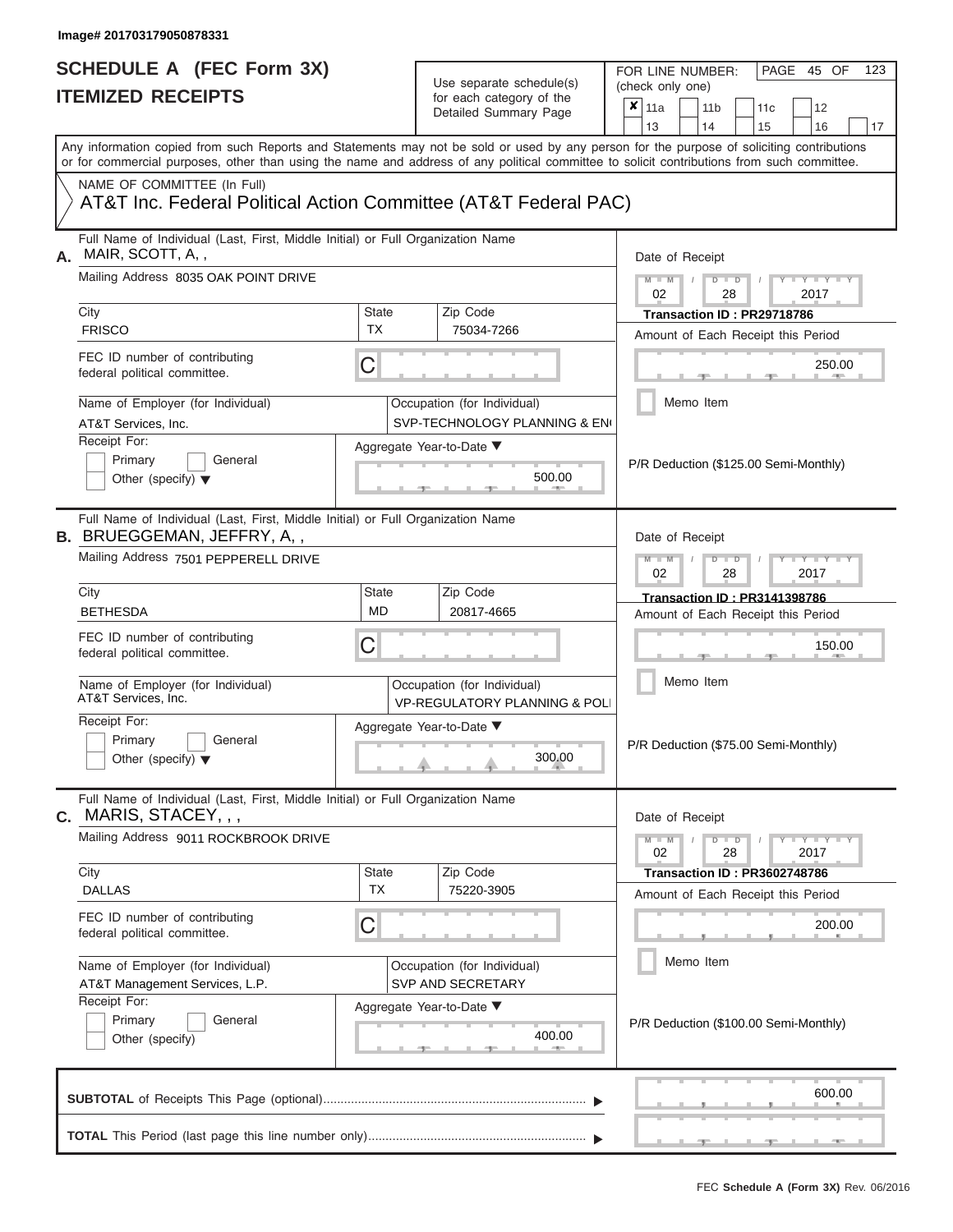Image# 201703179050878331

# SCHEDULE A (FEC Form 3X)
## ITEMIZED RECEIPTS

Use separate schedule(s) for each category of the Detailed Summary Page

FOR LINE NUMBER: (check only one)

☒ 11a ☐ 11b ☐ 11c ☐ 12 ☐ 13 ☐ 14 ☐ 15 ☐ 16 ☐ 17

Any information copied from such Reports and Statements may not be sold or used by any person for the purpose of soliciting contributions or for commercial purposes, other than using the name and address of any political committee to solicit contributions from such committee.

NAME OF COMMITTEE (In Full)
AT&T Inc. Federal Political Action Committee (AT&T Federal PAC)

---

**A.** Full Name of Individual (Last, First, Middle Initial) or Full Organization Name: MAIR, SCOTT, A, ,

Mailing Address: 8035 OAK POINT DRIVE

| City | State | Zip Code |
|---|---|---|
| FRISCO | TX | 75034-7266 |

FEC ID number of contributing federal political committee: C

Name of Employer (for Individual): AT&T Services, Inc.

Occupation (for Individual): SVP-TECHNOLOGY PLANNING & EN(

Receipt For: ☐ Primary ☐ General ☐ Other (specify)

Aggregate Year-to-Date: 500.00

Date of Receipt: 02 / 28 / 2017

Transaction ID : PR29718786

Amount of Each Receipt this Period: 250.00

☐ Memo Item

P/R Deduction ($125.00 Semi-Monthly)

---

**B.** Full Name of Individual (Last, First, Middle Initial) or Full Organization Name: BRUEGGEMAN, JEFFRY, A, ,

Mailing Address: 7501 PEPPERELL DRIVE

| City | State | Zip Code |
|---|---|---|
| BETHESDA | MD | 20817-4665 |

FEC ID number of contributing federal political committee: C

Name of Employer (for Individual): AT&T Services, Inc.

Occupation (for Individual): VP-REGULATORY PLANNING & POLI

Receipt For: ☐ Primary ☐ General ☐ Other (specify)

Aggregate Year-to-Date: 300.00

Date of Receipt: 02 / 28 / 2017

Transaction ID : PR3141398786

Amount of Each Receipt this Period: 150.00

☐ Memo Item

P/R Deduction ($75.00 Semi-Monthly)

---

**C.** Full Name of Individual (Last, First, Middle Initial) or Full Organization Name: MARIS, STACEY, , ,

Mailing Address: 9011 ROCKBROOK DRIVE

| City | State | Zip Code |
|---|---|---|
| DALLAS | TX | 75220-3905 |

FEC ID number of contributing federal political committee: C

Name of Employer (for Individual): AT&T Management Services, L.P.

Occupation (for Individual): SVP AND SECRETARY

Receipt For: ☐ Primary ☐ General ☐ Other (specify)

Aggregate Year-to-Date: 400.00

Date of Receipt: 02 / 28 / 2017

Transaction ID : PR3602748786

Amount of Each Receipt this Period: 200.00

☐ Memo Item

P/R Deduction ($100.00 Semi-Monthly)

---

**SUBTOTAL** of Receipts This Page (optional): 600.00

**TOTAL** This Period (last page this line number only):

FEC Schedule A (Form 3X) Rev. 06/2016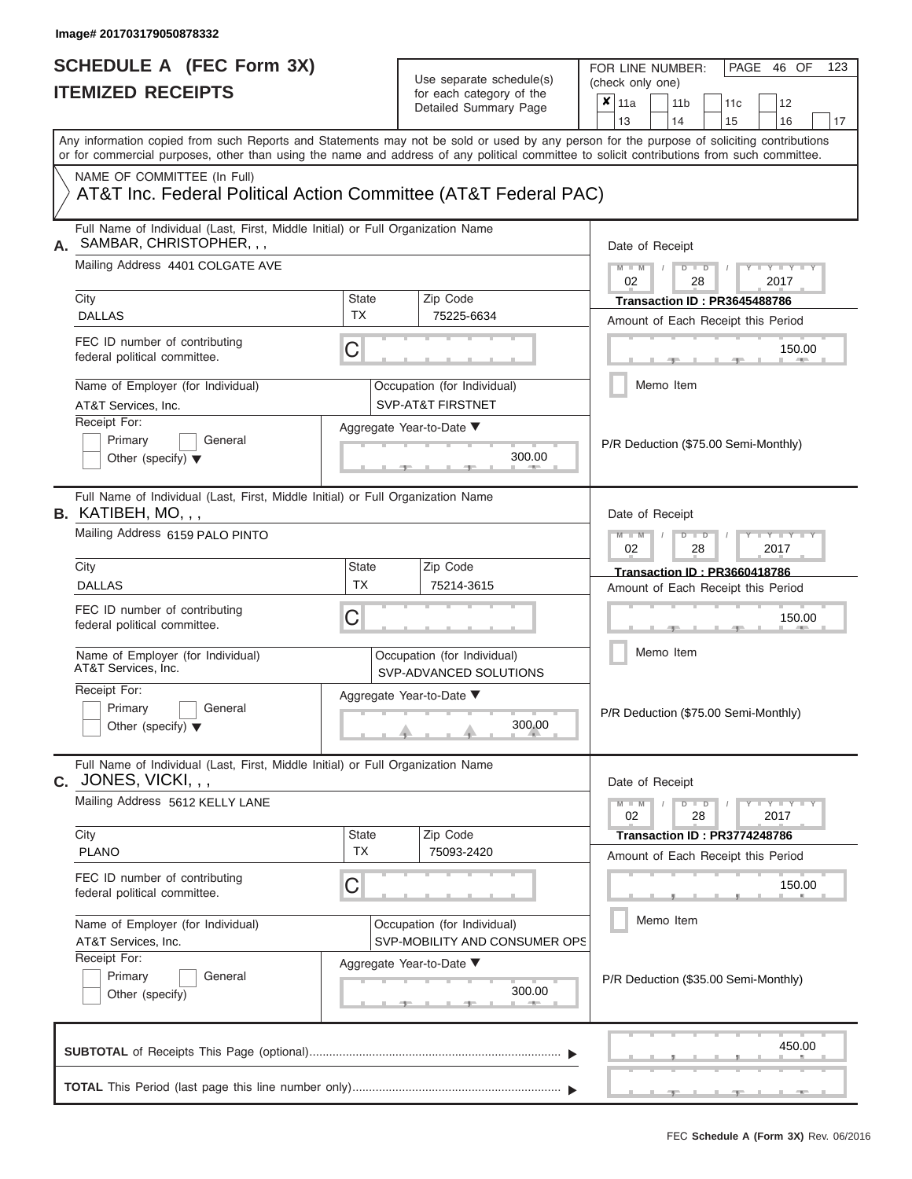Image# 201703179050878332

# SCHEDULE A (FEC Form 3X)
## ITEMIZED RECEIPTS

Use separate schedule(s) for each category of the Detailed Summary Page

FOR LINE NUMBER: (check only one)

- [x] 11a
- [ ] 11b
- [ ] 11c
- [ ] 12
- [ ] 13
- [ ] 14
- [ ] 15
- [ ] 16
- [ ] 17

Any information copied from such Reports and Statements may not be sold or used by any person for the purpose of soliciting contributions or for commercial purposes, other than using the name and address of any political committee to solicit contributions from such committee.

NAME OF COMMITTEE (In Full)

AT&T Inc. Federal Political Action Committee (AT&T Federal PAC)

---

**A.** Full Name of Individual (Last, First, Middle Initial) or Full Organization Name: SAMBAR, CHRISTOPHER, , ,

Mailing Address: 4401 COLGATE AVE

City: DALLAS | State: TX | Zip Code: 75225-6634

FEC ID number of contributing federal political committee: C

Name of Employer (for Individual): AT&T Services, Inc.

Occupation (for Individual): SVP-AT&T FIRSTNET

Receipt For: Primary / General / Other (specify)

Aggregate Year-to-Date: 300.00

Date of Receipt: 02 / 28 / 2017

Transaction ID : PR3645488786

Amount of Each Receipt this Period: 150.00

Memo Item

P/R Deduction ($75.00 Semi-Monthly)

---

**B.** Full Name of Individual (Last, First, Middle Initial) or Full Organization Name: KATIBEH, MO, , ,

Mailing Address: 6159 PALO PINTO

City: DALLAS | State: TX | Zip Code: 75214-3615

FEC ID number of contributing federal political committee: C

Name of Employer (for Individual): AT&T Services, Inc.

Occupation (for Individual): SVP-ADVANCED SOLUTIONS

Receipt For: Primary / General / Other (specify)

Aggregate Year-to-Date: 300.00

Date of Receipt: 02 / 28 / 2017

Transaction ID : PR3660418786

Amount of Each Receipt this Period: 150.00

Memo Item

P/R Deduction ($75.00 Semi-Monthly)

---

**C.** Full Name of Individual (Last, First, Middle Initial) or Full Organization Name: JONES, VICKI, , ,

Mailing Address: 5612 KELLY LANE

City: PLANO | State: TX | Zip Code: 75093-2420

FEC ID number of contributing federal political committee: C

Name of Employer (for Individual): AT&T Services, Inc.

Occupation (for Individual): SVP-MOBILITY AND CONSUMER OPS

Receipt For: Primary / General / Other (specify)

Aggregate Year-to-Date: 300.00

Date of Receipt: 02 / 28 / 2017

Transaction ID : PR3774248786

Amount of Each Receipt this Period: 150.00

Memo Item

P/R Deduction ($35.00 Semi-Monthly)

---

**SUBTOTAL** of Receipts This Page (optional): 450.00

**TOTAL** This Period (last page this line number only):

FEC Schedule A (Form 3X) Rev. 06/2016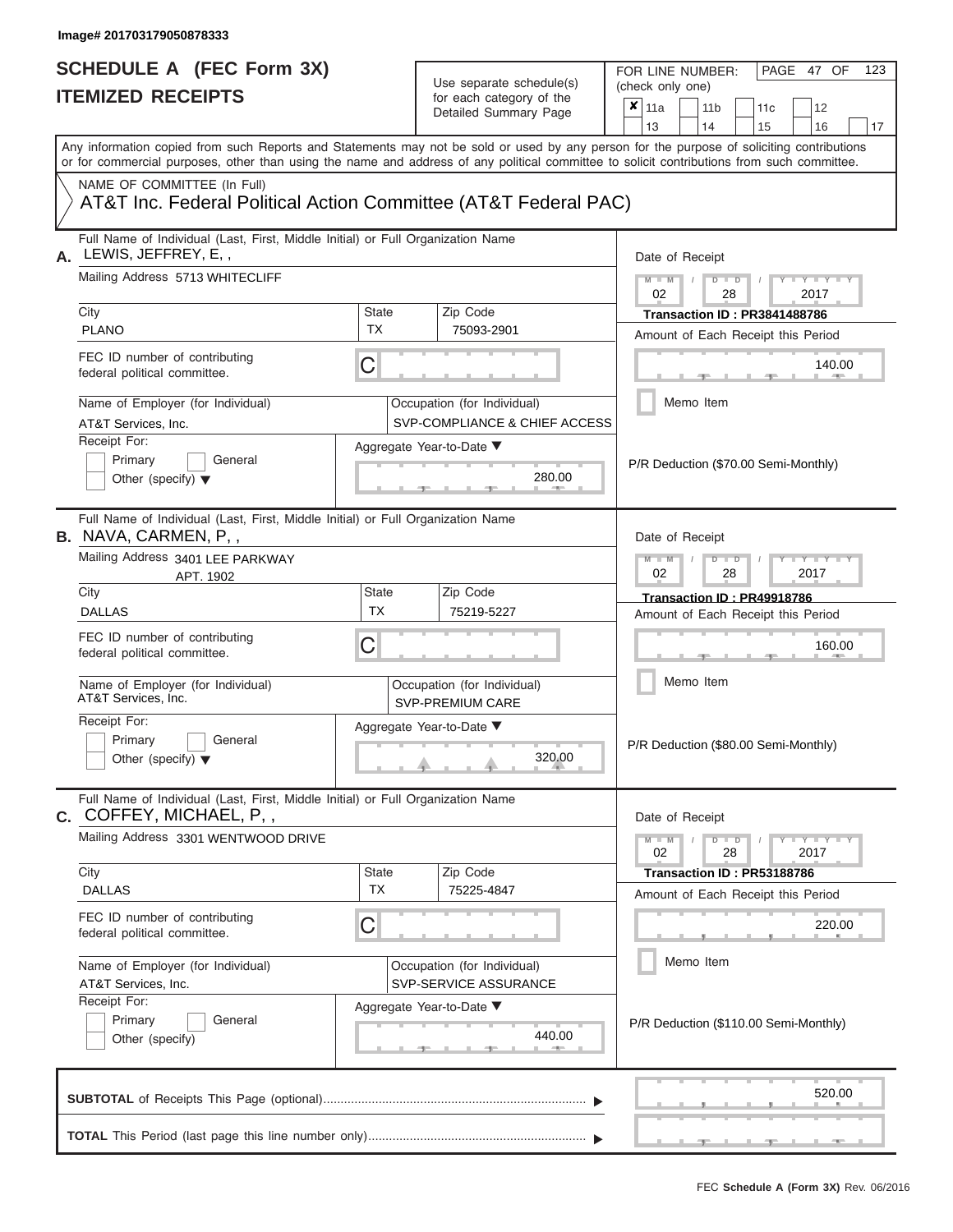Image# 201703179050878333

# SCHEDULE A (FEC Form 3X)
# ITEMIZED RECEIPTS

Use separate schedule(s) for each category of the Detailed Summary Page

FOR LINE NUMBER: (check only one)

- [x] 11a
- [ ] 11b
- [ ] 11c
- [ ] 12
- [ ] 13
- [ ] 14
- [ ] 15
- [ ] 16
- [ ] 17

PAGE 47 OF 123

Any information copied from such Reports and Statements may not be sold or used by any person for the purpose of soliciting contributions or for commercial purposes, other than using the name and address of any political committee to solicit contributions from such committee.

NAME OF COMMITTEE (In Full)

AT&T Inc. Federal Political Action Committee (AT&T Federal PAC)

---

**A.** Full Name of Individual (Last, First, Middle Initial) or Full Organization Name: LEWIS, JEFFREY, E, ,

Mailing Address: 5713 WHITECLIFF

| City | State | Zip Code |
|---|---|---|
| PLANO | TX | 75093-2901 |

FEC ID number of contributing federal political committee: C

Name of Employer (for Individual): AT&T Services, Inc.

Occupation (for Individual): SVP-COMPLIANCE & CHIEF ACCESS

Receipt For: Primary / General / Other (specify)

Aggregate Year-to-Date: 280.00

Date of Receipt: 02 / 28 / 2017

Transaction ID : PR3841488786

Amount of Each Receipt this Period: 140.00

Memo Item

P/R Deduction ($70.00 Semi-Monthly)

---

**B.** Full Name of Individual (Last, First, Middle Initial) or Full Organization Name: NAVA, CARMEN, P, ,

Mailing Address: 3401 LEE PARKWAY APT. 1902

| City | State | Zip Code |
|---|---|---|
| DALLAS | TX | 75219-5227 |

FEC ID number of contributing federal political committee: C

Name of Employer (for Individual): AT&T Services, Inc.

Occupation (for Individual): SVP-PREMIUM CARE

Receipt For: Primary / General / Other (specify)

Aggregate Year-to-Date: 320.00

Date of Receipt: 02 / 28 / 2017

Transaction ID : PR49918786

Amount of Each Receipt this Period: 160.00

Memo Item

P/R Deduction ($80.00 Semi-Monthly)

---

**C.** Full Name of Individual (Last, First, Middle Initial) or Full Organization Name: COFFEY, MICHAEL, P, ,

Mailing Address: 3301 WENTWOOD DRIVE

| City | State | Zip Code |
|---|---|---|
| DALLAS | TX | 75225-4847 |

FEC ID number of contributing federal political committee: C

Name of Employer (for Individual): AT&T Services, Inc.

Occupation (for Individual): SVP-SERVICE ASSURANCE

Receipt For: Primary / General / Other (specify)

Aggregate Year-to-Date: 440.00

Date of Receipt: 02 / 28 / 2017

Transaction ID : PR53188786

Amount of Each Receipt this Period: 220.00

Memo Item

P/R Deduction ($110.00 Semi-Monthly)

---

**SUBTOTAL** of Receipts This Page (optional): 520.00

**TOTAL** This Period (last page this line number only):

FEC Schedule A (Form 3X) Rev. 06/2016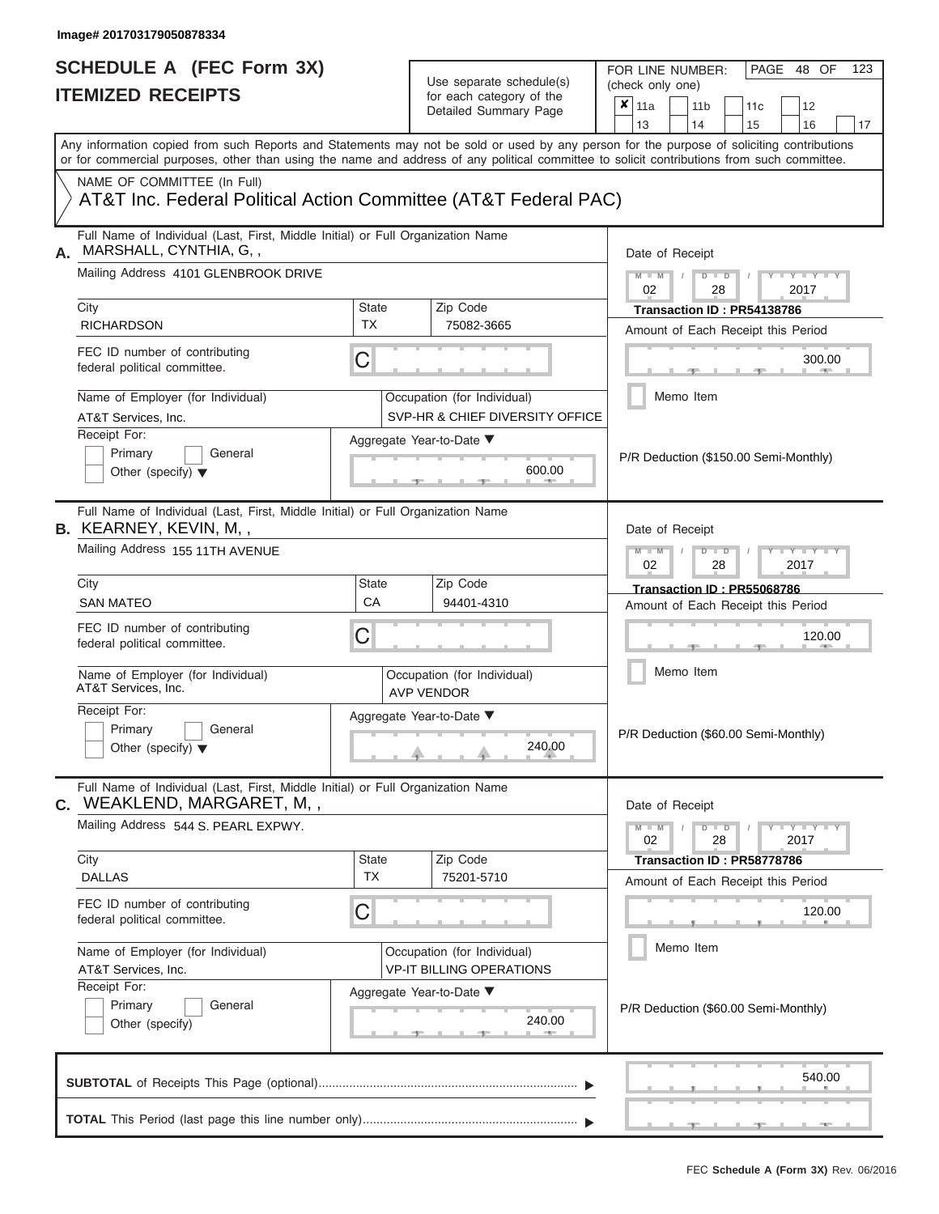Image# 201703179050878334

# SCHEDULE A (FEC Form 3X)
## ITEMIZED RECEIPTS

Use separate schedule(s) for each category of the Detailed Summary Page

FOR LINE NUMBER: (check only one)

- [x] 11a
- [ ] 11b
- [ ] 11c
- [ ] 12
- [ ] 13
- [ ] 14
- [ ] 15
- [ ] 16
- [ ] 17

Any information copied from such Reports and Statements may not be sold or used by any person for the purpose of soliciting contributions or for commercial purposes, other than using the name and address of any political committee to solicit contributions from such committee.

NAME OF COMMITTEE (In Full)
AT&T Inc. Federal Political Action Committee (AT&T Federal PAC)

---

**A.** Full Name of Individual (Last, First, Middle Initial) or Full Organization Name: MARSHALL, CYNTHIA, G, ,

Mailing Address: 4101 GLENBROOK DRIVE

City: RICHARDSON | State: TX | Zip Code: 75082-3665

FEC ID number of contributing federal political committee: C

Name of Employer (for Individual): AT&T Services, Inc.

Occupation (for Individual): SVP-HR & CHIEF DIVERSITY OFFICE

Receipt For: Primary / General / Other (specify)

Aggregate Year-to-Date: 600.00

Date of Receipt: 02 / 28 / 2017

Transaction ID : PR54138786

Amount of Each Receipt this Period: 300.00

Memo Item

P/R Deduction ($150.00 Semi-Monthly)

---

**B.** Full Name of Individual (Last, First, Middle Initial) or Full Organization Name: KEARNEY, KEVIN, M, ,

Mailing Address: 155 11TH AVENUE

City: SAN MATEO | State: CA | Zip Code: 94401-4310

FEC ID number of contributing federal political committee: C

Name of Employer (for Individual): AT&T Services, Inc.

Occupation (for Individual): AVP VENDOR

Receipt For: Primary / General / Other (specify)

Aggregate Year-to-Date: 240.00

Date of Receipt: 02 / 28 / 2017

Transaction ID : PR55068786

Amount of Each Receipt this Period: 120.00

Memo Item

P/R Deduction ($60.00 Semi-Monthly)

---

**C.** Full Name of Individual (Last, First, Middle Initial) or Full Organization Name: WEAKLEND, MARGARET, M, ,

Mailing Address: 544 S. PEARL EXPWY.

City: DALLAS | State: TX | Zip Code: 75201-5710

FEC ID number of contributing federal political committee: C

Name of Employer (for Individual): AT&T Services, Inc.

Occupation (for Individual): VP-IT BILLING OPERATIONS

Receipt For: Primary / General / Other (specify)

Aggregate Year-to-Date: 240.00

Date of Receipt: 02 / 28 / 2017

Transaction ID : PR58778786

Amount of Each Receipt this Period: 120.00

Memo Item

P/R Deduction ($60.00 Semi-Monthly)

---

**SUBTOTAL** of Receipts This Page (optional): 540.00

**TOTAL** This Period (last page this line number only):

FEC Schedule A (Form 3X) Rev. 06/2016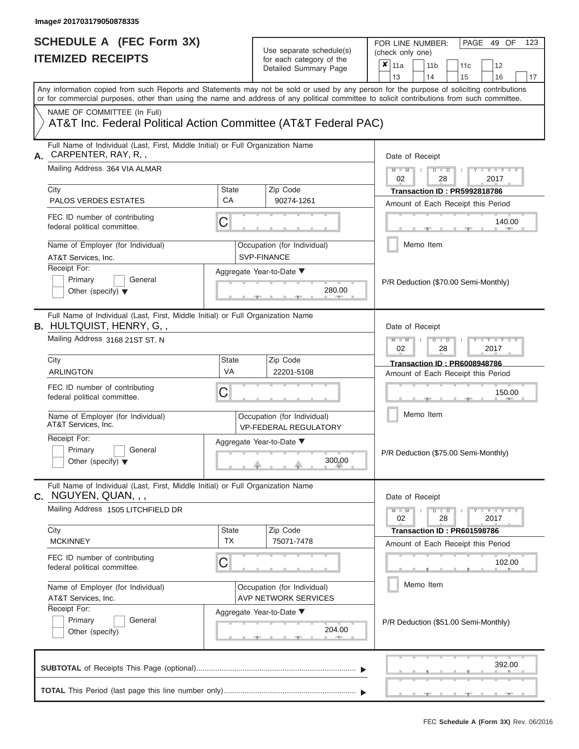Image# 201703179050878335

# SCHEDULE A (FEC Form 3X)
## ITEMIZED RECEIPTS

Use separate schedule(s) for each category of the Detailed Summary Page

FOR LINE NUMBER: (check only one)

- [x] 11a
- [ ] 11b
- [ ] 11c
- [ ] 12
- [ ] 13
- [ ] 14
- [ ] 15
- [ ] 16
- [ ] 17

PAGE 49 OF 123

Any information copied from such Reports and Statements may not be sold or used by any person for the purpose of soliciting contributions or for commercial purposes, other than using the name and address of any political committee to solicit contributions from such committee.

NAME OF COMMITTEE (In Full)
AT&T Inc. Federal Political Action Committee (AT&T Federal PAC)

---

**A.** Full Name of Individual (Last, First, Middle Initial) or Full Organization Name: CARPENTER, RAY, R, ,

Mailing Address: 364 VIA ALMAR

| City | State | Zip Code |
|---|---|---|
| PALOS VERDES ESTATES | CA | 90274-1261 |

FEC ID number of contributing federal political committee: C

Name of Employer (for Individual): AT&T Services, Inc.

Occupation (for Individual): SVP-FINANCE

Receipt For: Primary / General / Other (specify)

Aggregate Year-to-Date: 280.00

Date of Receipt: 02 / 28 / 2017

Transaction ID : PR5992818786

Amount of Each Receipt this Period: 140.00

Memo Item

P/R Deduction ($70.00 Semi-Monthly)

---

**B.** Full Name of Individual (Last, First, Middle Initial) or Full Organization Name: HULTQUIST, HENRY, G, ,

Mailing Address: 3168 21ST ST. N

| City | State | Zip Code |
|---|---|---|
| ARLINGTON | VA | 22201-5108 |

FEC ID number of contributing federal political committee: C

Name of Employer (for Individual): AT&T Services, Inc.

Occupation (for Individual): VP-FEDERAL REGULATORY

Receipt For: Primary / General / Other (specify)

Aggregate Year-to-Date: 300.00

Date of Receipt: 02 / 28 / 2017

Transaction ID : PR6008948786

Amount of Each Receipt this Period: 150.00

Memo Item

P/R Deduction ($75.00 Semi-Monthly)

---

**C.** Full Name of Individual (Last, First, Middle Initial) or Full Organization Name: NGUYEN, QUAN, , ,

Mailing Address: 1505 LITCHFIELD DR

| City | State | Zip Code |
|---|---|---|
| MCKINNEY | TX | 75071-7478 |

FEC ID number of contributing federal political committee: C

Name of Employer (for Individual): AT&T Services, Inc.

Occupation (for Individual): AVP NETWORK SERVICES

Receipt For: Primary / General / Other (specify)

Aggregate Year-to-Date: 204.00

Date of Receipt: 02 / 28 / 2017

Transaction ID : PR601598786

Amount of Each Receipt this Period: 102.00

Memo Item

P/R Deduction ($51.00 Semi-Monthly)

---

**SUBTOTAL** of Receipts This Page (optional): 392.00

**TOTAL** This Period (last page this line number only):

FEC **Schedule A (Form 3X)** Rev. 06/2016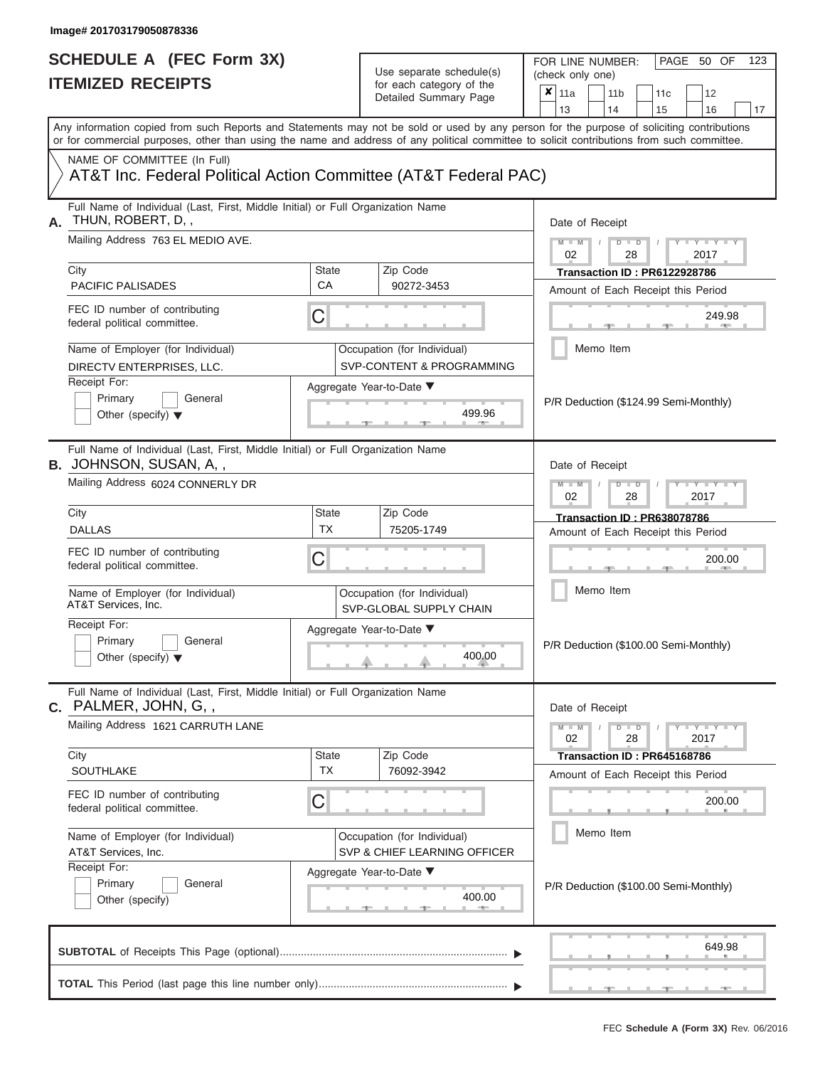Image# 201703179050878336

# SCHEDULE A (FEC Form 3X)
## ITEMIZED RECEIPTS

Use separate schedule(s) for each category of the Detailed Summary Page

FOR LINE NUMBER: (check only one)

☒ 11a ☐ 11b ☐ 11c ☐ 12 ☐ 13 ☐ 14 ☐ 15 ☐ 16 ☐ 17

PAGE 50 OF 123

Any information copied from such Reports and Statements may not be sold or used by any person for the purpose of soliciting contributions or for commercial purposes, other than using the name and address of any political committee to solicit contributions from such committee.

NAME OF COMMITTEE (In Full)

AT&T Inc. Federal Political Action Committee (AT&T Federal PAC)

---

**A.** Full Name of Individual (Last, First, Middle Initial) or Full Organization Name: THUN, ROBERT, D, ,

Mailing Address: 763 EL MEDIO AVE.

| City | State | Zip Code |
|---|---|---|
| PACIFIC PALISADES | CA | 90272-3453 |

FEC ID number of contributing federal political committee: C

Name of Employer (for Individual): DIRECTV ENTERPRISES, LLC.

Occupation (for Individual): SVP-CONTENT & PROGRAMMING

Receipt For: ☐ Primary ☐ General ☐ Other (specify)

Aggregate Year-to-Date: 499.96

Date of Receipt: 02 / 28 / 2017

Transaction ID : PR6122928786

Amount of Each Receipt this Period: 249.98

☐ Memo Item

P/R Deduction ($124.99 Semi-Monthly)

---

**B.** Full Name of Individual (Last, First, Middle Initial) or Full Organization Name: JOHNSON, SUSAN, A, ,

Mailing Address: 6024 CONNERLY DR

| City | State | Zip Code |
|---|---|---|
| DALLAS | TX | 75205-1749 |

FEC ID number of contributing federal political committee: C

Name of Employer (for Individual): AT&T Services, Inc.

Occupation (for Individual): SVP-GLOBAL SUPPLY CHAIN

Receipt For: ☐ Primary ☐ General ☐ Other (specify)

Aggregate Year-to-Date: 400.00

Date of Receipt: 02 / 28 / 2017

Transaction ID : PR638078786

Amount of Each Receipt this Period: 200.00

☐ Memo Item

P/R Deduction ($100.00 Semi-Monthly)

---

**C.** Full Name of Individual (Last, First, Middle Initial) or Full Organization Name: PALMER, JOHN, G, ,

Mailing Address: 1621 CARRUTH LANE

| City | State | Zip Code |
|---|---|---|
| SOUTHLAKE | TX | 76092-3942 |

FEC ID number of contributing federal political committee: C

Name of Employer (for Individual): AT&T Services, Inc.

Occupation (for Individual): SVP & CHIEF LEARNING OFFICER

Receipt For: ☐ Primary ☐ General ☐ Other (specify)

Aggregate Year-to-Date: 400.00

Date of Receipt: 02 / 28 / 2017

Transaction ID : PR645168786

Amount of Each Receipt this Period: 200.00

☐ Memo Item

P/R Deduction ($100.00 Semi-Monthly)

---

**SUBTOTAL** of Receipts This Page (optional): 649.98

**TOTAL** This Period (last page this line number only):

FEC Schedule A (Form 3X) Rev. 06/2016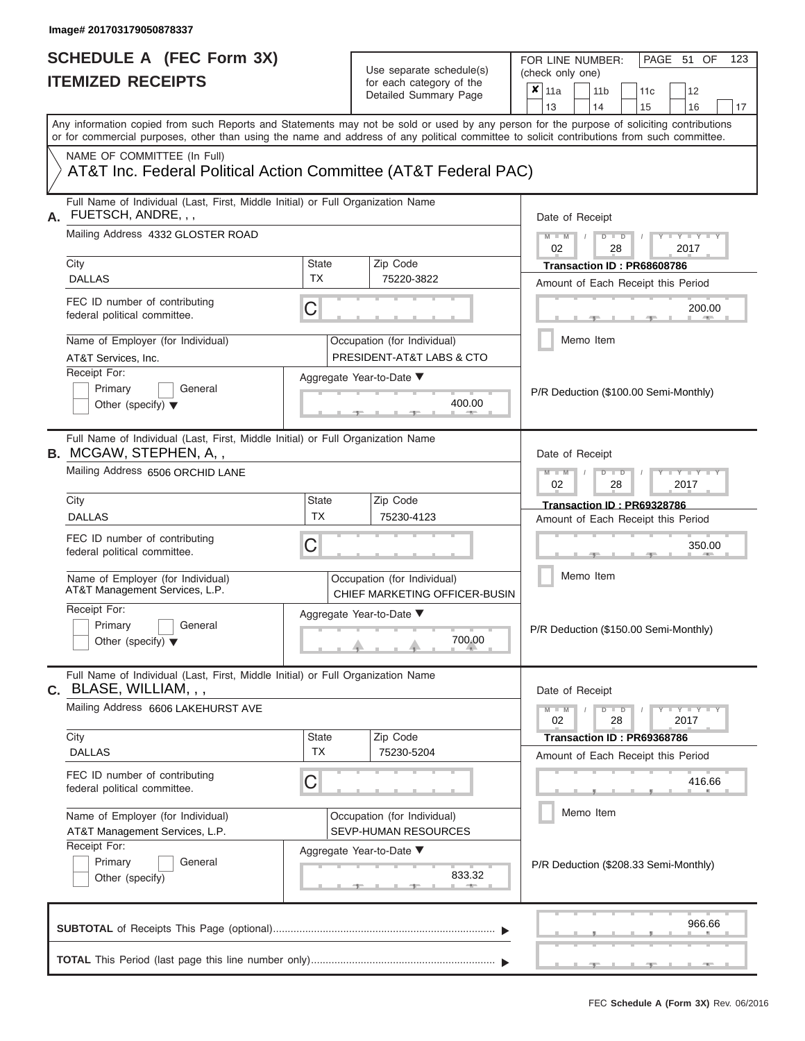Image# 201703179050878337

# SCHEDULE A (FEC Form 3X)
# ITEMIZED RECEIPTS

Use separate schedule(s) for each category of the Detailed Summary Page

FOR LINE NUMBER: (check only one)

- [x] 11a
- [ ] 11b
- [ ] 11c
- [ ] 12
- [ ] 13
- [ ] 14
- [ ] 15
- [ ] 16
- [ ] 17

Any information copied from such Reports and Statements may not be sold or used by any person for the purpose of soliciting contributions or for commercial purposes, other than using the name and address of any political committee to solicit contributions from such committee.

NAME OF COMMITTEE (In Full)
AT&T Inc. Federal Political Action Committee (AT&T Federal PAC)

---

**A.** Full Name of Individual (Last, First, Middle Initial) or Full Organization Name: FUETSCH, ANDRE, , ,

Mailing Address: 4332 GLOSTER ROAD

City: DALLAS | State: TX | Zip Code: 75220-3822

FEC ID number of contributing federal political committee: C

Name of Employer (for Individual): AT&T Services, Inc.

Occupation (for Individual): PRESIDENT-AT&T LABS & CTO

Receipt For: [ ] Primary [ ] General [ ] Other (specify)

Aggregate Year-to-Date: 400.00

Date of Receipt: 02 / 28 / 2017

Transaction ID : PR68608786

Amount of Each Receipt this Period: 200.00

[ ] Memo Item

P/R Deduction ($100.00 Semi-Monthly)

---

**B.** Full Name of Individual (Last, First, Middle Initial) or Full Organization Name: MCGAW, STEPHEN, A, ,

Mailing Address: 6506 ORCHID LANE

City: DALLAS | State: TX | Zip Code: 75230-4123

FEC ID number of contributing federal political committee: C

Name of Employer (for Individual): AT&T Management Services, L.P.

Occupation (for Individual): CHIEF MARKETING OFFICER-BUSIN

Receipt For: [ ] Primary [ ] General [ ] Other (specify)

Aggregate Year-to-Date: 700.00

Date of Receipt: 02 / 28 / 2017

Transaction ID : PR69328786

Amount of Each Receipt this Period: 350.00

[ ] Memo Item

P/R Deduction ($150.00 Semi-Monthly)

---

**C.** Full Name of Individual (Last, First, Middle Initial) or Full Organization Name: BLASE, WILLIAM, , ,

Mailing Address: 6606 LAKEHURST AVE

City: DALLAS | State: TX | Zip Code: 75230-5204

FEC ID number of contributing federal political committee: C

Name of Employer (for Individual): AT&T Management Services, L.P.

Occupation (for Individual): SEVP-HUMAN RESOURCES

Receipt For: [ ] Primary [ ] General [ ] Other (specify)

Aggregate Year-to-Date: 833.32

Date of Receipt: 02 / 28 / 2017

Transaction ID : PR69368786

Amount of Each Receipt this Period: 416.66

[ ] Memo Item

P/R Deduction ($208.33 Semi-Monthly)

---

**SUBTOTAL** of Receipts This Page (optional): 966.66

**TOTAL** This Period (last page this line number only):

FEC **Schedule A (Form 3X)** Rev. 06/2016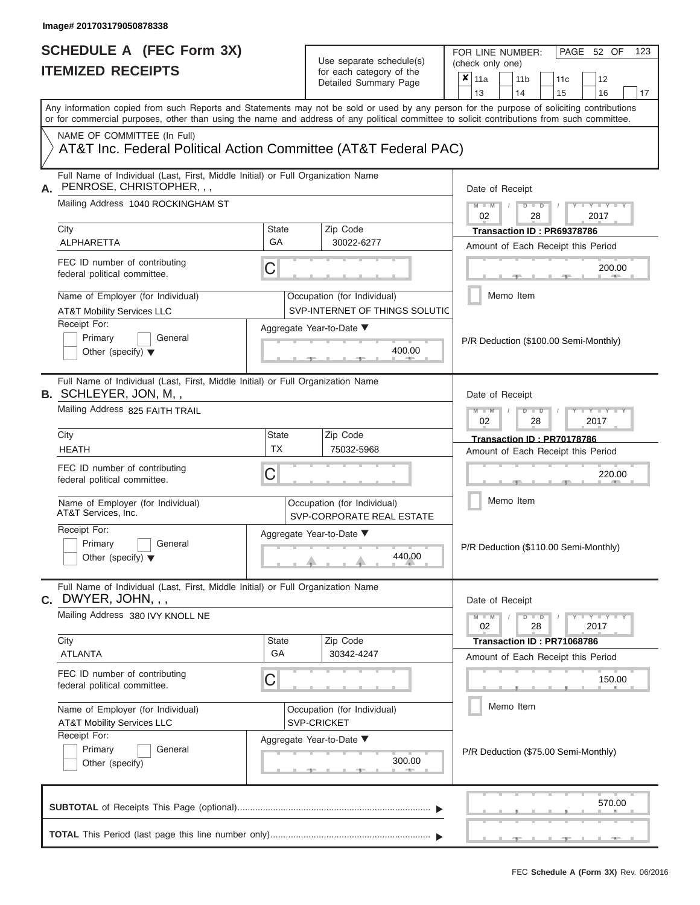Image# 201703179050878338

# SCHEDULE A (FEC Form 3X)
# ITEMIZED RECEIPTS

Use separate schedule(s) for each category of the Detailed Summary Page

FOR LINE NUMBER: (check only one)

- [x] 11a
- [ ] 11b
- [ ] 11c
- [ ] 12
- [ ] 13
- [ ] 14
- [ ] 15
- [ ] 16
- [ ] 17

PAGE 52 OF 123

Any information copied from such Reports and Statements may not be sold or used by any person for the purpose of soliciting contributions or for commercial purposes, other than using the name and address of any political committee to solicit contributions from such committee.

NAME OF COMMITTEE (In Full)
AT&T Inc. Federal Political Action Committee (AT&T Federal PAC)

---

**A.** Full Name of Individual (Last, First, Middle Initial) or Full Organization Name: PENROSE, CHRISTOPHER, , ,

Mailing Address: 1040 ROCKINGHAM ST

City: ALPHARETTA | State: GA | Zip Code: 30022-6277

FEC ID number of contributing federal political committee: C

Name of Employer (for Individual): AT&T Mobility Services LLC

Occupation (for Individual): SVP-INTERNET OF THINGS SOLUTIC

Receipt For: [ ] Primary [ ] General [ ] Other (specify)

Aggregate Year-to-Date: 400.00

Date of Receipt: 02 / 28 / 2017

Transaction ID : PR69378786

Amount of Each Receipt this Period: 200.00

[ ] Memo Item

P/R Deduction ($100.00 Semi-Monthly)

---

**B.** Full Name of Individual (Last, First, Middle Initial) or Full Organization Name: SCHLEYER, JON, M, ,

Mailing Address: 825 FAITH TRAIL

City: HEATH | State: TX | Zip Code: 75032-5968

FEC ID number of contributing federal political committee: C

Name of Employer (for Individual): AT&T Services, Inc.

Occupation (for Individual): SVP-CORPORATE REAL ESTATE

Receipt For: [ ] Primary [ ] General [ ] Other (specify)

Aggregate Year-to-Date: 440.00

Date of Receipt: 02 / 28 / 2017

Transaction ID : PR70178786

Amount of Each Receipt this Period: 220.00

[ ] Memo Item

P/R Deduction ($110.00 Semi-Monthly)

---

**C.** Full Name of Individual (Last, First, Middle Initial) or Full Organization Name: DWYER, JOHN, , ,

Mailing Address: 380 IVY KNOLL NE

City: ATLANTA | State: GA | Zip Code: 30342-4247

FEC ID number of contributing federal political committee: C

Name of Employer (for Individual): AT&T Mobility Services LLC

Occupation (for Individual): SVP-CRICKET

Receipt For: [ ] Primary [ ] General [ ] Other (specify)

Aggregate Year-to-Date: 300.00

Date of Receipt: 02 / 28 / 2017

Transaction ID : PR71068786

Amount of Each Receipt this Period: 150.00

[ ] Memo Item

P/R Deduction ($75.00 Semi-Monthly)

---

**SUBTOTAL** of Receipts This Page (optional): 570.00

**TOTAL** This Period (last page this line number only):

FEC **Schedule A (Form 3X)** Rev. 06/2016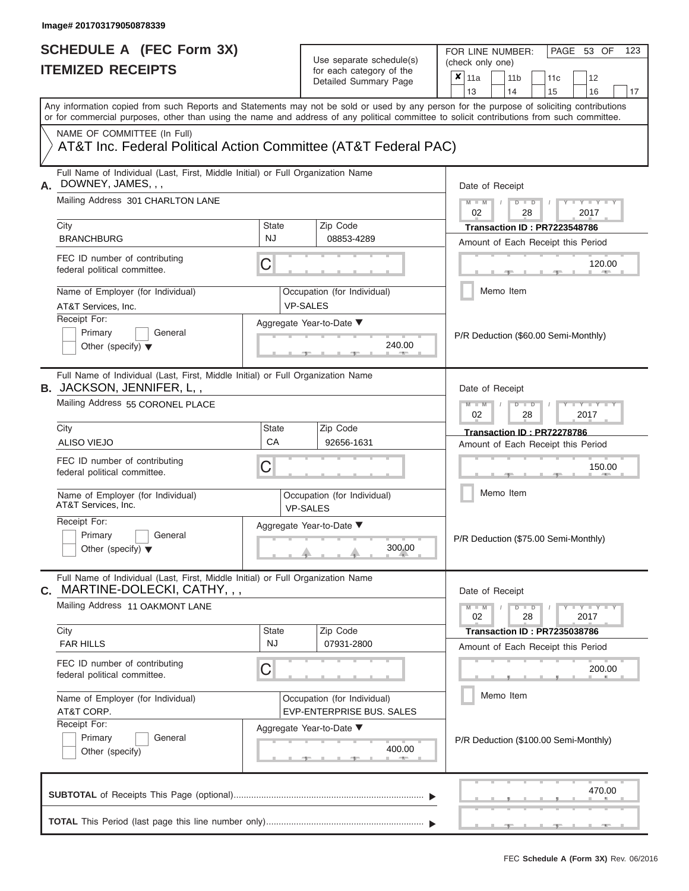Image# 201703179050878339

# SCHEDULE A (FEC Form 3X)
## ITEMIZED RECEIPTS

Use separate schedule(s) for each category of the Detailed Summary Page

FOR LINE NUMBER: (check only one)

- [x] 11a
- [ ] 11b
- [ ] 11c
- [ ] 12
- [ ] 13
- [ ] 14
- [ ] 15
- [ ] 16
- [ ] 17

Any information copied from such Reports and Statements may not be sold or used by any person for the purpose of soliciting contributions or for commercial purposes, other than using the name and address of any political committee to solicit contributions from such committee.

NAME OF COMMITTEE (In Full)
AT&T Inc. Federal Political Action Committee (AT&T Federal PAC)

---

**A.** Full Name of Individual (Last, First, Middle Initial) or Full Organization Name: DOWNEY, JAMES, , ,

Mailing Address: 301 CHARLTON LANE

| City | State | Zip Code |
|---|---|---|
| BRANCHBURG | NJ | 08853-4289 |

FEC ID number of contributing federal political committee: C

Name of Employer (for Individual): AT&T Services, Inc.
Occupation (for Individual): VP-SALES

Receipt For: Primary / General / Other (specify)

Aggregate Year-to-Date: 240.00

Date of Receipt: 02 / 28 / 2017
Transaction ID : PR7223548786
Amount of Each Receipt this Period: 120.00

Memo Item

P/R Deduction ($60.00 Semi-Monthly)

---

**B.** Full Name of Individual (Last, First, Middle Initial) or Full Organization Name: JACKSON, JENNIFER, L, ,

Mailing Address: 55 CORONEL PLACE

| City | State | Zip Code |
|---|---|---|
| ALISO VIEJO | CA | 92656-1631 |

FEC ID number of contributing federal political committee: C

Name of Employer (for Individual): AT&T Services, Inc.
Occupation (for Individual): VP-SALES

Receipt For: Primary / General / Other (specify)

Aggregate Year-to-Date: 300.00

Date of Receipt: 02 / 28 / 2017
Transaction ID : PR72278786
Amount of Each Receipt this Period: 150.00

Memo Item

P/R Deduction ($75.00 Semi-Monthly)

---

**C.** Full Name of Individual (Last, First, Middle Initial) or Full Organization Name: MARTINE-DOLECKI, CATHY, , ,

Mailing Address: 11 OAKMONT LANE

| City | State | Zip Code |
|---|---|---|
| FAR HILLS | NJ | 07931-2800 |

FEC ID number of contributing federal political committee: C

Name of Employer (for Individual): AT&T CORP.
Occupation (for Individual): EVP-ENTERPRISE BUS. SALES

Receipt For: Primary / General / Other (specify)

Aggregate Year-to-Date: 400.00

Date of Receipt: 02 / 28 / 2017
Transaction ID : PR7235038786
Amount of Each Receipt this Period: 200.00

Memo Item

P/R Deduction ($100.00 Semi-Monthly)

---

**SUBTOTAL** of Receipts This Page (optional): 470.00

**TOTAL** This Period (last page this line number only):

FEC **Schedule A (Form 3X)** Rev. 06/2016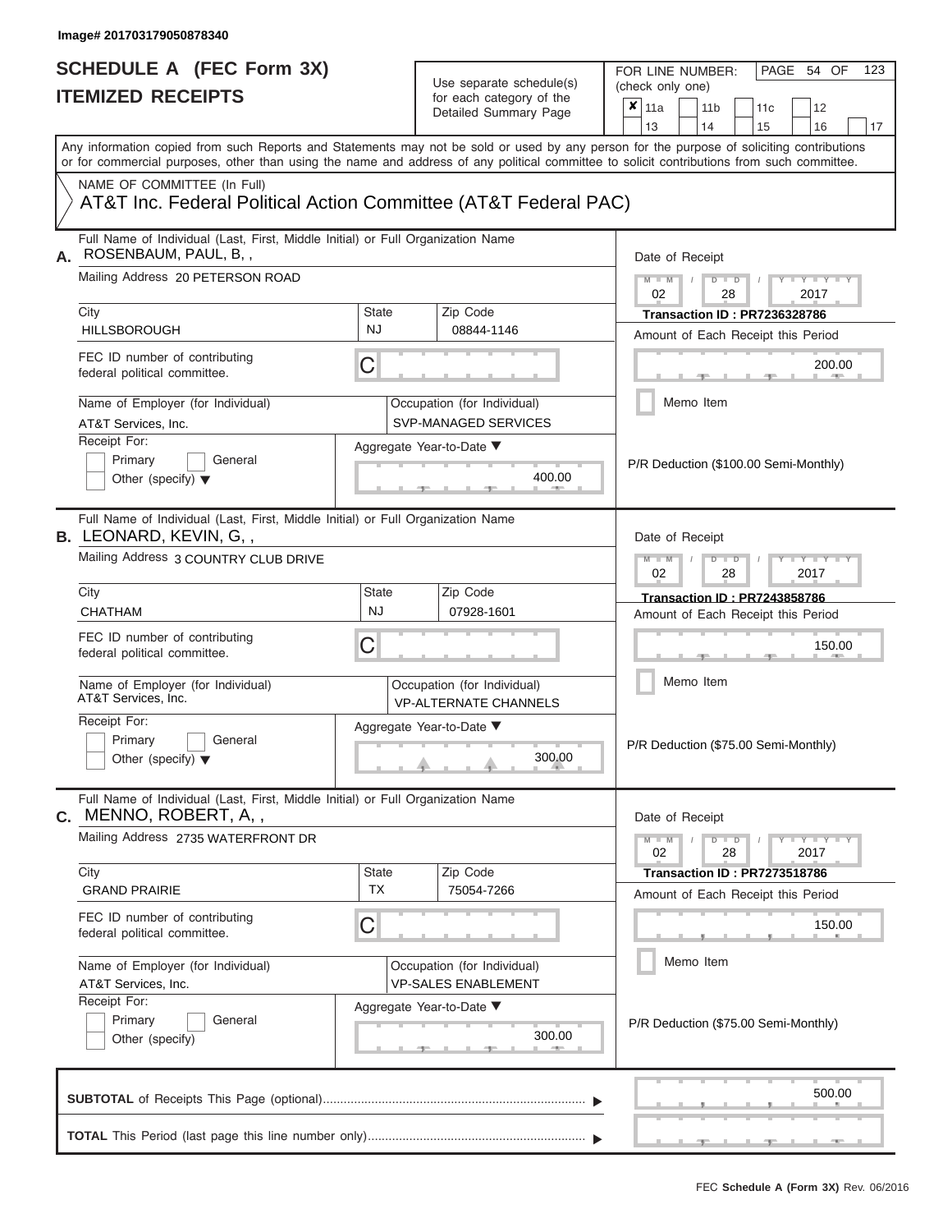Image# 201703179050878340

# SCHEDULE A (FEC Form 3X)
# ITEMIZED RECEIPTS

Use separate schedule(s) for each category of the Detailed Summary Page

FOR LINE NUMBER: (check only one)

- [x] 11a
- [ ] 11b
- [ ] 11c
- [ ] 12
- [ ] 13
- [ ] 14
- [ ] 15
- [ ] 16
- [ ] 17

Any information copied from such Reports and Statements may not be sold or used by any person for the purpose of soliciting contributions or for commercial purposes, other than using the name and address of any political committee to solicit contributions from such committee.

NAME OF COMMITTEE (In Full)
AT&T Inc. Federal Political Action Committee (AT&T Federal PAC)

---

**A.** Full Name of Individual (Last, First, Middle Initial) or Full Organization Name: ROSENBAUM, PAUL, B, ,

Mailing Address: 20 PETERSON ROAD

City: HILLSBOROUGH | State: NJ | Zip Code: 08844-1146

FEC ID number of contributing federal political committee: C

Name of Employer (for Individual): AT&T Services, Inc.

Occupation (for Individual): SVP-MANAGED SERVICES

Receipt For: Primary / General / Other (specify)

Aggregate Year-to-Date: 400.00

Date of Receipt: 02 / 28 / 2017

Transaction ID : PR7236328786

Amount of Each Receipt this Period: 200.00

Memo Item

P/R Deduction ($100.00 Semi-Monthly)

---

**B.** Full Name of Individual (Last, First, Middle Initial) or Full Organization Name: LEONARD, KEVIN, G, ,

Mailing Address: 3 COUNTRY CLUB DRIVE

City: CHATHAM | State: NJ | Zip Code: 07928-1601

FEC ID number of contributing federal political committee: C

Name of Employer (for Individual): AT&T Services, Inc.

Occupation (for Individual): VP-ALTERNATE CHANNELS

Receipt For: Primary / General / Other (specify)

Aggregate Year-to-Date: 300.00

Date of Receipt: 02 / 28 / 2017

Transaction ID : PR7243858786

Amount of Each Receipt this Period: 150.00

Memo Item

P/R Deduction ($75.00 Semi-Monthly)

---

**C.** Full Name of Individual (Last, First, Middle Initial) or Full Organization Name: MENNO, ROBERT, A, ,

Mailing Address: 2735 WATERFRONT DR

City: GRAND PRAIRIE | State: TX | Zip Code: 75054-7266

FEC ID number of contributing federal political committee: C

Name of Employer (for Individual): AT&T Services, Inc.

Occupation (for Individual): VP-SALES ENABLEMENT

Receipt For: Primary / General / Other (specify)

Aggregate Year-to-Date: 300.00

Date of Receipt: 02 / 28 / 2017

Transaction ID : PR7273518786

Amount of Each Receipt this Period: 150.00

Memo Item

P/R Deduction ($75.00 Semi-Monthly)

---

**SUBTOTAL** of Receipts This Page (optional): 500.00

**TOTAL** This Period (last page this line number only):

FEC **Schedule A (Form 3X)** Rev. 06/2016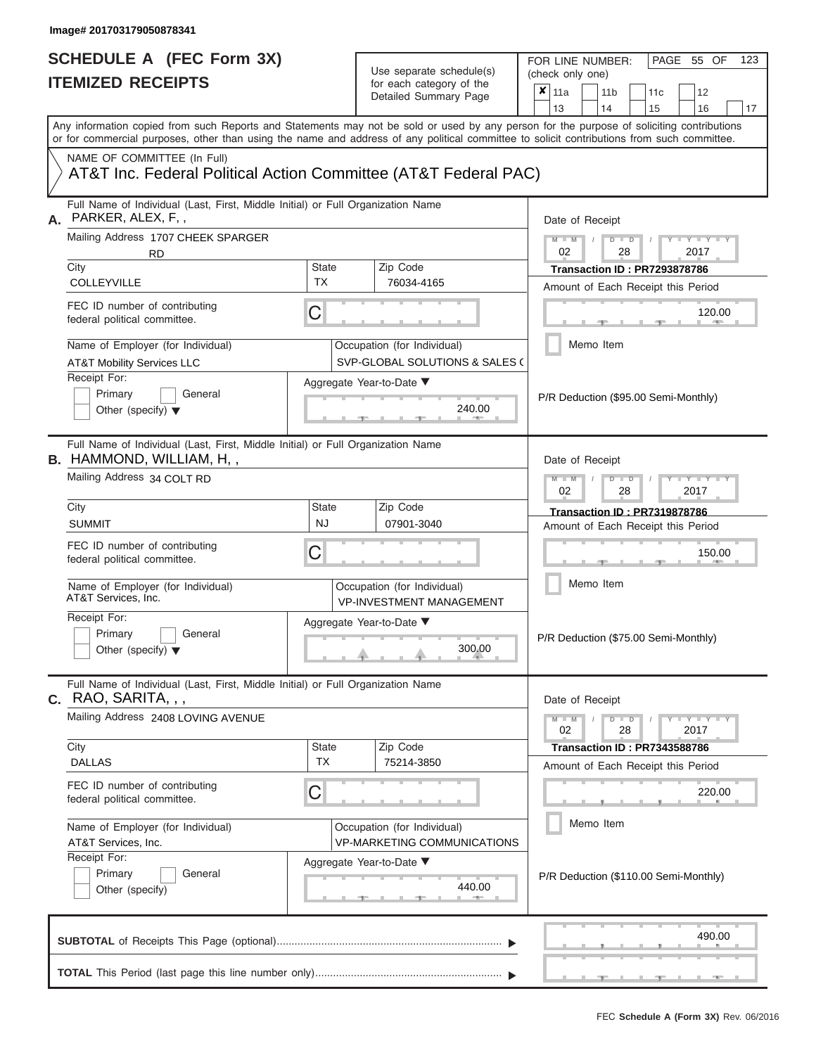Image# 201703179050878341

# SCHEDULE A (FEC Form 3X)
## ITEMIZED RECEIPTS

Use separate schedule(s) for each category of the Detailed Summary Page

FOR LINE NUMBER: (check only one)

- [x] 11a
- [ ] 11b
- [ ] 11c
- [ ] 12
- [ ] 13
- [ ] 14
- [ ] 15
- [ ] 16
- [ ] 17

PAGE 55 OF 123

Any information copied from such Reports and Statements may not be sold or used by any person for the purpose of soliciting contributions or for commercial purposes, other than using the name and address of any political committee to solicit contributions from such committee.

NAME OF COMMITTEE (In Full)
AT&T Inc. Federal Political Action Committee (AT&T Federal PAC)

---

**A.** Full Name of Individual (Last, First, Middle Initial) or Full Organization Name: PARKER, ALEX, F, ,

Mailing Address: 1707 CHEEK SPARGER RD

City: COLLEYVILLE | State: TX | Zip Code: 76034-4165

FEC ID number of contributing federal political committee: C

Name of Employer (for Individual): AT&T Mobility Services LLC

Occupation (for Individual): SVP-GLOBAL SOLUTIONS & SALES (

Receipt For: [ ] Primary [ ] General [ ] Other (specify)

Aggregate Year-to-Date: 240.00

Date of Receipt: 02 / 28 / 2017

Transaction ID : PR7293878786

Amount of Each Receipt this Period: 120.00

[ ] Memo Item

P/R Deduction ($95.00 Semi-Monthly)

---

**B.** Full Name of Individual (Last, First, Middle Initial) or Full Organization Name: HAMMOND, WILLIAM, H, ,

Mailing Address: 34 COLT RD

City: SUMMIT | State: NJ | Zip Code: 07901-3040

FEC ID number of contributing federal political committee: C

Name of Employer (for Individual): AT&T Services, Inc.

Occupation (for Individual): VP-INVESTMENT MANAGEMENT

Receipt For: [ ] Primary [ ] General [ ] Other (specify)

Aggregate Year-to-Date: 300.00

Date of Receipt: 02 / 28 / 2017

Transaction ID : PR7319878786

Amount of Each Receipt this Period: 150.00

[ ] Memo Item

P/R Deduction ($75.00 Semi-Monthly)

---

**C.** Full Name of Individual (Last, First, Middle Initial) or Full Organization Name: RAO, SARITA, , ,

Mailing Address: 2408 LOVING AVENUE

City: DALLAS | State: TX | Zip Code: 75214-3850

FEC ID number of contributing federal political committee: C

Name of Employer (for Individual): AT&T Services, Inc.

Occupation (for Individual): VP-MARKETING COMMUNICATIONS

Receipt For: [ ] Primary [ ] General [ ] Other (specify)

Aggregate Year-to-Date: 440.00

Date of Receipt: 02 / 28 / 2017

Transaction ID : PR7343588786

Amount of Each Receipt this Period: 220.00

[ ] Memo Item

P/R Deduction ($110.00 Semi-Monthly)

---

**SUBTOTAL** of Receipts This Page (optional): 490.00

**TOTAL** This Period (last page this line number only):

FEC **Schedule A (Form 3X)** Rev. 06/2016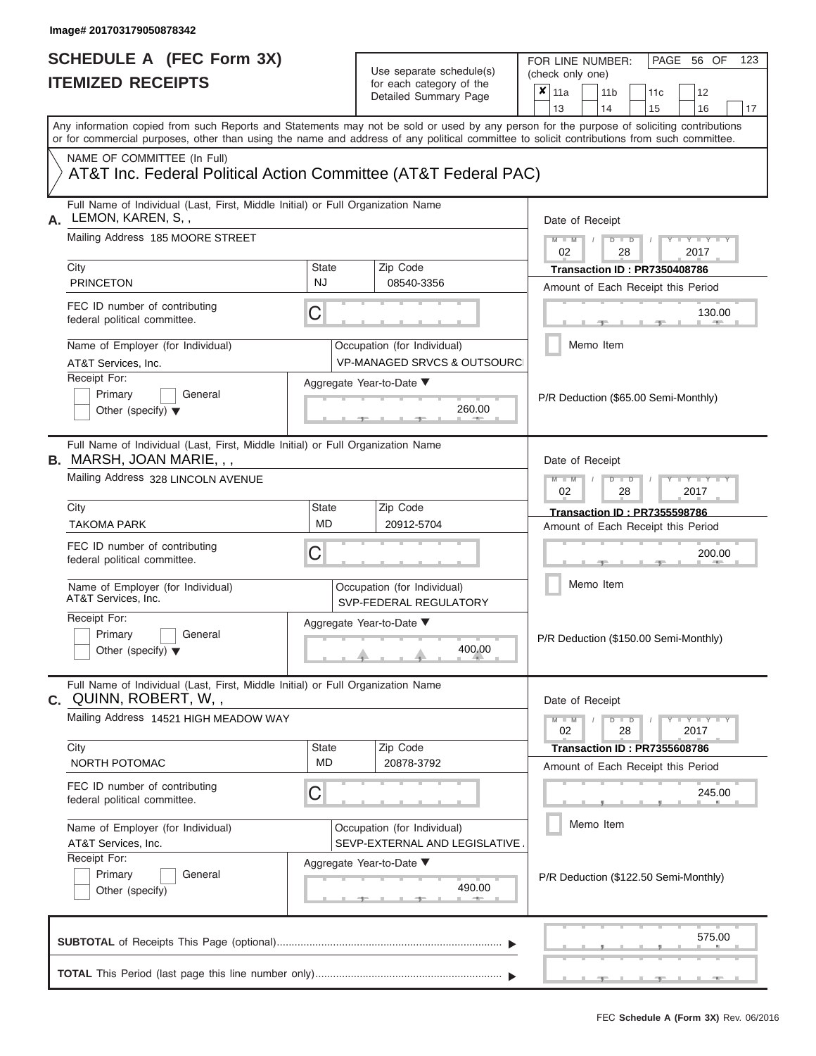Image# 201703179050878342

# SCHEDULE A (FEC Form 3X)
## ITEMIZED RECEIPTS

Use separate schedule(s) for each category of the Detailed Summary Page

FOR LINE NUMBER: (check only one)
☒ 11a ☐ 11b ☐ 11c ☐ 12 ☐ 13 ☐ 14 ☐ 15 ☐ 16 ☐ 17

PAGE 56 OF 123

Any information copied from such Reports and Statements may not be sold or used by any person for the purpose of soliciting contributions or for commercial purposes, other than using the name and address of any political committee to solicit contributions from such committee.

NAME OF COMMITTEE (In Full)
AT&T Inc. Federal Political Action Committee (AT&T Federal PAC)

---

**A.** Full Name of Individual (Last, First, Middle Initial) or Full Organization Name: LEMON, KAREN, S, ,

Mailing Address: 185 MOORE STREET

City: PRINCETON | State: NJ | Zip Code: 08540-3356

FEC ID number of contributing federal political committee: C

Name of Employer (for Individual): AT&T Services, Inc.

Occupation (for Individual): VP-MANAGED SRVCS & OUTSOURC

Receipt For: ☐ Primary ☐ General ☐ Other (specify)

Aggregate Year-to-Date: 260.00

Date of Receipt: 02 / 28 / 2017

Transaction ID : PR7350408786

Amount of Each Receipt this Period: 130.00

☐ Memo Item

P/R Deduction ($65.00 Semi-Monthly)

---

**B.** Full Name of Individual (Last, First, Middle Initial) or Full Organization Name: MARSH, JOAN MARIE, , ,

Mailing Address: 328 LINCOLN AVENUE

City: TAKOMA PARK | State: MD | Zip Code: 20912-5704

FEC ID number of contributing federal political committee: C

Name of Employer (for Individual): AT&T Services, Inc.

Occupation (for Individual): SVP-FEDERAL REGULATORY

Receipt For: ☐ Primary ☐ General ☐ Other (specify)

Aggregate Year-to-Date: 400.00

Date of Receipt: 02 / 28 / 2017

Transaction ID : PR7355598786

Amount of Each Receipt this Period: 200.00

☐ Memo Item

P/R Deduction ($150.00 Semi-Monthly)

---

**C.** Full Name of Individual (Last, First, Middle Initial) or Full Organization Name: QUINN, ROBERT, W, ,

Mailing Address: 14521 HIGH MEADOW WAY

City: NORTH POTOMAC | State: MD | Zip Code: 20878-3792

FEC ID number of contributing federal political committee: C

Name of Employer (for Individual): AT&T Services, Inc.

Occupation (for Individual): SEVP-EXTERNAL AND LEGISLATIVE .

Receipt For: ☐ Primary ☐ General ☐ Other (specify)

Aggregate Year-to-Date: 490.00

Date of Receipt: 02 / 28 / 2017

Transaction ID : PR7355608786

Amount of Each Receipt this Period: 245.00

☐ Memo Item

P/R Deduction ($122.50 Semi-Monthly)

---

**SUBTOTAL** of Receipts This Page (optional): 575.00

**TOTAL** This Period (last page this line number only):

FEC **Schedule A (Form 3X)** Rev. 06/2016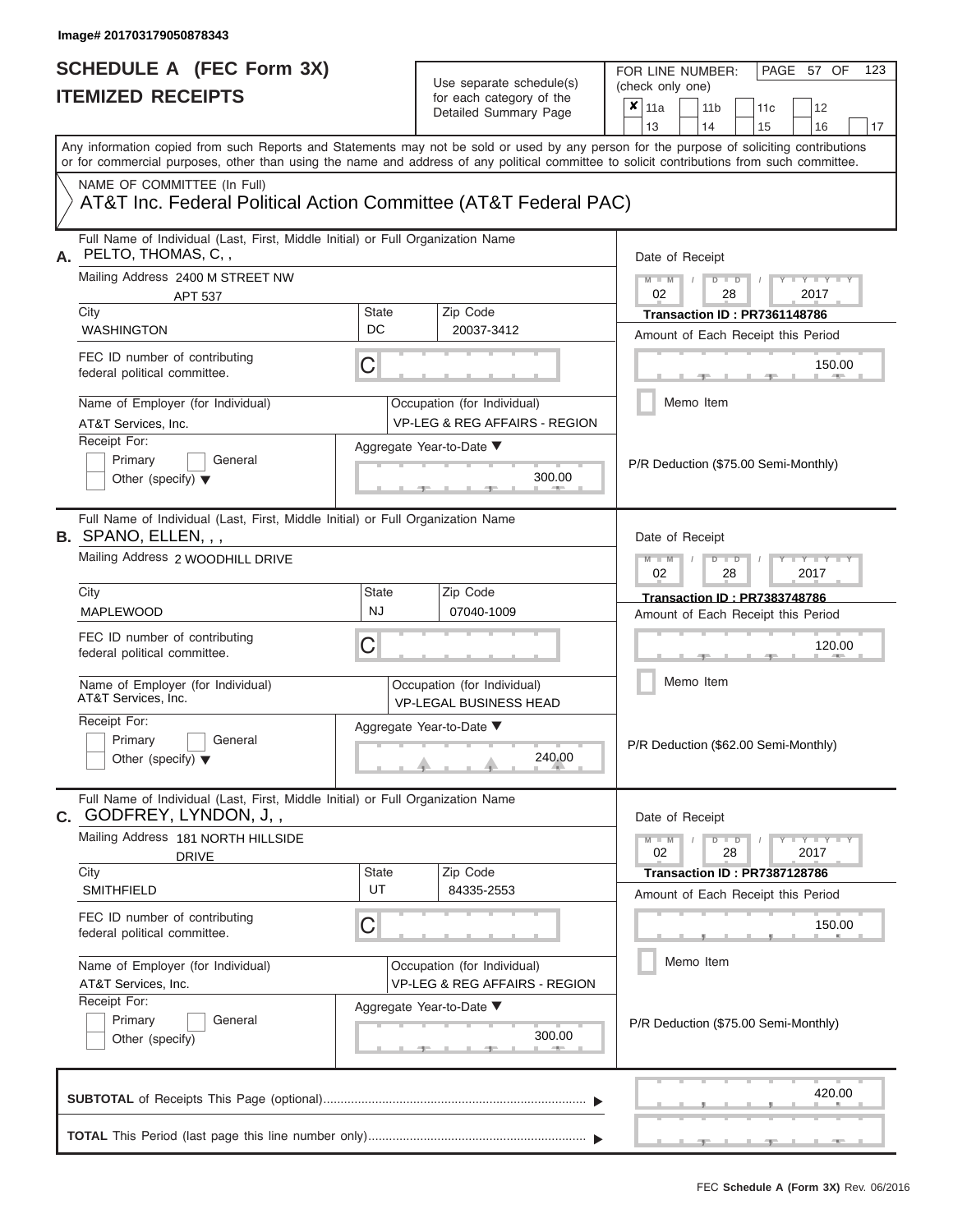Image# 201703179050878343

# SCHEDULE A (FEC Form 3X)
# ITEMIZED RECEIPTS

Use separate schedule(s) for each category of the Detailed Summary Page

FOR LINE NUMBER: (check only one)

- [x] 11a
- [ ] 11b
- [ ] 11c
- [ ] 12
- [ ] 13
- [ ] 14
- [ ] 15
- [ ] 16
- [ ] 17

PAGE 57 OF 123

Any information copied from such Reports and Statements may not be sold or used by any person for the purpose of soliciting contributions or for commercial purposes, other than using the name and address of any political committee to solicit contributions from such committee.

NAME OF COMMITTEE (In Full)

AT&T Inc. Federal Political Action Committee (AT&T Federal PAC)

---

**A.** Full Name of Individual (Last, First, Middle Initial) or Full Organization Name: PELTO, THOMAS, C, ,

Mailing Address: 2400 M STREET NW, APT 537

City: WASHINGTON | State: DC | Zip Code: 20037-3412

FEC ID number of contributing federal political committee: C

Name of Employer (for Individual): AT&T Services, Inc.

Occupation (for Individual): VP-LEG & REG AFFAIRS - REGION

Receipt For: Primary / General / Other (specify)

Aggregate Year-to-Date: 300.00

Date of Receipt: 02 / 28 / 2017

Transaction ID : PR7361148786

Amount of Each Receipt this Period: 150.00

Memo Item

P/R Deduction ($75.00 Semi-Monthly)

---

**B.** Full Name of Individual (Last, First, Middle Initial) or Full Organization Name: SPANO, ELLEN, , ,

Mailing Address: 2 WOODHILL DRIVE

City: MAPLEWOOD | State: NJ | Zip Code: 07040-1009

FEC ID number of contributing federal political committee: C

Name of Employer (for Individual): AT&T Services, Inc.

Occupation (for Individual): VP-LEGAL BUSINESS HEAD

Receipt For: Primary / General / Other (specify)

Aggregate Year-to-Date: 240.00

Date of Receipt: 02 / 28 / 2017

Transaction ID : PR7383748786

Amount of Each Receipt this Period: 120.00

Memo Item

P/R Deduction ($62.00 Semi-Monthly)

---

**C.** Full Name of Individual (Last, First, Middle Initial) or Full Organization Name: GODFREY, LYNDON, J, ,

Mailing Address: 181 NORTH HILLSIDE DRIVE

City: SMITHFIELD | State: UT | Zip Code: 84335-2553

FEC ID number of contributing federal political committee: C

Name of Employer (for Individual): AT&T Services, Inc.

Occupation (for Individual): VP-LEG & REG AFFAIRS - REGION

Receipt For: Primary / General / Other (specify)

Aggregate Year-to-Date: 300.00

Date of Receipt: 02 / 28 / 2017

Transaction ID : PR7387128786

Amount of Each Receipt this Period: 150.00

Memo Item

P/R Deduction ($75.00 Semi-Monthly)

---

**SUBTOTAL** of Receipts This Page (optional): 420.00

**TOTAL** This Period (last page this line number only):

FEC Schedule A (Form 3X) Rev. 06/2016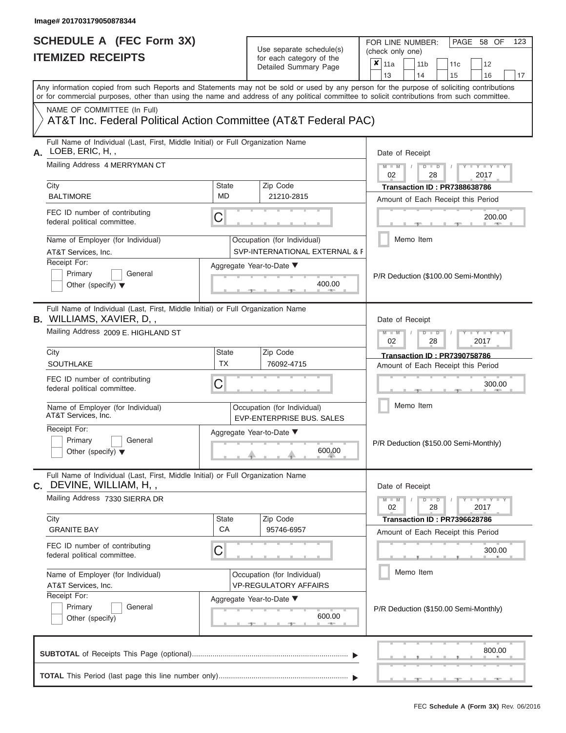Image# 201703179050878344

# SCHEDULE A (FEC Form 3X)
# ITEMIZED RECEIPTS

Use separate schedule(s) for each category of the Detailed Summary Page

FOR LINE NUMBER: (check only one)

- [x] 11a
- [ ] 11b
- [ ] 11c
- [ ] 12
- [ ] 13
- [ ] 14
- [ ] 15
- [ ] 16
- [ ] 17

Any information copied from such Reports and Statements may not be sold or used by any person for the purpose of soliciting contributions or for commercial purposes, other than using the name and address of any political committee to solicit contributions from such committee.

NAME OF COMMITTEE (In Full)
AT&T Inc. Federal Political Action Committee (AT&T Federal PAC)

---

**A.** Full Name of Individual (Last, First, Middle Initial) or Full Organization Name: LOEB, ERIC, H, ,

Mailing Address: 4 MERRYMAN CT

| City | State | Zip Code |
|---|---|---|
| BALTIMORE | MD | 21210-2815 |

FEC ID number of contributing federal political committee: C

Name of Employer (for Individual): AT&T Services, Inc.

Occupation (for Individual): SVP-INTERNATIONAL EXTERNAL & F

Receipt For: Primary / General / Other (specify)

Aggregate Year-to-Date: 400.00

Date of Receipt: 02 / 28 / 2017

Transaction ID : PR7388638786

Amount of Each Receipt this Period: 200.00

Memo Item

P/R Deduction ($100.00 Semi-Monthly)

---

**B.** Full Name of Individual (Last, First, Middle Initial) or Full Organization Name: WILLIAMS, XAVIER, D, ,

Mailing Address: 2009 E. HIGHLAND ST

| City | State | Zip Code |
|---|---|---|
| SOUTHLAKE | TX | 76092-4715 |

FEC ID number of contributing federal political committee: C

Name of Employer (for Individual): AT&T Services, Inc.

Occupation (for Individual): EVP-ENTERPRISE BUS. SALES

Receipt For: Primary / General / Other (specify)

Aggregate Year-to-Date: 600.00

Date of Receipt: 02 / 28 / 2017

Transaction ID : PR7390758786

Amount of Each Receipt this Period: 300.00

Memo Item

P/R Deduction ($150.00 Semi-Monthly)

---

**C.** Full Name of Individual (Last, First, Middle Initial) or Full Organization Name: DEVINE, WILLIAM, H, ,

Mailing Address: 7330 SIERRA DR

| City | State | Zip Code |
|---|---|---|
| GRANITE BAY | CA | 95746-6957 |

FEC ID number of contributing federal political committee: C

Name of Employer (for Individual): AT&T Services, Inc.

Occupation (for Individual): VP-REGULATORY AFFAIRS

Receipt For: Primary / General / Other (specify)

Aggregate Year-to-Date: 600.00

Date of Receipt: 02 / 28 / 2017

Transaction ID : PR7396628786

Amount of Each Receipt this Period: 300.00

Memo Item

P/R Deduction ($150.00 Semi-Monthly)

---

**SUBTOTAL** of Receipts This Page (optional): 800.00

**TOTAL** This Period (last page this line number only):

FEC Schedule A (Form 3X) Rev. 06/2016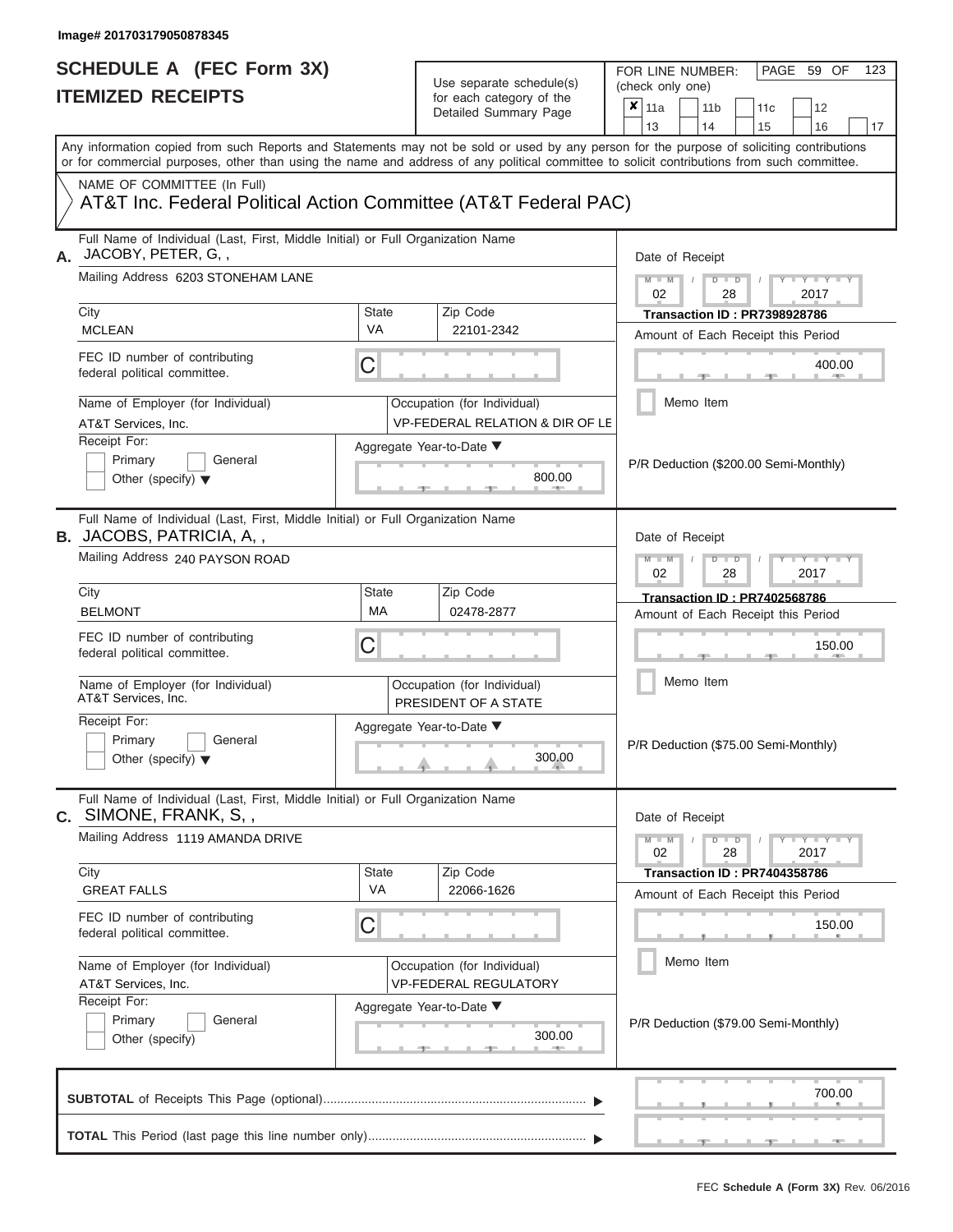Image# 201703179050878345

# SCHEDULE A (FEC Form 3X)
# ITEMIZED RECEIPTS

Use separate schedule(s) for each category of the Detailed Summary Page

FOR LINE NUMBER: (check only one)

- [x] 11a
- [ ] 11b
- [ ] 11c
- [ ] 12
- [ ] 13
- [ ] 14
- [ ] 15
- [ ] 16
- [ ] 17

Any information copied from such Reports and Statements may not be sold or used by any person for the purpose of soliciting contributions or for commercial purposes, other than using the name and address of any political committee to solicit contributions from such committee.

NAME OF COMMITTEE (In Full)
AT&T Inc. Federal Political Action Committee (AT&T Federal PAC)

---

**A.** Full Name of Individual (Last, First, Middle Initial) or Full Organization Name: JACOBY, PETER, G, ,

Mailing Address: 6203 STONEHAM LANE

City: MCLEAN | State: VA | Zip Code: 22101-2342

FEC ID number of contributing federal political committee: C

Name of Employer (for Individual): AT&T Services, Inc.

Occupation (for Individual): VP-FEDERAL RELATION & DIR OF LE

Receipt For: Primary / General / Other (specify)

Aggregate Year-to-Date: 800.00

Date of Receipt: 02 / 28 / 2017

Transaction ID : PR7398928786

Amount of Each Receipt this Period: 400.00

Memo Item

P/R Deduction ($200.00 Semi-Monthly)

---

**B.** Full Name of Individual (Last, First, Middle Initial) or Full Organization Name: JACOBS, PATRICIA, A, ,

Mailing Address: 240 PAYSON ROAD

City: BELMONT | State: MA | Zip Code: 02478-2877

FEC ID number of contributing federal political committee: C

Name of Employer (for Individual): AT&T Services, Inc.

Occupation (for Individual): PRESIDENT OF A STATE

Receipt For: Primary / General / Other (specify)

Aggregate Year-to-Date: 300.00

Date of Receipt: 02 / 28 / 2017

Transaction ID : PR7402568786

Amount of Each Receipt this Period: 150.00

Memo Item

P/R Deduction ($75.00 Semi-Monthly)

---

**C.** Full Name of Individual (Last, First, Middle Initial) or Full Organization Name: SIMONE, FRANK, S, ,

Mailing Address: 1119 AMANDA DRIVE

City: GREAT FALLS | State: VA | Zip Code: 22066-1626

FEC ID number of contributing federal political committee: C

Name of Employer (for Individual): AT&T Services, Inc.

Occupation (for Individual): VP-FEDERAL REGULATORY

Receipt For: Primary / General / Other (specify)

Aggregate Year-to-Date: 300.00

Date of Receipt: 02 / 28 / 2017

Transaction ID : PR7404358786

Amount of Each Receipt this Period: 150.00

Memo Item

P/R Deduction ($79.00 Semi-Monthly)

---

**SUBTOTAL** of Receipts This Page (optional): 700.00

**TOTAL** This Period (last page this line number only):

FEC Schedule A (Form 3X) Rev. 06/2016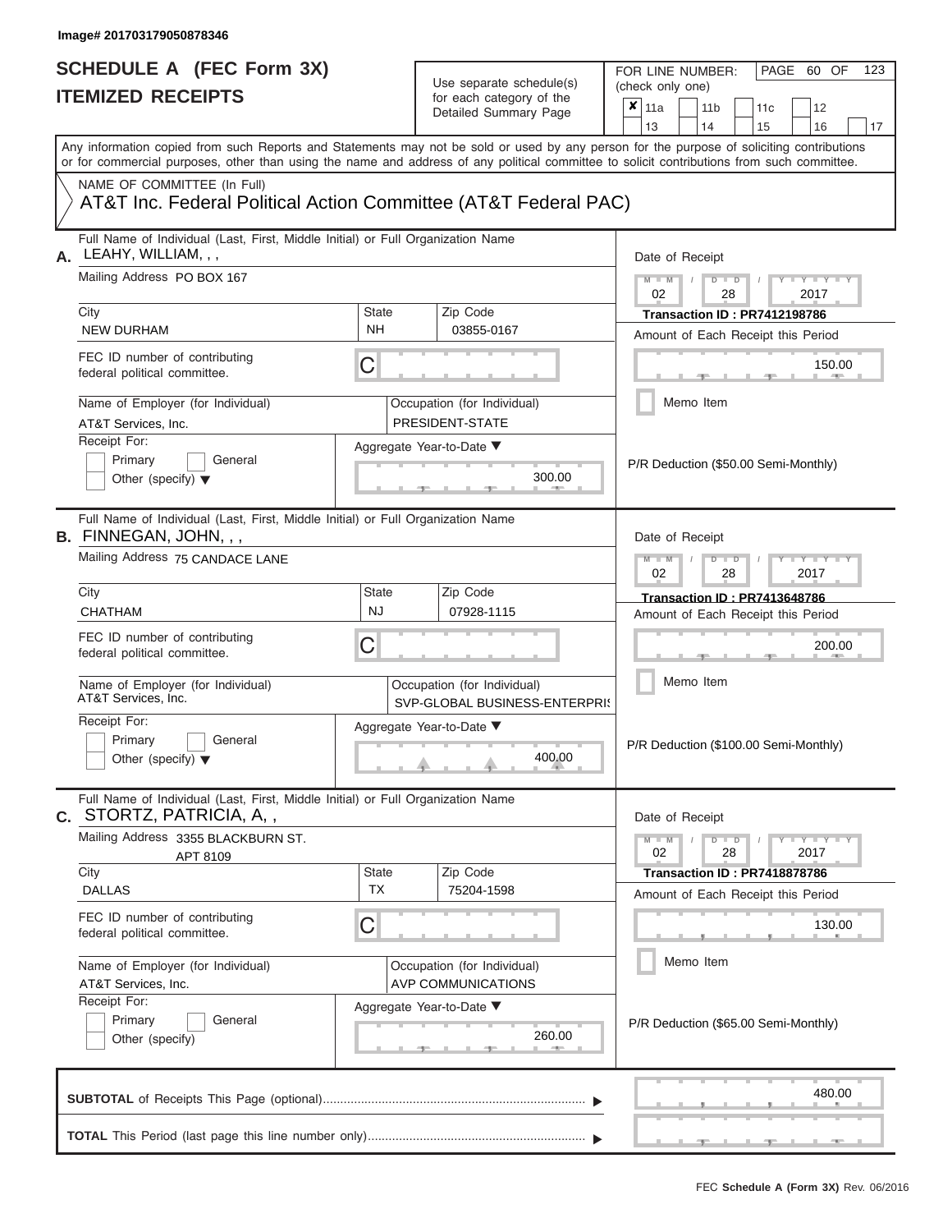Image# 201703179050878346

# SCHEDULE A (FEC Form 3X)
# ITEMIZED RECEIPTS

Use separate schedule(s) for each category of the Detailed Summary Page

FOR LINE NUMBER: (check only one)

- [x] 11a
- [ ] 11b
- [ ] 11c
- [ ] 12
- [ ] 13
- [ ] 14
- [ ] 15
- [ ] 16
- [ ] 17

PAGE 60 OF 123

Any information copied from such Reports and Statements may not be sold or used by any person for the purpose of soliciting contributions or for commercial purposes, other than using the name and address of any political committee to solicit contributions from such committee.

NAME OF COMMITTEE (In Full)
AT&T Inc. Federal Political Action Committee (AT&T Federal PAC)

---

**A.** Full Name of Individual (Last, First, Middle Initial) or Full Organization Name: LEAHY, WILLIAM, , ,

Mailing Address: PO BOX 167

City: NEW DURHAM | State: NH | Zip Code: 03855-0167

FEC ID number of contributing federal political committee: C

Name of Employer (for Individual): AT&T Services, Inc.

Occupation (for Individual): PRESIDENT-STATE

Receipt For: Primary / General / Other (specify)

Aggregate Year-to-Date: 300.00

Date of Receipt: 02 / 28 / 2017

Transaction ID : PR7412198786

Amount of Each Receipt this Period: 150.00

Memo Item

P/R Deduction ($50.00 Semi-Monthly)

---

**B.** Full Name of Individual (Last, First, Middle Initial) or Full Organization Name: FINNEGAN, JOHN, , ,

Mailing Address: 75 CANDACE LANE

City: CHATHAM | State: NJ | Zip Code: 07928-1115

FEC ID number of contributing federal political committee: C

Name of Employer (for Individual): AT&T Services, Inc.

Occupation (for Individual): SVP-GLOBAL BUSINESS-ENTERPRIS

Receipt For: Primary / General / Other (specify)

Aggregate Year-to-Date: 400.00

Date of Receipt: 02 / 28 / 2017

Transaction ID : PR7413648786

Amount of Each Receipt this Period: 200.00

Memo Item

P/R Deduction ($100.00 Semi-Monthly)

---

**C.** Full Name of Individual (Last, First, Middle Initial) or Full Organization Name: STORTZ, PATRICIA, A, ,

Mailing Address: 3355 BLACKBURN ST. APT 8109

City: DALLAS | State: TX | Zip Code: 75204-1598

FEC ID number of contributing federal political committee: C

Name of Employer (for Individual): AT&T Services, Inc.

Occupation (for Individual): AVP COMMUNICATIONS

Receipt For: Primary / General / Other (specify)

Aggregate Year-to-Date: 260.00

Date of Receipt: 02 / 28 / 2017

Transaction ID : PR7418878786

Amount of Each Receipt this Period: 130.00

Memo Item

P/R Deduction ($65.00 Semi-Monthly)

---

**SUBTOTAL** of Receipts This Page (optional): 480.00

**TOTAL** This Period (last page this line number only):

FEC Schedule A (Form 3X) Rev. 06/2016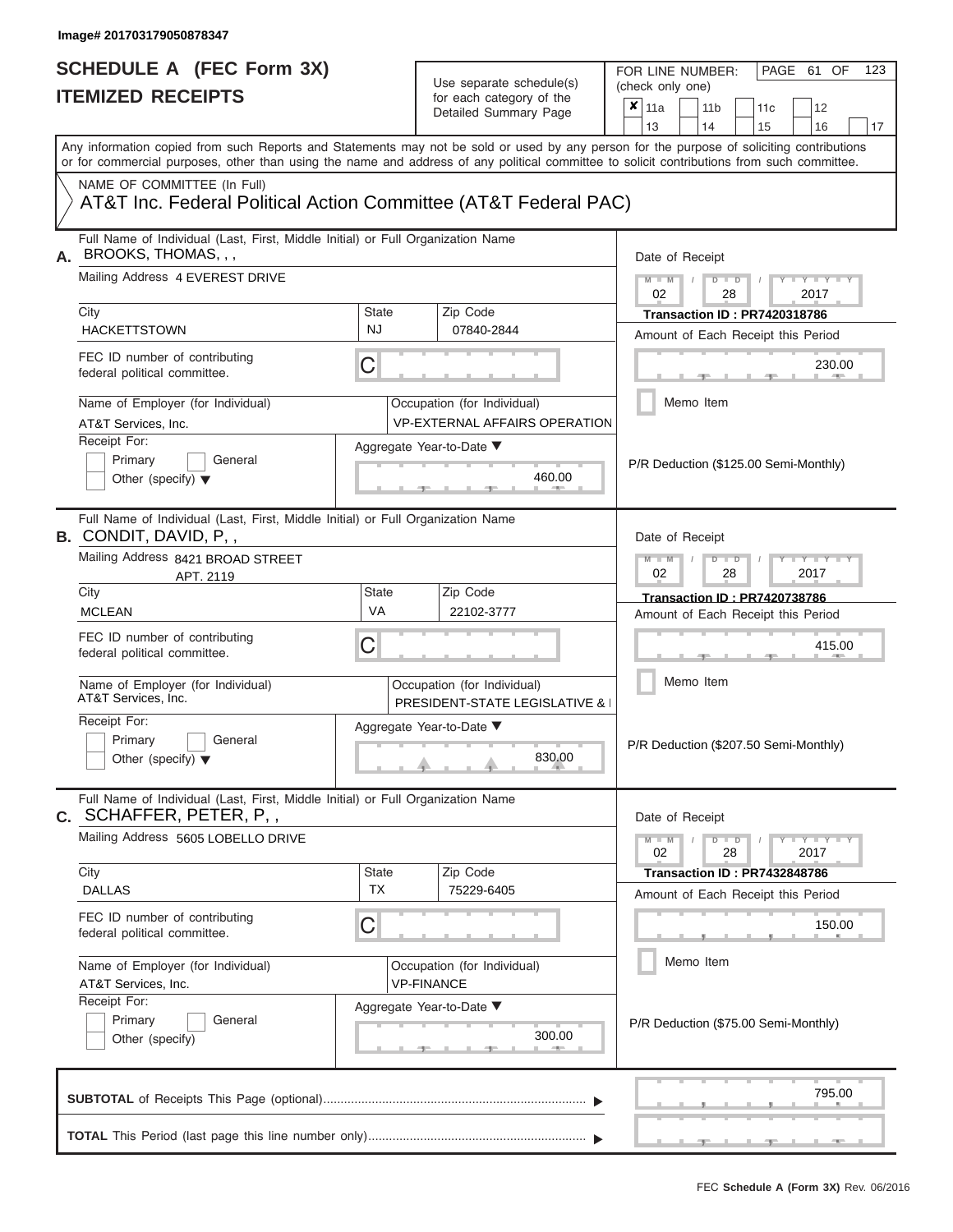Image# 201703179050878347

# SCHEDULE A (FEC Form 3X)
# ITEMIZED RECEIPTS

Use separate schedule(s) for each category of the Detailed Summary Page

FOR LINE NUMBER: (check only one)

☒ 11a ☐ 11b ☐ 11c ☐ 12 ☐ 13 ☐ 14 ☐ 15 ☐ 16 ☐ 17

PAGE 61 OF 123

Any information copied from such Reports and Statements may not be sold or used by any person for the purpose of soliciting contributions or for commercial purposes, other than using the name and address of any political committee to solicit contributions from such committee.

NAME OF COMMITTEE (In Full)
AT&T Inc. Federal Political Action Committee (AT&T Federal PAC)

---

**A.** Full Name of Individual (Last, First, Middle Initial) or Full Organization Name: BROOKS, THOMAS, , ,

Mailing Address: 4 EVEREST DRIVE

City: HACKETTSTOWN | State: NJ | Zip Code: 07840-2844

FEC ID number of contributing federal political committee: C

Name of Employer (for Individual): AT&T Services, Inc.

Occupation (for Individual): VP-EXTERNAL AFFAIRS OPERATION

Receipt For: ☐ Primary ☐ General ☐ Other (specify)

Aggregate Year-to-Date: 460.00

Date of Receipt: 02 / 28 / 2017

Transaction ID : PR7420318786

Amount of Each Receipt this Period: 230.00

☐ Memo Item

P/R Deduction ($125.00 Semi-Monthly)

---

**B.** Full Name of Individual (Last, First, Middle Initial) or Full Organization Name: CONDIT, DAVID, P, ,

Mailing Address: 8421 BROAD STREET APT. 2119

City: MCLEAN | State: VA | Zip Code: 22102-3777

FEC ID number of contributing federal political committee: C

Name of Employer (for Individual): AT&T Services, Inc.

Occupation (for Individual): PRESIDENT-STATE LEGISLATIVE &

Receipt For: ☐ Primary ☐ General ☐ Other (specify)

Aggregate Year-to-Date: 830.00

Date of Receipt: 02 / 28 / 2017

Transaction ID : PR7420738786

Amount of Each Receipt this Period: 415.00

☐ Memo Item

P/R Deduction ($207.50 Semi-Monthly)

---

**C.** Full Name of Individual (Last, First, Middle Initial) or Full Organization Name: SCHAFFER, PETER, P, ,

Mailing Address: 5605 LOBELLO DRIVE

City: DALLAS | State: TX | Zip Code: 75229-6405

FEC ID number of contributing federal political committee: C

Name of Employer (for Individual): AT&T Services, Inc.

Occupation (for Individual): VP-FINANCE

Receipt For: ☐ Primary ☐ General ☐ Other (specify)

Aggregate Year-to-Date: 300.00

Date of Receipt: 02 / 28 / 2017

Transaction ID : PR7432848786

Amount of Each Receipt this Period: 150.00

☐ Memo Item

P/R Deduction ($75.00 Semi-Monthly)

---

**SUBTOTAL** of Receipts This Page (optional): 795.00

**TOTAL** This Period (last page this line number only):

FEC **Schedule A (Form 3X)** Rev. 06/2016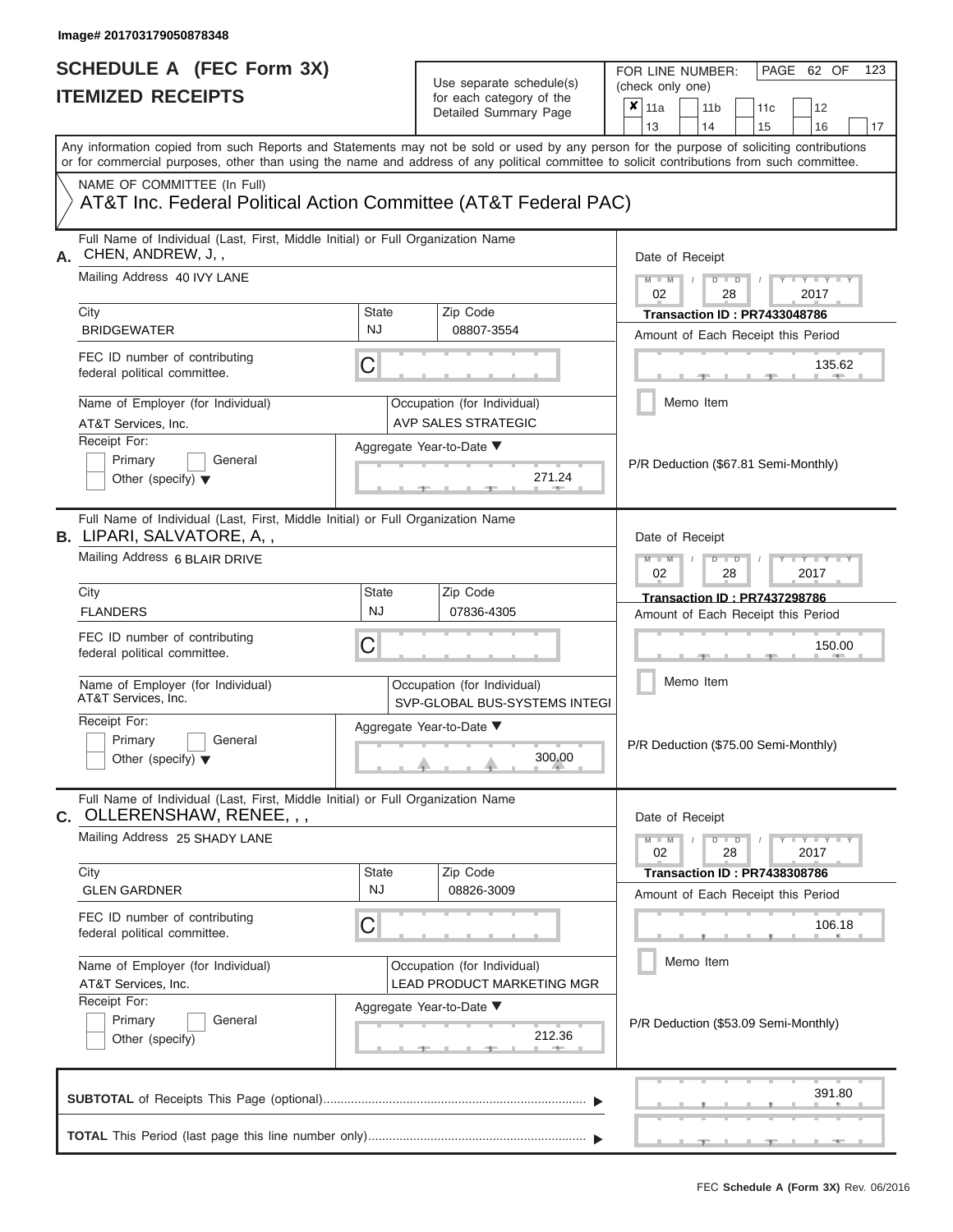Image# 201703179050878348

# SCHEDULE A (FEC Form 3X)
## ITEMIZED RECEIPTS

Use separate schedule(s) for each category of the Detailed Summary Page

FOR LINE NUMBER: (check only one)

PAGE 62 OF 123

- [x] 11a
- [ ] 11b
- [ ] 11c
- [ ] 12
- [ ] 13
- [ ] 14
- [ ] 15
- [ ] 16
- [ ] 17

Any information copied from such Reports and Statements may not be sold or used by any person for the purpose of soliciting contributions or for commercial purposes, other than using the name and address of any political committee to solicit contributions from such committee.

NAME OF COMMITTEE (In Full)

AT&T Inc. Federal Political Action Committee (AT&T Federal PAC)

---

**A.** Full Name of Individual (Last, First, Middle Initial) or Full Organization Name: CHEN, ANDREW, J, ,

Mailing Address: 40 IVY LANE

City: BRIDGEWATER | State: NJ | Zip Code: 08807-3554

FEC ID number of contributing federal political committee: C

Name of Employer (for Individual): AT&T Services, Inc.

Occupation (for Individual): AVP SALES STRATEGIC

Receipt For: Primary / General / Other (specify)

Aggregate Year-to-Date: 271.24

Date of Receipt: 02 / 28 / 2017

Transaction ID : PR7433048786

Amount of Each Receipt this Period: 135.62

Memo Item

P/R Deduction ($67.81 Semi-Monthly)

---

**B.** Full Name of Individual (Last, First, Middle Initial) or Full Organization Name: LIPARI, SALVATORE, A, ,

Mailing Address: 6 BLAIR DRIVE

City: FLANDERS | State: NJ | Zip Code: 07836-4305

FEC ID number of contributing federal political committee: C

Name of Employer (for Individual): AT&T Services, Inc.

Occupation (for Individual): SVP-GLOBAL BUS-SYSTEMS INTEGI

Receipt For: Primary / General / Other (specify)

Aggregate Year-to-Date: 300.00

Date of Receipt: 02 / 28 / 2017

Transaction ID : PR7437298786

Amount of Each Receipt this Period: 150.00

Memo Item

P/R Deduction ($75.00 Semi-Monthly)

---

**C.** Full Name of Individual (Last, First, Middle Initial) or Full Organization Name: OLLERENSHAW, RENEE, , ,

Mailing Address: 25 SHADY LANE

City: GLEN GARDNER | State: NJ | Zip Code: 08826-3009

FEC ID number of contributing federal political committee: C

Name of Employer (for Individual): AT&T Services, Inc.

Occupation (for Individual): LEAD PRODUCT MARKETING MGR

Receipt For: Primary / General / Other (specify)

Aggregate Year-to-Date: 212.36

Date of Receipt: 02 / 28 / 2017

Transaction ID : PR7438308786

Amount of Each Receipt this Period: 106.18

Memo Item

P/R Deduction ($53.09 Semi-Monthly)

---

**SUBTOTAL** of Receipts This Page (optional): 391.80

**TOTAL** This Period (last page this line number only):

FEC **Schedule A (Form 3X)** Rev. 06/2016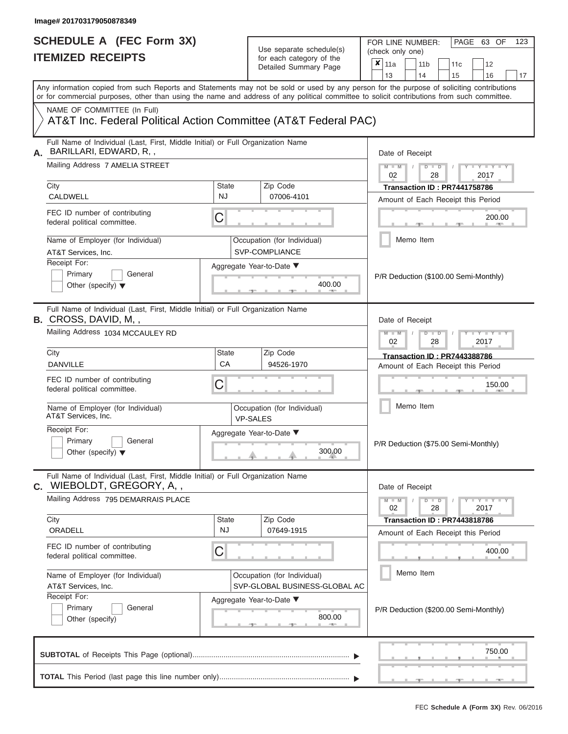Image# 201703179050878349

# SCHEDULE A (FEC Form 3X)
# ITEMIZED RECEIPTS

Use separate schedule(s) for each category of the Detailed Summary Page

FOR LINE NUMBER: (check only one)

- [x] 11a
- [ ] 11b
- [ ] 11c
- [ ] 12
- [ ] 13
- [ ] 14
- [ ] 15
- [ ] 16
- [ ] 17

PAGE 63 OF 123

Any information copied from such Reports and Statements may not be sold or used by any person for the purpose of soliciting contributions or for commercial purposes, other than using the name and address of any political committee to solicit contributions from such committee.

NAME OF COMMITTEE (In Full)
AT&T Inc. Federal Political Action Committee (AT&T Federal PAC)

---

**A.** Full Name of Individual (Last, First, Middle Initial) or Full Organization Name: BARILLARI, EDWARD, R, ,

Mailing Address: 7 AMELIA STREET

City: CALDWELL | State: NJ | Zip Code: 07006-4101

FEC ID number of contributing federal political committee: C

Name of Employer (for Individual): AT&T Services, Inc.

Occupation (for Individual): SVP-COMPLIANCE

Receipt For: [ ] Primary [ ] General [ ] Other (specify)

Aggregate Year-to-Date: 400.00

Date of Receipt: 02 / 28 / 2017

Transaction ID : PR7441758786

Amount of Each Receipt this Period: 200.00

[ ] Memo Item

P/R Deduction ($100.00 Semi-Monthly)

---

**B.** Full Name of Individual (Last, First, Middle Initial) or Full Organization Name: CROSS, DAVID, M, ,

Mailing Address: 1034 MCCAULEY RD

City: DANVILLE | State: CA | Zip Code: 94526-1970

FEC ID number of contributing federal political committee: C

Name of Employer (for Individual): AT&T Services, Inc.

Occupation (for Individual): VP-SALES

Receipt For: [ ] Primary [ ] General [ ] Other (specify)

Aggregate Year-to-Date: 300.00

Date of Receipt: 02 / 28 / 2017

Transaction ID : PR7443388786

Amount of Each Receipt this Period: 150.00

[ ] Memo Item

P/R Deduction ($75.00 Semi-Monthly)

---

**C.** Full Name of Individual (Last, First, Middle Initial) or Full Organization Name: WIEBOLDT, GREGORY, A, ,

Mailing Address: 795 DEMARRAIS PLACE

City: ORADELL | State: NJ | Zip Code: 07649-1915

FEC ID number of contributing federal political committee: C

Name of Employer (for Individual): AT&T Services, Inc.

Occupation (for Individual): SVP-GLOBAL BUSINESS-GLOBAL AC

Receipt For: [ ] Primary [ ] General [ ] Other (specify)

Aggregate Year-to-Date: 800.00

Date of Receipt: 02 / 28 / 2017

Transaction ID : PR7443818786

Amount of Each Receipt this Period: 400.00

[ ] Memo Item

P/R Deduction ($200.00 Semi-Monthly)

---

**SUBTOTAL** of Receipts This Page (optional): 750.00

**TOTAL** This Period (last page this line number only):

FEC Schedule A (Form 3X) Rev. 06/2016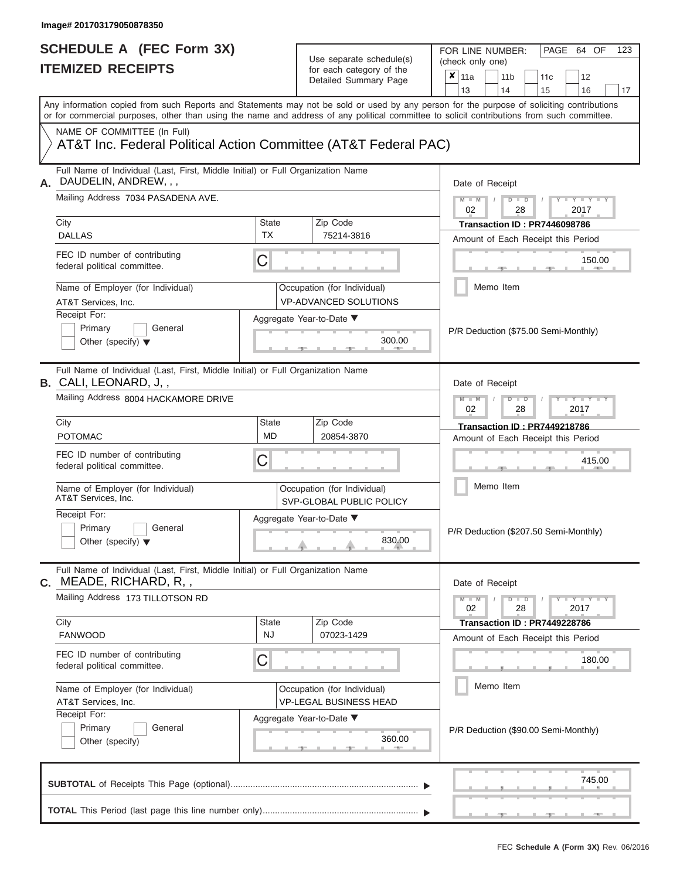Image# 201703179050878350

# SCHEDULE A (FEC Form 3X)
## ITEMIZED RECEIPTS

Use separate schedule(s) for each category of the Detailed Summary Page

FOR LINE NUMBER: (check only one)

- [x] 11a
- [ ] 11b
- [ ] 11c
- [ ] 12
- [ ] 13
- [ ] 14
- [ ] 15
- [ ] 16
- [ ] 17

Any information copied from such Reports and Statements may not be sold or used by any person for the purpose of soliciting contributions or for commercial purposes, other than using the name and address of any political committee to solicit contributions from such committee.

NAME OF COMMITTEE (In Full)

AT&T Inc. Federal Political Action Committee (AT&T Federal PAC)

---

**A.** Full Name of Individual (Last, First, Middle Initial) or Full Organization Name: DAUDELIN, ANDREW, , ,

Mailing Address: 7034 PASADENA AVE.

City: DALLAS | State: TX | Zip Code: 75214-3816

FEC ID number of contributing federal political committee: C

Name of Employer (for Individual): AT&T Services, Inc.

Occupation (for Individual): VP-ADVANCED SOLUTIONS

Receipt For: Primary / General / Other (specify)

Aggregate Year-to-Date: 300.00

Date of Receipt: 02 / 28 / 2017

Transaction ID : PR7446098786

Amount of Each Receipt this Period: 150.00

Memo Item

P/R Deduction ($75.00 Semi-Monthly)

---

**B.** Full Name of Individual (Last, First, Middle Initial) or Full Organization Name: CALI, LEONARD, J, ,

Mailing Address: 8004 HACKAMORE DRIVE

City: POTOMAC | State: MD | Zip Code: 20854-3870

FEC ID number of contributing federal political committee: C

Name of Employer (for Individual): AT&T Services, Inc.

Occupation (for Individual): SVP-GLOBAL PUBLIC POLICY

Receipt For: Primary / General / Other (specify)

Aggregate Year-to-Date: 830.00

Date of Receipt: 02 / 28 / 2017

Transaction ID : PR7449218786

Amount of Each Receipt this Period: 415.00

Memo Item

P/R Deduction ($207.50 Semi-Monthly)

---

**C.** Full Name of Individual (Last, First, Middle Initial) or Full Organization Name: MEADE, RICHARD, R, ,

Mailing Address: 173 TILLOTSON RD

City: FANWOOD | State: NJ | Zip Code: 07023-1429

FEC ID number of contributing federal political committee: C

Name of Employer (for Individual): AT&T Services, Inc.

Occupation (for Individual): VP-LEGAL BUSINESS HEAD

Receipt For: Primary / General / Other (specify)

Aggregate Year-to-Date: 360.00

Date of Receipt: 02 / 28 / 2017

Transaction ID : PR7449228786

Amount of Each Receipt this Period: 180.00

Memo Item

P/R Deduction ($90.00 Semi-Monthly)

---

**SUBTOTAL** of Receipts This Page (optional): 745.00

**TOTAL** This Period (last page this line number only):

FEC **Schedule A (Form 3X)** Rev. 06/2016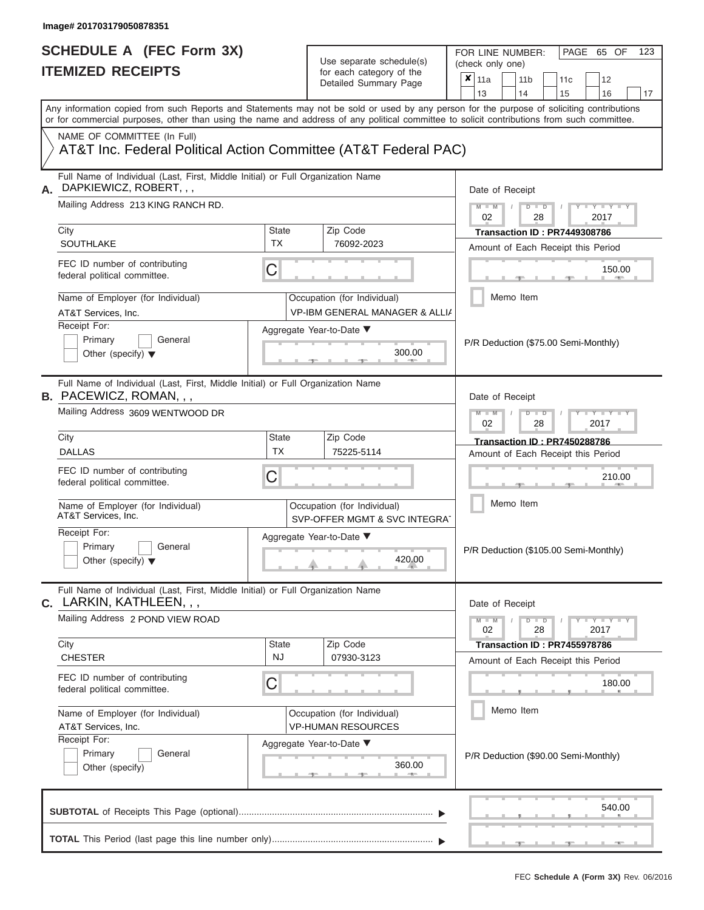Image# 201703179050878351

# SCHEDULE A (FEC Form 3X)
# ITEMIZED RECEIPTS

Use separate schedule(s) for each category of the Detailed Summary Page

FOR LINE NUMBER: (check only one)

- [x] 11a
- [ ] 11b
- [ ] 11c
- [ ] 12
- [ ] 13
- [ ] 14
- [ ] 15
- [ ] 16
- [ ] 17

PAGE 65 OF 123

Any information copied from such Reports and Statements may not be sold or used by any person for the purpose of soliciting contributions or for commercial purposes, other than using the name and address of any political committee to solicit contributions from such committee.

NAME OF COMMITTEE (In Full)

AT&T Inc. Federal Political Action Committee (AT&T Federal PAC)

---

**A.** Full Name of Individual (Last, First, Middle Initial) or Full Organization Name: DAPKIEWICZ, ROBERT, , ,

Mailing Address: 213 KING RANCH RD.

City: SOUTHLAKE | State: TX | Zip Code: 76092-2023

FEC ID number of contributing federal political committee: C

Name of Employer (for Individual): AT&T Services, Inc.

Occupation (for Individual): VP-IBM GENERAL MANAGER & ALLI/

Receipt For: Primary / General / Other (specify)

Aggregate Year-to-Date: 300.00

Date of Receipt: 02 / 28 / 2017

Transaction ID : PR7449308786

Amount of Each Receipt this Period: 150.00

Memo Item

P/R Deduction ($75.00 Semi-Monthly)

---

**B.** Full Name of Individual (Last, First, Middle Initial) or Full Organization Name: PACEWICZ, ROMAN, , ,

Mailing Address: 3609 WENTWOOD DR

City: DALLAS | State: TX | Zip Code: 75225-5114

FEC ID number of contributing federal political committee: C

Name of Employer (for Individual): AT&T Services, Inc.

Occupation (for Individual): SVP-OFFER MGMT & SVC INTEGRA

Receipt For: Primary / General / Other (specify)

Aggregate Year-to-Date: 420.00

Date of Receipt: 02 / 28 / 2017

Transaction ID : PR7450288786

Amount of Each Receipt this Period: 210.00

Memo Item

P/R Deduction ($105.00 Semi-Monthly)

---

**C.** Full Name of Individual (Last, First, Middle Initial) or Full Organization Name: LARKIN, KATHLEEN, , ,

Mailing Address: 2 POND VIEW ROAD

City: CHESTER | State: NJ | Zip Code: 07930-3123

FEC ID number of contributing federal political committee: C

Name of Employer (for Individual): AT&T Services, Inc.

Occupation (for Individual): VP-HUMAN RESOURCES

Receipt For: Primary / General / Other (specify)

Aggregate Year-to-Date: 360.00

Date of Receipt: 02 / 28 / 2017

Transaction ID : PR7455978786

Amount of Each Receipt this Period: 180.00

Memo Item

P/R Deduction ($90.00 Semi-Monthly)

---

**SUBTOTAL** of Receipts This Page (optional): 540.00

**TOTAL** This Period (last page this line number only):

FEC **Schedule A (Form 3X)** Rev. 06/2016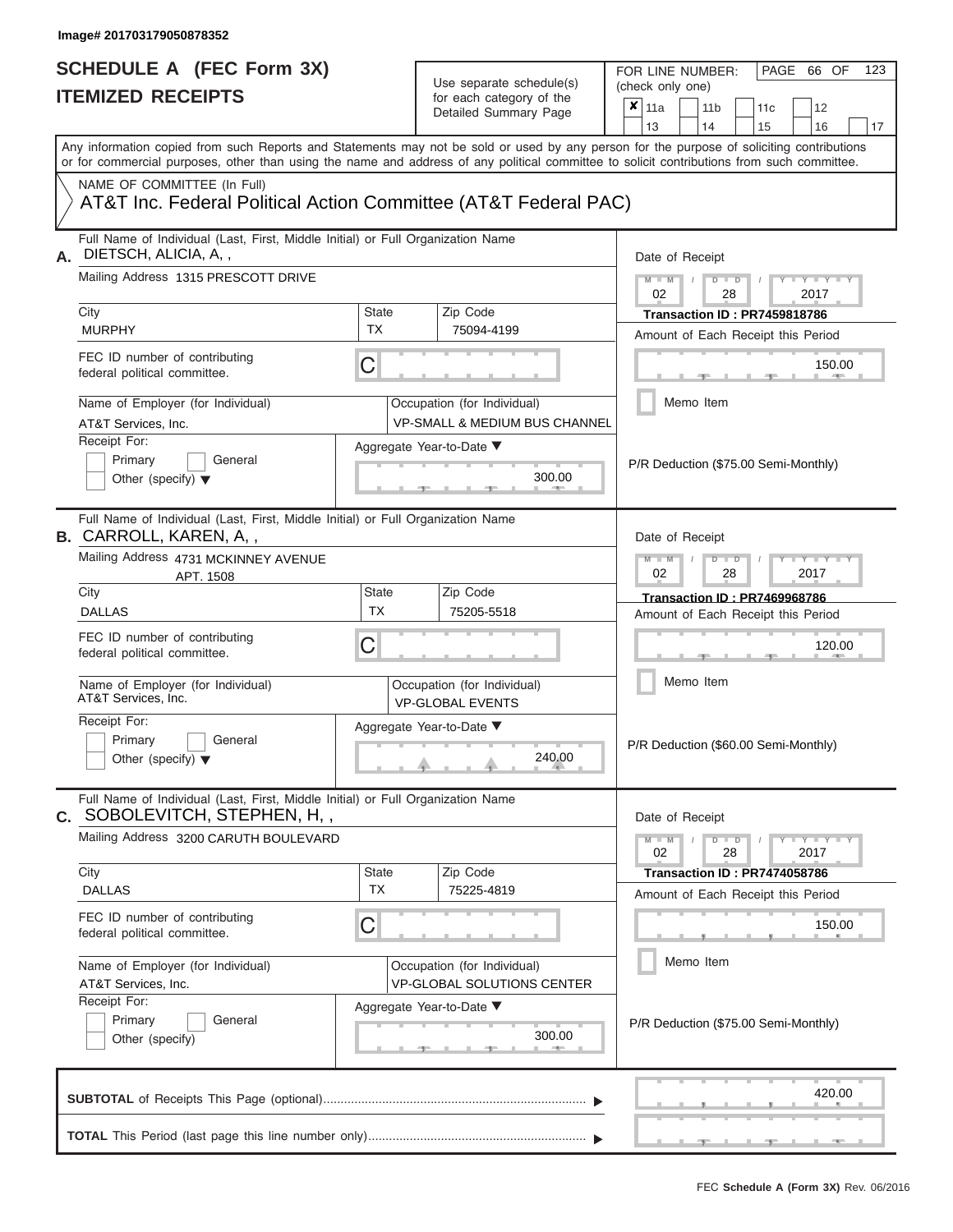Image# 201703179050878352

# SCHEDULE A (FEC Form 3X)
# ITEMIZED RECEIPTS

Use separate schedule(s) for each category of the Detailed Summary Page

FOR LINE NUMBER: (check only one)

☒ 11a ☐ 11b ☐ 11c ☐ 12 ☐ 13 ☐ 14 ☐ 15 ☐ 16 ☐ 17

Any information copied from such Reports and Statements may not be sold or used by any person for the purpose of soliciting contributions or for commercial purposes, other than using the name and address of any political committee to solicit contributions from such committee.

NAME OF COMMITTEE (In Full)

AT&T Inc. Federal Political Action Committee (AT&T Federal PAC)

---

**A.** Full Name of Individual (Last, First, Middle Initial) or Full Organization Name: DIETSCH, ALICIA, A, ,

Mailing Address: 1315 PRESCOTT DRIVE

City: MURPHY | State: TX | Zip Code: 75094-4199

FEC ID number of contributing federal political committee: C

Name of Employer (for Individual): AT&T Services, Inc.

Occupation (for Individual): VP-SMALL & MEDIUM BUS CHANNEL

Receipt For: ☐ Primary ☐ General ☐ Other (specify)

Aggregate Year-to-Date: 300.00

Date of Receipt: 02 / 28 / 2017

Transaction ID : PR7459818786

Amount of Each Receipt this Period: 150.00

☐ Memo Item

P/R Deduction ($75.00 Semi-Monthly)

---

**B.** Full Name of Individual (Last, First, Middle Initial) or Full Organization Name: CARROLL, KAREN, A, ,

Mailing Address: 4731 MCKINNEY AVENUE APT. 1508

City: DALLAS | State: TX | Zip Code: 75205-5518

FEC ID number of contributing federal political committee: C

Name of Employer (for Individual): AT&T Services, Inc.

Occupation (for Individual): VP-GLOBAL EVENTS

Receipt For: ☐ Primary ☐ General ☐ Other (specify)

Aggregate Year-to-Date: 240.00

Date of Receipt: 02 / 28 / 2017

Transaction ID : PR7469968786

Amount of Each Receipt this Period: 120.00

☐ Memo Item

P/R Deduction ($60.00 Semi-Monthly)

---

**C.** Full Name of Individual (Last, First, Middle Initial) or Full Organization Name: SOBOLEVITCH, STEPHEN, H, ,

Mailing Address: 3200 CARUTH BOULEVARD

City: DALLAS | State: TX | Zip Code: 75225-4819

FEC ID number of contributing federal political committee: C

Name of Employer (for Individual): AT&T Services, Inc.

Occupation (for Individual): VP-GLOBAL SOLUTIONS CENTER

Receipt For: ☐ Primary ☐ General ☐ Other (specify)

Aggregate Year-to-Date: 300.00

Date of Receipt: 02 / 28 / 2017

Transaction ID : PR7474058786

Amount of Each Receipt this Period: 150.00

☐ Memo Item

P/R Deduction ($75.00 Semi-Monthly)

---

**SUBTOTAL** of Receipts This Page (optional): 420.00

**TOTAL** This Period (last page this line number only):

FEC **Schedule A (Form 3X)** Rev. 06/2016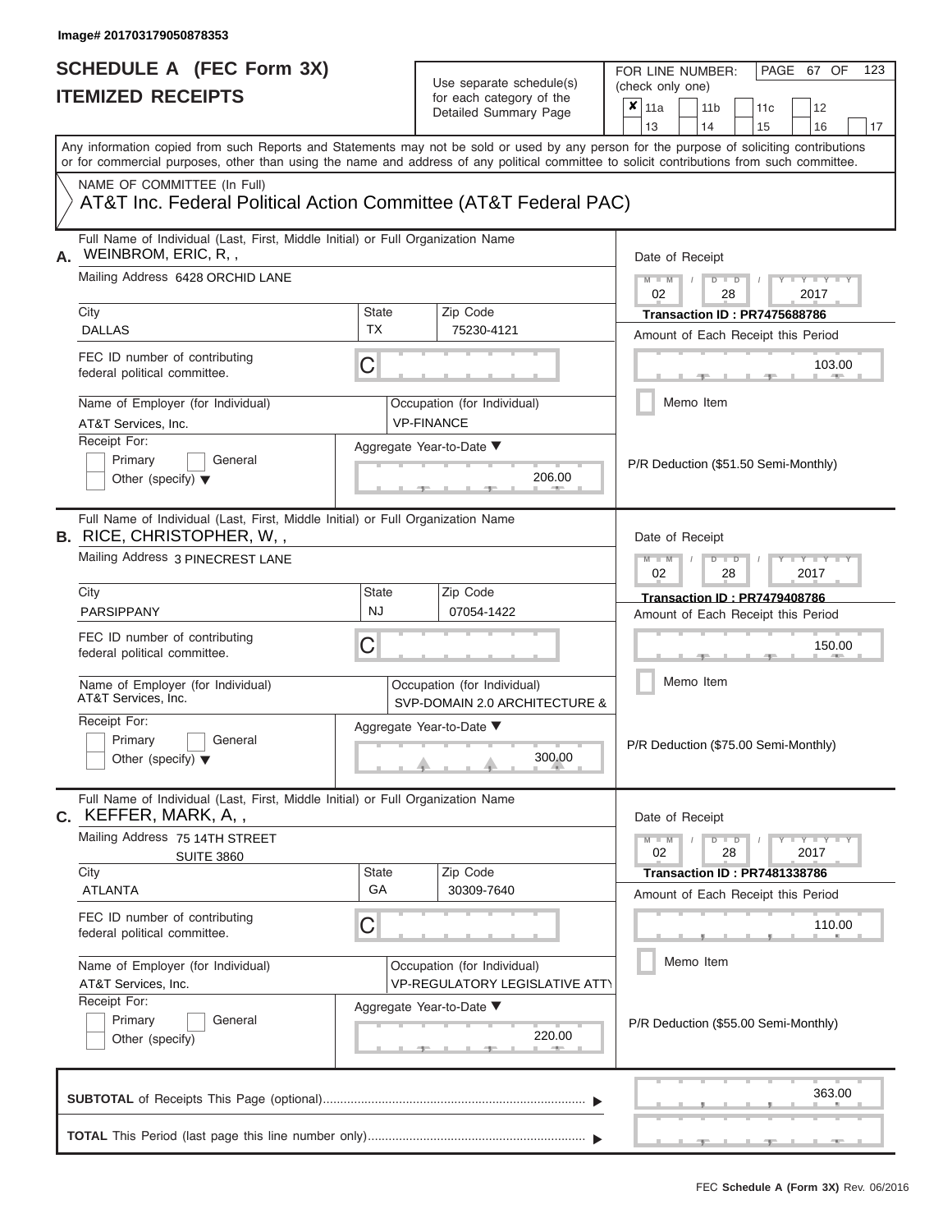Image# 201703179050878353

# SCHEDULE A (FEC Form 3X)
# ITEMIZED RECEIPTS

Use separate schedule(s) for each category of the Detailed Summary Page

FOR LINE NUMBER: (check only one)

☒ 11a ☐ 11b ☐ 11c ☐ 12 ☐ 13 ☐ 14 ☐ 15 ☐ 16 ☐ 17

PAGE 67 OF 123

Any information copied from such Reports and Statements may not be sold or used by any person for the purpose of soliciting contributions or for commercial purposes, other than using the name and address of any political committee to solicit contributions from such committee.

NAME OF COMMITTEE (In Full)

AT&T Inc. Federal Political Action Committee (AT&T Federal PAC)

---

**A.** Full Name of Individual (Last, First, Middle Initial) or Full Organization Name: WEINBROM, ERIC, R, ,

Mailing Address: 6428 ORCHID LANE

City: DALLAS | State: TX | Zip Code: 75230-4121

FEC ID number of contributing federal political committee: C

Name of Employer (for Individual): AT&T Services, Inc.

Occupation (for Individual): VP-FINANCE

Receipt For: ☐ Primary ☐ General ☐ Other (specify)

Aggregate Year-to-Date: 206.00

Date of Receipt: 02 / 28 / 2017

Transaction ID : PR7475688786

Amount of Each Receipt this Period: 103.00

☐ Memo Item

P/R Deduction ($51.50 Semi-Monthly)

---

**B.** Full Name of Individual (Last, First, Middle Initial) or Full Organization Name: RICE, CHRISTOPHER, W, ,

Mailing Address: 3 PINECREST LANE

City: PARSIPPANY | State: NJ | Zip Code: 07054-1422

FEC ID number of contributing federal political committee: C

Name of Employer (for Individual): AT&T Services, Inc.

Occupation (for Individual): SVP-DOMAIN 2.0 ARCHITECTURE &

Receipt For: ☐ Primary ☐ General ☐ Other (specify)

Aggregate Year-to-Date: 300.00

Date of Receipt: 02 / 28 / 2017

Transaction ID : PR7479408786

Amount of Each Receipt this Period: 150.00

☐ Memo Item

P/R Deduction ($75.00 Semi-Monthly)

---

**C.** Full Name of Individual (Last, First, Middle Initial) or Full Organization Name: KEFFER, MARK, A, ,

Mailing Address: 75 14TH STREET SUITE 3860

City: ATLANTA | State: GA | Zip Code: 30309-7640

FEC ID number of contributing federal political committee: C

Name of Employer (for Individual): AT&T Services, Inc.

Occupation (for Individual): VP-REGULATORY LEGISLATIVE ATTY

Receipt For: ☐ Primary ☐ General ☐ Other (specify)

Aggregate Year-to-Date: 220.00

Date of Receipt: 02 / 28 / 2017

Transaction ID : PR7481338786

Amount of Each Receipt this Period: 110.00

☐ Memo Item

P/R Deduction ($55.00 Semi-Monthly)

---

**SUBTOTAL** of Receipts This Page (optional): 363.00

**TOTAL** This Period (last page this line number only):

FEC **Schedule A (Form 3X)** Rev. 06/2016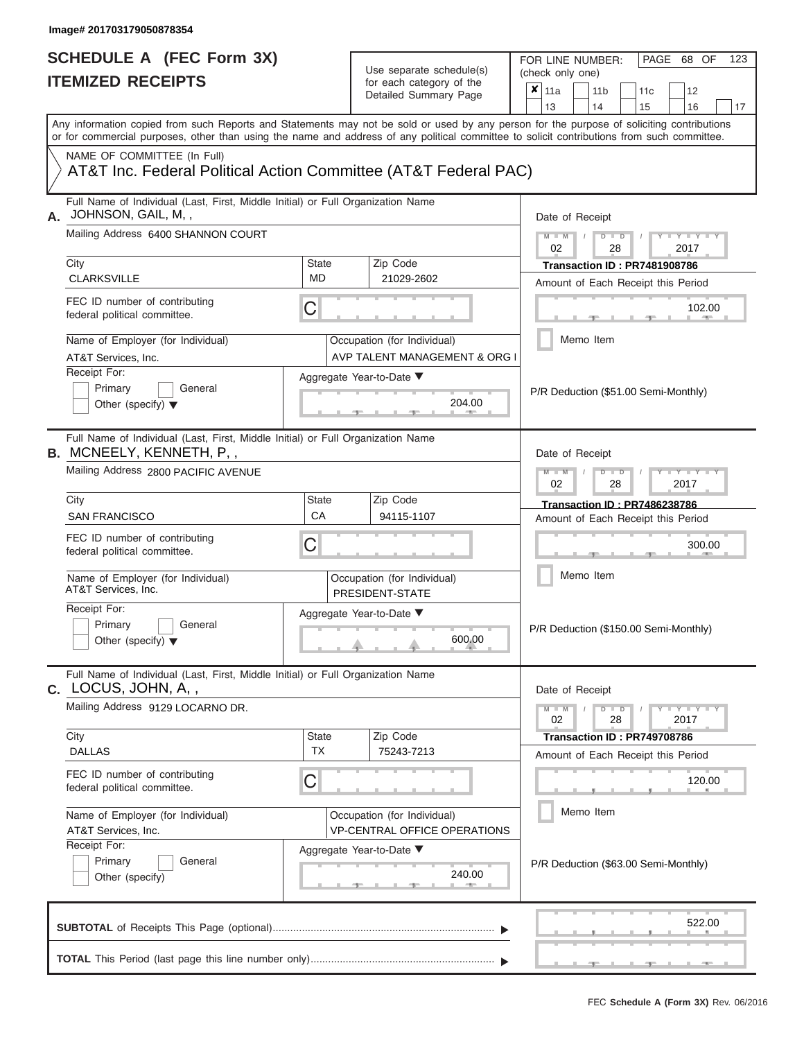Image# 201703179050878354

# SCHEDULE A (FEC Form 3X)
## ITEMIZED RECEIPTS

Use separate schedule(s) for each category of the Detailed Summary Page

FOR LINE NUMBER: (check only one)

- [x] 11a
- [ ] 11b
- [ ] 11c
- [ ] 12
- [ ] 13
- [ ] 14
- [ ] 15
- [ ] 16
- [ ] 17

PAGE 68 OF 123

Any information copied from such Reports and Statements may not be sold or used by any person for the purpose of soliciting contributions or for commercial purposes, other than using the name and address of any political committee to solicit contributions from such committee.

NAME OF COMMITTEE (In Full)

AT&T Inc. Federal Political Action Committee (AT&T Federal PAC)

---

**A.** Full Name of Individual (Last, First, Middle Initial) or Full Organization Name: JOHNSON, GAIL, M, ,

Mailing Address: 6400 SHANNON COURT

City: CLARKSVILLE | State: MD | Zip Code: 21029-2602

FEC ID number of contributing federal political committee: C

Name of Employer (for Individual): AT&T Services, Inc.

Occupation (for Individual): AVP TALENT MANAGEMENT & ORG I

Receipt For: Primary / General / Other (specify)

Aggregate Year-to-Date: 204.00

Date of Receipt: 02 / 28 / 2017

Transaction ID : PR7481908786

Amount of Each Receipt this Period: 102.00

Memo Item

P/R Deduction ($51.00 Semi-Monthly)

---

**B.** Full Name of Individual (Last, First, Middle Initial) or Full Organization Name: MCNEELY, KENNETH, P, ,

Mailing Address: 2800 PACIFIC AVENUE

City: SAN FRANCISCO | State: CA | Zip Code: 94115-1107

FEC ID number of contributing federal political committee: C

Name of Employer (for Individual): AT&T Services, Inc.

Occupation (for Individual): PRESIDENT-STATE

Receipt For: Primary / General / Other (specify)

Aggregate Year-to-Date: 600.00

Date of Receipt: 02 / 28 / 2017

Transaction ID : PR7486238786

Amount of Each Receipt this Period: 300.00

Memo Item

P/R Deduction ($150.00 Semi-Monthly)

---

**C.** Full Name of Individual (Last, First, Middle Initial) or Full Organization Name: LOCUS, JOHN, A, ,

Mailing Address: 9129 LOCARNO DR.

City: DALLAS | State: TX | Zip Code: 75243-7213

FEC ID number of contributing federal political committee: C

Name of Employer (for Individual): AT&T Services, Inc.

Occupation (for Individual): VP-CENTRAL OFFICE OPERATIONS

Receipt For: Primary / General / Other (specify)

Aggregate Year-to-Date: 240.00

Date of Receipt: 02 / 28 / 2017

Transaction ID : PR749708786

Amount of Each Receipt this Period: 120.00

Memo Item

P/R Deduction ($63.00 Semi-Monthly)

---

**SUBTOTAL** of Receipts This Page (optional): 522.00

**TOTAL** This Period (last page this line number only):

FEC Schedule A (Form 3X) Rev. 06/2016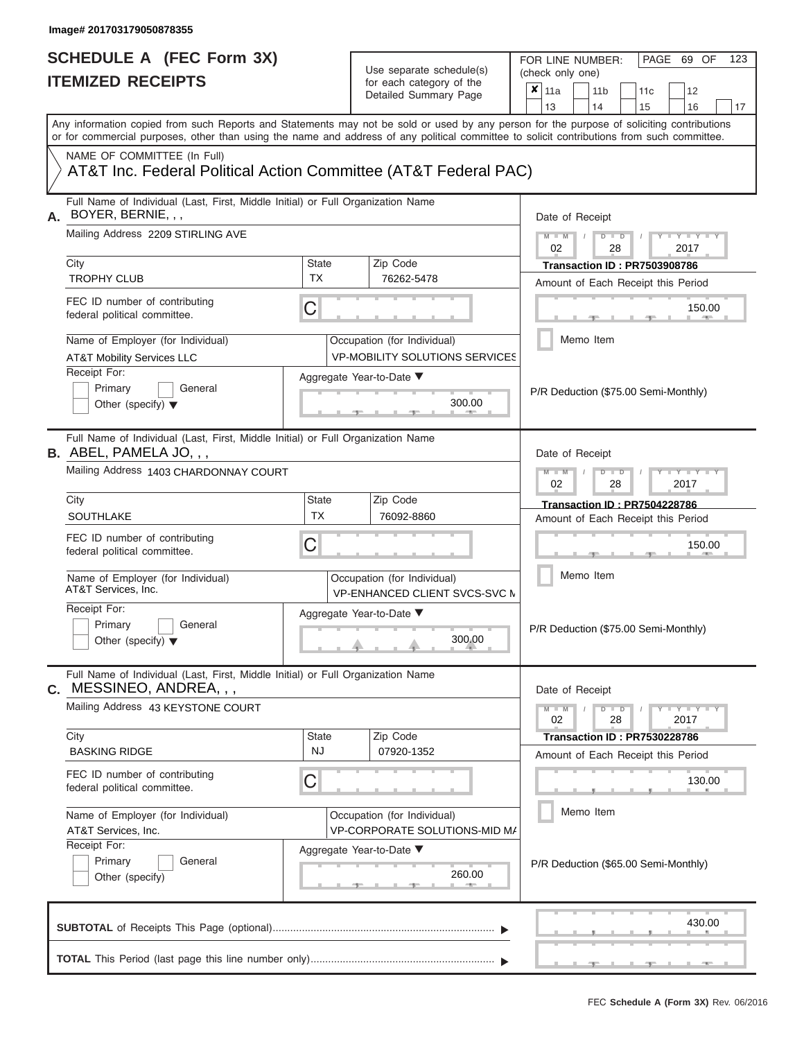Image# 201703179050878355

# SCHEDULE A (FEC Form 3X)
## ITEMIZED RECEIPTS

Use separate schedule(s) for each category of the Detailed Summary Page

FOR LINE NUMBER: (check only one)

- [x] 11a
- [ ] 11b
- [ ] 11c
- [ ] 12
- [ ] 13
- [ ] 14
- [ ] 15
- [ ] 16
- [ ] 17

Any information copied from such Reports and Statements may not be sold or used by any person for the purpose of soliciting contributions or for commercial purposes, other than using the name and address of any political committee to solicit contributions from such committee.

NAME OF COMMITTEE (In Full)

AT&T Inc. Federal Political Action Committee (AT&T Federal PAC)

---

**A.** Full Name of Individual (Last, First, Middle Initial) or Full Organization Name: BOYER, BERNIE, , ,

Mailing Address: 2209 STIRLING AVE

City: TROPHY CLUB | State: TX | Zip Code: 76262-5478

FEC ID number of contributing federal political committee: C

Name of Employer (for Individual): AT&T Mobility Services LLC

Occupation (for Individual): VP-MOBILITY SOLUTIONS SERVICES

Receipt For: Primary / General / Other (specify)

Aggregate Year-to-Date: 300.00

Date of Receipt: 02 / 28 / 2017

Transaction ID : PR7503908786

Amount of Each Receipt this Period: 150.00

Memo Item

P/R Deduction ($75.00 Semi-Monthly)

---

**B.** Full Name of Individual (Last, First, Middle Initial) or Full Organization Name: ABEL, PAMELA JO, , ,

Mailing Address: 1403 CHARDONNAY COURT

City: SOUTHLAKE | State: TX | Zip Code: 76092-8860

FEC ID number of contributing federal political committee: C

Name of Employer (for Individual): AT&T Services, Inc.

Occupation (for Individual): VP-ENHANCED CLIENT SVCS-SVC M

Receipt For: Primary / General / Other (specify)

Aggregate Year-to-Date: 300.00

Date of Receipt: 02 / 28 / 2017

Transaction ID : PR7504228786

Amount of Each Receipt this Period: 150.00

Memo Item

P/R Deduction ($75.00 Semi-Monthly)

---

**C.** Full Name of Individual (Last, First, Middle Initial) or Full Organization Name: MESSINEO, ANDREA, , ,

Mailing Address: 43 KEYSTONE COURT

City: BASKING RIDGE | State: NJ | Zip Code: 07920-1352

FEC ID number of contributing federal political committee: C

Name of Employer (for Individual): AT&T Services, Inc.

Occupation (for Individual): VP-CORPORATE SOLUTIONS-MID MA

Receipt For: Primary / General / Other (specify)

Aggregate Year-to-Date: 260.00

Date of Receipt: 02 / 28 / 2017

Transaction ID : PR7530228786

Amount of Each Receipt this Period: 130.00

Memo Item

P/R Deduction ($65.00 Semi-Monthly)

---

**SUBTOTAL** of Receipts This Page (optional): 430.00

**TOTAL** This Period (last page this line number only):

FEC Schedule A (Form 3X) Rev. 06/2016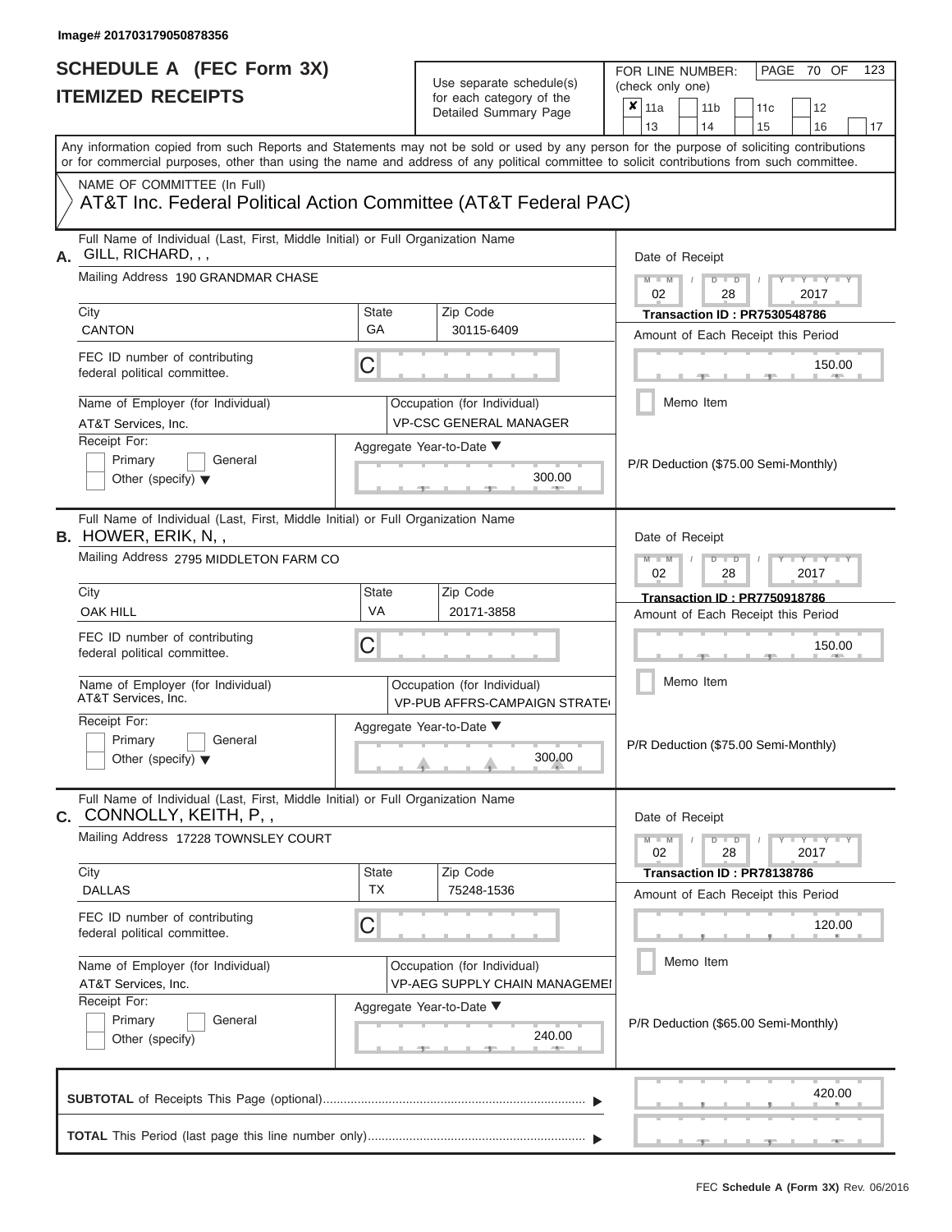Image# 201703179050878356

# SCHEDULE A (FEC Form 3X)
## ITEMIZED RECEIPTS

Use separate schedule(s) for each category of the Detailed Summary Page

FOR LINE NUMBER: (check only one)

☒ 11a ☐ 11b ☐ 11c ☐ 12 ☐ 13 ☐ 14 ☐ 15 ☐ 16 ☐ 17

Any information copied from such Reports and Statements may not be sold or used by any person for the purpose of soliciting contributions or for commercial purposes, other than using the name and address of any political committee to solicit contributions from such committee.

NAME OF COMMITTEE (In Full)

AT&T Inc. Federal Political Action Committee (AT&T Federal PAC)

---

**A.** Full Name of Individual (Last, First, Middle Initial) or Full Organization Name: GILL, RICHARD, , ,

Mailing Address: 190 GRANDMAR CHASE

| City | State | Zip Code |
|---|---|---|
| CANTON | GA | 30115-6409 |

FEC ID number of contributing federal political committee: C

Name of Employer (for Individual): AT&T Services, Inc.

Occupation (for Individual): VP-CSC GENERAL MANAGER

Receipt For: ☐ Primary ☐ General ☐ Other (specify)

Aggregate Year-to-Date: 300.00

Date of Receipt: 02 / 28 / 2017

Transaction ID : PR7530548786

Amount of Each Receipt this Period: 150.00

☐ Memo Item

P/R Deduction ($75.00 Semi-Monthly)

---

**B.** Full Name of Individual (Last, First, Middle Initial) or Full Organization Name: HOWER, ERIK, N, ,

Mailing Address: 2795 MIDDLETON FARM CO

| City | State | Zip Code |
|---|---|---|
| OAK HILL | VA | 20171-3858 |

FEC ID number of contributing federal political committee: C

Name of Employer (for Individual): AT&T Services, Inc.

Occupation (for Individual): VP-PUB AFFRS-CAMPAIGN STRATE

Receipt For: ☐ Primary ☐ General ☐ Other (specify)

Aggregate Year-to-Date: 300.00

Date of Receipt: 02 / 28 / 2017

Transaction ID : PR7750918786

Amount of Each Receipt this Period: 150.00

☐ Memo Item

P/R Deduction ($75.00 Semi-Monthly)

---

**C.** Full Name of Individual (Last, First, Middle Initial) or Full Organization Name: CONNOLLY, KEITH, P, ,

Mailing Address: 17228 TOWNSLEY COURT

| City | State | Zip Code |
|---|---|---|
| DALLAS | TX | 75248-1536 |

FEC ID number of contributing federal political committee: C

Name of Employer (for Individual): AT&T Services, Inc.

Occupation (for Individual): VP-AEG SUPPLY CHAIN MANAGEMEI

Receipt For: ☐ Primary ☐ General ☐ Other (specify)

Aggregate Year-to-Date: 240.00

Date of Receipt: 02 / 28 / 2017

Transaction ID : PR78138786

Amount of Each Receipt this Period: 120.00

☐ Memo Item

P/R Deduction ($65.00 Semi-Monthly)

---

**SUBTOTAL** of Receipts This Page (optional): 420.00

**TOTAL** This Period (last page this line number only):

FEC Schedule A (Form 3X) Rev. 06/2016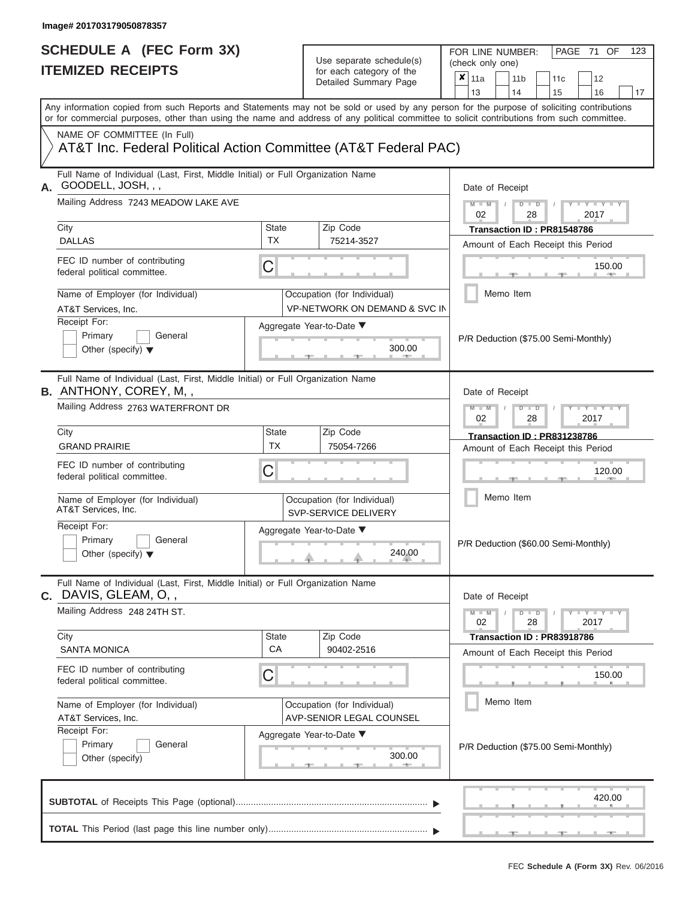Image# 201703179050878357

# SCHEDULE A (FEC Form 3X)
## ITEMIZED RECEIPTS

Use separate schedule(s) for each category of the Detailed Summary Page

FOR LINE NUMBER: (check only one)

- [x] 11a
- [ ] 11b
- [ ] 11c
- [ ] 12
- [ ] 13
- [ ] 14
- [ ] 15
- [ ] 16
- [ ] 17

Any information copied from such Reports and Statements may not be sold or used by any person for the purpose of soliciting contributions or for commercial purposes, other than using the name and address of any political committee to solicit contributions from such committee.

NAME OF COMMITTEE (In Full)
AT&T Inc. Federal Political Action Committee (AT&T Federal PAC)

---

**A.** Full Name of Individual (Last, First, Middle Initial) or Full Organization Name: GOODELL, JOSH, , ,

Mailing Address: 7243 MEADOW LAKE AVE

City: DALLAS | State: TX | Zip Code: 75214-3527

FEC ID number of contributing federal political committee: C

Name of Employer (for Individual): AT&T Services, Inc.

Occupation (for Individual): VP-NETWORK ON DEMAND & SVC IN

Receipt For: Primary / General / Other (specify)

Aggregate Year-to-Date: 300.00

Date of Receipt: 02 / 28 / 2017

Transaction ID : PR81548786

Amount of Each Receipt this Period: 150.00

Memo Item

P/R Deduction ($75.00 Semi-Monthly)

---

**B.** Full Name of Individual (Last, First, Middle Initial) or Full Organization Name: ANTHONY, COREY, M, ,

Mailing Address: 2763 WATERFRONT DR

City: GRAND PRAIRIE | State: TX | Zip Code: 75054-7266

FEC ID number of contributing federal political committee: C

Name of Employer (for Individual): AT&T Services, Inc.

Occupation (for Individual): SVP-SERVICE DELIVERY

Receipt For: Primary / General / Other (specify)

Aggregate Year-to-Date: 240.00

Date of Receipt: 02 / 28 / 2017

Transaction ID : PR831238786

Amount of Each Receipt this Period: 120.00

Memo Item

P/R Deduction ($60.00 Semi-Monthly)

---

**C.** Full Name of Individual (Last, First, Middle Initial) or Full Organization Name: DAVIS, GLEAM, O, ,

Mailing Address: 248 24TH ST.

City: SANTA MONICA | State: CA | Zip Code: 90402-2516

FEC ID number of contributing federal political committee: C

Name of Employer (for Individual): AT&T Services, Inc.

Occupation (for Individual): AVP-SENIOR LEGAL COUNSEL

Receipt For: Primary / General / Other (specify)

Aggregate Year-to-Date: 300.00

Date of Receipt: 02 / 28 / 2017

Transaction ID : PR83918786

Amount of Each Receipt this Period: 150.00

Memo Item

P/R Deduction ($75.00 Semi-Monthly)

---

**SUBTOTAL** of Receipts This Page (optional): 420.00

**TOTAL** This Period (last page this line number only):

FEC **Schedule A (Form 3X)** Rev. 06/2016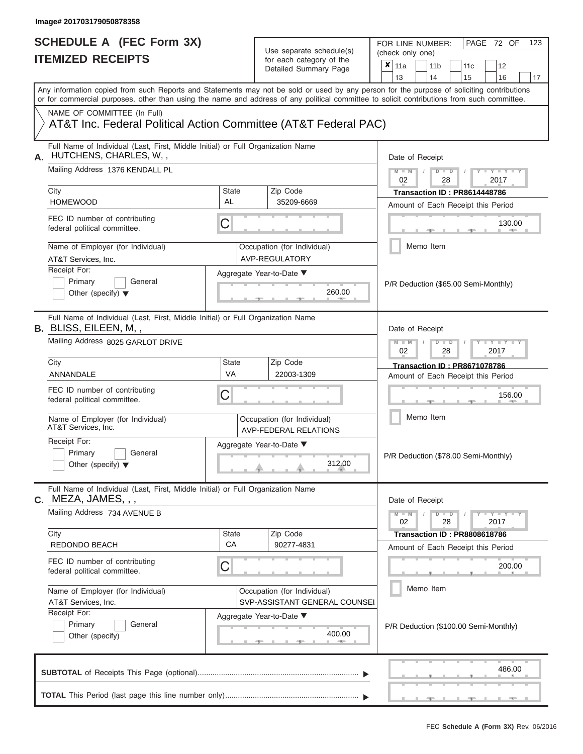Image# 201703179050878358

# SCHEDULE A (FEC Form 3X)
## ITEMIZED RECEIPTS

Use separate schedule(s) for each category of the Detailed Summary Page

FOR LINE NUMBER: (check only one)

- [x] 11a
- [ ] 11b
- [ ] 11c
- [ ] 12
- [ ] 13
- [ ] 14
- [ ] 15
- [ ] 16
- [ ] 17

PAGE 72 OF 123

Any information copied from such Reports and Statements may not be sold or used by any person for the purpose of soliciting contributions or for commercial purposes, other than using the name and address of any political committee to solicit contributions from such committee.

NAME OF COMMITTEE (In Full)
AT&T Inc. Federal Political Action Committee (AT&T Federal PAC)

---

**A.** Full Name of Individual (Last, First, Middle Initial) or Full Organization Name: HUTCHENS, CHARLES, W, ,

Mailing Address: 1376 KENDALL PL

City: HOMEWOOD | State: AL | Zip Code: 35209-6669

FEC ID number of contributing federal political committee: C

Name of Employer (for Individual): AT&T Services, Inc.

Occupation (for Individual): AVP-REGULATORY

Receipt For: Primary / General / Other (specify)

Aggregate Year-to-Date: 260.00

Date of Receipt: 02 / 28 / 2017

Transaction ID : PR8614448786

Amount of Each Receipt this Period: 130.00

Memo Item

P/R Deduction ($65.00 Semi-Monthly)

---

**B.** Full Name of Individual (Last, First, Middle Initial) or Full Organization Name: BLISS, EILEEN, M, ,

Mailing Address: 8025 GARLOT DRIVE

City: ANNANDALE | State: VA | Zip Code: 22003-1309

FEC ID number of contributing federal political committee: C

Name of Employer (for Individual): AT&T Services, Inc.

Occupation (for Individual): AVP-FEDERAL RELATIONS

Receipt For: Primary / General / Other (specify)

Aggregate Year-to-Date: 312.00

Date of Receipt: 02 / 28 / 2017

Transaction ID : PR8671078786

Amount of Each Receipt this Period: 156.00

Memo Item

P/R Deduction ($78.00 Semi-Monthly)

---

**C.** Full Name of Individual (Last, First, Middle Initial) or Full Organization Name: MEZA, JAMES, , ,

Mailing Address: 734 AVENUE B

City: REDONDO BEACH | State: CA | Zip Code: 90277-4831

FEC ID number of contributing federal political committee: C

Name of Employer (for Individual): AT&T Services, Inc.

Occupation (for Individual): SVP-ASSISTANT GENERAL COUNSEI

Receipt For: Primary / General / Other (specify)

Aggregate Year-to-Date: 400.00

Date of Receipt: 02 / 28 / 2017

Transaction ID : PR8808618786

Amount of Each Receipt this Period: 200.00

Memo Item

P/R Deduction ($100.00 Semi-Monthly)

---

**SUBTOTAL** of Receipts This Page (optional): 486.00

**TOTAL** This Period (last page this line number only):

FEC Schedule A (Form 3X) Rev. 06/2016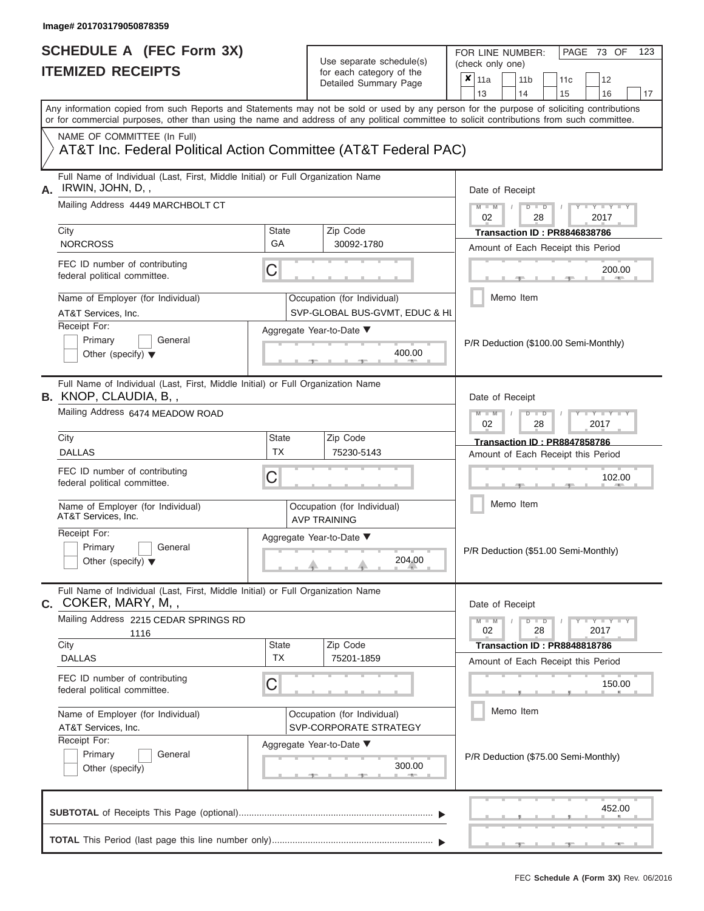Image# 201703179050878359

# SCHEDULE A (FEC Form 3X)
## ITEMIZED RECEIPTS

Use separate schedule(s) for each category of the Detailed Summary Page

FOR LINE NUMBER: (check only one)

- [x] 11a
- [ ] 11b
- [ ] 11c
- [ ] 12
- [ ] 13
- [ ] 14
- [ ] 15
- [ ] 16
- [ ] 17

PAGE 73 OF 123

Any information copied from such Reports and Statements may not be sold or used by any person for the purpose of soliciting contributions or for commercial purposes, other than using the name and address of any political committee to solicit contributions from such committee.

NAME OF COMMITTEE (In Full)

AT&T Inc. Federal Political Action Committee (AT&T Federal PAC)

---

**A.** Full Name of Individual (Last, First, Middle Initial) or Full Organization Name: IRWIN, JOHN, D, ,

Mailing Address: 4449 MARCHBOLT CT

City: NORCROSS | State: GA | Zip Code: 30092-1780

FEC ID number of contributing federal political committee: C

Name of Employer (for Individual): AT&T Services, Inc.

Occupation (for Individual): SVP-GLOBAL BUS-GVMT, EDUC & HL

Receipt For: Primary / General / Other (specify)

Aggregate Year-to-Date: 400.00

Date of Receipt: 02 / 28 / 2017

Transaction ID : PR8846838786

Amount of Each Receipt this Period: 200.00

Memo Item

P/R Deduction ($100.00 Semi-Monthly)

---

**B.** Full Name of Individual (Last, First, Middle Initial) or Full Organization Name: KNOP, CLAUDIA, B, ,

Mailing Address: 6474 MEADOW ROAD

City: DALLAS | State: TX | Zip Code: 75230-5143

FEC ID number of contributing federal political committee: C

Name of Employer (for Individual): AT&T Services, Inc.

Occupation (for Individual): AVP TRAINING

Receipt For: Primary / General / Other (specify)

Aggregate Year-to-Date: 204.00

Date of Receipt: 02 / 28 / 2017

Transaction ID : PR8847858786

Amount of Each Receipt this Period: 102.00

Memo Item

P/R Deduction ($51.00 Semi-Monthly)

---

**C.** Full Name of Individual (Last, First, Middle Initial) or Full Organization Name: COKER, MARY, M, ,

Mailing Address: 2215 CEDAR SPRINGS RD 1116

City: DALLAS | State: TX | Zip Code: 75201-1859

FEC ID number of contributing federal political committee: C

Name of Employer (for Individual): AT&T Services, Inc.

Occupation (for Individual): SVP-CORPORATE STRATEGY

Receipt For: Primary / General / Other (specify)

Aggregate Year-to-Date: 300.00

Date of Receipt: 02 / 28 / 2017

Transaction ID : PR8848818786

Amount of Each Receipt this Period: 150.00

Memo Item

P/R Deduction ($75.00 Semi-Monthly)

---

**SUBTOTAL** of Receipts This Page (optional): 452.00

**TOTAL** This Period (last page this line number only):

FEC **Schedule A (Form 3X)** Rev. 06/2016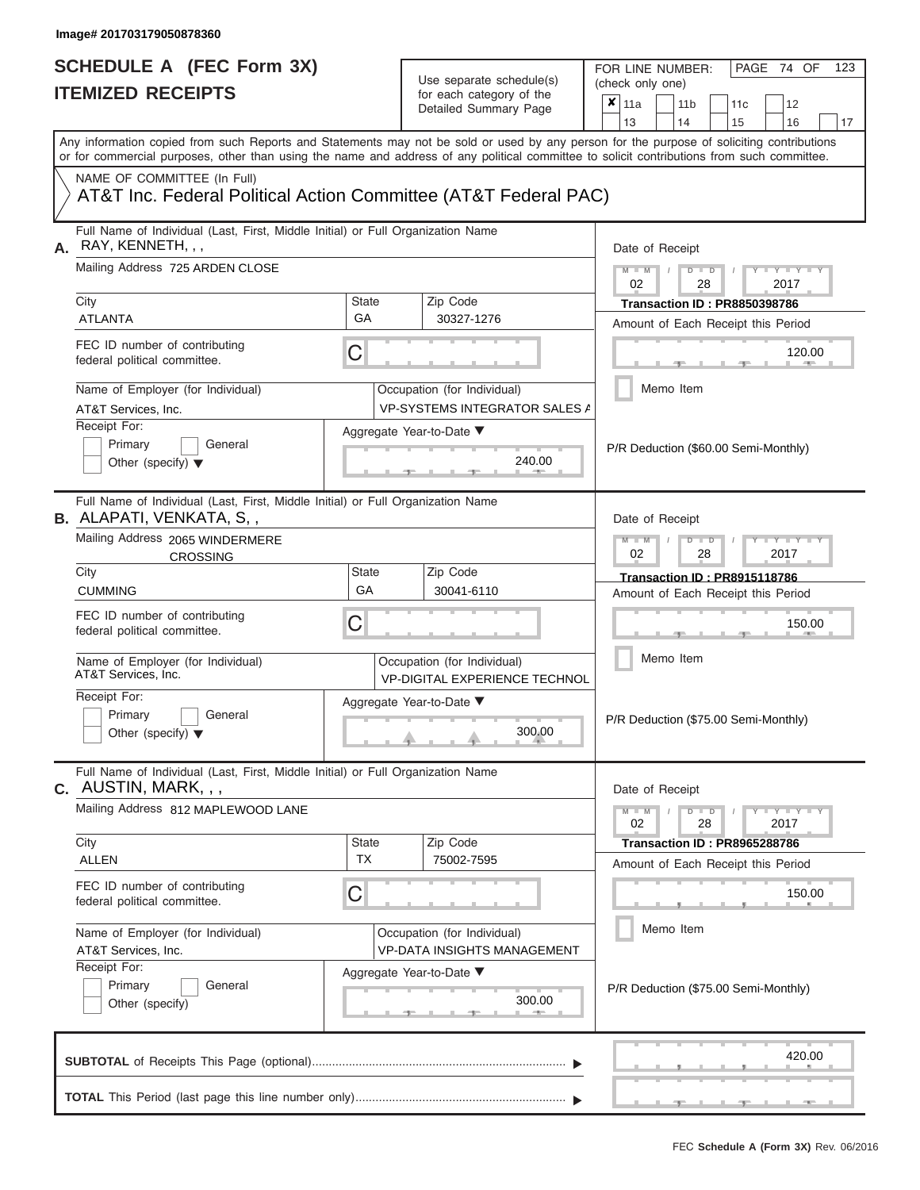Image# 201703179050878360

# SCHEDULE A (FEC Form 3X)
# ITEMIZED RECEIPTS

Use separate schedule(s) for each category of the Detailed Summary Page

FOR LINE NUMBER: (check only one)

☒ 11a ☐ 11b ☐ 11c ☐ 12 ☐ 13 ☐ 14 ☐ 15 ☐ 16 ☐ 17

PAGE 74 OF 123

Any information copied from such Reports and Statements may not be sold or used by any person for the purpose of soliciting contributions or for commercial purposes, other than using the name and address of any political committee to solicit contributions from such committee.

NAME OF COMMITTEE (In Full)
AT&T Inc. Federal Political Action Committee (AT&T Federal PAC)

---

**A.** Full Name of Individual (Last, First, Middle Initial) or Full Organization Name: RAY, KENNETH, , ,

Mailing Address: 725 ARDEN CLOSE

City: ATLANTA | State: GA | Zip Code: 30327-1276

FEC ID number of contributing federal political committee: C

Name of Employer (for Individual): AT&T Services, Inc.

Occupation (for Individual): VP-SYSTEMS INTEGRATOR SALES A

Receipt For: ☐ Primary ☐ General ☐ Other (specify)

Aggregate Year-to-Date: 240.00

Date of Receipt: 02 / 28 / 2017

Transaction ID : PR8850398786

Amount of Each Receipt this Period: 120.00

☐ Memo Item

P/R Deduction ($60.00 Semi-Monthly)

---

**B.** Full Name of Individual (Last, First, Middle Initial) or Full Organization Name: ALAPATI, VENKATA, S, ,

Mailing Address: 2065 WINDERMERE CROSSING

City: CUMMING | State: GA | Zip Code: 30041-6110

FEC ID number of contributing federal political committee: C

Name of Employer (for Individual): AT&T Services, Inc.

Occupation (for Individual): VP-DIGITAL EXPERIENCE TECHNOL

Receipt For: ☐ Primary ☐ General ☐ Other (specify)

Aggregate Year-to-Date: 300.00

Date of Receipt: 02 / 28 / 2017

Transaction ID : PR8915118786

Amount of Each Receipt this Period: 150.00

☐ Memo Item

P/R Deduction ($75.00 Semi-Monthly)

---

**C.** Full Name of Individual (Last, First, Middle Initial) or Full Organization Name: AUSTIN, MARK, , ,

Mailing Address: 812 MAPLEWOOD LANE

City: ALLEN | State: TX | Zip Code: 75002-7595

FEC ID number of contributing federal political committee: C

Name of Employer (for Individual): AT&T Services, Inc.

Occupation (for Individual): VP-DATA INSIGHTS MANAGEMENT

Receipt For: ☐ Primary ☐ General ☐ Other (specify)

Aggregate Year-to-Date: 300.00

Date of Receipt: 02 / 28 / 2017

Transaction ID : PR8965288786

Amount of Each Receipt this Period: 150.00

☐ Memo Item

P/R Deduction ($75.00 Semi-Monthly)

---

**SUBTOTAL** of Receipts This Page (optional): 420.00

**TOTAL** This Period (last page this line number only):

FEC Schedule A (Form 3X) Rev. 06/2016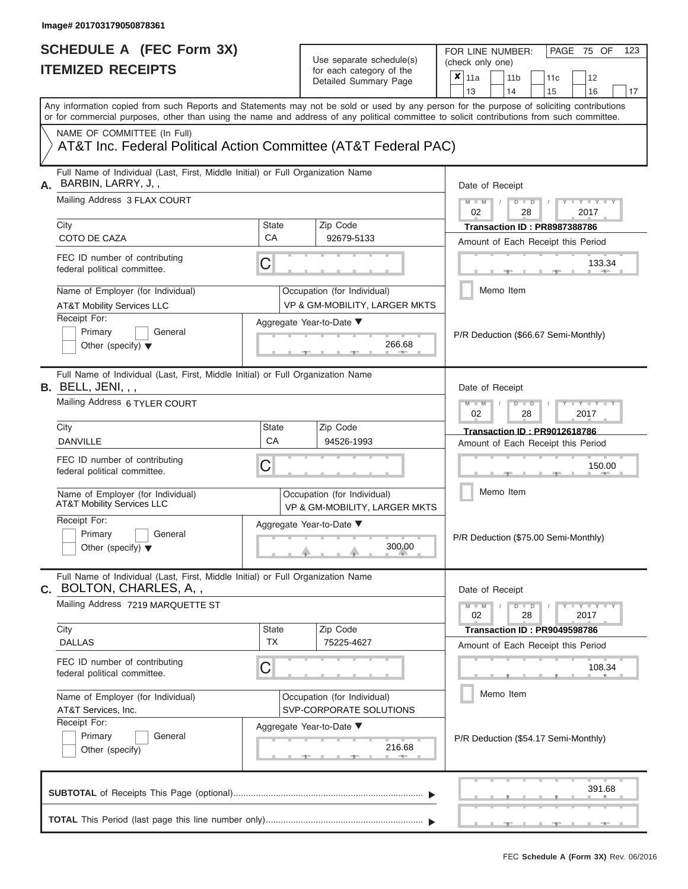Image# 201703179050878361

# SCHEDULE A (FEC Form 3X)
## ITEMIZED RECEIPTS

Use separate schedule(s) for each category of the Detailed Summary Page

FOR LINE NUMBER: (check only one)

- [x] 11a
- [ ] 11b
- [ ] 11c
- [ ] 12
- [ ] 13
- [ ] 14
- [ ] 15
- [ ] 16
- [ ] 17

PAGE 75 OF 123

Any information copied from such Reports and Statements may not be sold or used by any person for the purpose of soliciting contributions or for commercial purposes, other than using the name and address of any political committee to solicit contributions from such committee.

NAME OF COMMITTEE (In Full)
AT&T Inc. Federal Political Action Committee (AT&T Federal PAC)

---

**A.** Full Name of Individual (Last, First, Middle Initial) or Full Organization Name: BARBIN, LARRY, J, ,

Mailing Address: 3 FLAX COURT

City: COTO DE CAZA | State: CA | Zip Code: 92679-5133

FEC ID number of contributing federal political committee: C

Name of Employer (for Individual): AT&T Mobility Services LLC

Occupation (for Individual): VP & GM-MOBILITY, LARGER MKTS

Receipt For: Primary / General / Other (specify)

Aggregate Year-to-Date: 266.68

Date of Receipt: 02 / 28 / 2017

Transaction ID : PR8987388786

Amount of Each Receipt this Period: 133.34

Memo Item

P/R Deduction ($66.67 Semi-Monthly)

---

**B.** Full Name of Individual (Last, First, Middle Initial) or Full Organization Name: BELL, JENI, , ,

Mailing Address: 6 TYLER COURT

City: DANVILLE | State: CA | Zip Code: 94526-1993

FEC ID number of contributing federal political committee: C

Name of Employer (for Individual): AT&T Mobility Services LLC

Occupation (for Individual): VP & GM-MOBILITY, LARGER MKTS

Receipt For: Primary / General / Other (specify)

Aggregate Year-to-Date: 300.00

Date of Receipt: 02 / 28 / 2017

Transaction ID : PR9012618786

Amount of Each Receipt this Period: 150.00

Memo Item

P/R Deduction ($75.00 Semi-Monthly)

---

**C.** Full Name of Individual (Last, First, Middle Initial) or Full Organization Name: BOLTON, CHARLES, A, ,

Mailing Address: 7219 MARQUETTE ST

City: DALLAS | State: TX | Zip Code: 75225-4627

FEC ID number of contributing federal political committee: C

Name of Employer (for Individual): AT&T Services, Inc.

Occupation (for Individual): SVP-CORPORATE SOLUTIONS

Receipt For: Primary / General / Other (specify)

Aggregate Year-to-Date: 216.68

Date of Receipt: 02 / 28 / 2017

Transaction ID : PR9049598786

Amount of Each Receipt this Period: 108.34

Memo Item

P/R Deduction ($54.17 Semi-Monthly)

---

**SUBTOTAL** of Receipts This Page (optional): 391.68

**TOTAL** This Period (last page this line number only):

FEC Schedule A (Form 3X) Rev. 06/2016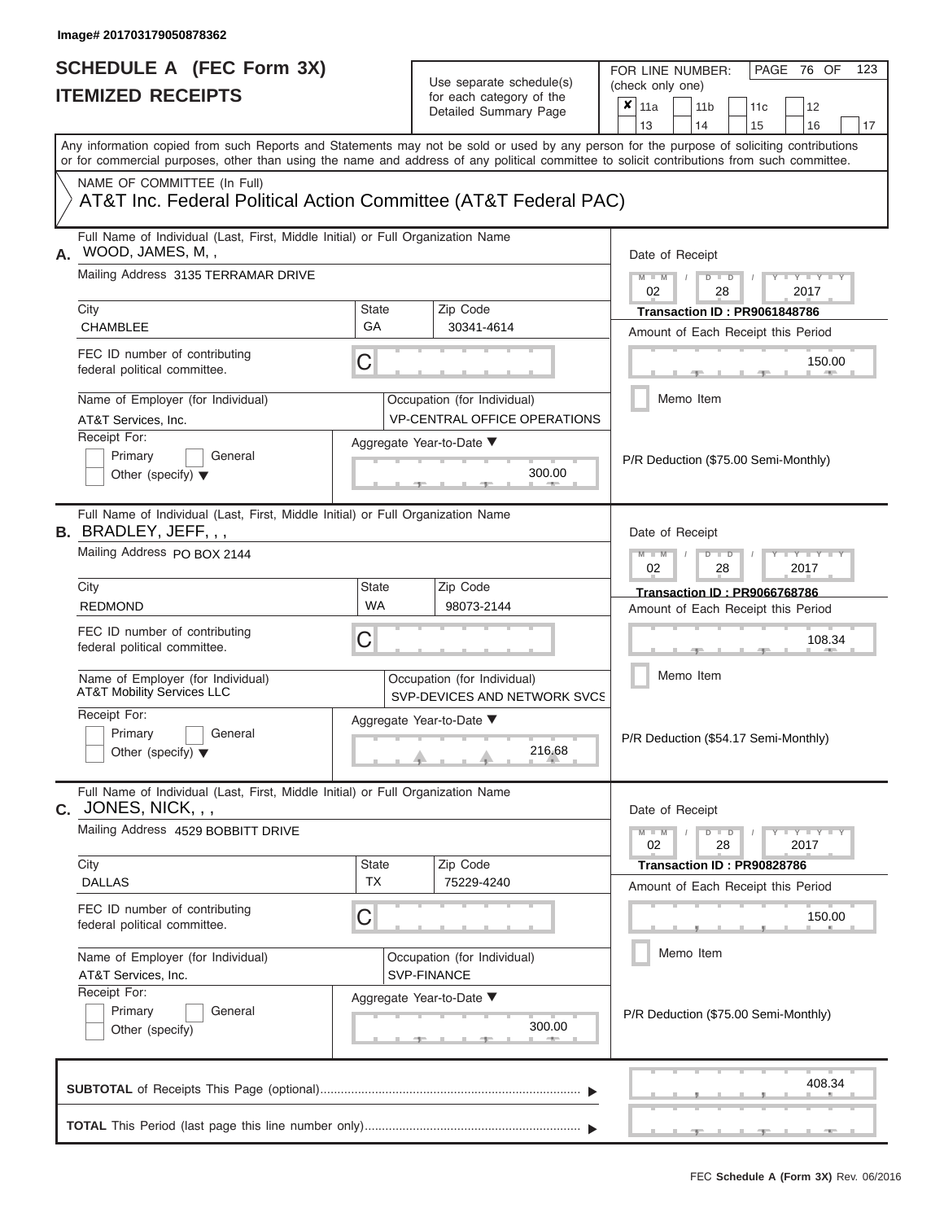Image# 201703179050878362

# SCHEDULE A (FEC Form 3X)
# ITEMIZED RECEIPTS

Use separate schedule(s) for each category of the Detailed Summary Page

FOR LINE NUMBER: (check only one)

- [x] 11a
- [ ] 11b
- [ ] 11c
- [ ] 12
- [ ] 13
- [ ] 14
- [ ] 15
- [ ] 16
- [ ] 17

PAGE 76 OF 123

Any information copied from such Reports and Statements may not be sold or used by any person for the purpose of soliciting contributions or for commercial purposes, other than using the name and address of any political committee to solicit contributions from such committee.

NAME OF COMMITTEE (In Full)

AT&T Inc. Federal Political Action Committee (AT&T Federal PAC)

---

**A.** Full Name of Individual (Last, First, Middle Initial) or Full Organization Name: WOOD, JAMES, M, ,

Mailing Address: 3135 TERRAMAR DRIVE

City: CHAMBLEE | State: GA | Zip Code: 30341-4614

FEC ID number of contributing federal political committee: C

Name of Employer (for Individual): AT&T Services, Inc.

Occupation (for Individual): VP-CENTRAL OFFICE OPERATIONS

Receipt For: [ ] Primary [ ] General [ ] Other (specify)

Aggregate Year-to-Date: 300.00

Date of Receipt: 02 / 28 / 2017

Transaction ID : PR9061848786

Amount of Each Receipt this Period: 150.00

[ ] Memo Item

P/R Deduction ($75.00 Semi-Monthly)

---

**B.** Full Name of Individual (Last, First, Middle Initial) or Full Organization Name: BRADLEY, JEFF, , ,

Mailing Address: PO BOX 2144

City: REDMOND | State: WA | Zip Code: 98073-2144

FEC ID number of contributing federal political committee: C

Name of Employer (for Individual): AT&T Mobility Services LLC

Occupation (for Individual): SVP-DEVICES AND NETWORK SVCS

Receipt For: [ ] Primary [ ] General [ ] Other (specify)

Aggregate Year-to-Date: 216.68

Date of Receipt: 02 / 28 / 2017

Transaction ID : PR9066768786

Amount of Each Receipt this Period: 108.34

[ ] Memo Item

P/R Deduction ($54.17 Semi-Monthly)

---

**C.** Full Name of Individual (Last, First, Middle Initial) or Full Organization Name: JONES, NICK, , ,

Mailing Address: 4529 BOBBITT DRIVE

City: DALLAS | State: TX | Zip Code: 75229-4240

FEC ID number of contributing federal political committee: C

Name of Employer (for Individual): AT&T Services, Inc.

Occupation (for Individual): SVP-FINANCE

Receipt For: [ ] Primary [ ] General [ ] Other (specify)

Aggregate Year-to-Date: 300.00

Date of Receipt: 02 / 28 / 2017

Transaction ID : PR90828786

Amount of Each Receipt this Period: 150.00

[ ] Memo Item

P/R Deduction ($75.00 Semi-Monthly)

---

**SUBTOTAL** of Receipts This Page (optional): 408.34

**TOTAL** This Period (last page this line number only):

FEC **Schedule A (Form 3X)** Rev. 06/2016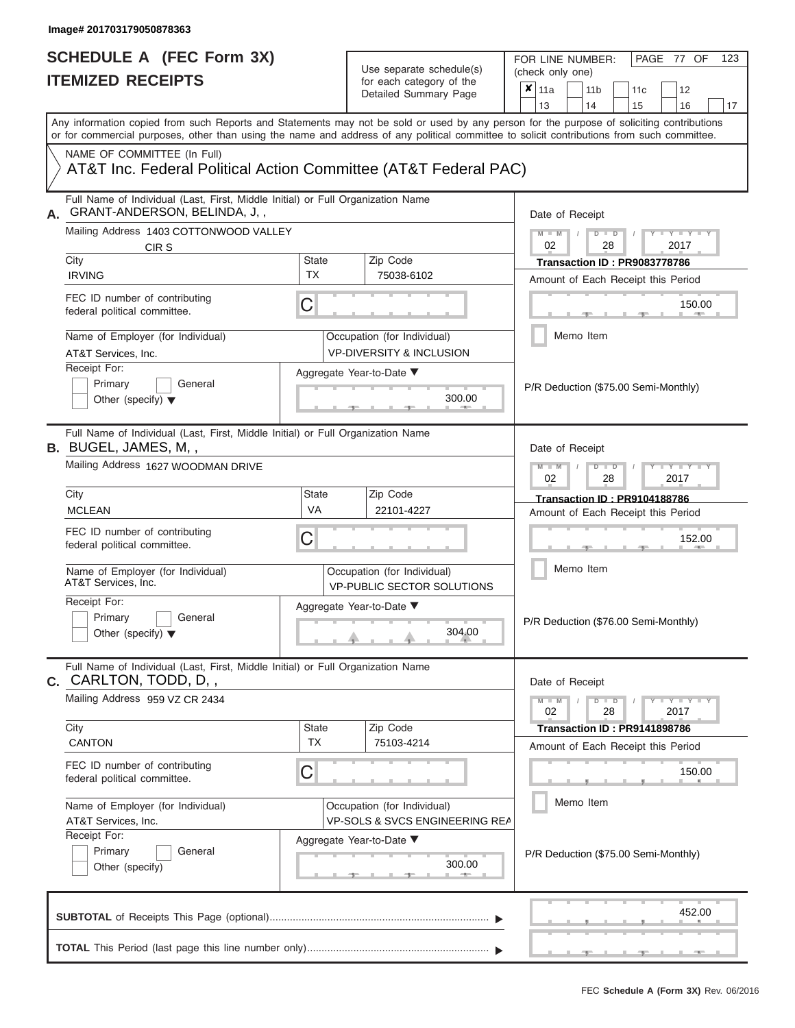Image# 201703179050878363

# SCHEDULE A (FEC Form 3X)
# ITEMIZED RECEIPTS

Use separate schedule(s) for each category of the Detailed Summary Page

FOR LINE NUMBER: (check only one)

- [x] 11a
- [ ] 11b
- [ ] 11c
- [ ] 12
- [ ] 13
- [ ] 14
- [ ] 15
- [ ] 16
- [ ] 17

PAGE 77 OF 123

Any information copied from such Reports and Statements may not be sold or used by any person for the purpose of soliciting contributions or for commercial purposes, other than using the name and address of any political committee to solicit contributions from such committee.

NAME OF COMMITTEE (In Full)

AT&T Inc. Federal Political Action Committee (AT&T Federal PAC)

---

**A.** Full Name of Individual (Last, First, Middle Initial) or Full Organization Name: GRANT-ANDERSON, BELINDA, J, ,

Mailing Address: 1403 COTTONWOOD VALLEY CIR S

City: IRVING | State: TX | Zip Code: 75038-6102

FEC ID number of contributing federal political committee: C

Name of Employer (for Individual): AT&T Services, Inc.

Occupation (for Individual): VP-DIVERSITY & INCLUSION

Receipt For: Primary [ ] General [ ] Other (specify) ▼

Aggregate Year-to-Date ▼: 300.00

Date of Receipt: 02 / 28 / 2017

Transaction ID : PR9083778786

Amount of Each Receipt this Period: 150.00

Memo Item [ ]

P/R Deduction ($75.00 Semi-Monthly)

---

**B.** Full Name of Individual (Last, First, Middle Initial) or Full Organization Name: BUGEL, JAMES, M, ,

Mailing Address: 1627 WOODMAN DRIVE

City: MCLEAN | State: VA | Zip Code: 22101-4227

FEC ID number of contributing federal political committee: C

Name of Employer (for Individual): AT&T Services, Inc.

Occupation (for Individual): VP-PUBLIC SECTOR SOLUTIONS

Receipt For: Primary [ ] General [ ] Other (specify) ▼

Aggregate Year-to-Date ▼: 304.00

Date of Receipt: 02 / 28 / 2017

Transaction ID : PR9104188786

Amount of Each Receipt this Period: 152.00

Memo Item [ ]

P/R Deduction ($76.00 Semi-Monthly)

---

**C.** Full Name of Individual (Last, First, Middle Initial) or Full Organization Name: CARLTON, TODD, D, ,

Mailing Address: 959 VZ CR 2434

City: CANTON | State: TX | Zip Code: 75103-4214

FEC ID number of contributing federal political committee: C

Name of Employer (for Individual): AT&T Services, Inc.

Occupation (for Individual): VP-SOLS & SVCS ENGINEERING REA

Receipt For: Primary [ ] General [ ] Other (specify)

Aggregate Year-to-Date ▼: 300.00

Date of Receipt: 02 / 28 / 2017

Transaction ID : PR9141898786

Amount of Each Receipt this Period: 150.00

Memo Item [ ]

P/R Deduction ($75.00 Semi-Monthly)

---

**SUBTOTAL** of Receipts This Page (optional) ▶ 452.00

**TOTAL** This Period (last page this line number only) ▶

FEC **Schedule A (Form 3X)** Rev. 06/2016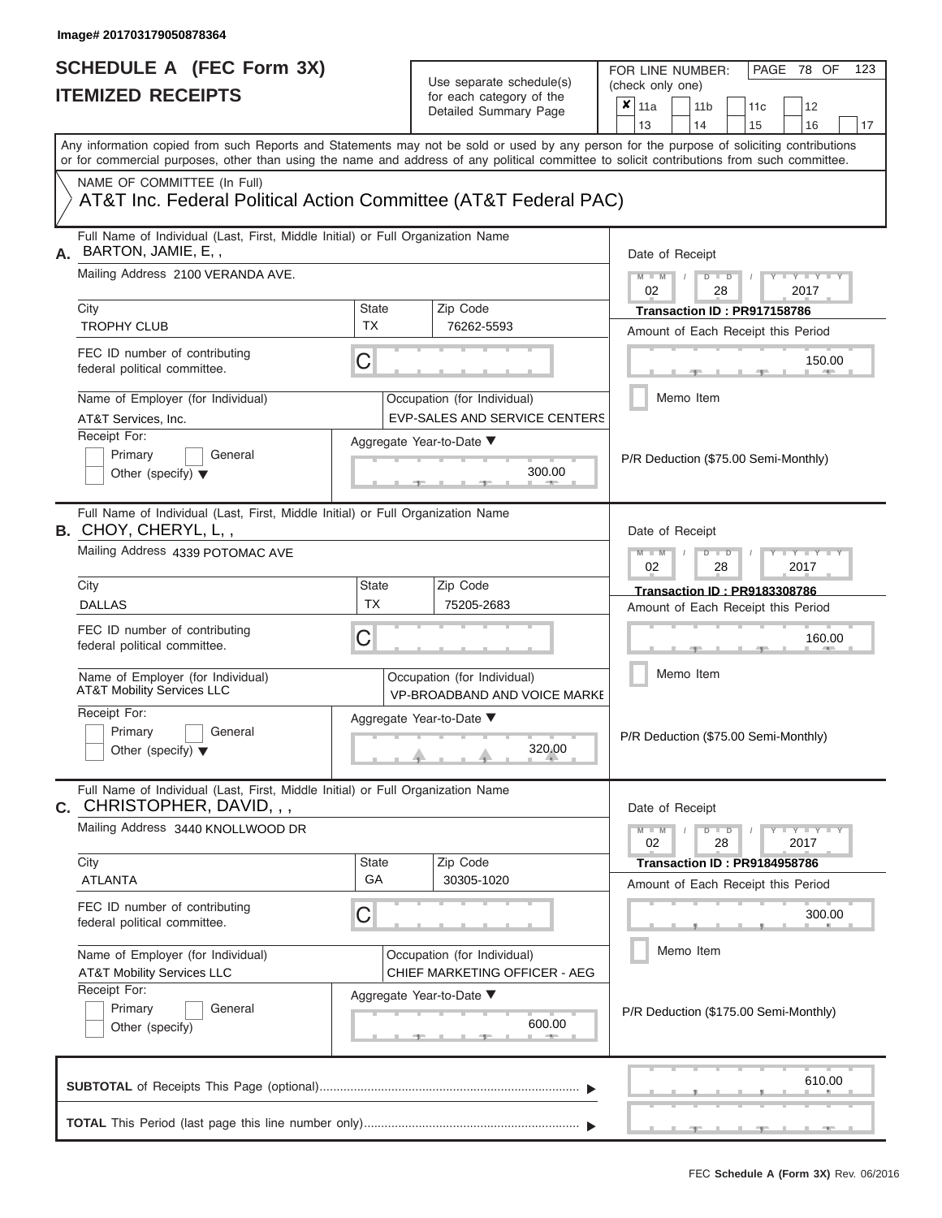Image# 201703179050878364

# SCHEDULE A (FEC Form 3X)
## ITEMIZED RECEIPTS

Use separate schedule(s) for each category of the Detailed Summary Page

FOR LINE NUMBER: (check only one)

- [x] 11a
- [ ] 11b
- [ ] 11c
- [ ] 12
- [ ] 13
- [ ] 14
- [ ] 15
- [ ] 16
- [ ] 17

PAGE 78 OF 123

Any information copied from such Reports and Statements may not be sold or used by any person for the purpose of soliciting contributions or for commercial purposes, other than using the name and address of any political committee to solicit contributions from such committee.

NAME OF COMMITTEE (In Full)
AT&T Inc. Federal Political Action Committee (AT&T Federal PAC)

---

**A.** Full Name of Individual (Last, First, Middle Initial) or Full Organization Name: BARTON, JAMIE, E, ,

Mailing Address: 2100 VERANDA AVE.

| City | State | Zip Code |
|---|---|---|
| TROPHY CLUB | TX | 76262-5593 |

FEC ID number of contributing federal political committee: C

Name of Employer (for Individual): AT&T Services, Inc.

Occupation (for Individual): EVP-SALES AND SERVICE CENTERS

Receipt For: [ ] Primary [ ] General [ ] Other (specify)

Aggregate Year-to-Date: 300.00

Date of Receipt: 02 / 28 / 2017

Transaction ID : PR917158786

Amount of Each Receipt this Period: 150.00

[ ] Memo Item

P/R Deduction ($75.00 Semi-Monthly)

---

**B.** Full Name of Individual (Last, First, Middle Initial) or Full Organization Name: CHOY, CHERYL, L, ,

Mailing Address: 4339 POTOMAC AVE

| City | State | Zip Code |
|---|---|---|
| DALLAS | TX | 75205-2683 |

FEC ID number of contributing federal political committee: C

Name of Employer (for Individual): AT&T Mobility Services LLC

Occupation (for Individual): VP-BROADBAND AND VOICE MARKE

Receipt For: [ ] Primary [ ] General [ ] Other (specify)

Aggregate Year-to-Date: 320.00

Date of Receipt: 02 / 28 / 2017

Transaction ID : PR9183308786

Amount of Each Receipt this Period: 160.00

[ ] Memo Item

P/R Deduction ($75.00 Semi-Monthly)

---

**C.** Full Name of Individual (Last, First, Middle Initial) or Full Organization Name: CHRISTOPHER, DAVID, , ,

Mailing Address: 3440 KNOLLWOOD DR

| City | State | Zip Code |
|---|---|---|
| ATLANTA | GA | 30305-1020 |

FEC ID number of contributing federal political committee: C

Name of Employer (for Individual): AT&T Mobility Services LLC

Occupation (for Individual): CHIEF MARKETING OFFICER - AEG

Receipt For: [ ] Primary [ ] General [ ] Other (specify)

Aggregate Year-to-Date: 600.00

Date of Receipt: 02 / 28 / 2017

Transaction ID : PR9184958786

Amount of Each Receipt this Period: 300.00

[ ] Memo Item

P/R Deduction ($175.00 Semi-Monthly)

---

**SUBTOTAL** of Receipts This Page (optional): 610.00

**TOTAL** This Period (last page this line number only):

FEC Schedule A (Form 3X) Rev. 06/2016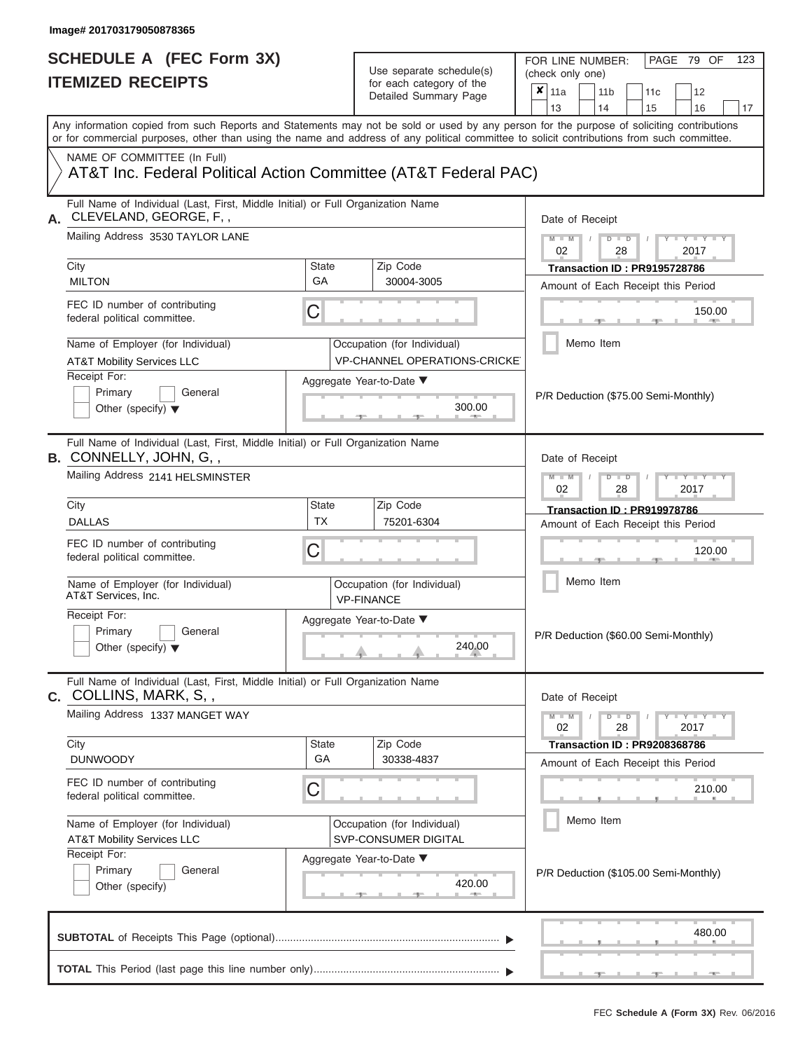Image# 201703179050878365

# SCHEDULE A (FEC Form 3X)
## ITEMIZED RECEIPTS

Use separate schedule(s) for each category of the Detailed Summary Page

FOR LINE NUMBER: (check only one)

| | | | | | |
|---|---|---|---|---|---|
| ✘ 11a | 11b | 11c | 12 | | |
| 13 | 14 | 15 | 16 | 17 | |

PAGE 79 OF 123

Any information copied from such Reports and Statements may not be sold or used by any person for the purpose of soliciting contributions or for commercial purposes, other than using the name and address of any political committee to solicit contributions from such committee.

NAME OF COMMITTEE (In Full)
AT&T Inc. Federal Political Action Committee (AT&T Federal PAC)

---

**A.** Full Name of Individual (Last, First, Middle Initial) or Full Organization Name
CLEVELAND, GEORGE, F, ,

Mailing Address 3530 TAYLOR LANE

City: MILTON | State: GA | Zip Code: 30004-3005

FEC ID number of contributing federal political committee. C

Name of Employer (for Individual): AT&T Mobility Services LLC
Occupation (for Individual): VP-CHANNEL OPERATIONS-CRICKET

Receipt For: Primary / General / Other (specify)

Aggregate Year-to-Date: 300.00

Date of Receipt: 02 / 28 / 2017
Transaction ID : PR9195728786
Amount of Each Receipt this Period: 150.00
Memo Item
P/R Deduction ($75.00 Semi-Monthly)

---

**B.** Full Name of Individual (Last, First, Middle Initial) or Full Organization Name
CONNELLY, JOHN, G, ,

Mailing Address 2141 HELSMINSTER

City: DALLAS | State: TX | Zip Code: 75201-6304

FEC ID number of contributing federal political committee. C

Name of Employer (for Individual): AT&T Services, Inc.
Occupation (for Individual): VP-FINANCE

Receipt For: Primary / General / Other (specify)

Aggregate Year-to-Date: 240.00

Date of Receipt: 02 / 28 / 2017
Transaction ID : PR919978786
Amount of Each Receipt this Period: 120.00
Memo Item
P/R Deduction ($60.00 Semi-Monthly)

---

**C.** Full Name of Individual (Last, First, Middle Initial) or Full Organization Name
COLLINS, MARK, S, ,

Mailing Address 1337 MANGET WAY

City: DUNWOODY | State: GA | Zip Code: 30338-4837

FEC ID number of contributing federal political committee. C

Name of Employer (for Individual): AT&T Mobility Services LLC
Occupation (for Individual): SVP-CONSUMER DIGITAL

Receipt For: Primary / General / Other (specify)

Aggregate Year-to-Date: 420.00

Date of Receipt: 02 / 28 / 2017
Transaction ID : PR9208368786
Amount of Each Receipt this Period: 210.00
Memo Item
P/R Deduction ($105.00 Semi-Monthly)

---

**SUBTOTAL** of Receipts This Page (optional): 480.00

**TOTAL** This Period (last page this line number only):

FEC Schedule A (Form 3X) Rev. 06/2016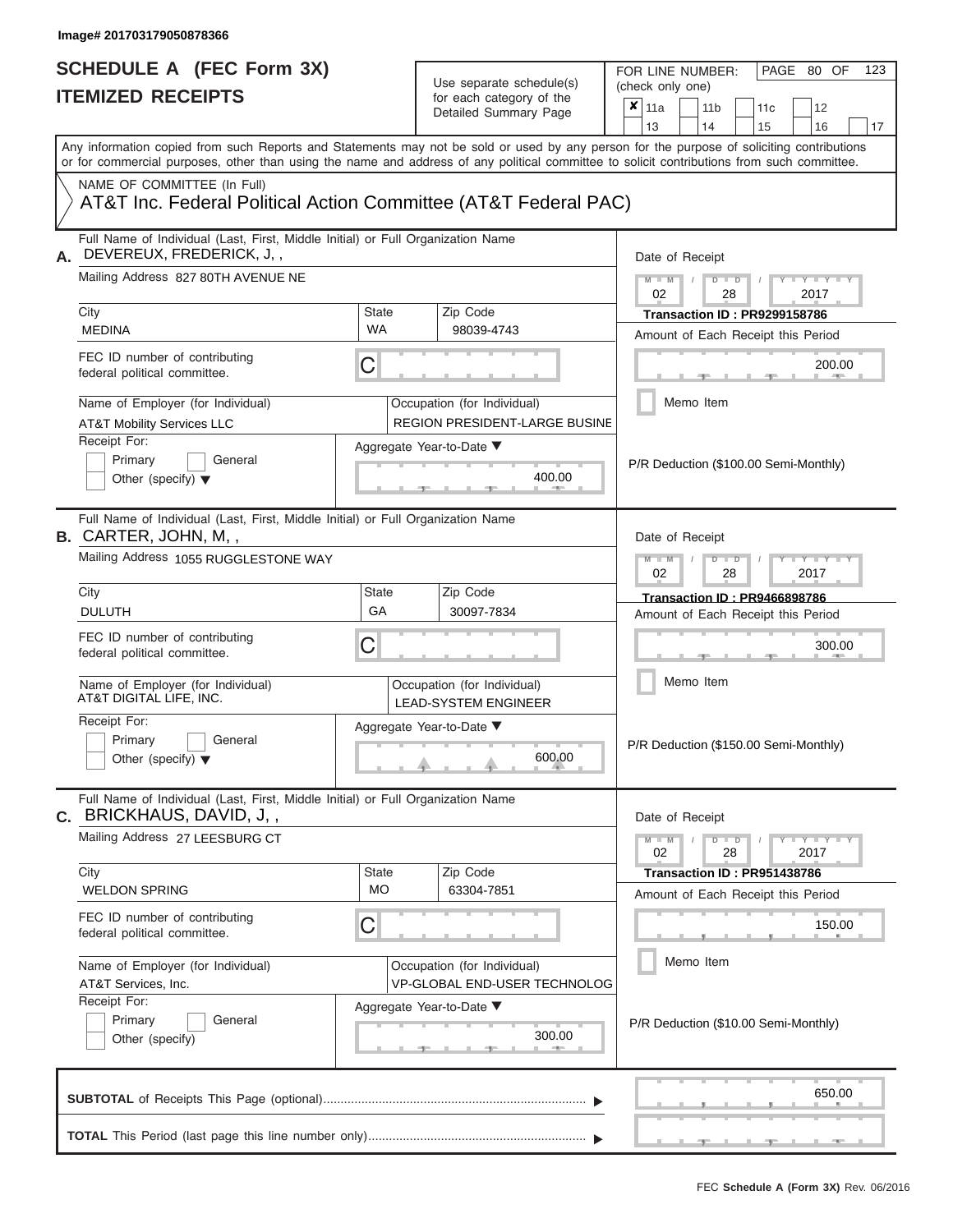Image# 201703179050878366

# SCHEDULE A (FEC Form 3X)
## ITEMIZED RECEIPTS

Use separate schedule(s) for each category of the Detailed Summary Page

FOR LINE NUMBER: (check only one)

- [x] 11a
- [ ] 11b
- [ ] 11c
- [ ] 12
- [ ] 13
- [ ] 14
- [ ] 15
- [ ] 16
- [ ] 17

Any information copied from such Reports and Statements may not be sold or used by any person for the purpose of soliciting contributions or for commercial purposes, other than using the name and address of any political committee to solicit contributions from such committee.

NAME OF COMMITTEE (In Full)
AT&T Inc. Federal Political Action Committee (AT&T Federal PAC)

---

**A.** Full Name of Individual (Last, First, Middle Initial) or Full Organization Name: DEVEREUX, FREDERICK, J, ,

Mailing Address: 827 80TH AVENUE NE

| City | State | Zip Code |
|---|---|---|
| MEDINA | WA | 98039-4743 |

FEC ID number of contributing federal political committee: C

Name of Employer (for Individual): AT&T Mobility Services LLC

Occupation (for Individual): REGION PRESIDENT-LARGE BUSINE

Receipt For: Primary / General / Other (specify)

Aggregate Year-to-Date: 400.00

Date of Receipt: 02 / 28 / 2017

Transaction ID : PR9299158786

Amount of Each Receipt this Period: 200.00

Memo Item

P/R Deduction ($100.00 Semi-Monthly)

---

**B.** Full Name of Individual (Last, First, Middle Initial) or Full Organization Name: CARTER, JOHN, M, ,

Mailing Address: 1055 RUGGLESTONE WAY

| City | State | Zip Code |
|---|---|---|
| DULUTH | GA | 30097-7834 |

FEC ID number of contributing federal political committee: C

Name of Employer (for Individual): AT&T DIGITAL LIFE, INC.

Occupation (for Individual): LEAD-SYSTEM ENGINEER

Receipt For: Primary / General / Other (specify)

Aggregate Year-to-Date: 600.00

Date of Receipt: 02 / 28 / 2017

Transaction ID : PR9466898786

Amount of Each Receipt this Period: 300.00

Memo Item

P/R Deduction ($150.00 Semi-Monthly)

---

**C.** Full Name of Individual (Last, First, Middle Initial) or Full Organization Name: BRICKHAUS, DAVID, J, ,

Mailing Address: 27 LEESBURG CT

| City | State | Zip Code |
|---|---|---|
| WELDON SPRING | MO | 63304-7851 |

FEC ID number of contributing federal political committee: C

Name of Employer (for Individual): AT&T Services, Inc.

Occupation (for Individual): VP-GLOBAL END-USER TECHNOLOG

Receipt For: Primary / General / Other (specify)

Aggregate Year-to-Date: 300.00

Date of Receipt: 02 / 28 / 2017

Transaction ID : PR951438786

Amount of Each Receipt this Period: 150.00

Memo Item

P/R Deduction ($10.00 Semi-Monthly)

---

**SUBTOTAL** of Receipts This Page (optional): 650.00

**TOTAL** This Period (last page this line number only):

FEC Schedule A (Form 3X) Rev. 06/2016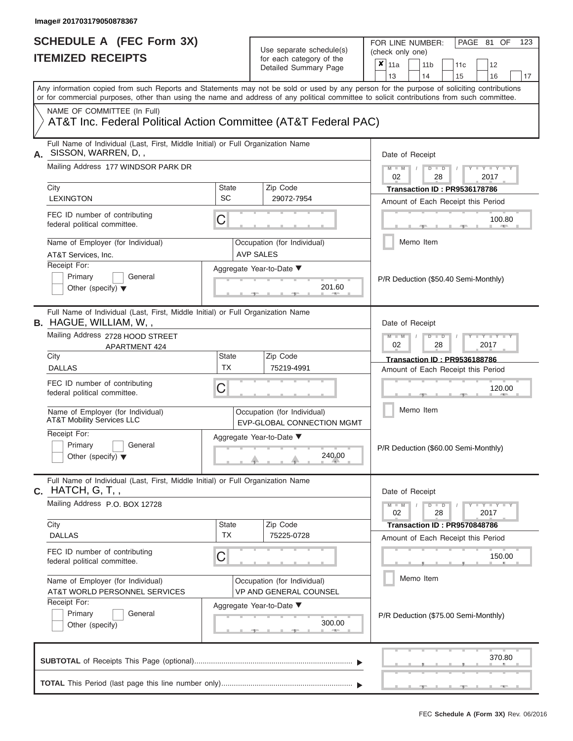Image# 201703179050878367

# SCHEDULE A (FEC Form 3X)
## ITEMIZED RECEIPTS

Use separate schedule(s) for each category of the Detailed Summary Page

FOR LINE NUMBER: (check only one)

- [x] 11a
- [ ] 11b
- [ ] 11c
- [ ] 12
- [ ] 13
- [ ] 14
- [ ] 15
- [ ] 16
- [ ] 17

Any information copied from such Reports and Statements may not be sold or used by any person for the purpose of soliciting contributions or for commercial purposes, other than using the name and address of any political committee to solicit contributions from such committee.

NAME OF COMMITTEE (In Full)

AT&T Inc. Federal Political Action Committee (AT&T Federal PAC)

---

**A.** Full Name of Individual (Last, First, Middle Initial) or Full Organization Name: SISSON, WARREN, D, ,

Mailing Address: 177 WINDSOR PARK DR

City: LEXINGTON | State: SC | Zip Code: 29072-7954

FEC ID number of contributing federal political committee: C

Name of Employer (for Individual): AT&T Services, Inc.

Occupation (for Individual): AVP SALES

Receipt For: Primary / General / Other (specify)

Aggregate Year-to-Date: 201.60

Date of Receipt: 02 / 28 / 2017

Transaction ID : PR9536178786

Amount of Each Receipt this Period: 100.80

Memo Item

P/R Deduction ($50.40 Semi-Monthly)

---

**B.** Full Name of Individual (Last, First, Middle Initial) or Full Organization Name: HAGUE, WILLIAM, W, ,

Mailing Address: 2728 HOOD STREET APARTMENT 424

City: DALLAS | State: TX | Zip Code: 75219-4991

FEC ID number of contributing federal political committee: C

Name of Employer (for Individual): AT&T Mobility Services LLC

Occupation (for Individual): EVP-GLOBAL CONNECTION MGMT

Receipt For: Primary / General / Other (specify)

Aggregate Year-to-Date: 240.00

Date of Receipt: 02 / 28 / 2017

Transaction ID : PR9536188786

Amount of Each Receipt this Period: 120.00

Memo Item

P/R Deduction ($60.00 Semi-Monthly)

---

**C.** Full Name of Individual (Last, First, Middle Initial) or Full Organization Name: HATCH, G, T, ,

Mailing Address: P.O. BOX 12728

City: DALLAS | State: TX | Zip Code: 75225-0728

FEC ID number of contributing federal political committee: C

Name of Employer (for Individual): AT&T WORLD PERSONNEL SERVICES

Occupation (for Individual): VP AND GENERAL COUNSEL

Receipt For: Primary / General / Other (specify)

Aggregate Year-to-Date: 300.00

Date of Receipt: 02 / 28 / 2017

Transaction ID : PR9570848786

Amount of Each Receipt this Period: 150.00

Memo Item

P/R Deduction ($75.00 Semi-Monthly)

---

**SUBTOTAL** of Receipts This Page (optional): 370.80

**TOTAL** This Period (last page this line number only):

FEC Schedule A (Form 3X) Rev. 06/2016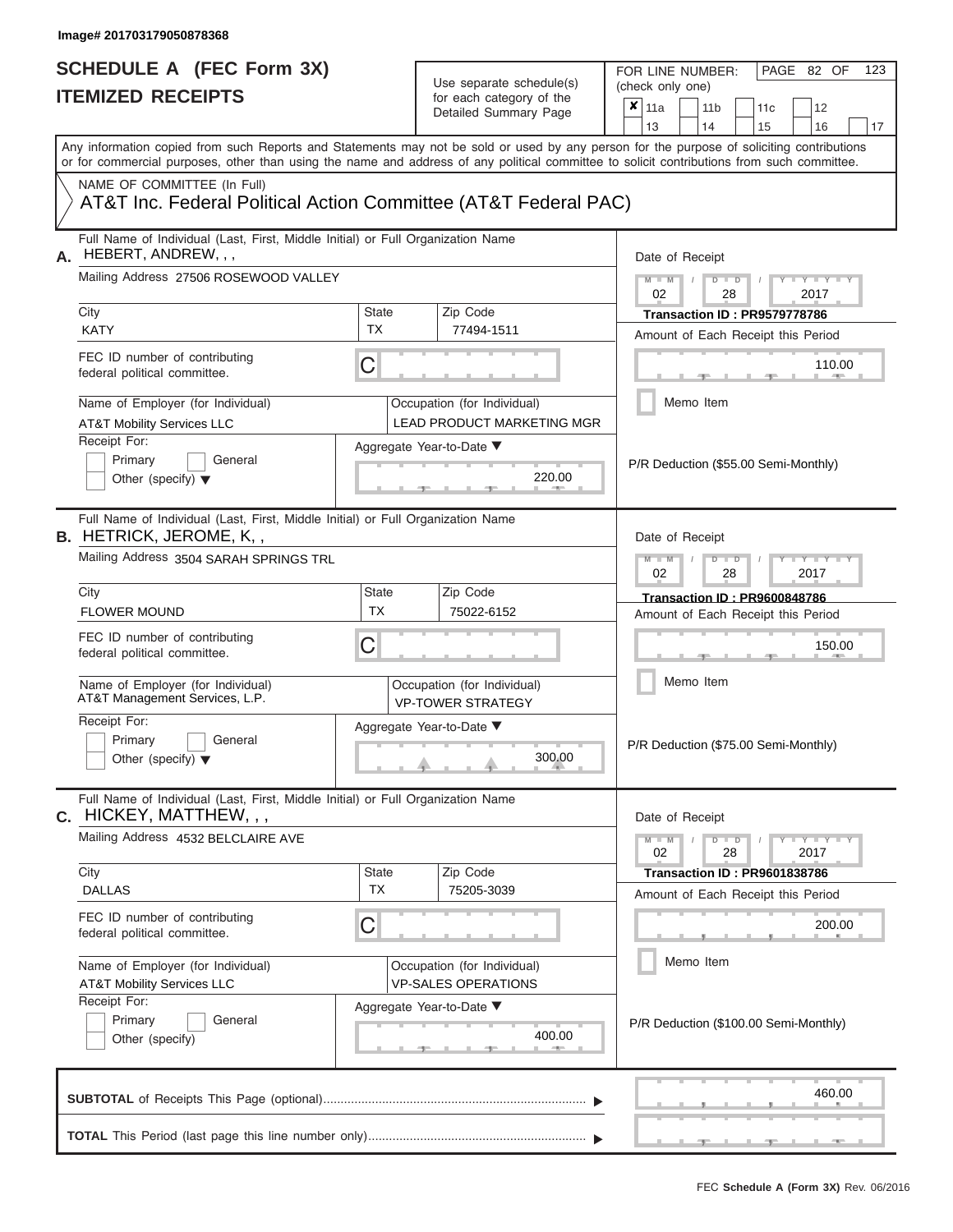Image# 201703179050878368

# SCHEDULE A (FEC Form 3X)
# ITEMIZED RECEIPTS

Use separate schedule(s) for each category of the Detailed Summary Page

FOR LINE NUMBER: (check only one)

- [x] 11a
- [ ] 11b
- [ ] 11c
- [ ] 12
- [ ] 13
- [ ] 14
- [ ] 15
- [ ] 16
- [ ] 17

PAGE 82 OF 123

Any information copied from such Reports and Statements may not be sold or used by any person for the purpose of soliciting contributions or for commercial purposes, other than using the name and address of any political committee to solicit contributions from such committee.

NAME OF COMMITTEE (In Full)
AT&T Inc. Federal Political Action Committee (AT&T Federal PAC)

---

**A.** Full Name of Individual (Last, First, Middle Initial) or Full Organization Name: HEBERT, ANDREW, , ,

Mailing Address: 27506 ROSEWOOD VALLEY

| City | State | Zip Code |
|---|---|---|
| KATY | TX | 77494-1511 |

FEC ID number of contributing federal political committee: C

Name of Employer (for Individual): AT&T Mobility Services LLC

Occupation (for Individual): LEAD PRODUCT MARKETING MGR

Receipt For: Primary / General / Other (specify)

Aggregate Year-to-Date: 220.00

Date of Receipt: 02 / 28 / 2017

Transaction ID : PR9579778786

Amount of Each Receipt this Period: 110.00

Memo Item

P/R Deduction ($55.00 Semi-Monthly)

---

**B.** Full Name of Individual (Last, First, Middle Initial) or Full Organization Name: HETRICK, JEROME, K, ,

Mailing Address: 3504 SARAH SPRINGS TRL

| City | State | Zip Code |
|---|---|---|
| FLOWER MOUND | TX | 75022-6152 |

FEC ID number of contributing federal political committee: C

Name of Employer (for Individual): AT&T Management Services, L.P.

Occupation (for Individual): VP-TOWER STRATEGY

Receipt For: Primary / General / Other (specify)

Aggregate Year-to-Date: 300.00

Date of Receipt: 02 / 28 / 2017

Transaction ID : PR9600848786

Amount of Each Receipt this Period: 150.00

Memo Item

P/R Deduction ($75.00 Semi-Monthly)

---

**C.** Full Name of Individual (Last, First, Middle Initial) or Full Organization Name: HICKEY, MATTHEW, , ,

Mailing Address: 4532 BELCLAIRE AVE

| City | State | Zip Code |
|---|---|---|
| DALLAS | TX | 75205-3039 |

FEC ID number of contributing federal political committee: C

Name of Employer (for Individual): AT&T Mobility Services LLC

Occupation (for Individual): VP-SALES OPERATIONS

Receipt For: Primary / General / Other (specify)

Aggregate Year-to-Date: 400.00

Date of Receipt: 02 / 28 / 2017

Transaction ID : PR9601838786

Amount of Each Receipt this Period: 200.00

Memo Item

P/R Deduction ($100.00 Semi-Monthly)

---

**SUBTOTAL** of Receipts This Page (optional): 460.00

**TOTAL** This Period (last page this line number only):

FEC Schedule A (Form 3X) Rev. 06/2016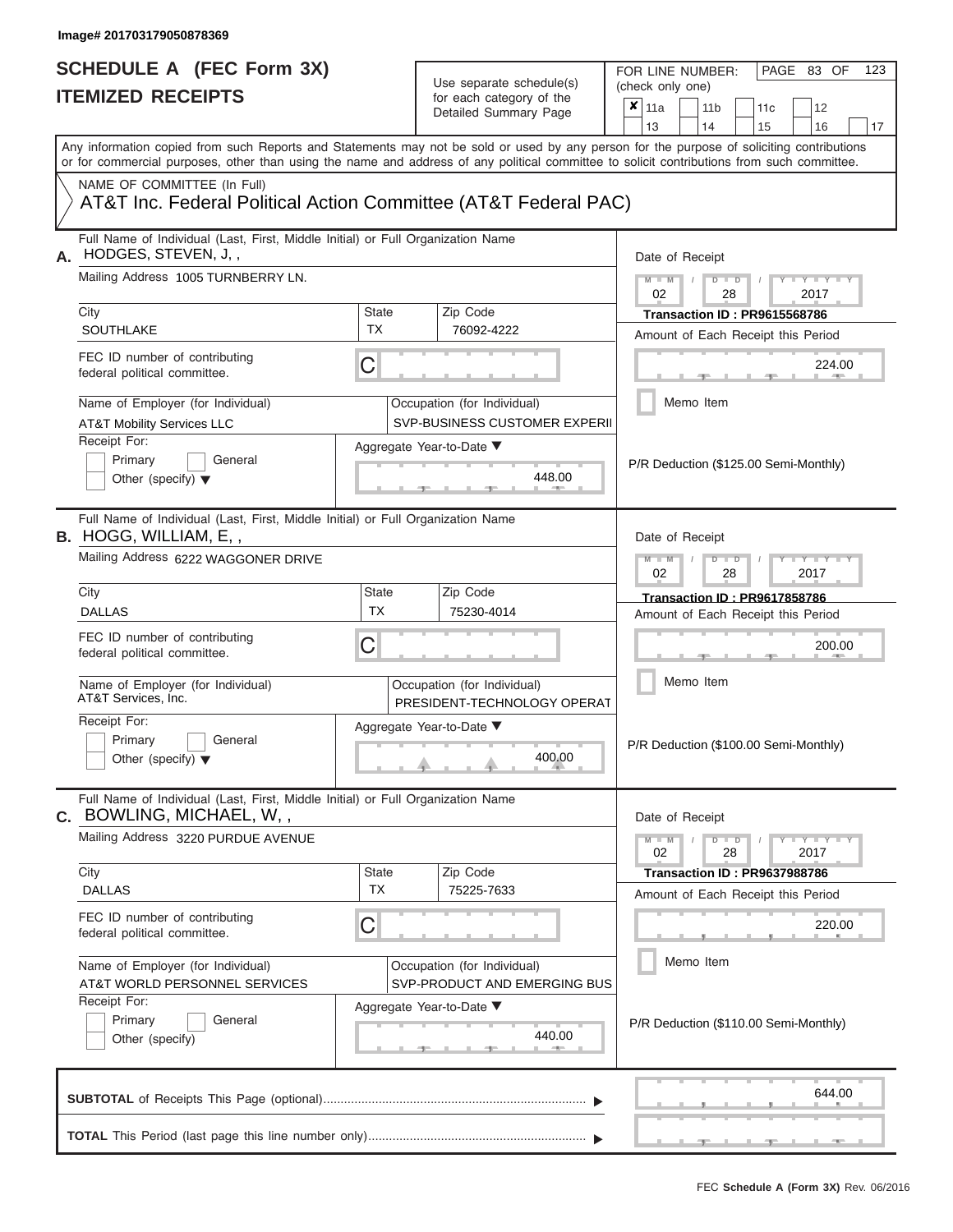Image# 201703179050878369

# SCHEDULE A (FEC Form 3X)
## ITEMIZED RECEIPTS

Use separate schedule(s) for each category of the Detailed Summary Page

FOR LINE NUMBER: (check only one)

- [x] 11a
- [ ] 11b
- [ ] 11c
- [ ] 12
- [ ] 13
- [ ] 14
- [ ] 15
- [ ] 16
- [ ] 17

Any information copied from such Reports and Statements may not be sold or used by any person for the purpose of soliciting contributions or for commercial purposes, other than using the name and address of any political committee to solicit contributions from such committee.

NAME OF COMMITTEE (In Full)
AT&T Inc. Federal Political Action Committee (AT&T Federal PAC)

---

**A.** Full Name of Individual (Last, First, Middle Initial) or Full Organization Name: HODGES, STEVEN, J, ,

Mailing Address: 1005 TURNBERRY LN.

City: SOUTHLAKE | State: TX | Zip Code: 76092-4222

FEC ID number of contributing federal political committee: C

Name of Employer (for Individual): AT&T Mobility Services LLC

Occupation (for Individual): SVP-BUSINESS CUSTOMER EXPERII

Receipt For: Primary / General / Other (specify)

Aggregate Year-to-Date: 448.00

Date of Receipt: 02 / 28 / 2017

Transaction ID : PR9615568786

Amount of Each Receipt this Period: 224.00

Memo Item

P/R Deduction ($125.00 Semi-Monthly)

---

**B.** Full Name of Individual (Last, First, Middle Initial) or Full Organization Name: HOGG, WILLIAM, E, ,

Mailing Address: 6222 WAGGONER DRIVE

City: DALLAS | State: TX | Zip Code: 75230-4014

FEC ID number of contributing federal political committee: C

Name of Employer (for Individual): AT&T Services, Inc.

Occupation (for Individual): PRESIDENT-TECHNOLOGY OPERAT

Receipt For: Primary / General / Other (specify)

Aggregate Year-to-Date: 400.00

Date of Receipt: 02 / 28 / 2017

Transaction ID : PR9617858786

Amount of Each Receipt this Period: 200.00

Memo Item

P/R Deduction ($100.00 Semi-Monthly)

---

**C.** Full Name of Individual (Last, First, Middle Initial) or Full Organization Name: BOWLING, MICHAEL, W, ,

Mailing Address: 3220 PURDUE AVENUE

City: DALLAS | State: TX | Zip Code: 75225-7633

FEC ID number of contributing federal political committee: C

Name of Employer (for Individual): AT&T WORLD PERSONNEL SERVICES

Occupation (for Individual): SVP-PRODUCT AND EMERGING BUS

Receipt For: Primary / General / Other (specify)

Aggregate Year-to-Date: 440.00

Date of Receipt: 02 / 28 / 2017

Transaction ID : PR9637988786

Amount of Each Receipt this Period: 220.00

Memo Item

P/R Deduction ($110.00 Semi-Monthly)

---

**SUBTOTAL** of Receipts This Page (optional): 644.00

**TOTAL** This Period (last page this line number only):

FEC Schedule A (Form 3X) Rev. 06/2016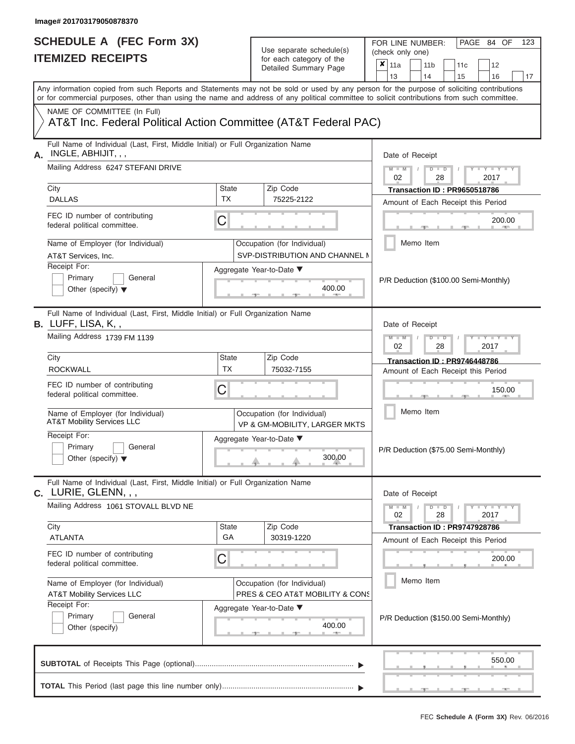Image# 201703179050878370

# SCHEDULE A (FEC Form 3X)
## ITEMIZED RECEIPTS

Use separate schedule(s) for each category of the Detailed Summary Page

FOR LINE NUMBER: (check only one)
[X] 11a [ ] 11b [ ] 11c [ ] 12 [ ] 13 [ ] 14 [ ] 15 [ ] 16 [ ] 17

PAGE 84 OF 123

Any information copied from such Reports and Statements may not be sold or used by any person for the purpose of soliciting contributions or for commercial purposes, other than using the name and address of any political committee to solicit contributions from such committee.

NAME OF COMMITTEE (In Full)
AT&T Inc. Federal Political Action Committee (AT&T Federal PAC)

---

**A.** Full Name of Individual (Last, First, Middle Initial) or Full Organization Name: INGLE, ABHIJIT, , ,

Mailing Address: 6247 STEFANI DRIVE

City: DALLAS | State: TX | Zip Code: 75225-2122

FEC ID number of contributing federal political committee: C

Name of Employer (for Individual): AT&T Services, Inc.

Occupation (for Individual): SVP-DISTRIBUTION AND CHANNEL M

Receipt For: [ ] Primary [ ] General [ ] Other (specify)

Aggregate Year-to-Date: 400.00

Date of Receipt: 02 / 28 / 2017

Transaction ID : PR9650518786

Amount of Each Receipt this Period: 200.00

[ ] Memo Item

P/R Deduction ($100.00 Semi-Monthly)

---

**B.** Full Name of Individual (Last, First, Middle Initial) or Full Organization Name: LUFF, LISA, K, ,

Mailing Address: 1739 FM 1139

City: ROCKWALL | State: TX | Zip Code: 75032-7155

FEC ID number of contributing federal political committee: C

Name of Employer (for Individual): AT&T Mobility Services LLC

Occupation (for Individual): VP & GM-MOBILITY, LARGER MKTS

Receipt For: [ ] Primary [ ] General [ ] Other (specify)

Aggregate Year-to-Date: 300.00

Date of Receipt: 02 / 28 / 2017

Transaction ID : PR9746448786

Amount of Each Receipt this Period: 150.00

[ ] Memo Item

P/R Deduction ($75.00 Semi-Monthly)

---

**C.** Full Name of Individual (Last, First, Middle Initial) or Full Organization Name: LURIE, GLENN, , ,

Mailing Address: 1061 STOVALL BLVD NE

City: ATLANTA | State: GA | Zip Code: 30319-1220

FEC ID number of contributing federal political committee: C

Name of Employer (for Individual): AT&T Mobility Services LLC

Occupation (for Individual): PRES & CEO AT&T MOBILITY & CONS

Receipt For: [ ] Primary [ ] General [ ] Other (specify)

Aggregate Year-to-Date: 400.00

Date of Receipt: 02 / 28 / 2017

Transaction ID : PR9747928786

Amount of Each Receipt this Period: 200.00

[ ] Memo Item

P/R Deduction ($150.00 Semi-Monthly)

---

**SUBTOTAL** of Receipts This Page (optional): 550.00

**TOTAL** This Period (last page this line number only):

FEC Schedule A (Form 3X) Rev. 06/2016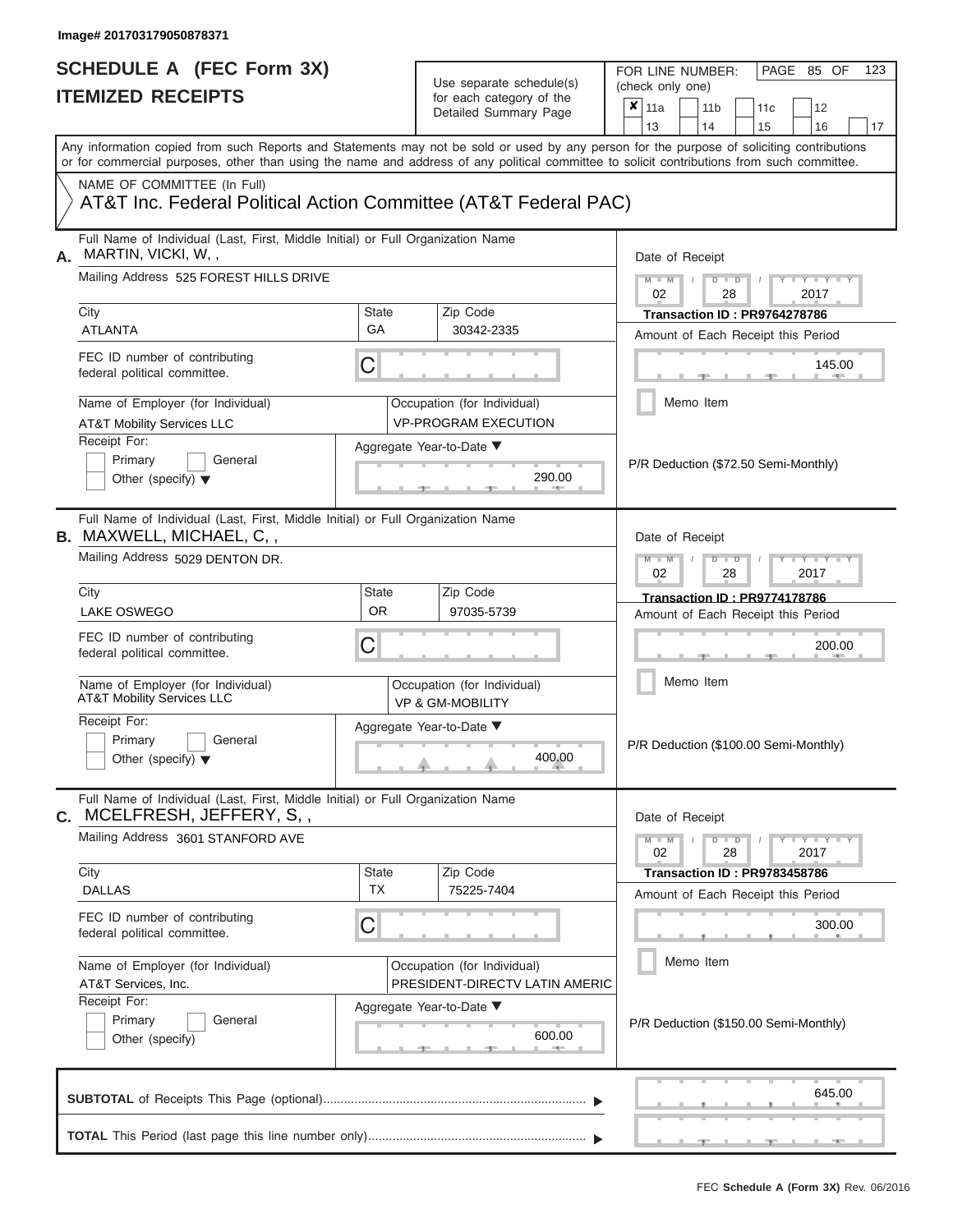Image# 201703179050878371

# SCHEDULE A (FEC Form 3X)
# ITEMIZED RECEIPTS

Use separate schedule(s) for each category of the Detailed Summary Page

FOR LINE NUMBER: (check only one)

- [x] 11a
- [ ] 11b
- [ ] 11c
- [ ] 12
- [ ] 13
- [ ] 14
- [ ] 15
- [ ] 16
- [ ] 17

PAGE 85 OF 123

Any information copied from such Reports and Statements may not be sold or used by any person for the purpose of soliciting contributions or for commercial purposes, other than using the name and address of any political committee to solicit contributions from such committee.

NAME OF COMMITTEE (In Full)
AT&T Inc. Federal Political Action Committee (AT&T Federal PAC)

---

**A.** Full Name of Individual (Last, First, Middle Initial) or Full Organization Name: MARTIN, VICKI, W, ,

Mailing Address: 525 FOREST HILLS DRIVE

City: ATLANTA | State: GA | Zip Code: 30342-2335

FEC ID number of contributing federal political committee: C

Name of Employer (for Individual): AT&T Mobility Services LLC

Occupation (for Individual): VP-PROGRAM EXECUTION

Receipt For: Primary / General / Other (specify)

Aggregate Year-to-Date: 290.00

Date of Receipt: 02 / 28 / 2017

Transaction ID : PR9764278786

Amount of Each Receipt this Period: 145.00

Memo Item

P/R Deduction ($72.50 Semi-Monthly)

---

**B.** Full Name of Individual (Last, First, Middle Initial) or Full Organization Name: MAXWELL, MICHAEL, C, ,

Mailing Address: 5029 DENTON DR.

City: LAKE OSWEGO | State: OR | Zip Code: 97035-5739

FEC ID number of contributing federal political committee: C

Name of Employer (for Individual): AT&T Mobility Services LLC

Occupation (for Individual): VP & GM-MOBILITY

Receipt For: Primary / General / Other (specify)

Aggregate Year-to-Date: 400.00

Date of Receipt: 02 / 28 / 2017

Transaction ID : PR9774178786

Amount of Each Receipt this Period: 200.00

Memo Item

P/R Deduction ($100.00 Semi-Monthly)

---

**C.** Full Name of Individual (Last, First, Middle Initial) or Full Organization Name: MCELFRESH, JEFFERY, S, ,

Mailing Address: 3601 STANFORD AVE

City: DALLAS | State: TX | Zip Code: 75225-7404

FEC ID number of contributing federal political committee: C

Name of Employer (for Individual): AT&T Services, Inc.

Occupation (for Individual): PRESIDENT-DIRECTV LATIN AMERIC

Receipt For: Primary / General / Other (specify)

Aggregate Year-to-Date: 600.00

Date of Receipt: 02 / 28 / 2017

Transaction ID : PR9783458786

Amount of Each Receipt this Period: 300.00

Memo Item

P/R Deduction ($150.00 Semi-Monthly)

---

**SUBTOTAL** of Receipts This Page (optional): 645.00

**TOTAL** This Period (last page this line number only):

FEC **Schedule A (Form 3X)** Rev. 06/2016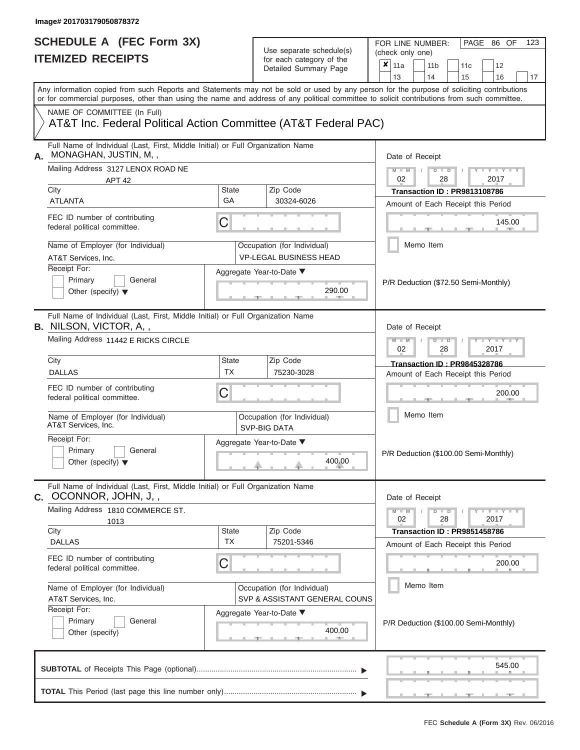Image# 201703179050878372

# SCHEDULE A (FEC Form 3X)
## ITEMIZED RECEIPTS

Use separate schedule(s) for each category of the Detailed Summary Page

FOR LINE NUMBER: (check only one)

- [x] 11a
- [ ] 11b
- [ ] 11c
- [ ] 12
- [ ] 13
- [ ] 14
- [ ] 15
- [ ] 16
- [ ] 17

Any information copied from such Reports and Statements may not be sold or used by any person for the purpose of soliciting contributions or for commercial purposes, other than using the name and address of any political committee to solicit contributions from such committee.

NAME OF COMMITTEE (In Full)

AT&T Inc. Federal Political Action Committee (AT&T Federal PAC)

---

**A.** Full Name of Individual (Last, First, Middle Initial) or Full Organization Name: MONAGHAN, JUSTIN, M, ,

Mailing Address: 3127 LENOX ROAD NE, APT 42

City: ATLANTA | State: GA | Zip Code: 30324-6026

FEC ID number of contributing federal political committee: C

Name of Employer (for Individual): AT&T Services, Inc.

Occupation (for Individual): VP-LEGAL BUSINESS HEAD

Receipt For: Primary / General / Other (specify)

Aggregate Year-to-Date: 290.00

Date of Receipt: 02 / 28 / 2017

Transaction ID : PR9813108786

Amount of Each Receipt this Period: 145.00

Memo Item

P/R Deduction ($72.50 Semi-Monthly)

---

**B.** Full Name of Individual (Last, First, Middle Initial) or Full Organization Name: NILSON, VICTOR, A, ,

Mailing Address: 11442 E RICKS CIRCLE

City: DALLAS | State: TX | Zip Code: 75230-3028

FEC ID number of contributing federal political committee: C

Name of Employer (for Individual): AT&T Services, Inc.

Occupation (for Individual): SVP-BIG DATA

Receipt For: Primary / General / Other (specify)

Aggregate Year-to-Date: 400.00

Date of Receipt: 02 / 28 / 2017

Transaction ID : PR9845328786

Amount of Each Receipt this Period: 200.00

Memo Item

P/R Deduction ($100.00 Semi-Monthly)

---

**C.** Full Name of Individual (Last, First, Middle Initial) or Full Organization Name: OCONNOR, JOHN, J, ,

Mailing Address: 1810 COMMERCE ST., 1013

City: DALLAS | State: TX | Zip Code: 75201-5346

FEC ID number of contributing federal political committee: C

Name of Employer (for Individual): AT&T Services, Inc.

Occupation (for Individual): SVP & ASSISTANT GENERAL COUNS

Receipt For: Primary / General / Other (specify)

Aggregate Year-to-Date: 400.00

Date of Receipt: 02 / 28 / 2017

Transaction ID : PR9851458786

Amount of Each Receipt this Period: 200.00

Memo Item

P/R Deduction ($100.00 Semi-Monthly)

---

**SUBTOTAL** of Receipts This Page (optional): 545.00

**TOTAL** This Period (last page this line number only):

FEC **Schedule A (Form 3X)** Rev. 06/2016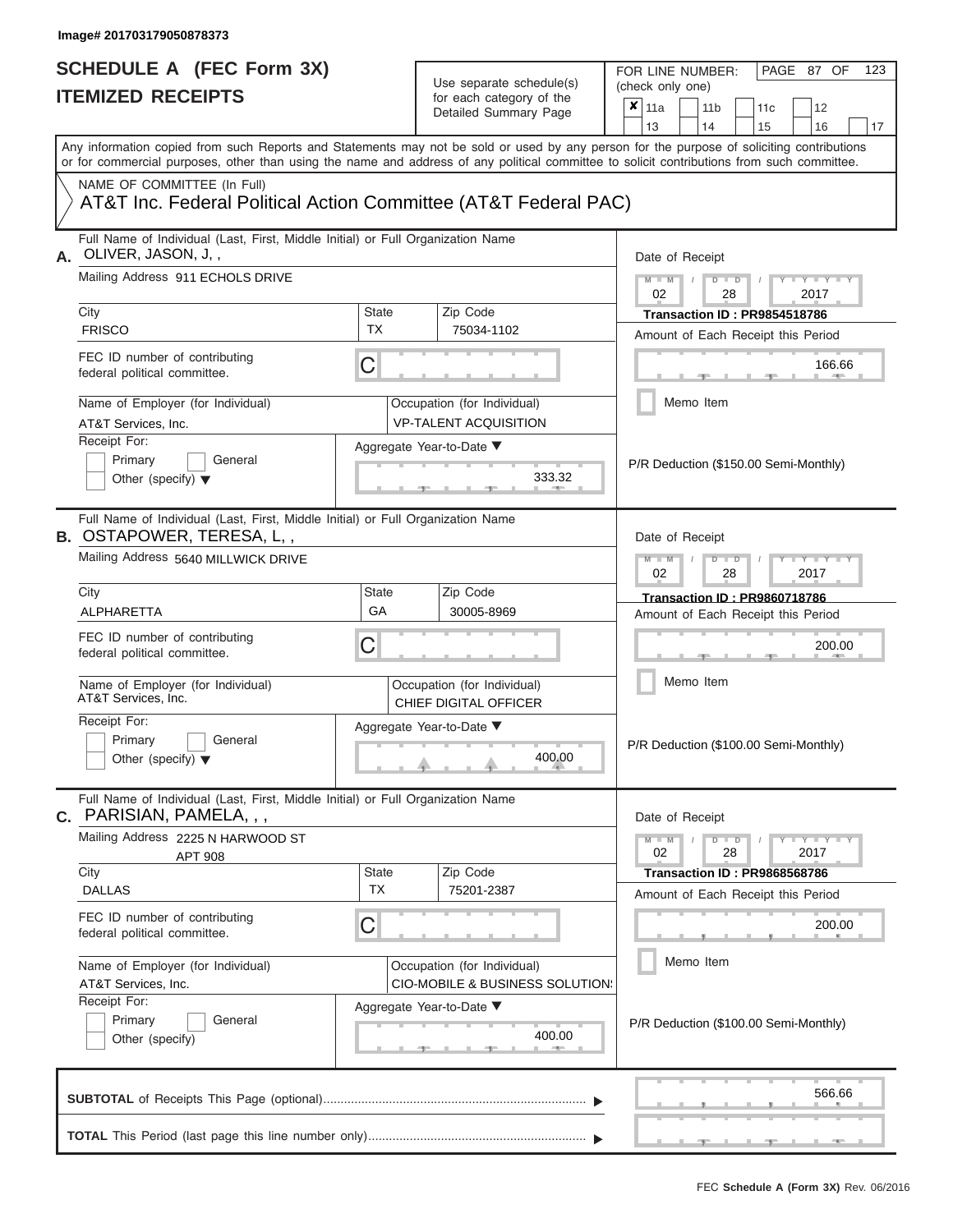Image# 201703179050878373

# SCHEDULE A (FEC Form 3X)
## ITEMIZED RECEIPTS

Use separate schedule(s) for each category of the Detailed Summary Page

FOR LINE NUMBER: (check only one)

- [x] 11a
- [ ] 11b
- [ ] 11c
- [ ] 12
- [ ] 13
- [ ] 14
- [ ] 15
- [ ] 16
- [ ] 17

PAGE 87 OF 123

Any information copied from such Reports and Statements may not be sold or used by any person for the purpose of soliciting contributions or for commercial purposes, other than using the name and address of any political committee to solicit contributions from such committee.

NAME OF COMMITTEE (In Full)
AT&T Inc. Federal Political Action Committee (AT&T Federal PAC)

---

**A.** Full Name of Individual (Last, First, Middle Initial) or Full Organization Name: OLIVER, JASON, J, ,

Mailing Address: 911 ECHOLS DRIVE

City: FRISCO | State: TX | Zip Code: 75034-1102

FEC ID number of contributing federal political committee: C

Name of Employer (for Individual): AT&T Services, Inc.

Occupation (for Individual): VP-TALENT ACQUISITION

Receipt For: Primary [ ] General [ ] Other (specify) [ ]

Aggregate Year-to-Date: 333.32

Date of Receipt: 02 / 28 / 2017

Transaction ID : PR9854518786

Amount of Each Receipt this Period: 166.66

Memo Item

P/R Deduction ($150.00 Semi-Monthly)

---

**B.** Full Name of Individual (Last, First, Middle Initial) or Full Organization Name: OSTAPOWER, TERESA, L, ,

Mailing Address: 5640 MILLWICK DRIVE

City: ALPHARETTA | State: GA | Zip Code: 30005-8969

FEC ID number of contributing federal political committee: C

Name of Employer (for Individual): AT&T Services, Inc.

Occupation (for Individual): CHIEF DIGITAL OFFICER

Receipt For: Primary [ ] General [ ] Other (specify) [ ]

Aggregate Year-to-Date: 400.00

Date of Receipt: 02 / 28 / 2017

Transaction ID : PR9860718786

Amount of Each Receipt this Period: 200.00

Memo Item

P/R Deduction ($100.00 Semi-Monthly)

---

**C.** Full Name of Individual (Last, First, Middle Initial) or Full Organization Name: PARISIAN, PAMELA, , ,

Mailing Address: 2225 N HARWOOD ST APT 908

City: DALLAS | State: TX | Zip Code: 75201-2387

FEC ID number of contributing federal political committee: C

Name of Employer (for Individual): AT&T Services, Inc.

Occupation (for Individual): CIO-MOBILE & BUSINESS SOLUTION!

Receipt For: Primary [ ] General [ ] Other (specify) [ ]

Aggregate Year-to-Date: 400.00

Date of Receipt: 02 / 28 / 2017

Transaction ID : PR9868568786

Amount of Each Receipt this Period: 200.00

Memo Item

P/R Deduction ($100.00 Semi-Monthly)

---

**SUBTOTAL** of Receipts This Page (optional): 566.66

**TOTAL** This Period (last page this line number only):

FEC **Schedule A (Form 3X)** Rev. 06/2016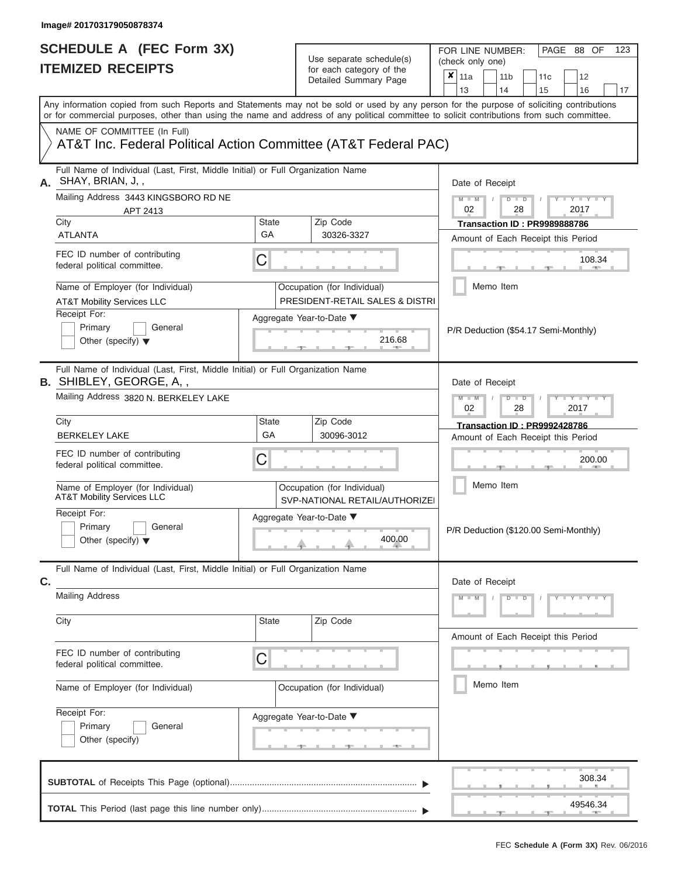Image# 201703179050878374

# SCHEDULE A (FEC Form 3X)
## ITEMIZED RECEIPTS

Use separate schedule(s) for each category of the Detailed Summary Page

FOR LINE NUMBER: (check only one)
[x] 11a [ ] 11b [ ] 11c [ ] 12 [ ] 13 [ ] 14 [ ] 15 [ ] 16 [ ] 17

PAGE 88 OF 123

Any information copied from such Reports and Statements may not be sold or used by any person for the purpose of soliciting contributions or for commercial purposes, other than using the name and address of any political committee to solicit contributions from such committee.

NAME OF COMMITTEE (In Full)
AT&T Inc. Federal Political Action Committee (AT&T Federal PAC)

---

**A.** Full Name of Individual (Last, First, Middle Initial) or Full Organization Name: SHAY, BRIAN, J, ,

Mailing Address: 3443 KINGSBORO RD NE APT 2413

City: ATLANTA | State: GA | Zip Code: 30326-3327

FEC ID number of contributing federal political committee: C

Name of Employer (for Individual): AT&T Mobility Services LLC

Occupation (for Individual): PRESIDENT-RETAIL SALES & DISTRI

Receipt For: [ ] Primary [ ] General [ ] Other (specify)

Aggregate Year-to-Date: 216.68

Date of Receipt: 02 / 28 / 2017

Transaction ID : PR9989888786

Amount of Each Receipt this Period: 108.34

[ ] Memo Item

P/R Deduction ($54.17 Semi-Monthly)

---

**B.** Full Name of Individual (Last, First, Middle Initial) or Full Organization Name: SHIBLEY, GEORGE, A, ,

Mailing Address: 3820 N. BERKELEY LAKE

City: BERKELEY LAKE | State: GA | Zip Code: 30096-3012

FEC ID number of contributing federal political committee: C

Name of Employer (for Individual): AT&T Mobility Services LLC

Occupation (for Individual): SVP-NATIONAL RETAIL/AUTHORIZEI

Receipt For: [ ] Primary [ ] General [ ] Other (specify)

Aggregate Year-to-Date: 400.00

Date of Receipt: 02 / 28 / 2017

Transaction ID : PR9992428786

Amount of Each Receipt this Period: 200.00

[ ] Memo Item

P/R Deduction ($120.00 Semi-Monthly)

---

**C.** Full Name of Individual (Last, First, Middle Initial) or Full Organization Name:

Mailing Address:

City: | State: | Zip Code:

FEC ID number of contributing federal political committee: C

Name of Employer (for Individual):

Occupation (for Individual):

Receipt For: [ ] Primary [ ] General [ ] Other (specify)

Aggregate Year-to-Date:

Date of Receipt:

Amount of Each Receipt this Period:

[ ] Memo Item

---

**SUBTOTAL** of Receipts This Page (optional): 308.34

**TOTAL** This Period (last page this line number only): 49546.34

FEC Schedule A (Form 3X) Rev. 06/2016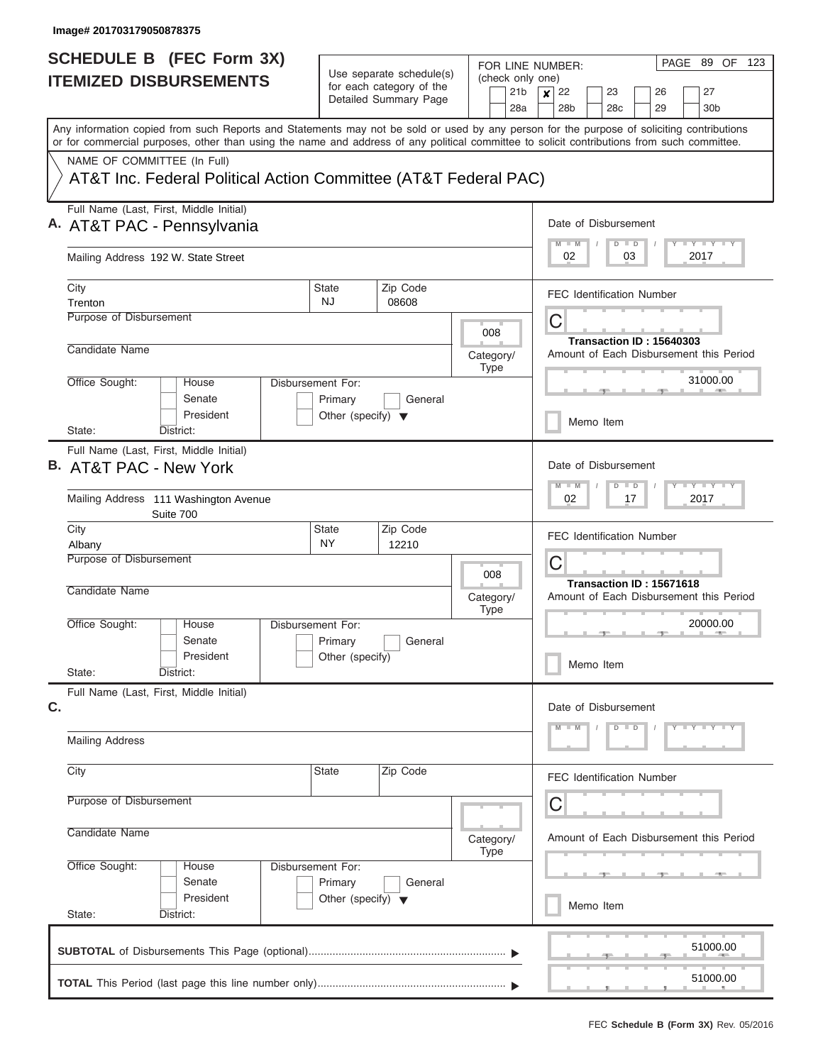Image# 201703179050878375

# SCHEDULE B (FEC Form 3X) ITEMIZED DISBURSEMENTS

Use separate schedule(s) for each category of the Detailed Summary Page

FOR LINE NUMBER: (check only one)

- [ ] 21b
- [x] 22
- [ ] 23
- [ ] 26
- [ ] 27
- [ ] 28a
- [ ] 28b
- [ ] 28c
- [ ] 29
- [ ] 30b

PAGE 89 OF 123

Any information copied from such Reports and Statements may not be sold or used by any person for the purpose of soliciting contributions or for commercial purposes, other than using the name and address of any political committee to solicit contributions from such committee.

NAME OF COMMITTEE (In Full)

AT&T Inc. Federal Political Action Committee (AT&T Federal PAC)

## A.

Full Name (Last, First, Middle Initial): AT&T PAC - Pennsylvania

Mailing Address: 192 W. State Street

City: Trenton | State: NJ | Zip Code: 08608

Purpose of Disbursement:

Category/Type: 008

Candidate Name:

Office Sought: House / Senate / President

State: District:

Disbursement For: Primary / General / Other (specify)

Date of Disbursement: 02 / 03 / 2017

FEC Identification Number: C

Transaction ID : 15640303

Amount of Each Disbursement this Period: 31000.00

Memo Item

## B.

Full Name (Last, First, Middle Initial): AT&T PAC - New York

Mailing Address: 111 Washington Avenue, Suite 700

City: Albany | State: NY | Zip Code: 12210

Purpose of Disbursement:

Category/Type: 008

Candidate Name:

Office Sought: House / Senate / President

State: District:

Disbursement For: Primary / General / Other (specify)

Date of Disbursement: 02 / 17 / 2017

FEC Identification Number: C

Transaction ID : 15671618

Amount of Each Disbursement this Period: 20000.00

Memo Item

## C.

Full Name (Last, First, Middle Initial):

Mailing Address:

City: | State: | Zip Code:

Purpose of Disbursement:

Category/Type:

Candidate Name:

Office Sought: House / Senate / President

State: District:

Disbursement For: Primary / General / Other (specify)

Date of Disbursement:

FEC Identification Number: C

Amount of Each Disbursement this Period:

Memo Item

**SUBTOTAL** of Disbursements This Page (optional): 51000.00

**TOTAL** This Period (last page this line number only): 51000.00

FEC **Schedule B (Form 3X)** Rev. 05/2016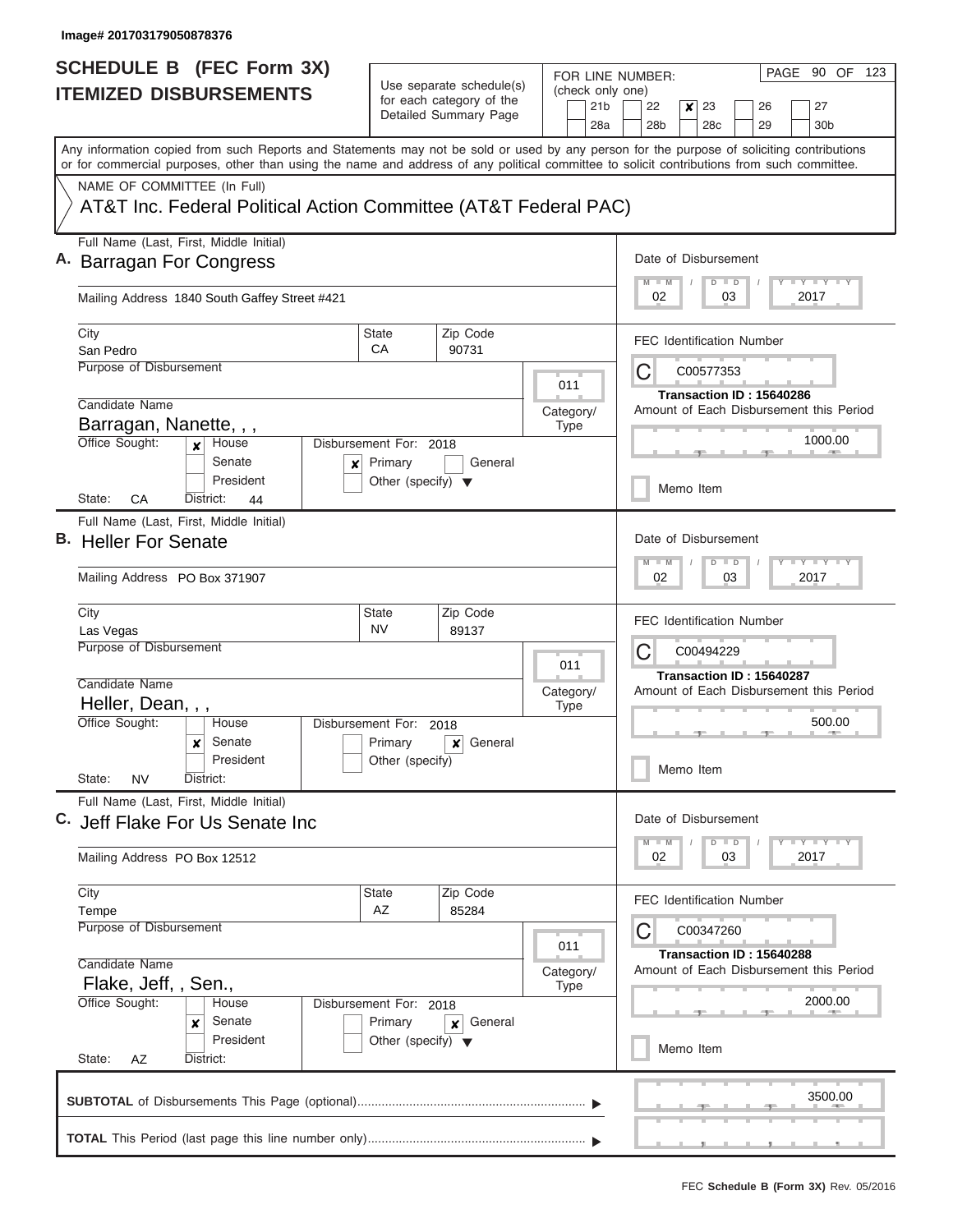Image# 201703179050878376

# SCHEDULE B (FEC Form 3X)
## ITEMIZED DISBURSEMENTS

Use separate schedule(s) for each category of the Detailed Summary Page

FOR LINE NUMBER: (check only one)

21b | 22 | **[x] 23** | 26 | 27
28a | 28b | 28c | 29 | 30b

PAGE 90 OF 123

Any information copied from such Reports and Statements may not be sold or used by any person for the purpose of soliciting contributions or for commercial purposes, other than using the name and address of any political committee to solicit contributions from such committee.

NAME OF COMMITTEE (In Full)

AT&T Inc. Federal Political Action Committee (AT&T Federal PAC)

---

**A.** Full Name (Last, First, Middle Initial): Barragan For Congress

Mailing Address: 1840 South Gaffey Street #421

City: San Pedro | State: CA | Zip Code: 90731

Purpose of Disbursement:

Category/Type: 011

Candidate Name: Barragan, Nanette, , ,

Office Sought: [x] House [ ] Senate [ ] President

State: CA | District: 44

Disbursement For: 2018 [x] Primary [ ] General [ ] Other (specify)

Date of Disbursement: 02/03/2017

FEC Identification Number: C00577353

Transaction ID : 15640286

Amount of Each Disbursement this Period: 1000.00

[ ] Memo Item

---

**B.** Full Name (Last, First, Middle Initial): Heller For Senate

Mailing Address: PO Box 371907

City: Las Vegas | State: NV | Zip Code: 89137

Purpose of Disbursement:

Category/Type: 011

Candidate Name: Heller, Dean, , ,

Office Sought: [ ] House [x] Senate [ ] President

State: NV | District:

Disbursement For: 2018 [ ] Primary [x] General [ ] Other (specify)

Date of Disbursement: 02/03/2017

FEC Identification Number: C00494229

Transaction ID : 15640287

Amount of Each Disbursement this Period: 500.00

[ ] Memo Item

---

**C.** Full Name (Last, First, Middle Initial): Jeff Flake For Us Senate Inc

Mailing Address: PO Box 12512

City: Tempe | State: AZ | Zip Code: 85284

Purpose of Disbursement:

Category/Type: 011

Candidate Name: Flake, Jeff, , Sen.,

Office Sought: [ ] House [x] Senate [ ] President

State: AZ | District:

Disbursement For: 2018 [ ] Primary [x] General [ ] Other (specify)

Date of Disbursement: 02/03/2017

FEC Identification Number: C00347260

Transaction ID : 15640288

Amount of Each Disbursement this Period: 2000.00

[ ] Memo Item

---

**SUBTOTAL** of Disbursements This Page (optional): 3500.00

**TOTAL** This Period (last page this line number only):

FEC **Schedule B (Form 3X)** Rev. 05/2016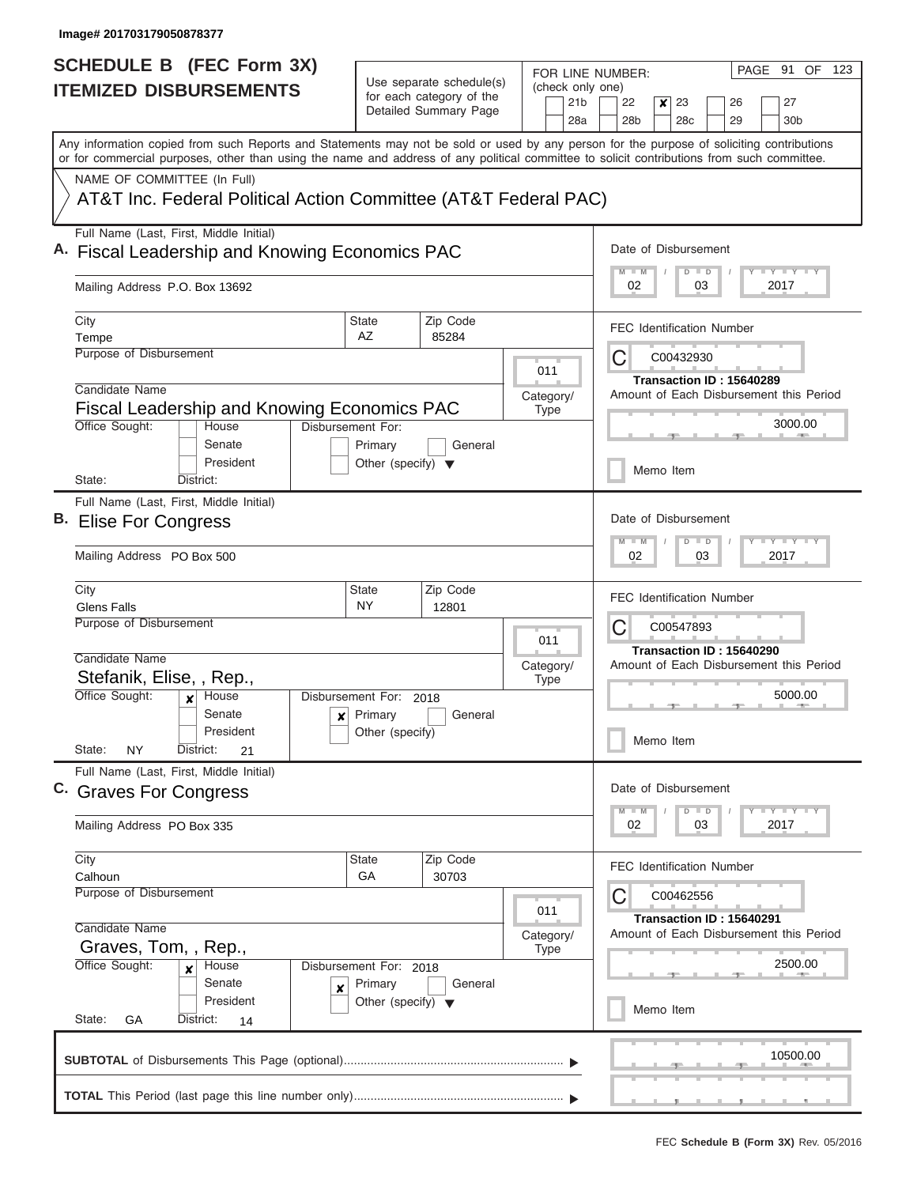Image# 201703179050878377

# SCHEDULE B (FEC Form 3X)
## ITEMIZED DISBURSEMENTS

Use separate schedule(s) for each category of the Detailed Summary Page

FOR LINE NUMBER: (check only one)

21b | 22 | **x** 23 | 26 | 27 | 28a | 28b | 28c | 29 | 30b

Any information copied from such Reports and Statements may not be sold or used by any person for the purpose of soliciting contributions or for commercial purposes, other than using the name and address of any political committee to solicit contributions from such committee.

NAME OF COMMITTEE (In Full)

AT&T Inc. Federal Political Action Committee (AT&T Federal PAC)

---

**A.** Full Name (Last, First, Middle Initial): Fiscal Leadership and Knowing Economics PAC

Mailing Address: P.O. Box 13692

City: Tempe | State: AZ | Zip Code: 85284

Purpose of Disbursement:

Category/Type: 011

Candidate Name: Fiscal Leadership and Knowing Economics PAC

Office Sought: House / Senate / President

Disbursement For: Primary / General / Other (specify)

State: | District:

Date of Disbursement: 02 / 03 / 2017

FEC Identification Number: C00432930

Transaction ID : 15640289

Amount of Each Disbursement this Period: 3000.00

Memo Item

---

**B.** Full Name (Last, First, Middle Initial): Elise For Congress

Mailing Address: PO Box 500

City: Glens Falls | State: NY | Zip Code: 12801

Purpose of Disbursement:

Category/Type: 011

Candidate Name: Stefanik, Elise, , Rep.,

Office Sought: **x** House

Disbursement For: 2018 — **x** Primary

State: NY | District: 21

Date of Disbursement: 02 / 03 / 2017

FEC Identification Number: C00547893

Transaction ID : 15640290

Amount of Each Disbursement this Period: 5000.00

Memo Item

---

**C.** Full Name (Last, First, Middle Initial): Graves For Congress

Mailing Address: PO Box 335

City: Calhoun | State: GA | Zip Code: 30703

Purpose of Disbursement:

Category/Type: 011

Candidate Name: Graves, Tom, , Rep.,

Office Sought: **x** House

Disbursement For: 2018 — **x** Primary

State: GA | District: 14

Date of Disbursement: 02 / 03 / 2017

FEC Identification Number: C00462556

Transaction ID : 15640291

Amount of Each Disbursement this Period: 2500.00

Memo Item

---

**SUBTOTAL** of Disbursements This Page (optional): 10500.00

**TOTAL** This Period (last page this line number only):

FEC **Schedule B (Form 3X)** Rev. 05/2016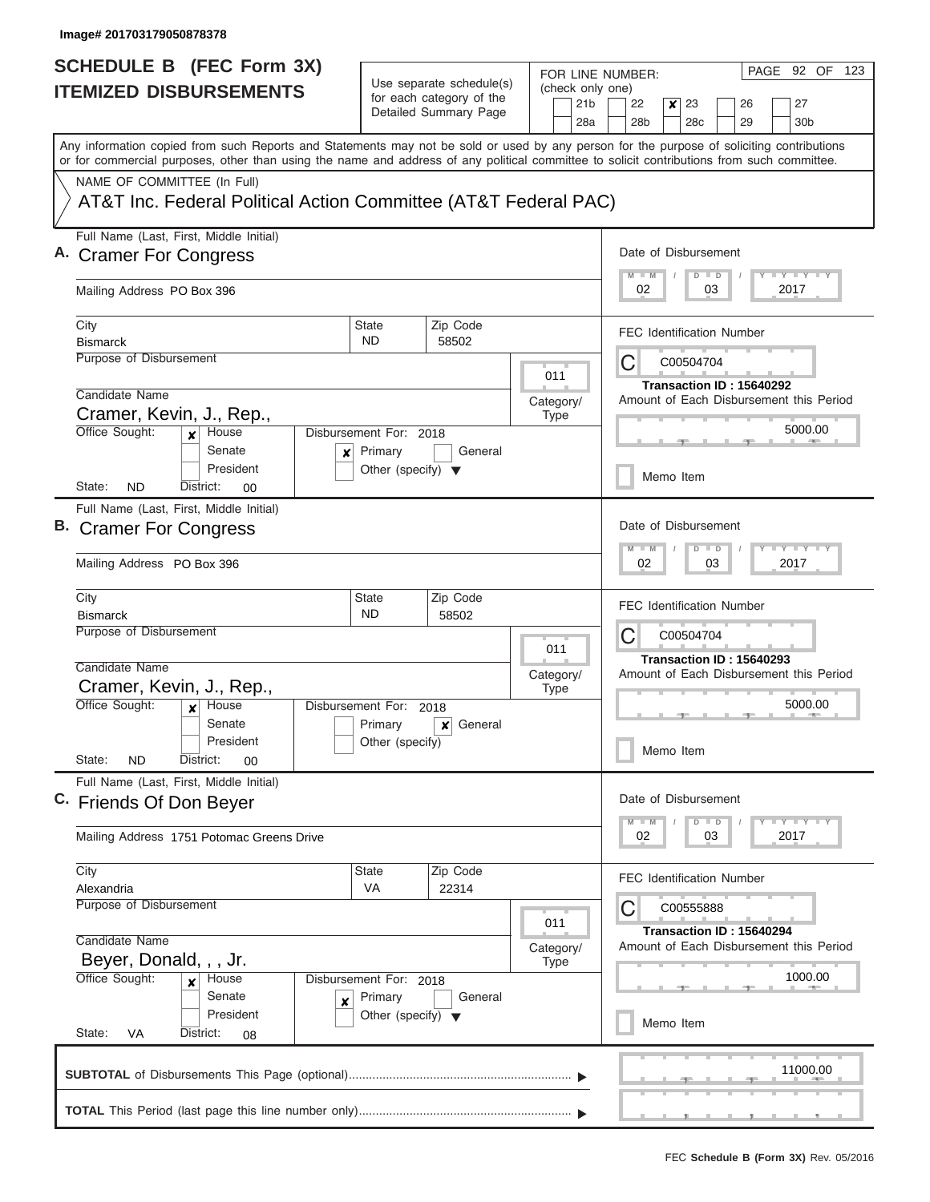Image# 201703179050878378

# SCHEDULE B (FEC Form 3X)
## ITEMIZED DISBURSEMENTS

Use separate schedule(s) for each category of the Detailed Summary Page

FOR LINE NUMBER: (check only one)

21b | 22 | **X** 23 | 26 | 27
28a | 28b | 28c | 29 | 30b

Any information copied from such Reports and Statements may not be sold or used by any person for the purpose of soliciting contributions or for commercial purposes, other than using the name and address of any political committee to solicit contributions from such committee.

NAME OF COMMITTEE (In Full)

AT&T Inc. Federal Political Action Committee (AT&T Federal PAC)

---

**A.** Full Name (Last, First, Middle Initial): Cramer For Congress

Mailing Address: PO Box 396

City: Bismarck | State: ND | Zip Code: 58502

Purpose of Disbursement:

Category/Type: 011

Candidate Name: Cramer, Kevin, J., Rep.,

Office Sought: **X** House | Senate | President

State: ND | District: 00

Disbursement For: 2018 — **X** Primary | General | Other (specify)

Date of Disbursement: 02 / 03 / 2017

FEC Identification Number: C00504704

Transaction ID : 15640292

Amount of Each Disbursement this Period: 5000.00

Memo Item

---

**B.** Full Name (Last, First, Middle Initial): Cramer For Congress

Mailing Address: PO Box 396

City: Bismarck | State: ND | Zip Code: 58502

Purpose of Disbursement:

Category/Type: 011

Candidate Name: Cramer, Kevin, J., Rep.,

Office Sought: **X** House | Senate | President

State: ND | District: 00

Disbursement For: 2018 — Primary | **X** General | Other (specify)

Date of Disbursement: 02 / 03 / 2017

FEC Identification Number: C00504704

Transaction ID : 15640293

Amount of Each Disbursement this Period: 5000.00

Memo Item

---

**C.** Full Name (Last, First, Middle Initial): Friends Of Don Beyer

Mailing Address: 1751 Potomac Greens Drive

City: Alexandria | State: VA | Zip Code: 22314

Purpose of Disbursement:

Category/Type: 011

Candidate Name: Beyer, Donald, , , Jr.

Office Sought: **X** House | Senate | President

State: VA | District: 08

Disbursement For: 2018 — **X** Primary | General | Other (specify)

Date of Disbursement: 02 / 03 / 2017

FEC Identification Number: C00555888

Transaction ID : 15640294

Amount of Each Disbursement this Period: 1000.00

Memo Item

---

**SUBTOTAL** of Disbursements This Page (optional): 11000.00

**TOTAL** This Period (last page this line number only):

FEC **Schedule B (Form 3X)** Rev. 05/2016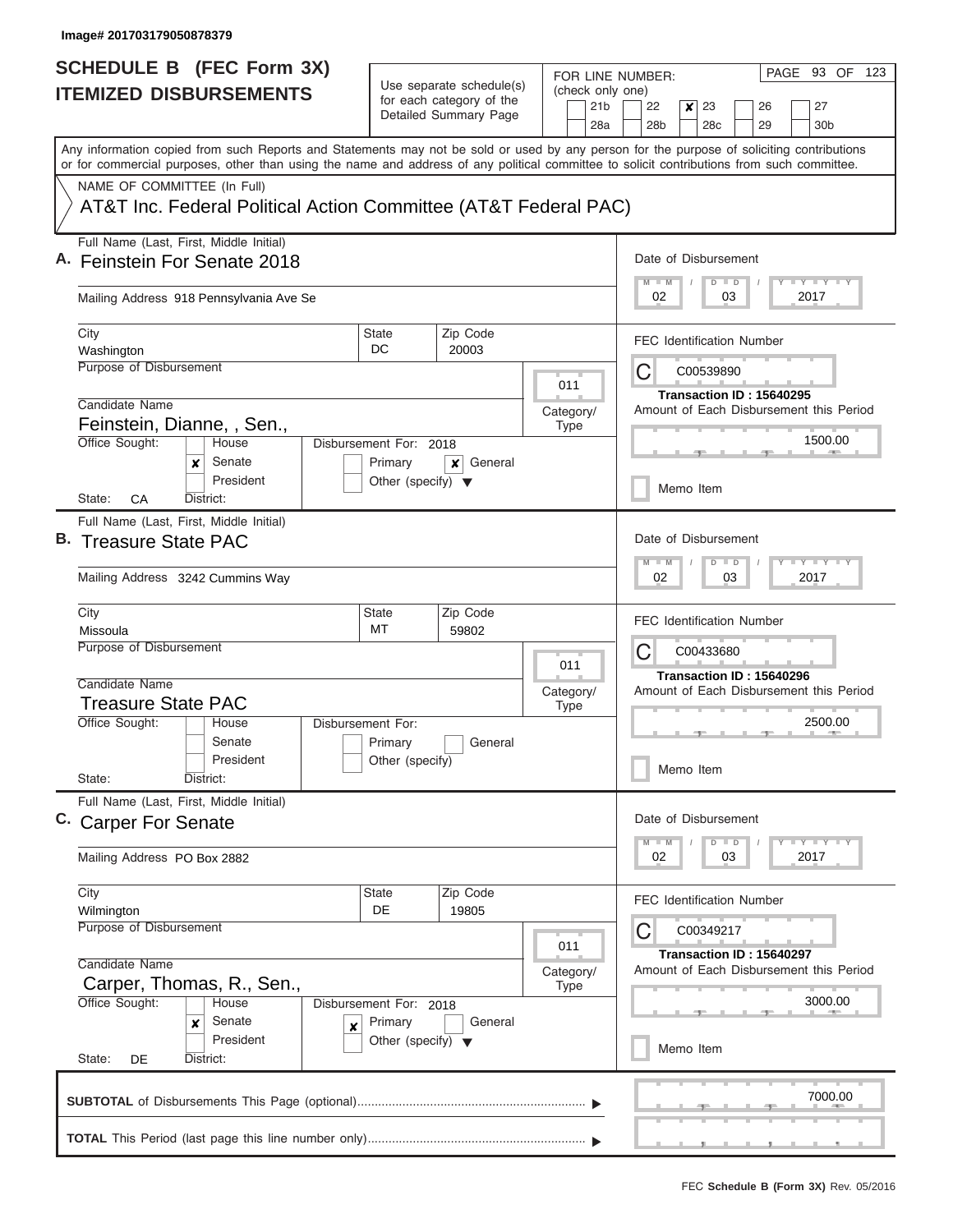Image# 201703179050878379

# SCHEDULE B (FEC Form 3X) ITEMIZED DISBURSEMENTS

Use separate schedule(s) for each category of the Detailed Summary Page

FOR LINE NUMBER: (check only one)

- [ ] 21b
- [ ] 22
- [x] 23
- [ ] 26
- [ ] 27
- [ ] 28a
- [ ] 28b
- [ ] 28c
- [ ] 29
- [ ] 30b

PAGE 93 OF 123

Any information copied from such Reports and Statements may not be sold or used by any person for the purpose of soliciting contributions or for commercial purposes, other than using the name and address of any political committee to solicit contributions from such committee.

NAME OF COMMITTEE (In Full)

AT&T Inc. Federal Political Action Committee (AT&T Federal PAC)

## A.

Full Name (Last, First, Middle Initial): Feinstein For Senate 2018

Mailing Address: 918 Pennsylvania Ave Se

City: Washington | State: DC | Zip Code: 20003

Purpose of Disbursement:

Category/Type: 011

Candidate Name: Feinstein, Dianne, , Sen.,

Office Sought: [ ] House [x] Senate [ ] President

State: CA District:

Disbursement For: 2018 [ ] Primary [x] General [ ] Other (specify)

Date of Disbursement: 02 / 03 / 2017

FEC Identification Number: C00539890

Transaction ID : 15640295

Amount of Each Disbursement this Period: 1500.00

[ ] Memo Item

## B.

Full Name (Last, First, Middle Initial): Treasure State PAC

Mailing Address: 3242 Cummins Way

City: Missoula | State: MT | Zip Code: 59802

Purpose of Disbursement:

Category/Type: 011

Candidate Name: Treasure State PAC

Office Sought: [ ] House [ ] Senate [ ] President

State: District:

Disbursement For: [ ] Primary [ ] General [ ] Other (specify)

Date of Disbursement: 02 / 03 / 2017

FEC Identification Number: C00433680

Transaction ID : 15640296

Amount of Each Disbursement this Period: 2500.00

[ ] Memo Item

## C.

Full Name (Last, First, Middle Initial): Carper For Senate

Mailing Address: PO Box 2882

City: Wilmington | State: DE | Zip Code: 19805

Purpose of Disbursement:

Category/Type: 011

Candidate Name: Carper, Thomas, R., Sen.,

Office Sought: [ ] House [x] Senate [ ] President

State: DE District:

Disbursement For: 2018 [x] Primary [ ] General [ ] Other (specify)

Date of Disbursement: 02 / 03 / 2017

FEC Identification Number: C00349217

Transaction ID : 15640297

Amount of Each Disbursement this Period: 3000.00

[ ] Memo Item

**SUBTOTAL** of Disbursements This Page (optional): 7000.00

**TOTAL** This Period (last page this line number only):

FEC **Schedule B (Form 3X)** Rev. 05/2016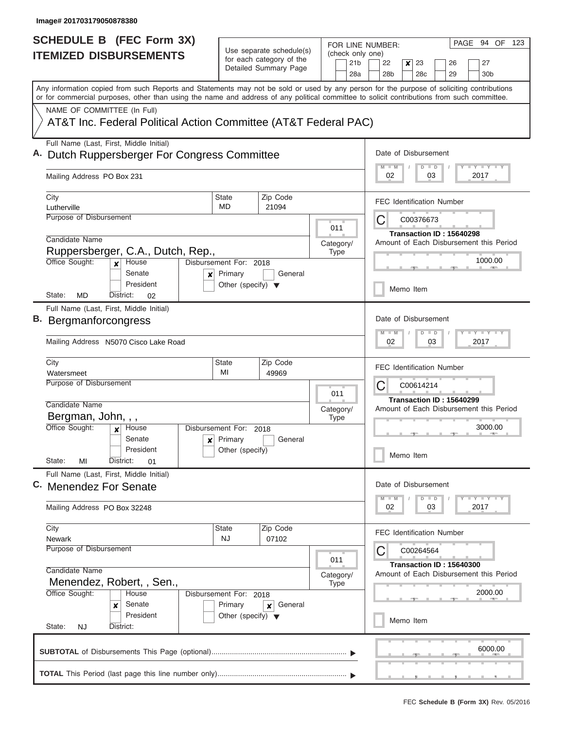Image# 201703179050878380

# SCHEDULE B (FEC Form 3X) ITEMIZED DISBURSEMENTS

Use separate schedule(s) for each category of the Detailed Summary Page

FOR LINE NUMBER: (check only one)

21b | 22 | ✘ 23 | 26 | 27
28a | 28b | 28c | 29 | 30b

PAGE 94 OF 123

Any information copied from such Reports and Statements may not be sold or used by any person for the purpose of soliciting contributions or for commercial purposes, other than using the name and address of any political committee to solicit contributions from such committee.

NAME OF COMMITTEE (In Full)

AT&T Inc. Federal Political Action Committee (AT&T Federal PAC)

---

**A.** Full Name (Last, First, Middle Initial): Dutch Ruppersberger For Congress Committee

Mailing Address: PO Box 231

City: Lutherville | State: MD | Zip Code: 21094

Purpose of Disbursement:

Category/Type: 011

Candidate Name: Ruppersberger, C.A., Dutch, Rep.,

Office Sought: ✘ House | Senate | President

State: MD | District: 02

Disbursement For: 2018 | ✘ Primary | General | Other (specify)

Date of Disbursement: 02 / 03 / 2017

FEC Identification Number: C00376673

Transaction ID : 15640298

Amount of Each Disbursement this Period: 1000.00

Memo Item

---

**B.** Full Name (Last, First, Middle Initial): Bergmanforcongress

Mailing Address: N5070 Cisco Lake Road

City: Watersmeet | State: MI | Zip Code: 49969

Purpose of Disbursement:

Category/Type: 011

Candidate Name: Bergman, John, , ,

Office Sought: ✘ House | Senate | President

State: MI | District: 01

Disbursement For: 2018 | ✘ Primary | General | Other (specify)

Date of Disbursement: 02 / 03 / 2017

FEC Identification Number: C00614214

Transaction ID : 15640299

Amount of Each Disbursement this Period: 3000.00

Memo Item

---

**C.** Full Name (Last, First, Middle Initial): Menendez For Senate

Mailing Address: PO Box 32248

City: Newark | State: NJ | Zip Code: 07102

Purpose of Disbursement:

Category/Type: 011

Candidate Name: Menendez, Robert, , Sen.,

Office Sought: House | ✘ Senate | President

State: NJ | District:

Disbursement For: 2018 | Primary | ✘ General | Other (specify)

Date of Disbursement: 02 / 03 / 2017

FEC Identification Number: C00264564

Transaction ID : 15640300

Amount of Each Disbursement this Period: 2000.00

Memo Item

---

**SUBTOTAL** of Disbursements This Page (optional): 6000.00

**TOTAL** This Period (last page this line number only):

FEC **Schedule B (Form 3X)** Rev. 05/2016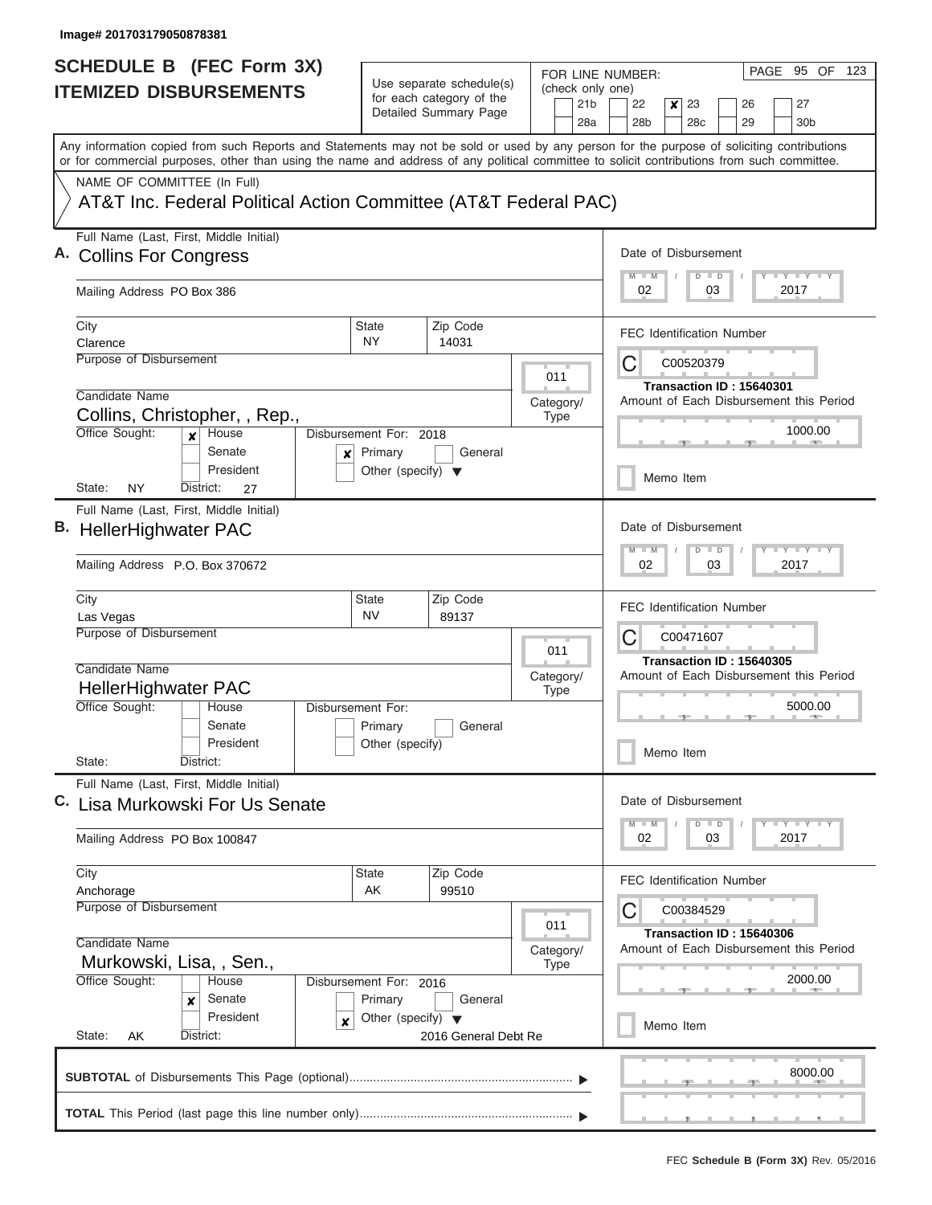Image# 201703179050878381

# SCHEDULE B (FEC Form 3X)
## ITEMIZED DISBURSEMENTS

Use separate schedule(s) for each category of the Detailed Summary Page

FOR LINE NUMBER: (check only one)
21b, 22, [x] 23, 26, 27, 28a, 28b, 28c, 29, 30b

PAGE 95 OF 123

Any information copied from such Reports and Statements may not be sold or used by any person for the purpose of soliciting contributions or for commercial purposes, other than using the name and address of any political committee to solicit contributions from such committee.

NAME OF COMMITTEE (In Full)
AT&T Inc. Federal Political Action Committee (AT&T Federal PAC)

**A.** Full Name (Last, First, Middle Initial): Collins For Congress
Mailing Address: PO Box 386
City: Clarence | State: NY | Zip Code: 14031
Purpose of Disbursement:
Category/Type: 011
Candidate Name: Collins, Christopher, , Rep.,
Office Sought: [x] House [ ] Senate [ ] President
State: NY District: 27
Disbursement For: 2018 [x] Primary [ ] General [ ] Other (specify)
Date of Disbursement: 02/03/2017
FEC Identification Number: C00520379
Transaction ID : 15640301
Amount of Each Disbursement this Period: 1000.00
[ ] Memo Item

**B.** Full Name (Last, First, Middle Initial): HellerHighwater PAC
Mailing Address: P.O. Box 370672
City: Las Vegas | State: NV | Zip Code: 89137
Purpose of Disbursement:
Category/Type: 011
Candidate Name: HellerHighwater PAC
Office Sought: [ ] House [ ] Senate [ ] President
State: District:
Disbursement For: [ ] Primary [ ] General [ ] Other (specify)
Date of Disbursement: 02/03/2017
FEC Identification Number: C00471607
Transaction ID : 15640305
Amount of Each Disbursement this Period: 5000.00
[ ] Memo Item

**C.** Full Name (Last, First, Middle Initial): Lisa Murkowski For Us Senate
Mailing Address: PO Box 100847
City: Anchorage | State: AK | Zip Code: 99510
Purpose of Disbursement:
Category/Type: 011
Candidate Name: Murkowski, Lisa, , Sen.,
Office Sought: [ ] House [x] Senate [ ] President
State: AK District:
Disbursement For: 2016 [ ] Primary [ ] General [x] Other (specify): 2016 General Debt Re
Date of Disbursement: 02/03/2017
FEC Identification Number: C00384529
Transaction ID : 15640306
Amount of Each Disbursement this Period: 2000.00
[ ] Memo Item

**SUBTOTAL** of Disbursements This Page (optional): 8000.00

**TOTAL** This Period (last page this line number only):

FEC **Schedule B (Form 3X)** Rev. 05/2016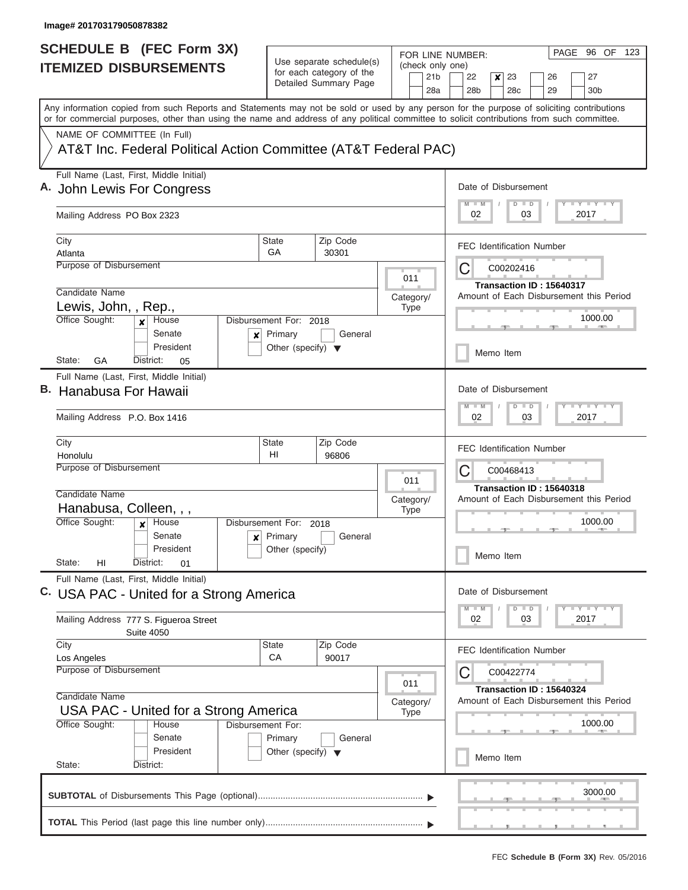Image# 201703179050878382

# SCHEDULE B (FEC Form 3X)
## ITEMIZED DISBURSEMENTS

Use separate schedule(s) for each category of the Detailed Summary Page

FOR LINE NUMBER: (check only one)
21b | 22 | **x** 23 | 26 | 27
28a | 28b | 28c | 29 | 30b

PAGE 96 OF 123

Any information copied from such Reports and Statements may not be sold or used by any person for the purpose of soliciting contributions or for commercial purposes, other than using the name and address of any political committee to solicit contributions from such committee.

NAME OF COMMITTEE (In Full)
AT&T Inc. Federal Political Action Committee (AT&T Federal PAC)

---

**A.** Full Name (Last, First, Middle Initial): John Lewis For Congress

Mailing Address: PO Box 2323

City: Atlanta | State: GA | Zip Code: 30301

Purpose of Disbursement:

Category/Type: 011

Candidate Name: Lewis, John, , Rep.,

Office Sought: **x** House / Senate / President

Disbursement For: 2018 — **x** Primary / General / Other (specify)

State: GA District: 05

Date of Disbursement: 02 / 03 / 2017

FEC Identification Number: C00202416

Transaction ID : 15640317

Amount of Each Disbursement this Period: 1000.00

Memo Item

---

**B.** Full Name (Last, First, Middle Initial): Hanabusa For Hawaii

Mailing Address: P.O. Box 1416

City: Honolulu | State: HI | Zip Code: 96806

Purpose of Disbursement:

Category/Type: 011

Candidate Name: Hanabusa, Colleen, , ,

Office Sought: **x** House / Senate / President

Disbursement For: 2018 — **x** Primary / General / Other (specify)

State: HI District: 01

Date of Disbursement: 02 / 03 / 2017

FEC Identification Number: C00468413

Transaction ID : 15640318

Amount of Each Disbursement this Period: 1000.00

Memo Item

---

**C.** Full Name (Last, First, Middle Initial): USA PAC - United for a Strong America

Mailing Address: 777 S. Figueroa Street, Suite 4050

City: Los Angeles | State: CA | Zip Code: 90017

Purpose of Disbursement:

Category/Type: 011

Candidate Name: USA PAC - United for a Strong America

Office Sought: House / Senate / President

Disbursement For: Primary / General / Other (specify)

State: District:

Date of Disbursement: 02 / 03 / 2017

FEC Identification Number: C00422774

Transaction ID : 15640324

Amount of Each Disbursement this Period: 1000.00

Memo Item

---

**SUBTOTAL** of Disbursements This Page (optional): 3000.00

**TOTAL** This Period (last page this line number only):

FEC **Schedule B (Form 3X)** Rev. 05/2016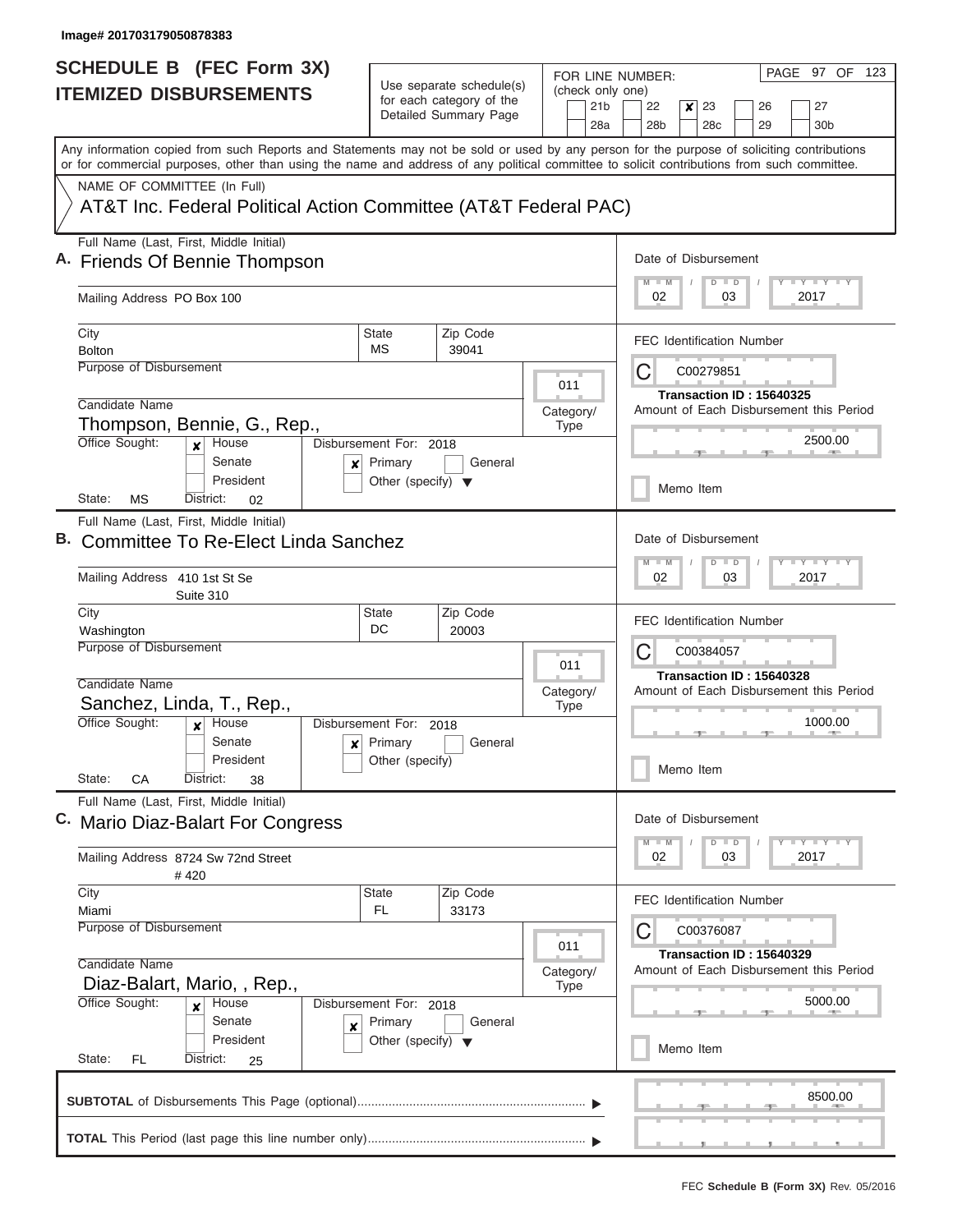Image# 201703179050878383

# SCHEDULE B (FEC Form 3X)
## ITEMIZED DISBURSEMENTS

Use separate schedule(s) for each category of the Detailed Summary Page

FOR LINE NUMBER: (check only one)

21b | 22 | **x** 23 | 26 | 27
28a | 28b | 28c | 29 | 30b

PAGE 97 OF 123

Any information copied from such Reports and Statements may not be sold or used by any person for the purpose of soliciting contributions or for commercial purposes, other than using the name and address of any political committee to solicit contributions from such committee.

NAME OF COMMITTEE (In Full)

AT&T Inc. Federal Political Action Committee (AT&T Federal PAC)

---

**A.** Full Name (Last, First, Middle Initial): Friends Of Bennie Thompson

Mailing Address: PO Box 100

City: Bolton | State: MS | Zip Code: 39041

Purpose of Disbursement:

Category/Type: 011

Candidate Name: Thompson, Bennie, G., Rep.,

Office Sought: [x] House [ ] Senate [ ] President

State: MS District: 02

Disbursement For: 2018 [x] Primary [ ] General [ ] Other (specify)

Date of Disbursement: 02 / 03 / 2017

FEC Identification Number: C00279851

Transaction ID : 15640325

Amount of Each Disbursement this Period: 2500.00

[ ] Memo Item

---

**B.** Full Name (Last, First, Middle Initial): Committee To Re-Elect Linda Sanchez

Mailing Address: 410 1st St Se, Suite 310

City: Washington | State: DC | Zip Code: 20003

Purpose of Disbursement:

Category/Type: 011

Candidate Name: Sanchez, Linda, T., Rep.,

Office Sought: [x] House [ ] Senate [ ] President

State: CA District: 38

Disbursement For: 2018 [x] Primary [ ] General [ ] Other (specify)

Date of Disbursement: 02 / 03 / 2017

FEC Identification Number: C00384057

Transaction ID : 15640328

Amount of Each Disbursement this Period: 1000.00

[ ] Memo Item

---

**C.** Full Name (Last, First, Middle Initial): Mario Diaz-Balart For Congress

Mailing Address: 8724 Sw 72nd Street, # 420

City: Miami | State: FL | Zip Code: 33173

Purpose of Disbursement:

Category/Type: 011

Candidate Name: Diaz-Balart, Mario, , Rep.,

Office Sought: [x] House [ ] Senate [ ] President

State: FL District: 25

Disbursement For: 2018 [x] Primary [ ] General [ ] Other (specify)

Date of Disbursement: 02 / 03 / 2017

FEC Identification Number: C00376087

Transaction ID : 15640329

Amount of Each Disbursement this Period: 5000.00

[ ] Memo Item

---

**SUBTOTAL** of Disbursements This Page (optional): 8500.00

**TOTAL** This Period (last page this line number only):

FEC **Schedule B (Form 3X)** Rev. 05/2016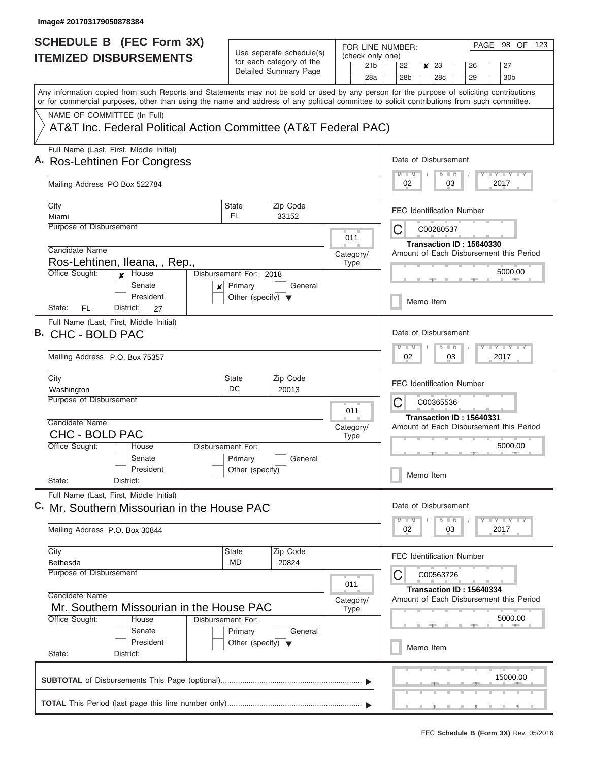Image# 201703179050878384

# SCHEDULE B (FEC Form 3X)
## ITEMIZED DISBURSEMENTS

Use separate schedule(s) for each category of the Detailed Summary Page

FOR LINE NUMBER: (check only one)

21b | 22 | **[x] 23** | 26 | 27 | 28a | 28b | 28c | 29 | 30b

PAGE 98 OF 123

Any information copied from such Reports and Statements may not be sold or used by any person for the purpose of soliciting contributions or for commercial purposes, other than using the name and address of any political committee to solicit contributions from such committee.

NAME OF COMMITTEE (In Full)

AT&T Inc. Federal Political Action Committee (AT&T Federal PAC)

---

**A.** Full Name (Last, First, Middle Initial): Ros-Lehtinen For Congress

Mailing Address: PO Box 522784

City: Miami | State: FL | Zip Code: 33152

Purpose of Disbursement:

Category/Type: 011

Candidate Name: Ros-Lehtinen, Ileana, , Rep.,

Office Sought: [x] House [ ] Senate [ ] President

State: FL District: 27

Disbursement For: 2018 [x] Primary [ ] General [ ] Other (specify)

Date of Disbursement: 02 / 03 / 2017

FEC Identification Number: C00280537

Transaction ID : 15640330

Amount of Each Disbursement this Period: 5000.00

[ ] Memo Item

---

**B.** Full Name (Last, First, Middle Initial): CHC - BOLD PAC

Mailing Address: P.O. Box 75357

City: Washington | State: DC | Zip Code: 20013

Purpose of Disbursement:

Category/Type: 011

Candidate Name: CHC - BOLD PAC

Office Sought: [ ] House [ ] Senate [ ] President

State: District:

Disbursement For: [ ] Primary [ ] General [ ] Other (specify)

Date of Disbursement: 02 / 03 / 2017

FEC Identification Number: C00365536

Transaction ID : 15640331

Amount of Each Disbursement this Period: 5000.00

[ ] Memo Item

---

**C.** Full Name (Last, First, Middle Initial): Mr. Southern Missourian in the House PAC

Mailing Address: P.O. Box 30844

City: Bethesda | State: MD | Zip Code: 20824

Purpose of Disbursement:

Category/Type: 011

Candidate Name: Mr. Southern Missourian in the House PAC

Office Sought: [ ] House [ ] Senate [ ] President

State: District:

Disbursement For: [ ] Primary [ ] General [ ] Other (specify)

Date of Disbursement: 02 / 03 / 2017

FEC Identification Number: C00563726

Transaction ID : 15640334

Amount of Each Disbursement this Period: 5000.00

[ ] Memo Item

---

**SUBTOTAL** of Disbursements This Page (optional): 15000.00

**TOTAL** This Period (last page this line number only):

FEC **Schedule B (Form 3X)** Rev. 05/2016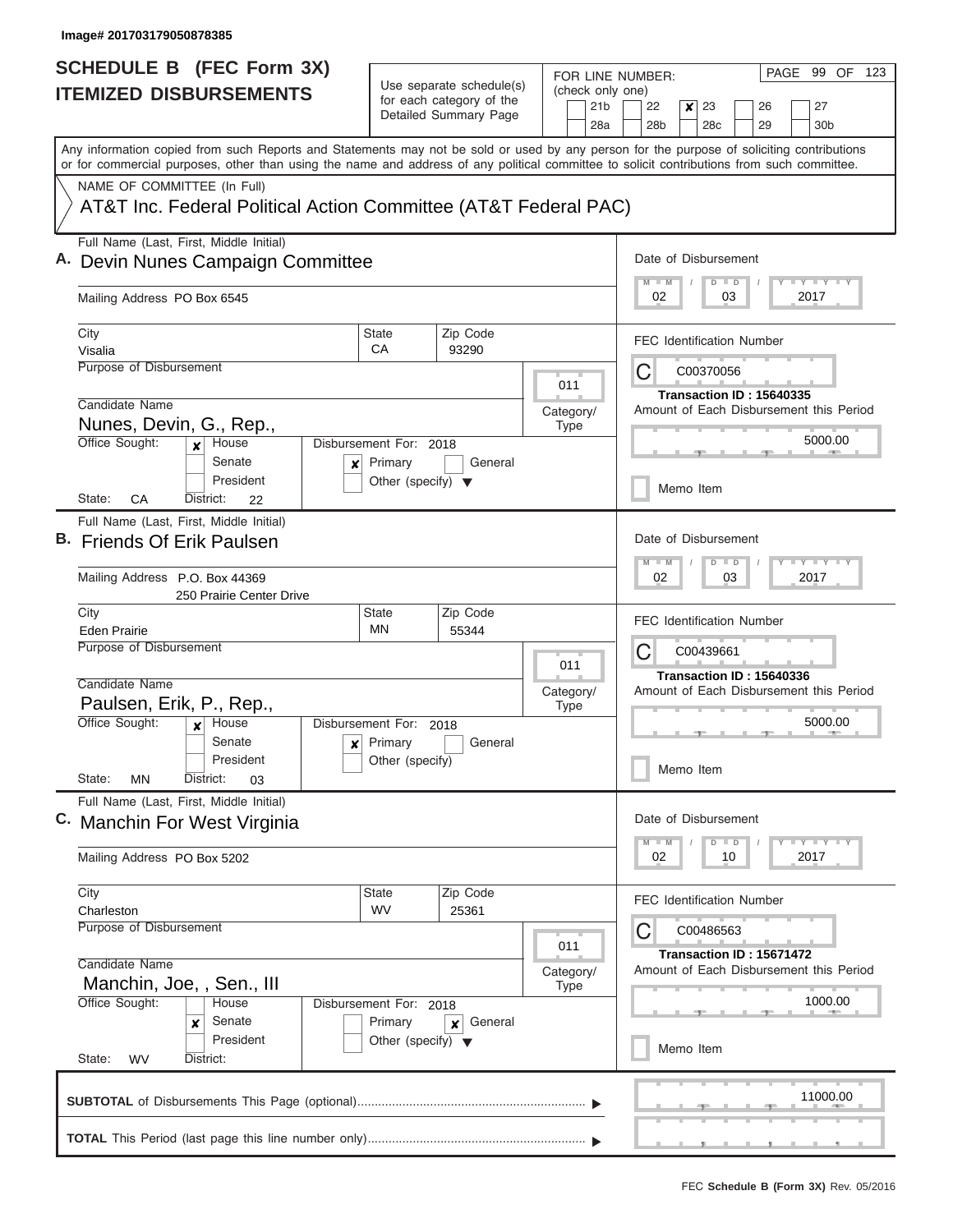Image# 201703179050878385

# SCHEDULE B (FEC Form 3X)
## ITEMIZED DISBURSEMENTS

Use separate schedule(s) for each category of the Detailed Summary Page

FOR LINE NUMBER: (check only one)
21b, 22, [x] 23, 26, 27, 28a, 28b, 28c, 29, 30b

Any information copied from such Reports and Statements may not be sold or used by any person for the purpose of soliciting contributions or for commercial purposes, other than using the name and address of any political committee to solicit contributions from such committee.

NAME OF COMMITTEE (In Full)
AT&T Inc. Federal Political Action Committee (AT&T Federal PAC)

---

**A.** Full Name (Last, First, Middle Initial): Devin Nunes Campaign Committee

Mailing Address: PO Box 6545

City: Visalia | State: CA | Zip Code: 93290

Purpose of Disbursement:

Category/Type: 011

Candidate Name: Nunes, Devin, G., Rep.,

Office Sought: [x] House [ ] Senate [ ] President

State: CA District: 22

Disbursement For: 2018 [x] Primary [ ] General [ ] Other (specify)

Date of Disbursement: 02/03/2017

FEC Identification Number: C00370056

Transaction ID : 15640335

Amount of Each Disbursement this Period: 5000.00

[ ] Memo Item

---

**B.** Full Name (Last, First, Middle Initial): Friends Of Erik Paulsen

Mailing Address: P.O. Box 44369, 250 Prairie Center Drive

City: Eden Prairie | State: MN | Zip Code: 55344

Purpose of Disbursement:

Category/Type: 011

Candidate Name: Paulsen, Erik, P., Rep.,

Office Sought: [x] House [ ] Senate [ ] President

State: MN District: 03

Disbursement For: 2018 [x] Primary [ ] General [ ] Other (specify)

Date of Disbursement: 02/03/2017

FEC Identification Number: C00439661

Transaction ID : 15640336

Amount of Each Disbursement this Period: 5000.00

[ ] Memo Item

---

**C.** Full Name (Last, First, Middle Initial): Manchin For West Virginia

Mailing Address: PO Box 5202

City: Charleston | State: WV | Zip Code: 25361

Purpose of Disbursement:

Category/Type: 011

Candidate Name: Manchin, Joe, , Sen., III

Office Sought: [ ] House [x] Senate [ ] President

State: WV District:

Disbursement For: 2018 [ ] Primary [x] General [ ] Other (specify)

Date of Disbursement: 02/10/2017

FEC Identification Number: C00486563

Transaction ID : 15671472

Amount of Each Disbursement this Period: 1000.00

[ ] Memo Item

---

**SUBTOTAL** of Disbursements This Page (optional): 11000.00

**TOTAL** This Period (last page this line number only):

FEC **Schedule B (Form 3X)** Rev. 05/2016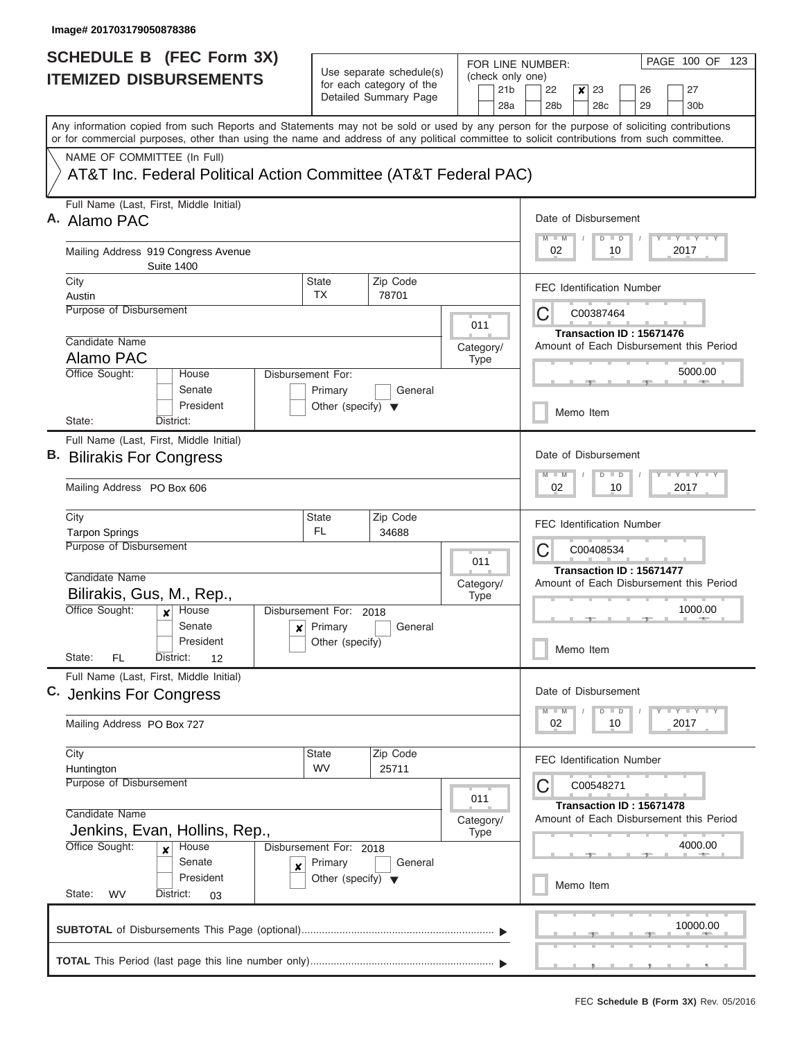Image# 201703179050878386

# SCHEDULE B (FEC Form 3X)
## ITEMIZED DISBURSEMENTS

Use separate schedule(s) for each category of the Detailed Summary Page

FOR LINE NUMBER: (check only one)

| | | | | |
|---|---|---|---|---|
| 21b | 22 | ✘ 23 | 26 | 27 |
| 28a | 28b | 28c | 29 | 30b |

PAGE 100 OF 123

Any information copied from such Reports and Statements may not be sold or used by any person for the purpose of soliciting contributions or for commercial purposes, other than using the name and address of any political committee to solicit contributions from such committee.

NAME OF COMMITTEE (In Full)

AT&T Inc. Federal Political Action Committee (AT&T Federal PAC)

---

**A.** Full Name (Last, First, Middle Initial): Alamo PAC

Mailing Address: 919 Congress Avenue, Suite 1400

City: Austin | State: TX | Zip Code: 78701

Purpose of Disbursement:

Category/Type: 011

Candidate Name: Alamo PAC

Office Sought: [ ] House [ ] Senate [ ] President

State: | District:

Disbursement For: [ ] Primary [ ] General [ ] Other (specify)

Date of Disbursement: 02 / 10 / 2017

FEC Identification Number: C00387464

Transaction ID : 15671476

Amount of Each Disbursement this Period: 5000.00

[ ] Memo Item

---

**B.** Full Name (Last, First, Middle Initial): Bilirakis For Congress

Mailing Address: PO Box 606

City: Tarpon Springs | State: FL | Zip Code: 34688

Purpose of Disbursement:

Category/Type: 011

Candidate Name: Bilirakis, Gus, M., Rep.,

Office Sought: [✘] House [ ] Senate [ ] President

State: FL | District: 12

Disbursement For: 2018 [✘] Primary [ ] General [ ] Other (specify)

Date of Disbursement: 02 / 10 / 2017

FEC Identification Number: C00408534

Transaction ID : 15671477

Amount of Each Disbursement this Period: 1000.00

[ ] Memo Item

---

**C.** Full Name (Last, First, Middle Initial): Jenkins For Congress

Mailing Address: PO Box 727

City: Huntington | State: WV | Zip Code: 25711

Purpose of Disbursement:

Category/Type: 011

Candidate Name: Jenkins, Evan, Hollins, Rep.,

Office Sought: [✘] House [ ] Senate [ ] President

State: WV | District: 03

Disbursement For: 2018 [✘] Primary [ ] General [ ] Other (specify)

Date of Disbursement: 02 / 10 / 2017

FEC Identification Number: C00548271

Transaction ID : 15671478

Amount of Each Disbursement this Period: 4000.00

[ ] Memo Item

---

**SUBTOTAL** of Disbursements This Page (optional): 10000.00

**TOTAL** This Period (last page this line number only):

FEC **Schedule B (Form 3X)** Rev. 05/2016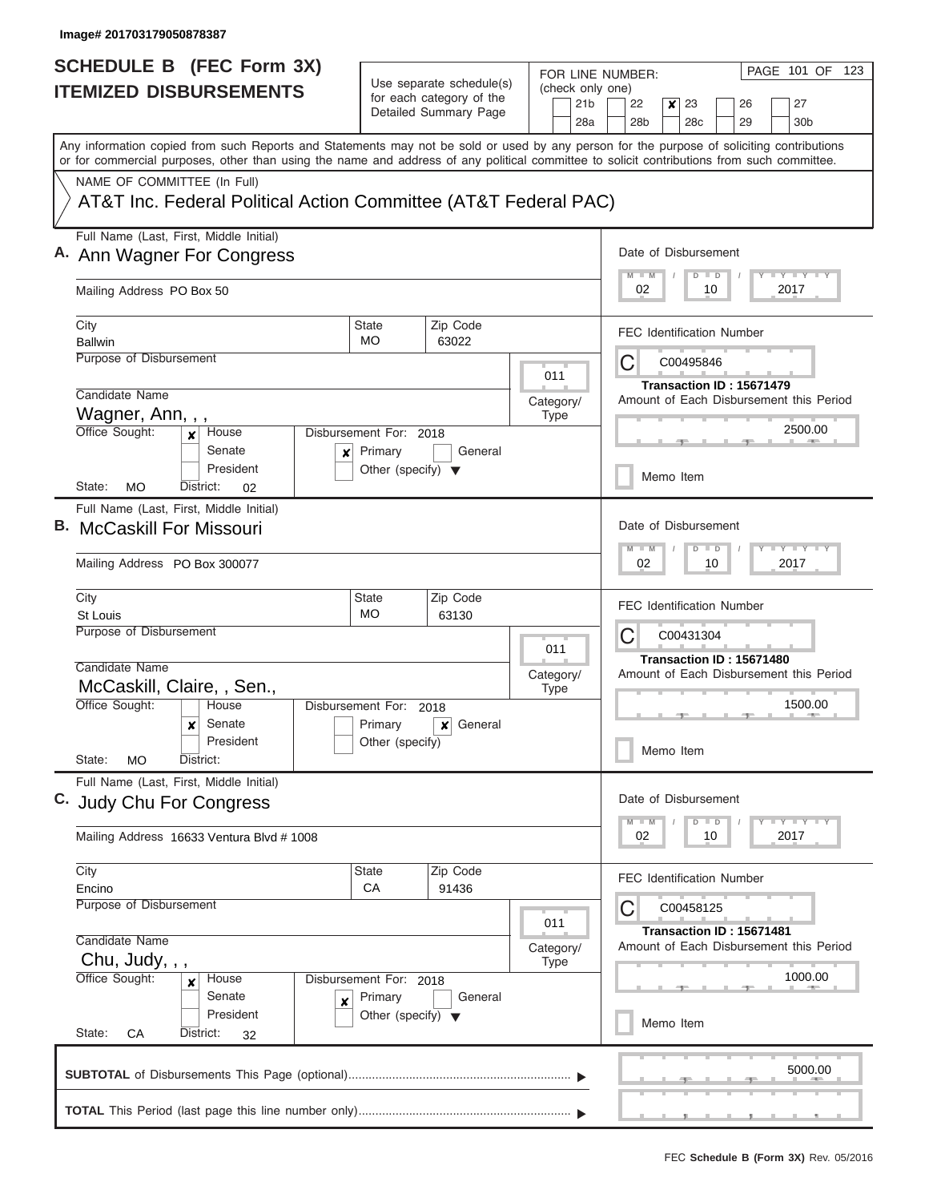Image# 201703179050878387

# SCHEDULE B (FEC Form 3X)
## ITEMIZED DISBURSEMENTS

Use separate schedule(s) for each category of the Detailed Summary Page

FOR LINE NUMBER: (check only one)

21b, 22, [x] 23, 26, 27, 28a, 28b, 28c, 29, 30b

Any information copied from such Reports and Statements may not be sold or used by any person for the purpose of soliciting contributions or for commercial purposes, other than using the name and address of any political committee to solicit contributions from such committee.

NAME OF COMMITTEE (In Full)

AT&T Inc. Federal Political Action Committee (AT&T Federal PAC)

**A.** Full Name (Last, First, Middle Initial): Ann Wagner For Congress

Mailing Address: PO Box 50

City: Ballwin | State: MO | Zip Code: 63022

Purpose of Disbursement:

Category/Type: 011

Candidate Name: Wagner, Ann, , ,

Office Sought: [x] House | Senate | President

State: MO | District: 02

Disbursement For: 2018 — [x] Primary | General | Other (specify)

Date of Disbursement: 02 / 10 / 2017

FEC Identification Number: C00495846

Transaction ID : 15671479

Amount of Each Disbursement this Period: 2500.00

Memo Item

**B.** Full Name (Last, First, Middle Initial): McCaskill For Missouri

Mailing Address: PO Box 300077

City: St Louis | State: MO | Zip Code: 63130

Purpose of Disbursement:

Category/Type: 011

Candidate Name: McCaskill, Claire, , Sen.,

Office Sought: House | [x] Senate | President

State: MO | District:

Disbursement For: 2018 — Primary | [x] General | Other (specify)

Date of Disbursement: 02 / 10 / 2017

FEC Identification Number: C00431304

Transaction ID : 15671480

Amount of Each Disbursement this Period: 1500.00

Memo Item

**C.** Full Name (Last, First, Middle Initial): Judy Chu For Congress

Mailing Address: 16633 Ventura Blvd # 1008

City: Encino | State: CA | Zip Code: 91436

Purpose of Disbursement:

Category/Type: 011

Candidate Name: Chu, Judy, , ,

Office Sought: [x] House | Senate | President

State: CA | District: 32

Disbursement For: 2018 — [x] Primary | General | Other (specify)

Date of Disbursement: 02 / 10 / 2017

FEC Identification Number: C00458125

Transaction ID : 15671481

Amount of Each Disbursement this Period: 1000.00

Memo Item

**SUBTOTAL** of Disbursements This Page (optional): 5000.00

**TOTAL** This Period (last page this line number only):

FEC Schedule B (Form 3X) Rev. 05/2016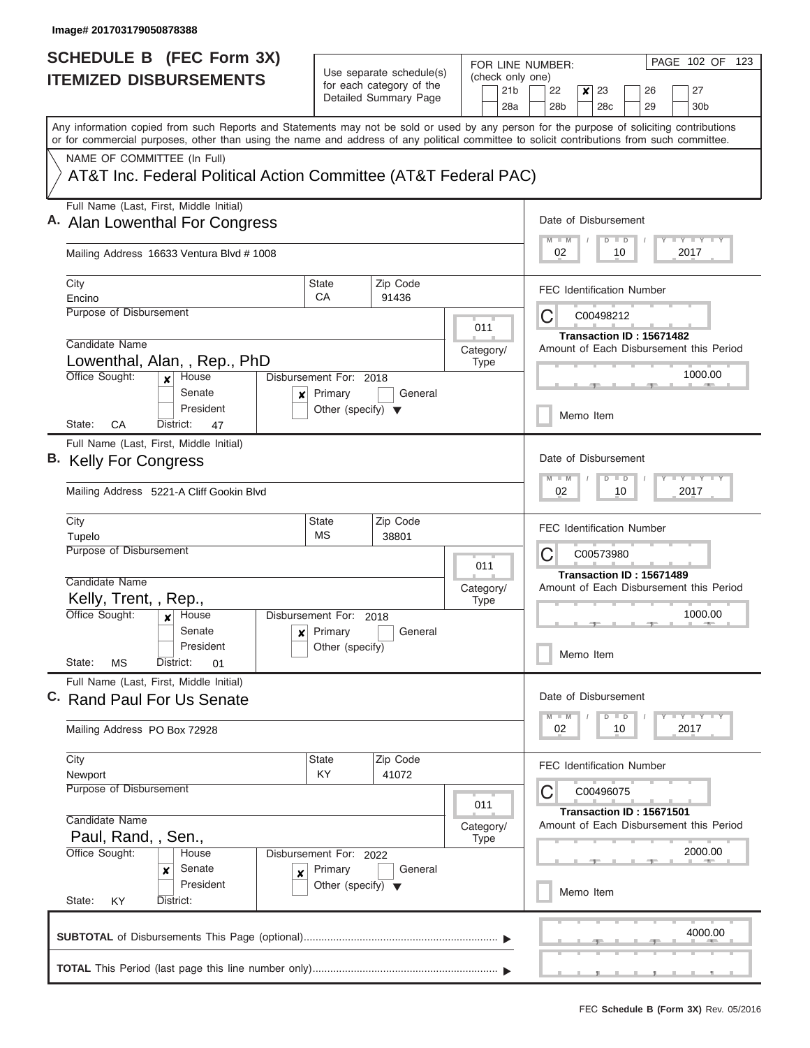Image# 201703179050878388

# SCHEDULE B (FEC Form 3X)
## ITEMIZED DISBURSEMENTS

Use separate schedule(s) for each category of the Detailed Summary Page

FOR LINE NUMBER: (check only one)

- [ ] 21b
- [ ] 22
- [x] 23
- [ ] 26
- [ ] 27
- [ ] 28a
- [ ] 28b
- [ ] 28c
- [ ] 29
- [ ] 30b

Any information copied from such Reports and Statements may not be sold or used by any person for the purpose of soliciting contributions or for commercial purposes, other than using the name and address of any political committee to solicit contributions from such committee.

NAME OF COMMITTEE (In Full)

AT&T Inc. Federal Political Action Committee (AT&T Federal PAC)

---

**A.** Full Name (Last, First, Middle Initial): Alan Lowenthal For Congress

Mailing Address: 16633 Ventura Blvd # 1008

City: Encino | State: CA | Zip Code: 91436

Purpose of Disbursement:

Category/Type: 011

Candidate Name: Lowenthal, Alan, , Rep., PhD

Office Sought: [x] House [ ] Senate [ ] President

State: CA | District: 47

Disbursement For: 2018 — [x] Primary [ ] General [ ] Other (specify)

Date of Disbursement: 02 / 10 / 2017

FEC Identification Number: C00498212

Transaction ID : 15671482

Amount of Each Disbursement this Period: 1000.00

[ ] Memo Item

---

**B.** Full Name (Last, First, Middle Initial): Kelly For Congress

Mailing Address: 5221-A Cliff Gookin Blvd

City: Tupelo | State: MS | Zip Code: 38801

Purpose of Disbursement:

Category/Type: 011

Candidate Name: Kelly, Trent, , Rep.,

Office Sought: [x] House [ ] Senate [ ] President

State: MS | District: 01

Disbursement For: 2018 — [x] Primary [ ] General [ ] Other (specify)

Date of Disbursement: 02 / 10 / 2017

FEC Identification Number: C00573980

Transaction ID : 15671489

Amount of Each Disbursement this Period: 1000.00

[ ] Memo Item

---

**C.** Full Name (Last, First, Middle Initial): Rand Paul For Us Senate

Mailing Address: PO Box 72928

City: Newport | State: KY | Zip Code: 41072

Purpose of Disbursement:

Category/Type: 011

Candidate Name: Paul, Rand, , Sen.,

Office Sought: [ ] House [x] Senate [ ] President

State: KY | District:

Disbursement For: 2022 — [x] Primary [ ] General [ ] Other (specify)

Date of Disbursement: 02 / 10 / 2017

FEC Identification Number: C00496075

Transaction ID : 15671501

Amount of Each Disbursement this Period: 2000.00

[ ] Memo Item

---

**SUBTOTAL** of Disbursements This Page (optional): 4000.00

**TOTAL** This Period (last page this line number only):

FEC Schedule B (Form 3X) Rev. 05/2016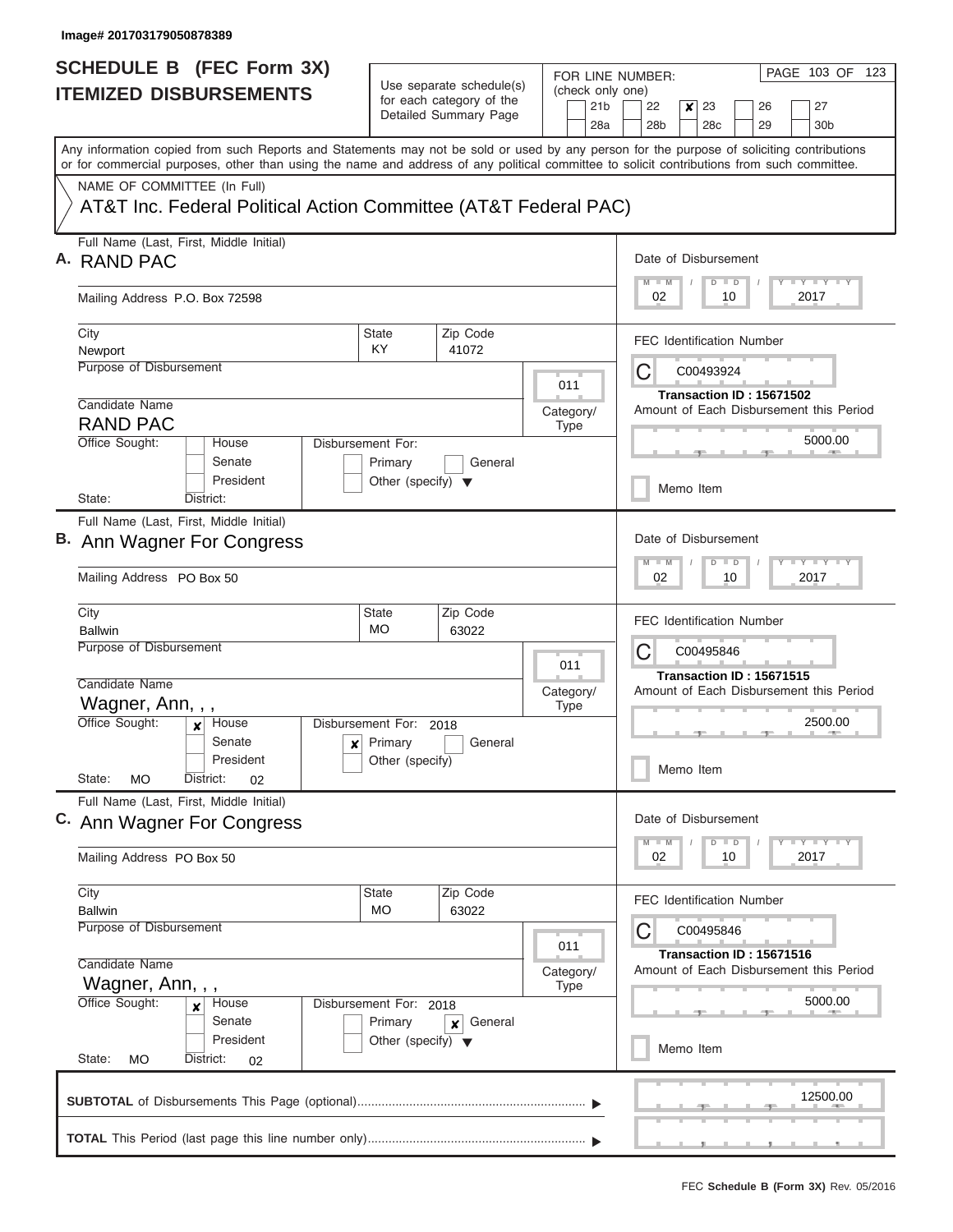Image# 201703179050878389

# SCHEDULE B (FEC Form 3X)
## ITEMIZED DISBURSEMENTS

Use separate schedule(s) for each category of the Detailed Summary Page

FOR LINE NUMBER: (check only one)

- [ ] 21b
- [ ] 22
- [x] 23
- [ ] 26
- [ ] 27
- [ ] 28a
- [ ] 28b
- [ ] 28c
- [ ] 29
- [ ] 30b

PAGE 103 OF 123

Any information copied from such Reports and Statements may not be sold or used by any person for the purpose of soliciting contributions or for commercial purposes, other than using the name and address of any political committee to solicit contributions from such committee.

NAME OF COMMITTEE (In Full)

AT&T Inc. Federal Political Action Committee (AT&T Federal PAC)

---

**A.** Full Name (Last, First, Middle Initial): RAND PAC

Mailing Address: P.O. Box 72598

City: Newport | State: KY | Zip Code: 41072

Purpose of Disbursement:

Category/Type: 011

Candidate Name: RAND PAC

Office Sought: [ ] House [ ] Senate [ ] President

Disbursement For: [ ] Primary [ ] General [ ] Other (specify)

State: | District:

Date of Disbursement: 02/10/2017

FEC Identification Number: C00493924

Transaction ID : 15671502

Amount of Each Disbursement this Period: 5000.00

[ ] Memo Item

---

**B.** Full Name (Last, First, Middle Initial): Ann Wagner For Congress

Mailing Address: PO Box 50

City: Ballwin | State: MO | Zip Code: 63022

Purpose of Disbursement:

Category/Type: 011

Candidate Name: Wagner, Ann, , ,

Office Sought: [x] House [ ] Senate [ ] President

Disbursement For: 2018 [x] Primary [ ] General [ ] Other (specify)

State: MO | District: 02

Date of Disbursement: 02/10/2017

FEC Identification Number: C00495846

Transaction ID : 15671515

Amount of Each Disbursement this Period: 2500.00

[ ] Memo Item

---

**C.** Full Name (Last, First, Middle Initial): Ann Wagner For Congress

Mailing Address: PO Box 50

City: Ballwin | State: MO | Zip Code: 63022

Purpose of Disbursement:

Category/Type: 011

Candidate Name: Wagner, Ann, , ,

Office Sought: [x] House [ ] Senate [ ] President

Disbursement For: 2018 [ ] Primary [x] General [ ] Other (specify)

State: MO | District: 02

Date of Disbursement: 02/10/2017

FEC Identification Number: C00495846

Transaction ID : 15671516

Amount of Each Disbursement this Period: 5000.00

[ ] Memo Item

---

**SUBTOTAL** of Disbursements This Page (optional): 12500.00

**TOTAL** This Period (last page this line number only):

FEC **Schedule B (Form 3X)** Rev. 05/2016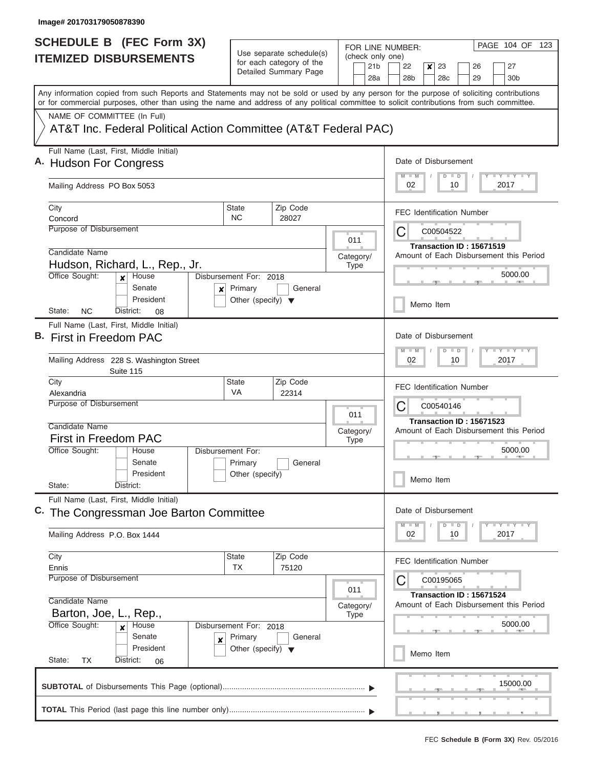Image# 201703179050878390

# SCHEDULE B (FEC Form 3X)
## ITEMIZED DISBURSEMENTS

Use separate schedule(s) for each category of the Detailed Summary Page

FOR LINE NUMBER: (check only one)

21b | 22 | [x] 23 | 26 | 27
28a | 28b | 28c | 29 | 30b

Any information copied from such Reports and Statements may not be sold or used by any person for the purpose of soliciting contributions or for commercial purposes, other than using the name and address of any political committee to solicit contributions from such committee.

NAME OF COMMITTEE (In Full)

AT&T Inc. Federal Political Action Committee (AT&T Federal PAC)

---

**A.** Full Name (Last, First, Middle Initial): **Hudson For Congress**

Mailing Address: PO Box 5053

City: Concord | State: NC | Zip Code: 28027

Purpose of Disbursement:

Category/Type: 011

Candidate Name: Hudson, Richard, L., Rep., Jr.

Office Sought: [x] House [ ] Senate [ ] President

State: NC District: 08

Disbursement For: 2018 [x] Primary [ ] General [ ] Other (specify)

Date of Disbursement: 02 / 10 / 2017

FEC Identification Number: C00504522

Transaction ID : 15671519

Amount of Each Disbursement this Period: 5000.00

[ ] Memo Item

---

**B.** Full Name (Last, First, Middle Initial): **First in Freedom PAC**

Mailing Address: 228 S. Washington Street, Suite 115

City: Alexandria | State: VA | Zip Code: 22314

Purpose of Disbursement:

Category/Type: 011

Candidate Name: First in Freedom PAC

Office Sought: [ ] House [ ] Senate [ ] President

State: District:

Disbursement For: [ ] Primary [ ] General [ ] Other (specify)

Date of Disbursement: 02 / 10 / 2017

FEC Identification Number: C00540146

Transaction ID : 15671523

Amount of Each Disbursement this Period: 5000.00

[ ] Memo Item

---

**C.** Full Name (Last, First, Middle Initial): **The Congressman Joe Barton Committee**

Mailing Address: P.O. Box 1444

City: Ennis | State: TX | Zip Code: 75120

Purpose of Disbursement:

Category/Type: 011

Candidate Name: Barton, Joe, L., Rep.,

Office Sought: [x] House [ ] Senate [ ] President

State: TX District: 06

Disbursement For: 2018 [x] Primary [ ] General [ ] Other (specify)

Date of Disbursement: 02 / 10 / 2017

FEC Identification Number: C00195065

Transaction ID : 15671524

Amount of Each Disbursement this Period: 5000.00

[ ] Memo Item

---

**SUBTOTAL** of Disbursements This Page (optional): 15000.00

**TOTAL** This Period (last page this line number only):

FEC **Schedule B (Form 3X)** Rev. 05/2016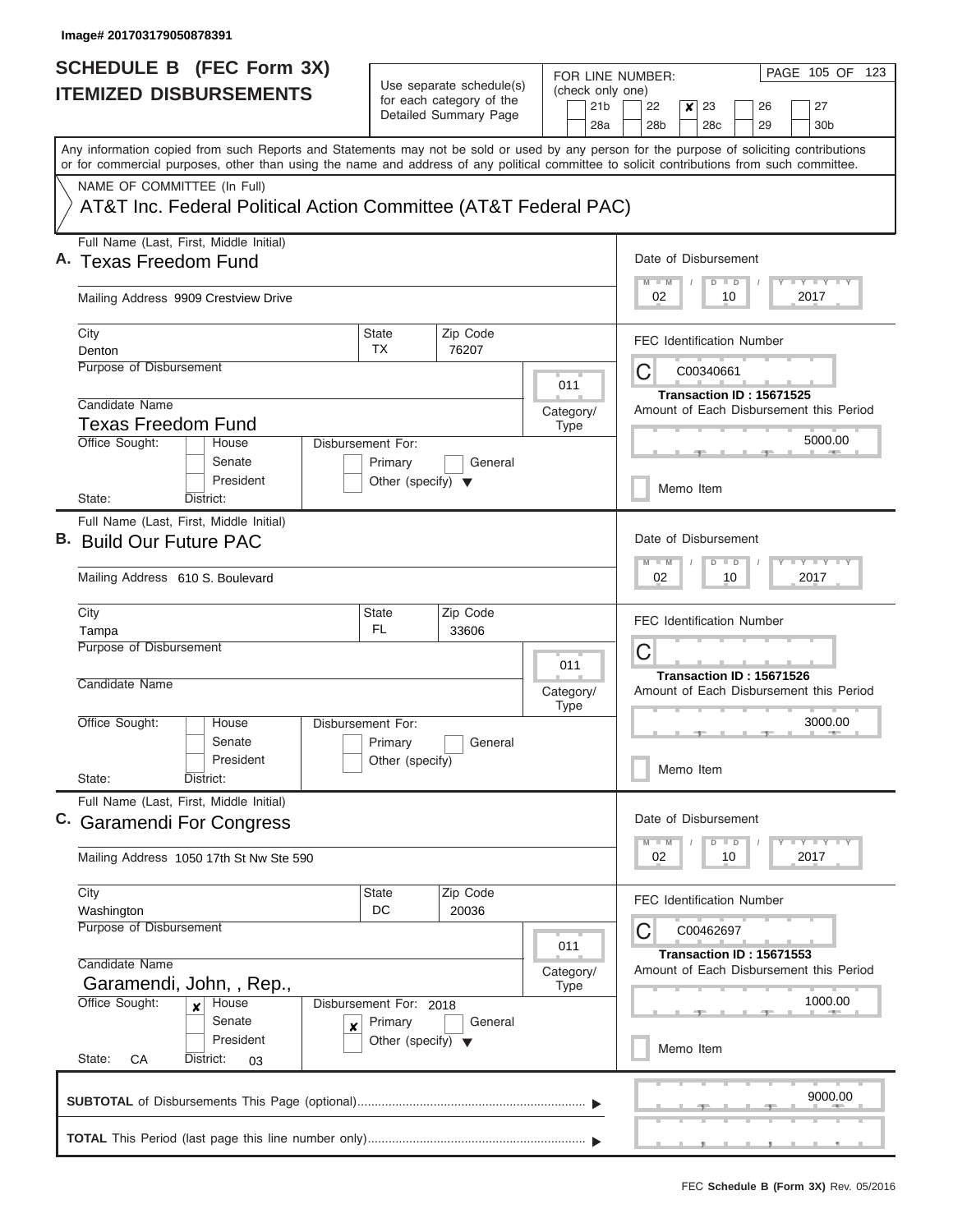Image# 201703179050878391

# SCHEDULE B (FEC Form 3X)
## ITEMIZED DISBURSEMENTS

Use separate schedule(s) for each category of the Detailed Summary Page

FOR LINE NUMBER: (check only one)

- [ ] 21b
- [ ] 22
- [x] 23
- [ ] 26
- [ ] 27
- [ ] 28a
- [ ] 28b
- [ ] 28c
- [ ] 29
- [ ] 30b

PAGE 105 OF 123

Any information copied from such Reports and Statements may not be sold or used by any person for the purpose of soliciting contributions or for commercial purposes, other than using the name and address of any political committee to solicit contributions from such committee.

NAME OF COMMITTEE (In Full)

AT&T Inc. Federal Political Action Committee (AT&T Federal PAC)

---

**A.** Full Name (Last, First, Middle Initial): Texas Freedom Fund

Mailing Address: 9909 Crestview Drive

City: Denton | State: TX | Zip Code: 76207

Purpose of Disbursement:

Category/Type: 011

Candidate Name: Texas Freedom Fund

Office Sought: [ ] House [ ] Senate [ ] President

State: District:

Disbursement For: [ ] Primary [ ] General [ ] Other (specify)

Date of Disbursement: 02 / 10 / 2017

FEC Identification Number: C C00340661

Transaction ID : 15671525

Amount of Each Disbursement this Period: 5000.00

[ ] Memo Item

---

**B.** Full Name (Last, First, Middle Initial): Build Our Future PAC

Mailing Address: 610 S. Boulevard

City: Tampa | State: FL | Zip Code: 33606

Purpose of Disbursement:

Category/Type: 011

Candidate Name:

Office Sought: [ ] House [ ] Senate [ ] President

State: District:

Disbursement For: [ ] Primary [ ] General [ ] Other (specify)

Date of Disbursement: 02 / 10 / 2017

FEC Identification Number: C

Transaction ID : 15671526

Amount of Each Disbursement this Period: 3000.00

[ ] Memo Item

---

**C.** Full Name (Last, First, Middle Initial): Garamendi For Congress

Mailing Address: 1050 17th St Nw Ste 590

City: Washington | State: DC | Zip Code: 20036

Purpose of Disbursement:

Category/Type: 011

Candidate Name: Garamendi, John, , Rep.,

Office Sought: [x] House [ ] Senate [ ] President

State: CA District: 03

Disbursement For: 2018 [x] Primary [ ] General [ ] Other (specify)

Date of Disbursement: 02 / 10 / 2017

FEC Identification Number: C C00462697

Transaction ID : 15671553

Amount of Each Disbursement this Period: 1000.00

[ ] Memo Item

---

**SUBTOTAL** of Disbursements This Page (optional): 9000.00

**TOTAL** This Period (last page this line number only):

FEC **Schedule B (Form 3X)** Rev. 05/2016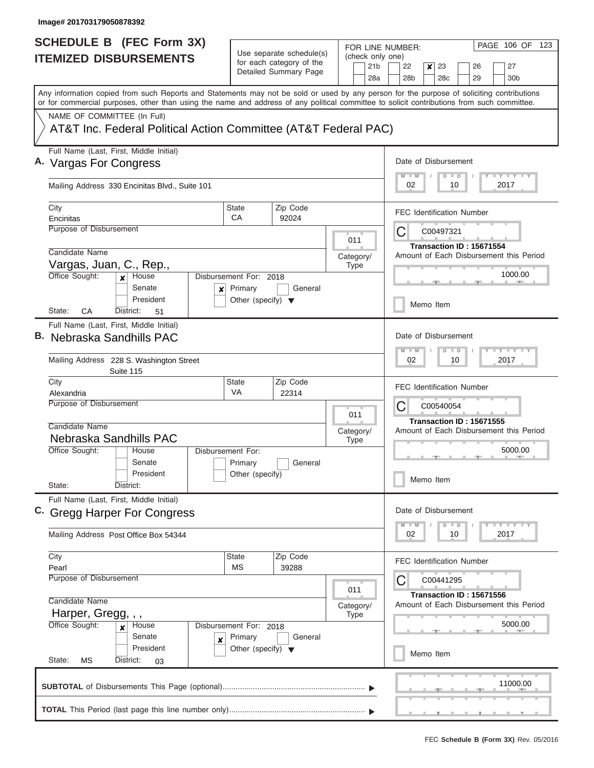Image# 201703179050878392

# SCHEDULE B (FEC Form 3X)
## ITEMIZED DISBURSEMENTS

Use separate schedule(s) for each category of the Detailed Summary Page

FOR LINE NUMBER: (check only one)

21b | 22 | **[x] 23** | 26 | 27
28a | 28b | 28c | 29 | 30b

Any information copied from such Reports and Statements may not be sold or used by any person for the purpose of soliciting contributions or for commercial purposes, other than using the name and address of any political committee to solicit contributions from such committee.

NAME OF COMMITTEE (In Full)

AT&T Inc. Federal Political Action Committee (AT&T Federal PAC)

---

**A.** Full Name (Last, First, Middle Initial): Vargas For Congress

Mailing Address: 330 Encinitas Blvd., Suite 101

City: Encinitas | State: CA | Zip Code: 92024

Purpose of Disbursement:

Category/Type: 011

Candidate Name: Vargas, Juan, C., Rep.

Office Sought: [x] House [ ] Senate [ ] President

State: CA District: 51

Disbursement For: 2018 [x] Primary [ ] General [ ] Other (specify)

Date of Disbursement: 02/10/2017

FEC Identification Number: C00497321

Transaction ID : 15671554

Amount of Each Disbursement this Period: 1000.00

[ ] Memo Item

---

**B.** Full Name (Last, First, Middle Initial): Nebraska Sandhills PAC

Mailing Address: 228 S. Washington Street, Suite 115

City: Alexandria | State: VA | Zip Code: 22314

Purpose of Disbursement:

Category/Type: 011

Candidate Name: Nebraska Sandhills PAC

Office Sought: [ ] House [ ] Senate [ ] President

State: District:

Disbursement For: [ ] Primary [ ] General [ ] Other (specify)

Date of Disbursement: 02/10/2017

FEC Identification Number: C00540054

Transaction ID : 15671555

Amount of Each Disbursement this Period: 5000.00

[ ] Memo Item

---

**C.** Full Name (Last, First, Middle Initial): Gregg Harper For Congress

Mailing Address: Post Office Box 54344

City: Pearl | State: MS | Zip Code: 39288

Purpose of Disbursement:

Category/Type: 011

Candidate Name: Harper, Gregg, , ,

Office Sought: [x] House [ ] Senate [ ] President

State: MS District: 03

Disbursement For: 2018 [x] Primary [ ] General [ ] Other (specify)

Date of Disbursement: 02/10/2017

FEC Identification Number: C00441295

Transaction ID : 15671556

Amount of Each Disbursement this Period: 5000.00

[ ] Memo Item

---

**SUBTOTAL** of Disbursements This Page (optional): 11000.00

**TOTAL** This Period (last page this line number only):

FEC **Schedule B (Form 3X)** Rev. 05/2016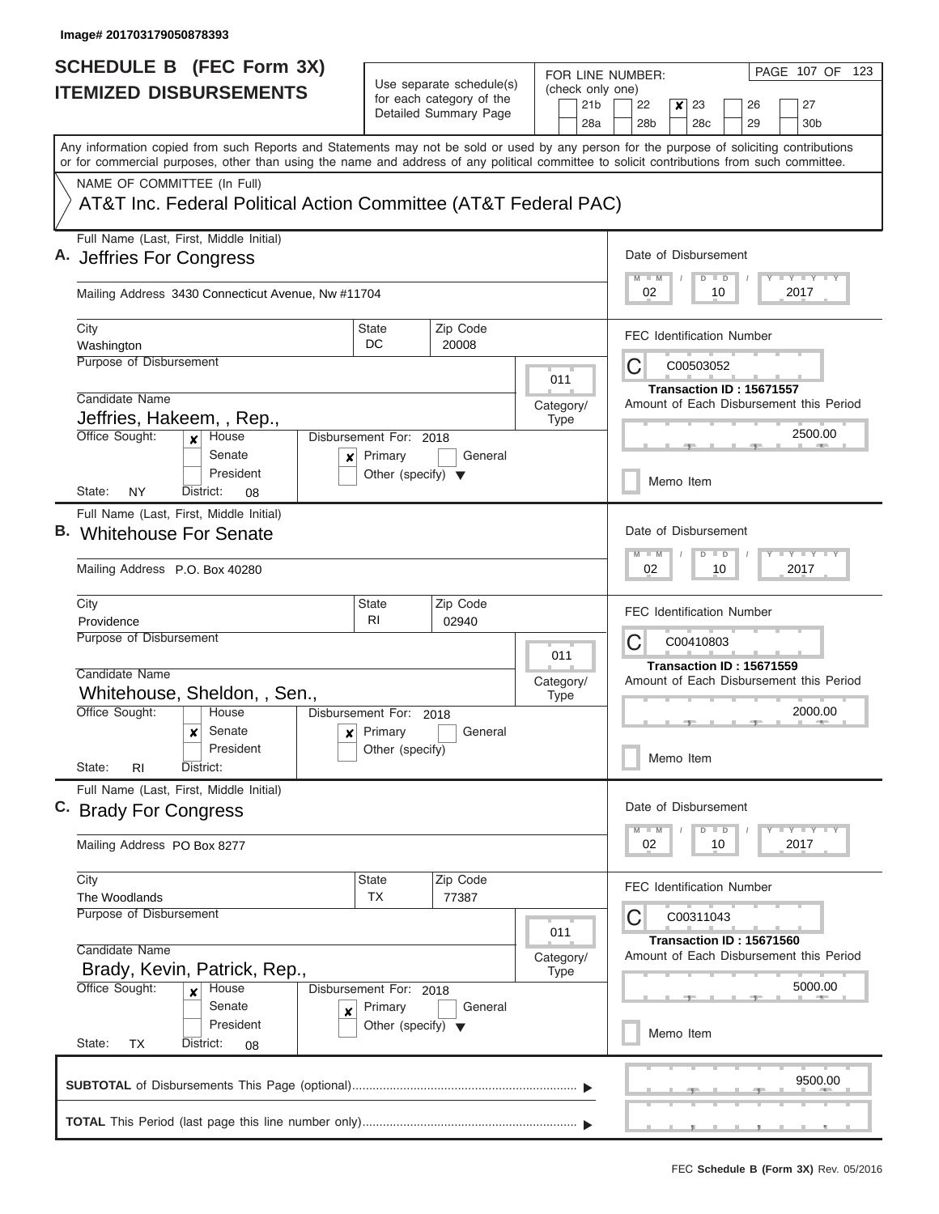Image# 201703179050878393

# SCHEDULE B (FEC Form 3X)
## ITEMIZED DISBURSEMENTS

Use separate schedule(s) for each category of the Detailed Summary Page

FOR LINE NUMBER: (check only one)
21b | 22 | **x** 23 | 26 | 27
28a | 28b | 28c | 29 | 30b

Any information copied from such Reports and Statements may not be sold or used by any person for the purpose of soliciting contributions or for commercial purposes, other than using the name and address of any political committee to solicit contributions from such committee.

NAME OF COMMITTEE (In Full)
AT&T Inc. Federal Political Action Committee (AT&T Federal PAC)

---

**A.** Full Name (Last, First, Middle Initial): Jeffries For Congress

Mailing Address: 3430 Connecticut Avenue, Nw #11704

City: Washington | State: DC | Zip Code: 20008

Purpose of Disbursement:

Category/Type: 011

Candidate Name: Jeffries, Hakeem, , Rep.

Office Sought: **x** House | Senate | President

State: NY | District: 08

Disbursement For: 2018 | **x** Primary | General | Other (specify)

Date of Disbursement: 02 / 10 / 2017

FEC Identification Number: C00503052

Transaction ID : 15671557

Amount of Each Disbursement this Period: 2500.00

Memo Item

---

**B.** Full Name (Last, First, Middle Initial): Whitehouse For Senate

Mailing Address: P.O. Box 40280

City: Providence | State: RI | Zip Code: 02940

Purpose of Disbursement:

Category/Type: 011

Candidate Name: Whitehouse, Sheldon, , Sen.

Office Sought: House | **x** Senate | President

State: RI | District:

Disbursement For: 2018 | **x** Primary | General | Other (specify)

Date of Disbursement: 02 / 10 / 2017

FEC Identification Number: C00410803

Transaction ID : 15671559

Amount of Each Disbursement this Period: 2000.00

Memo Item

---

**C.** Full Name (Last, First, Middle Initial): Brady For Congress

Mailing Address: PO Box 8277

City: The Woodlands | State: TX | Zip Code: 77387

Purpose of Disbursement:

Category/Type: 011

Candidate Name: Brady, Kevin, Patrick, Rep.

Office Sought: **x** House | Senate | President

State: TX | District: 08

Disbursement For: 2018 | **x** Primary | General | Other (specify)

Date of Disbursement: 02 / 10 / 2017

FEC Identification Number: C00311043

Transaction ID : 15671560

Amount of Each Disbursement this Period: 5000.00

Memo Item

---

**SUBTOTAL** of Disbursements This Page (optional): 9500.00

**TOTAL** This Period (last page this line number only):

FEC **Schedule B (Form 3X)** Rev. 05/2016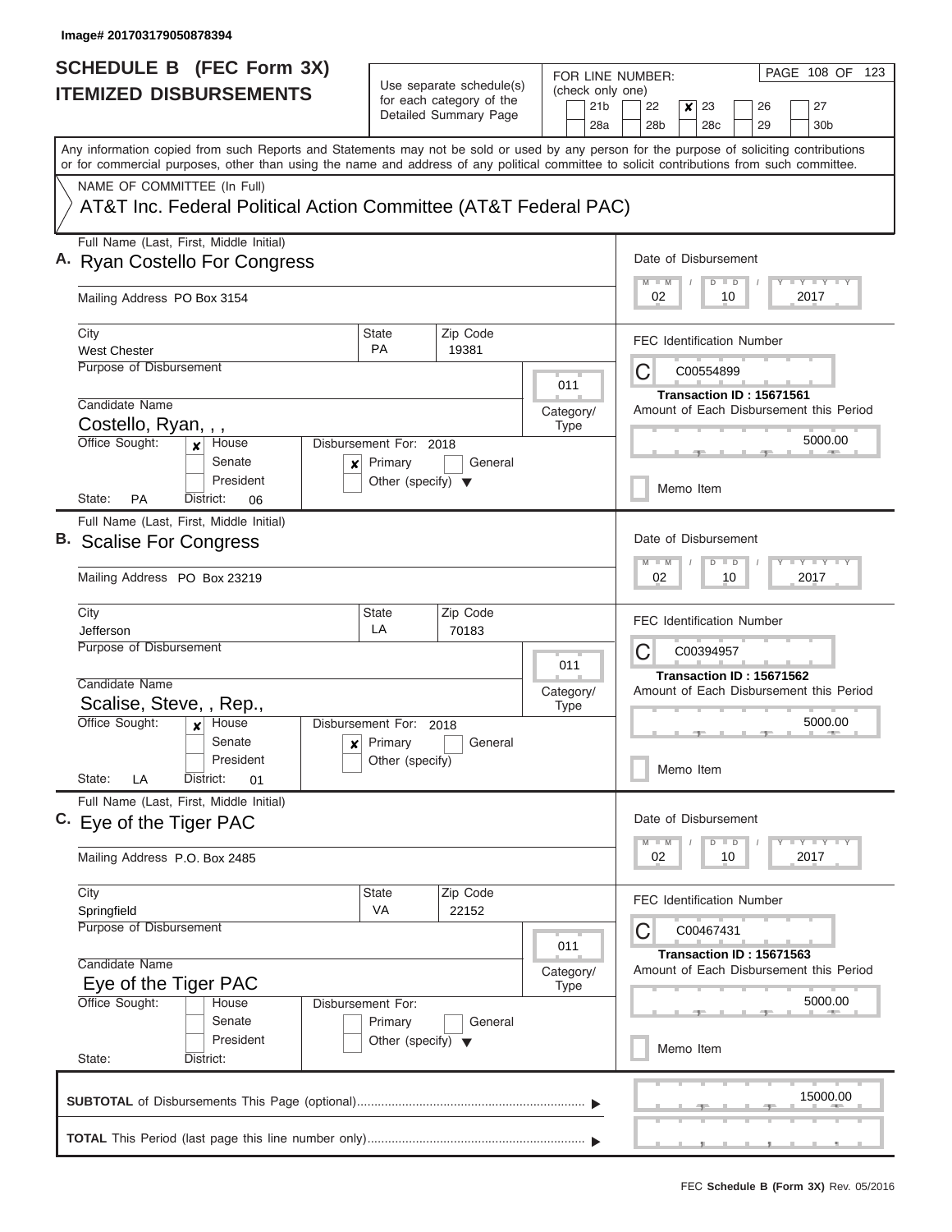Image# 201703179050878394

# SCHEDULE B (FEC Form 3X)
## ITEMIZED DISBURSEMENTS

Use separate schedule(s) for each category of the Detailed Summary Page

FOR LINE NUMBER: (check only one)

21b | 22 | **[x] 23** | 26 | 27
28a | 28b | 28c | 29 | 30b

Any information copied from such Reports and Statements may not be sold or used by any person for the purpose of soliciting contributions or for commercial purposes, other than using the name and address of any political committee to solicit contributions from such committee.

NAME OF COMMITTEE (In Full)

AT&T Inc. Federal Political Action Committee (AT&T Federal PAC)

---

**A.** Full Name (Last, First, Middle Initial): Ryan Costello For Congress

Mailing Address: PO Box 3154

City: West Chester | State: PA | Zip Code: 19381

Purpose of Disbursement:

Category/Type: 011

Candidate Name: Costello, Ryan, , ,

Office Sought: [x] House [ ] Senate [ ] President

State: PA District: 06

Disbursement For: 2018 [x] Primary [ ] General [ ] Other (specify)

Date of Disbursement: 02/10/2017

FEC Identification Number: C00554899

Transaction ID : 15671561

Amount of Each Disbursement this Period: 5000.00

[ ] Memo Item

---

**B.** Full Name (Last, First, Middle Initial): Scalise For Congress

Mailing Address: PO Box 23219

City: Jefferson | State: LA | Zip Code: 70183

Purpose of Disbursement:

Category/Type: 011

Candidate Name: Scalise, Steve, , Rep.,

Office Sought: [x] House [ ] Senate [ ] President

State: LA District: 01

Disbursement For: 2018 [x] Primary [ ] General [ ] Other (specify)

Date of Disbursement: 02/10/2017

FEC Identification Number: C00394957

Transaction ID : 15671562

Amount of Each Disbursement this Period: 5000.00

[ ] Memo Item

---

**C.** Full Name (Last, First, Middle Initial): Eye of the Tiger PAC

Mailing Address: P.O. Box 2485

City: Springfield | State: VA | Zip Code: 22152

Purpose of Disbursement:

Category/Type: 011

Candidate Name: Eye of the Tiger PAC

Office Sought: [ ] House [ ] Senate [ ] President

State: District:

Disbursement For: [ ] Primary [ ] General [ ] Other (specify)

Date of Disbursement: 02/10/2017

FEC Identification Number: C00467431

Transaction ID : 15671563

Amount of Each Disbursement this Period: 5000.00

[ ] Memo Item

---

**SUBTOTAL** of Disbursements This Page (optional): 15000.00

**TOTAL** This Period (last page this line number only):

FEC Schedule B (Form 3X) Rev. 05/2016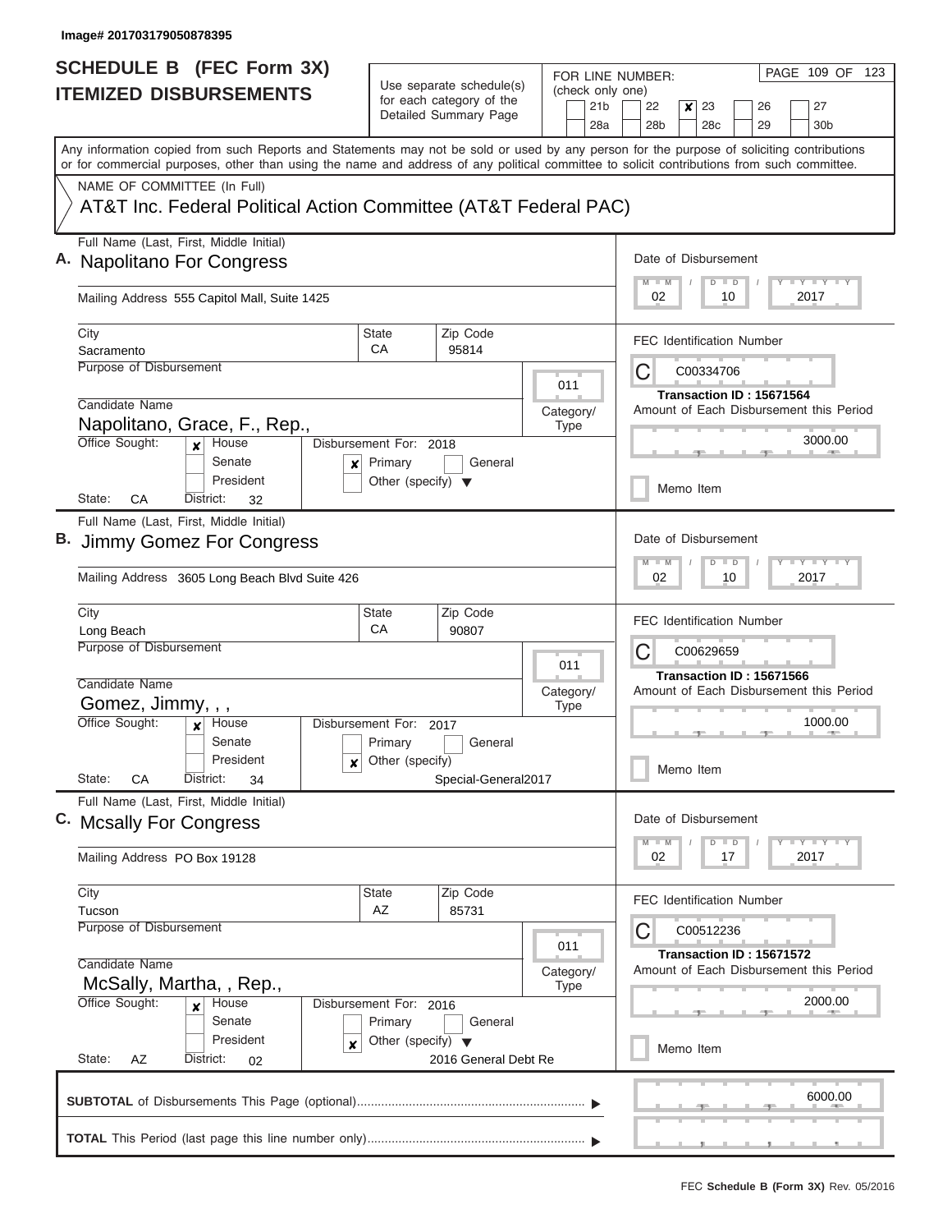Image# 201703179050878395

# SCHEDULE B (FEC Form 3X)
## ITEMIZED DISBURSEMENTS

Use separate schedule(s) for each category of the Detailed Summary Page

FOR LINE NUMBER: (check only one)

21b | 22 | **x** 23 | 26 | 27
28a | 28b | 28c | 29 | 30b

PAGE 109 OF 123

Any information copied from such Reports and Statements may not be sold or used by any person for the purpose of soliciting contributions or for commercial purposes, other than using the name and address of any political committee to solicit contributions from such committee.

NAME OF COMMITTEE (In Full)

AT&T Inc. Federal Political Action Committee (AT&T Federal PAC)

---

**A.** Full Name (Last, First, Middle Initial): Napolitano For Congress

Mailing Address: 555 Capitol Mall, Suite 1425

City: Sacramento | State: CA | Zip Code: 95814

Purpose of Disbursement:

Category/Type: 011

Candidate Name: Napolitano, Grace, F., Rep.,

Office Sought: [x] House [ ] Senate [ ] President

State: CA District: 32

Disbursement For: 2018 [x] Primary [ ] General [ ] Other (specify)

Date of Disbursement: 02 / 10 / 2017

FEC Identification Number: C00334706

Transaction ID : 15671564

Amount of Each Disbursement this Period: 3000.00

[ ] Memo Item

---

**B.** Full Name (Last, First, Middle Initial): Jimmy Gomez For Congress

Mailing Address: 3605 Long Beach Blvd Suite 426

City: Long Beach | State: CA | Zip Code: 90807

Purpose of Disbursement:

Category/Type: 011

Candidate Name: Gomez, Jimmy, , ,

Office Sought: [x] House [ ] Senate [ ] President

State: CA District: 34

Disbursement For: 2017 [ ] Primary [ ] General [x] Other (specify) Special-General2017

Date of Disbursement: 02 / 10 / 2017

FEC Identification Number: C00629659

Transaction ID : 15671566

Amount of Each Disbursement this Period: 1000.00

[ ] Memo Item

---

**C.** Full Name (Last, First, Middle Initial): Mcsally For Congress

Mailing Address: PO Box 19128

City: Tucson | State: AZ | Zip Code: 85731

Purpose of Disbursement:

Category/Type: 011

Candidate Name: McSally, Martha, , Rep.,

Office Sought: [x] House [ ] Senate [ ] President

State: AZ District: 02

Disbursement For: 2016 [ ] Primary [ ] General [x] Other (specify) 2016 General Debt Re

Date of Disbursement: 02 / 17 / 2017

FEC Identification Number: C00512236

Transaction ID : 15671572

Amount of Each Disbursement this Period: 2000.00

[ ] Memo Item

---

**SUBTOTAL** of Disbursements This Page (optional): 6000.00

**TOTAL** This Period (last page this line number only):

FEC **Schedule B (Form 3X)** Rev. 05/2016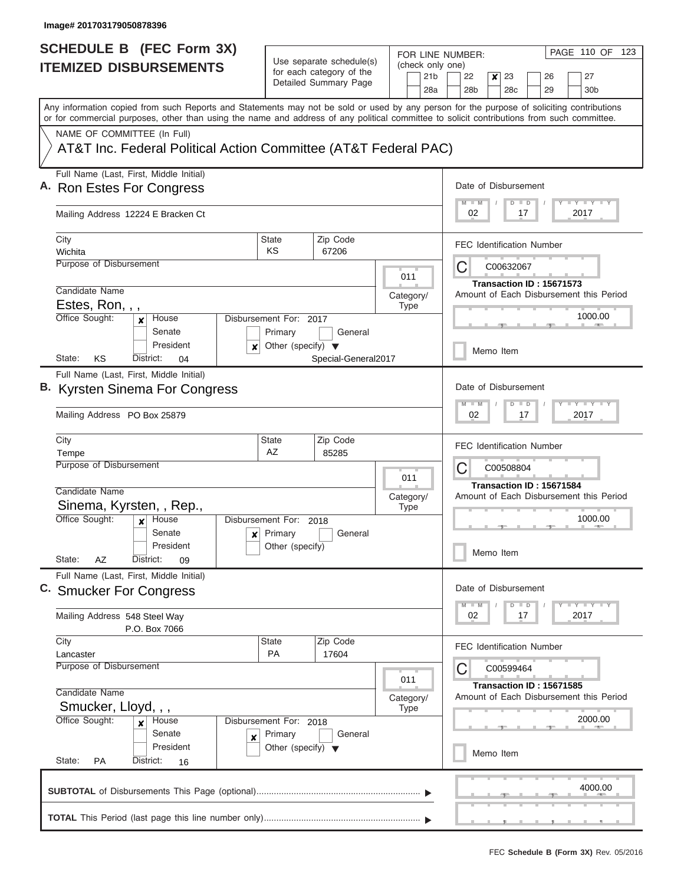Image# 201703179050878396

# SCHEDULE B (FEC Form 3X)
## ITEMIZED DISBURSEMENTS

Use separate schedule(s) for each category of the Detailed Summary Page

FOR LINE NUMBER: (check only one)
21b | 22 | **x** 23 | 26 | 27
28a | 28b | 28c | 29 | 30b

PAGE 110 OF 123

Any information copied from such Reports and Statements may not be sold or used by any person for the purpose of soliciting contributions or for commercial purposes, other than using the name and address of any political committee to solicit contributions from such committee.

NAME OF COMMITTEE (In Full)
AT&T Inc. Federal Political Action Committee (AT&T Federal PAC)

---

**A.** Full Name (Last, First, Middle Initial): **Ron Estes For Congress**

Mailing Address: 12224 E Bracken Ct

City: Wichita | State: KS | Zip Code: 67206

Purpose of Disbursement:

Category/Type: 011

Candidate Name: Estes, Ron, , ,

Office Sought: [x] House [ ] Senate [ ] President

State: KS District: 04

Disbursement For: 2017 [ ] Primary [ ] General [x] Other (specify): Special-General2017

Date of Disbursement: 02 / 17 / 2017

FEC Identification Number: C00632067

Transaction ID : 15671573

Amount of Each Disbursement this Period: 1000.00

[ ] Memo Item

---

**B.** Full Name (Last, First, Middle Initial): **Kyrsten Sinema For Congress**

Mailing Address: PO Box 25879

City: Tempe | State: AZ | Zip Code: 85285

Purpose of Disbursement:

Category/Type: 011

Candidate Name: Sinema, Kyrsten, , Rep.,

Office Sought: [x] House [ ] Senate [ ] President

State: AZ District: 09

Disbursement For: 2018 [x] Primary [ ] General [ ] Other (specify)

Date of Disbursement: 02 / 17 / 2017

FEC Identification Number: C00508804

Transaction ID : 15671584

Amount of Each Disbursement this Period: 1000.00

[ ] Memo Item

---

**C.** Full Name (Last, First, Middle Initial): **Smucker For Congress**

Mailing Address: 548 Steel Way
P.O. Box 7066

City: Lancaster | State: PA | Zip Code: 17604

Purpose of Disbursement:

Category/Type: 011

Candidate Name: Smucker, Lloyd, , ,

Office Sought: [x] House [ ] Senate [ ] President

State: PA District: 16

Disbursement For: 2018 [x] Primary [ ] General [ ] Other (specify)

Date of Disbursement: 02 / 17 / 2017

FEC Identification Number: C00599464

Transaction ID : 15671585

Amount of Each Disbursement this Period: 2000.00

[ ] Memo Item

---

**SUBTOTAL** of Disbursements This Page (optional) ........ 4000.00

**TOTAL** This Period (last page this line number only) ........

FEC **Schedule B (Form 3X)** Rev. 05/2016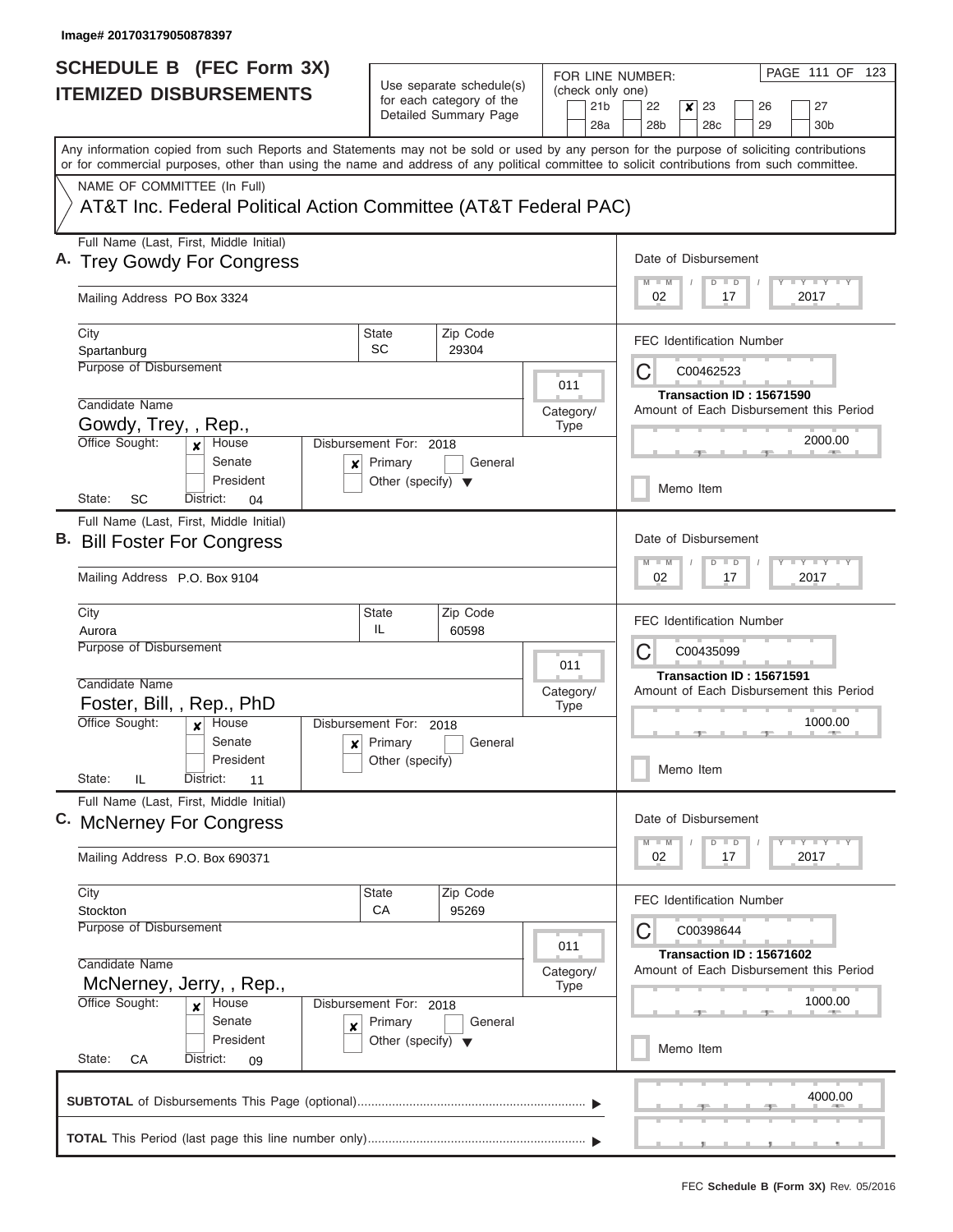Image# 201703179050878397

# SCHEDULE B (FEC Form 3X)
# ITEMIZED DISBURSEMENTS

Use separate schedule(s) for each category of the Detailed Summary Page

FOR LINE NUMBER: (check only one)

- [ ] 21b
- [ ] 22
- [x] 23
- [ ] 26
- [ ] 27
- [ ] 28a
- [ ] 28b
- [ ] 28c
- [ ] 29
- [ ] 30b

PAGE 111 OF 123

Any information copied from such Reports and Statements may not be sold or used by any person for the purpose of soliciting contributions or for commercial purposes, other than using the name and address of any political committee to solicit contributions from such committee.

NAME OF COMMITTEE (In Full)

AT&T Inc. Federal Political Action Committee (AT&T Federal PAC)

---

**A.** Full Name (Last, First, Middle Initial): Trey Gowdy For Congress

Mailing Address: PO Box 3324

City: Spartanburg | State: SC | Zip Code: 29304

Purpose of Disbursement:

Category/Type: 011

Candidate Name: Gowdy, Trey, , Rep.,

Office Sought: [x] House [ ] Senate [ ] President

State: SC District: 04

Disbursement For: 2018 — [x] Primary [ ] General [ ] Other (specify)

Date of Disbursement: 02/17/2017

FEC Identification Number: C00462523

Transaction ID : 15671590

Amount of Each Disbursement this Period: 2000.00

[ ] Memo Item

---

**B.** Full Name (Last, First, Middle Initial): Bill Foster For Congress

Mailing Address: P.O. Box 9104

City: Aurora | State: IL | Zip Code: 60598

Purpose of Disbursement:

Category/Type: 011

Candidate Name: Foster, Bill, , Rep., PhD

Office Sought: [x] House [ ] Senate [ ] President

State: IL District: 11

Disbursement For: 2018 — [x] Primary [ ] General [ ] Other (specify)

Date of Disbursement: 02/17/2017

FEC Identification Number: C00435099

Transaction ID : 15671591

Amount of Each Disbursement this Period: 1000.00

[ ] Memo Item

---

**C.** Full Name (Last, First, Middle Initial): McNerney For Congress

Mailing Address: P.O. Box 690371

City: Stockton | State: CA | Zip Code: 95269

Purpose of Disbursement:

Category/Type: 011

Candidate Name: McNerney, Jerry, , Rep.,

Office Sought: [x] House [ ] Senate [ ] President

State: CA District: 09

Disbursement For: 2018 — [x] Primary [ ] General [ ] Other (specify)

Date of Disbursement: 02/17/2017

FEC Identification Number: C00398644

Transaction ID : 15671602

Amount of Each Disbursement this Period: 1000.00

[ ] Memo Item

---

**SUBTOTAL** of Disbursements This Page (optional): 4000.00

**TOTAL** This Period (last page this line number only):

FEC **Schedule B (Form 3X)** Rev. 05/2016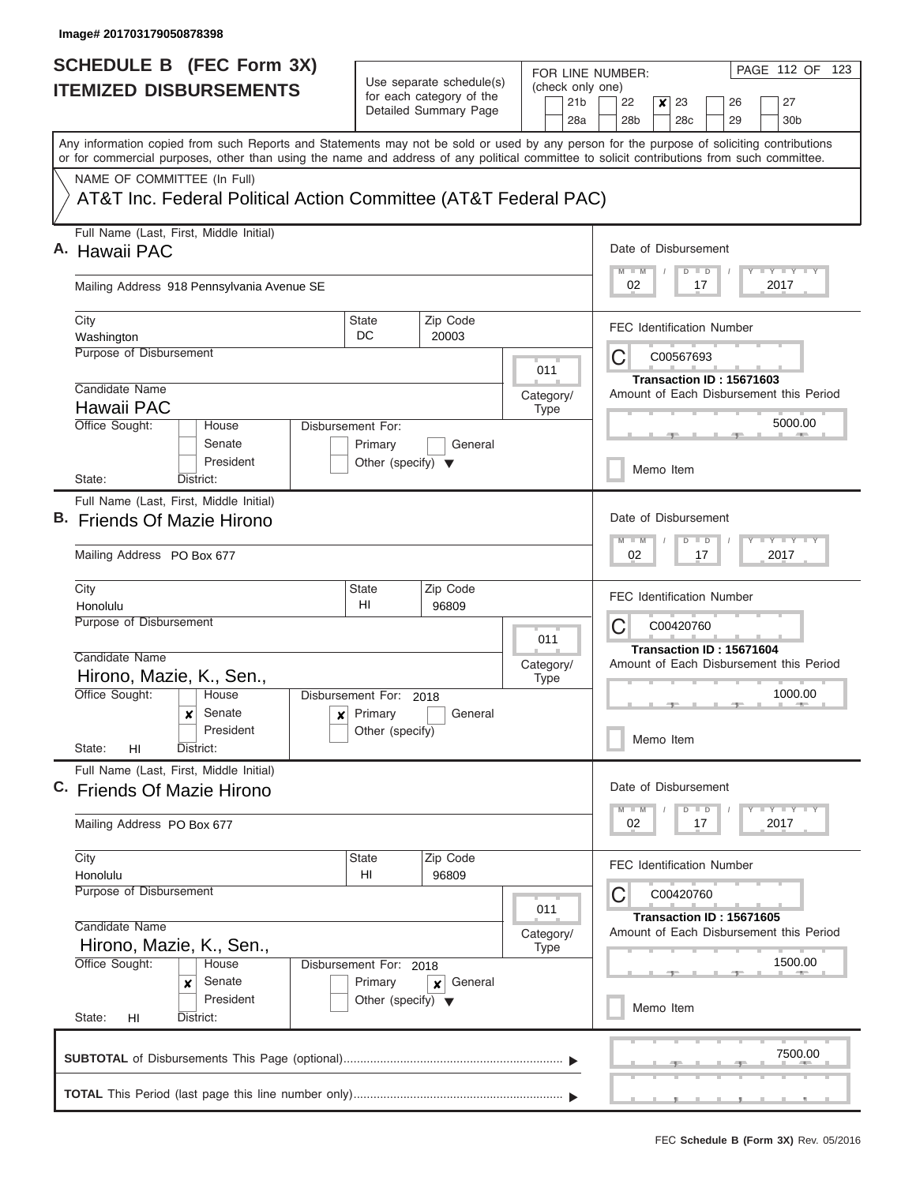Image# 201703179050878398

# SCHEDULE B (FEC Form 3X)
## ITEMIZED DISBURSEMENTS

Use separate schedule(s) for each category of the Detailed Summary Page

FOR LINE NUMBER: (check only one)

- [ ] 21b
- [ ] 22
- [x] 23
- [ ] 26
- [ ] 27
- [ ] 28a
- [ ] 28b
- [ ] 28c
- [ ] 29
- [ ] 30b

PAGE 112 OF 123

Any information copied from such Reports and Statements may not be sold or used by any person for the purpose of soliciting contributions or for commercial purposes, other than using the name and address of any political committee to solicit contributions from such committee.

NAME OF COMMITTEE (In Full)

AT&T Inc. Federal Political Action Committee (AT&T Federal PAC)

---

**A.** Full Name (Last, First, Middle Initial): **Hawaii PAC**

Mailing Address: 918 Pennsylvania Avenue SE

City: Washington | State: DC | Zip Code: 20003

Purpose of Disbursement:

Category/Type: 011

Candidate Name: Hawaii PAC

Office Sought: [ ] House [ ] Senate [ ] President

State: | District:

Disbursement For: [ ] Primary [ ] General [ ] Other (specify)

Date of Disbursement: 02 / 17 / 2017

FEC Identification Number: C00567693

Transaction ID : 15671603

Amount of Each Disbursement this Period: 5000.00

[ ] Memo Item

---

**B.** Full Name (Last, First, Middle Initial): **Friends Of Mazie Hirono**

Mailing Address: PO Box 677

City: Honolulu | State: HI | Zip Code: 96809

Purpose of Disbursement:

Category/Type: 011

Candidate Name: Hirono, Mazie, K., Sen.,

Office Sought: [ ] House [x] Senate [ ] President

State: HI | District:

Disbursement For: 2018 [x] Primary [ ] General [ ] Other (specify)

Date of Disbursement: 02 / 17 / 2017

FEC Identification Number: C00420760

Transaction ID : 15671604

Amount of Each Disbursement this Period: 1000.00

[ ] Memo Item

---

**C.** Full Name (Last, First, Middle Initial): **Friends Of Mazie Hirono**

Mailing Address: PO Box 677

City: Honolulu | State: HI | Zip Code: 96809

Purpose of Disbursement:

Category/Type: 011

Candidate Name: Hirono, Mazie, K., Sen.,

Office Sought: [ ] House [x] Senate [ ] President

State: HI | District:

Disbursement For: 2018 [ ] Primary [x] General [ ] Other (specify)

Date of Disbursement: 02 / 17 / 2017

FEC Identification Number: C00420760

Transaction ID : 15671605

Amount of Each Disbursement this Period: 1500.00

[ ] Memo Item

---

**SUBTOTAL** of Disbursements This Page (optional): 7500.00

**TOTAL** This Period (last page this line number only):

FEC **Schedule B (Form 3X)** Rev. 05/2016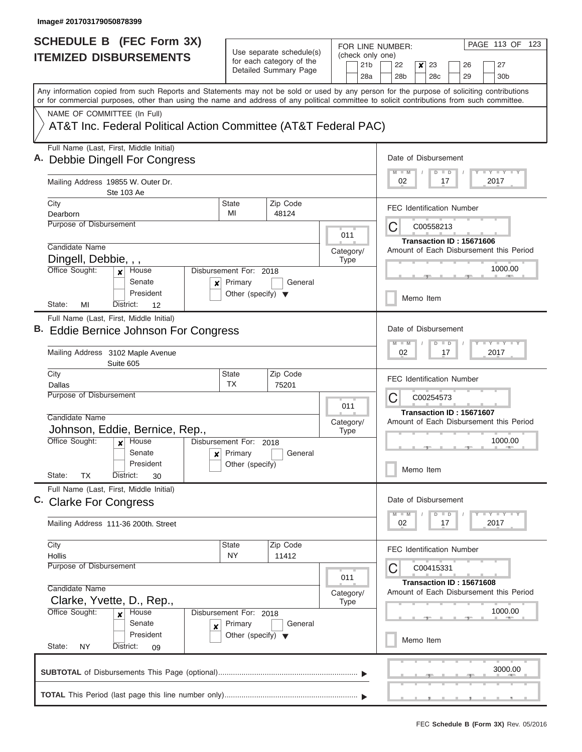Image# 201703179050878399

# SCHEDULE B (FEC Form 3X)
## ITEMIZED DISBURSEMENTS

Use separate schedule(s) for each category of the Detailed Summary Page

FOR LINE NUMBER: (check only one)

21b | 22 | **x** 23 | 26 | 27
28a | 28b | 28c | 29 | 30b

Any information copied from such Reports and Statements may not be sold or used by any person for the purpose of soliciting contributions or for commercial purposes, other than using the name and address of any political committee to solicit contributions from such committee.

NAME OF COMMITTEE (In Full)

AT&T Inc. Federal Political Action Committee (AT&T Federal PAC)

---

**A.** Full Name (Last, First, Middle Initial)
**Debbie Dingell For Congress**

Mailing Address: 19855 W. Outer Dr.
Ste 103 Ae

City: Dearborn | State: MI | Zip Code: 48124

Purpose of Disbursement:

Category/Type: 011

Candidate Name: Dingell, Debbie, , ,

Office Sought: **x** House | Senate | President

Disbursement For: 2018 — **x** Primary | General | Other (specify)

State: MI District: 12

Date of Disbursement: 02 / 17 / 2017

FEC Identification Number: C00558213

Transaction ID : 15671606

Amount of Each Disbursement this Period: 1000.00

Memo Item

---

**B.** Full Name (Last, First, Middle Initial)
**Eddie Bernice Johnson For Congress**

Mailing Address: 3102 Maple Avenue
Suite 605

City: Dallas | State: TX | Zip Code: 75201

Purpose of Disbursement:

Category/Type: 011

Candidate Name: Johnson, Eddie, Bernice, Rep.,

Office Sought: **x** House | Senate | President

Disbursement For: 2018 — **x** Primary | General | Other (specify)

State: TX District: 30

Date of Disbursement: 02 / 17 / 2017

FEC Identification Number: C00254573

Transaction ID : 15671607

Amount of Each Disbursement this Period: 1000.00

Memo Item

---

**C.** Full Name (Last, First, Middle Initial)
**Clarke For Congress**

Mailing Address: 111-36 200th. Street

City: Hollis | State: NY | Zip Code: 11412

Purpose of Disbursement:

Category/Type: 011

Candidate Name: Clarke, Yvette, D., Rep.,

Office Sought: **x** House | Senate | President

Disbursement For: 2018 — **x** Primary | General | Other (specify)

State: NY District: 09

Date of Disbursement: 02 / 17 / 2017

FEC Identification Number: C00415331

Transaction ID : 15671608

Amount of Each Disbursement this Period: 1000.00

Memo Item

---

**SUBTOTAL** of Disbursements This Page (optional): 3000.00

**TOTAL** This Period (last page this line number only):

FEC **Schedule B (Form 3X)** Rev. 05/2016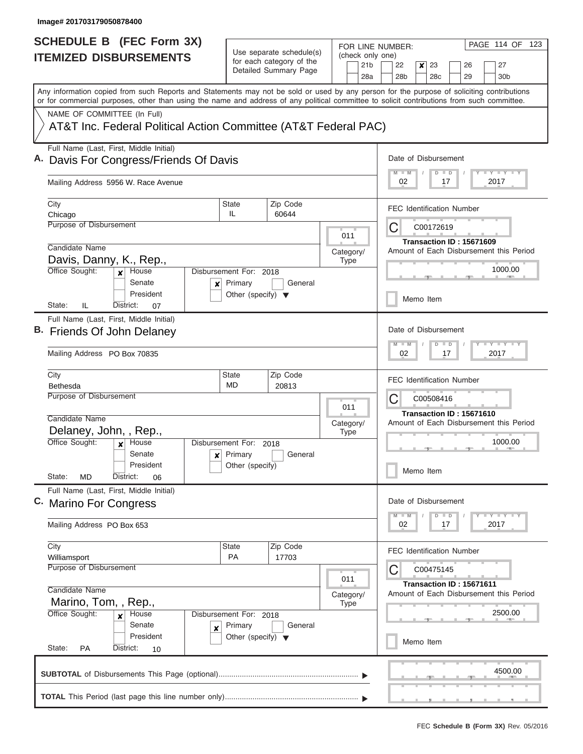Image# 201703179050878400

# SCHEDULE B (FEC Form 3X) ITEMIZED DISBURSEMENTS

Use separate schedule(s) for each category of the Detailed Summary Page

FOR LINE NUMBER: (check only one)

21b | 22 | **✘** 23 | 26 | 27
28a | 28b | 28c | 29 | 30b

PAGE 114 OF 123

Any information copied from such Reports and Statements may not be sold or used by any person for the purpose of soliciting contributions or for commercial purposes, other than using the name and address of any political committee to solicit contributions from such committee.

NAME OF COMMITTEE (In Full)

AT&T Inc. Federal Political Action Committee (AT&T Federal PAC)

---

**A.** Full Name (Last, First, Middle Initial): Davis For Congress/Friends Of Davis

Mailing Address: 5956 W. Race Avenue

City: Chicago | State: IL | Zip Code: 60644

Purpose of Disbursement:

Category/Type: 011

Candidate Name: Davis, Danny, K., Rep.,

Office Sought: ✘ House | Senate | President

State: IL | District: 07

Disbursement For: 2018 | ✘ Primary | General | Other (specify)

Date of Disbursement: 02/17/2017

FEC Identification Number: C00172619

Transaction ID : 15671609

Amount of Each Disbursement this Period: 1000.00

Memo Item

---

**B.** Full Name (Last, First, Middle Initial): Friends Of John Delaney

Mailing Address: PO Box 70835

City: Bethesda | State: MD | Zip Code: 20813

Purpose of Disbursement:

Category/Type: 011

Candidate Name: Delaney, John, , Rep.,

Office Sought: ✘ House | Senate | President

State: MD | District: 06

Disbursement For: 2018 | ✘ Primary | General | Other (specify)

Date of Disbursement: 02/17/2017

FEC Identification Number: C00508416

Transaction ID : 15671610

Amount of Each Disbursement this Period: 1000.00

Memo Item

---

**C.** Full Name (Last, First, Middle Initial): Marino For Congress

Mailing Address: PO Box 653

City: Williamsport | State: PA | Zip Code: 17703

Purpose of Disbursement:

Category/Type: 011

Candidate Name: Marino, Tom, , Rep.,

Office Sought: ✘ House | Senate | President

State: PA | District: 10

Disbursement For: 2018 | ✘ Primary | General | Other (specify)

Date of Disbursement: 02/17/2017

FEC Identification Number: C00475145

Transaction ID : 15671611

Amount of Each Disbursement this Period: 2500.00

Memo Item

---

**SUBTOTAL** of Disbursements This Page (optional): 4500.00

**TOTAL** This Period (last page this line number only):

FEC **Schedule B (Form 3X)** Rev. 05/2016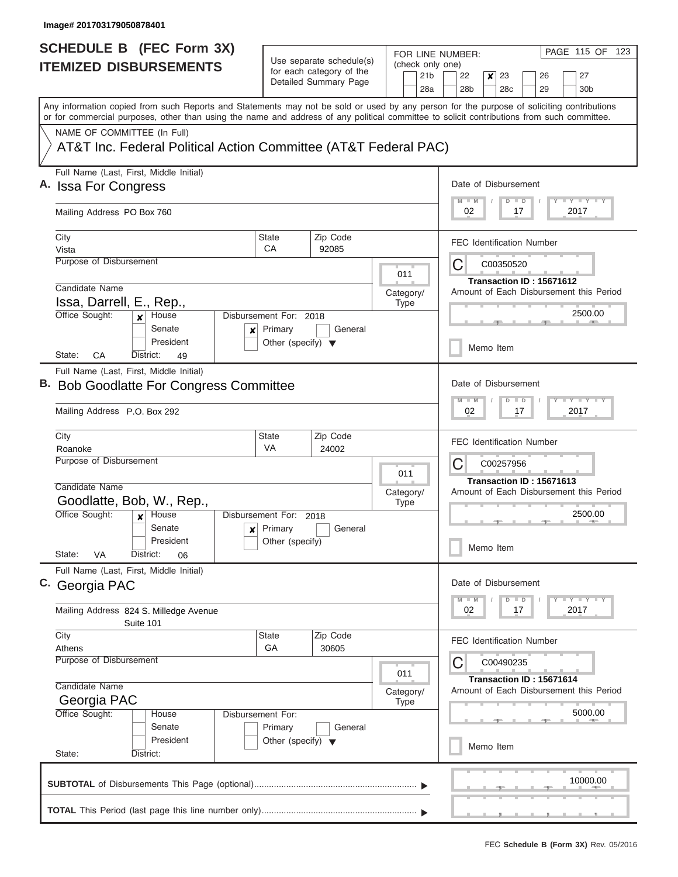Image# 201703179050878401

# SCHEDULE B (FEC Form 3X)
## ITEMIZED DISBURSEMENTS

Use separate schedule(s) for each category of the Detailed Summary Page

FOR LINE NUMBER: (check only one)

21b | 22 | **x** 23 | 26 | 27
28a | 28b | 28c | 29 | 30b

Any information copied from such Reports and Statements may not be sold or used by any person for the purpose of soliciting contributions or for commercial purposes, other than using the name and address of any political committee to solicit contributions from such committee.

NAME OF COMMITTEE (In Full)

AT&T Inc. Federal Political Action Committee (AT&T Federal PAC)

---

**A.** Full Name (Last, First, Middle Initial): Issa For Congress

Mailing Address: PO Box 760

City: Vista | State: CA | Zip Code: 92085

Purpose of Disbursement:

Category/Type: 011

Candidate Name: Issa, Darrell, E., Rep.,

Office Sought: [x] House [ ] Senate [ ] President

State: CA District: 49

Disbursement For: 2018 [x] Primary [ ] General [ ] Other (specify)

Date of Disbursement: 02 / 17 / 2017

FEC Identification Number: C00350520

Transaction ID : 15671612

Amount of Each Disbursement this Period: 2500.00

[ ] Memo Item

---

**B.** Full Name (Last, First, Middle Initial): Bob Goodlatte For Congress Committee

Mailing Address: P.O. Box 292

City: Roanoke | State: VA | Zip Code: 24002

Purpose of Disbursement:

Category/Type: 011

Candidate Name: Goodlatte, Bob, W., Rep.,

Office Sought: [x] House [ ] Senate [ ] President

State: VA District: 06

Disbursement For: 2018 [x] Primary [ ] General [ ] Other (specify)

Date of Disbursement: 02 / 17 / 2017

FEC Identification Number: C00257956

Transaction ID : 15671613

Amount of Each Disbursement this Period: 2500.00

[ ] Memo Item

---

**C.** Full Name (Last, First, Middle Initial): Georgia PAC

Mailing Address: 824 S. Milledge Avenue, Suite 101

City: Athens | State: GA | Zip Code: 30605

Purpose of Disbursement:

Category/Type: 011

Candidate Name: Georgia PAC

Office Sought: [ ] House [ ] Senate [ ] President

State: District:

Disbursement For: [ ] Primary [ ] General [ ] Other (specify)

Date of Disbursement: 02 / 17 / 2017

FEC Identification Number: C00490235

Transaction ID : 15671614

Amount of Each Disbursement this Period: 5000.00

[ ] Memo Item

---

**SUBTOTAL** of Disbursements This Page (optional): 10000.00

**TOTAL** This Period (last page this line number only):

FEC **Schedule B (Form 3X)** Rev. 05/2016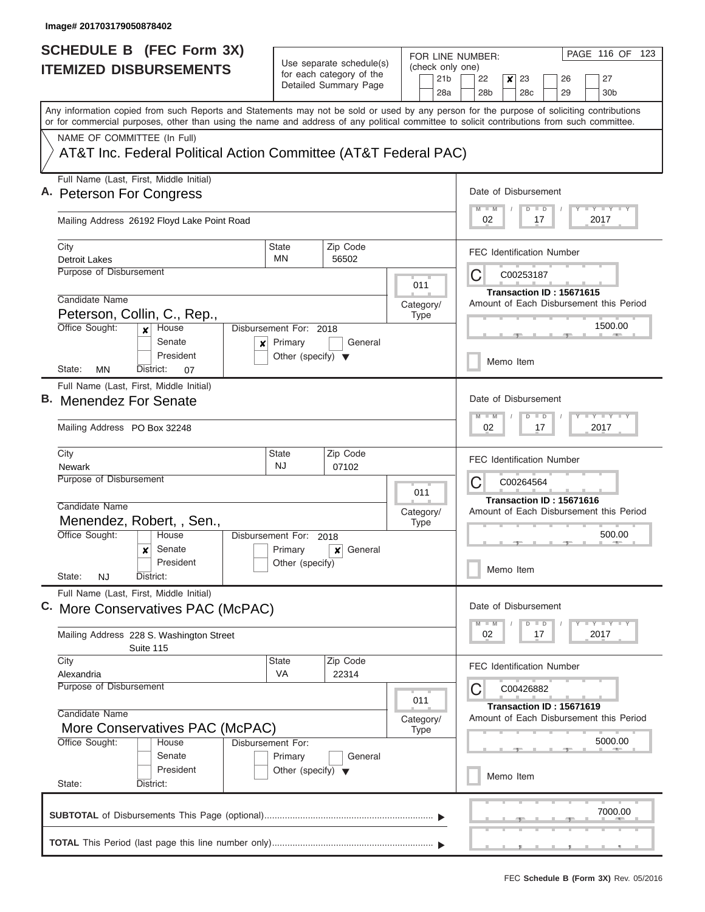Image# 201703179050878402

# SCHEDULE B (FEC Form 3X)
## ITEMIZED DISBURSEMENTS

Use separate schedule(s) for each category of the Detailed Summary Page

FOR LINE NUMBER: (check only one)

21b | 22 | **X** 23 | 26 | 27
28a | 28b | 28c | 29 | 30b

Any information copied from such Reports and Statements may not be sold or used by any person for the purpose of soliciting contributions or for commercial purposes, other than using the name and address of any political committee to solicit contributions from such committee.

NAME OF COMMITTEE (In Full)

AT&T Inc. Federal Political Action Committee (AT&T Federal PAC)

---

**A.** Full Name (Last, First, Middle Initial): **Peterson For Congress**

Mailing Address: 26192 Floyd Lake Point Road

City: Detroit Lakes | State: MN | Zip Code: 56502

Purpose of Disbursement:

Category/Type: 011

Candidate Name: Peterson, Collin, C., Rep.,

Office Sought: **X** House | Senate | President

State: MN | District: 07

Disbursement For: 2018 — **X** Primary | General | Other (specify)

Date of Disbursement: 02/17/2017

FEC Identification Number: C00253187

Transaction ID : 15671615

Amount of Each Disbursement this Period: 1500.00

Memo Item

---

**B.** Full Name (Last, First, Middle Initial): **Menendez For Senate**

Mailing Address: PO Box 32248

City: Newark | State: NJ | Zip Code: 07102

Purpose of Disbursement:

Category/Type: 011

Candidate Name: Menendez, Robert, , Sen.,

Office Sought: House | **X** Senate | President

State: NJ | District:

Disbursement For: 2018 — Primary | **X** General | Other (specify)

Date of Disbursement: 02/17/2017

FEC Identification Number: C00264564

Transaction ID : 15671616

Amount of Each Disbursement this Period: 500.00

Memo Item

---

**C.** Full Name (Last, First, Middle Initial): **More Conservatives PAC (McPAC)**

Mailing Address: 228 S. Washington Street, Suite 115

City: Alexandria | State: VA | Zip Code: 22314

Purpose of Disbursement:

Category/Type: 011

Candidate Name: More Conservatives PAC (McPAC)

Office Sought: House | Senate | President

State: | District:

Disbursement For: Primary | General | Other (specify)

Date of Disbursement: 02/17/2017

FEC Identification Number: C00426882

Transaction ID : 15671619

Amount of Each Disbursement this Period: 5000.00

Memo Item

---

**SUBTOTAL** of Disbursements This Page (optional): 7000.00

**TOTAL** This Period (last page this line number only):

FEC **Schedule B (Form 3X)** Rev. 05/2016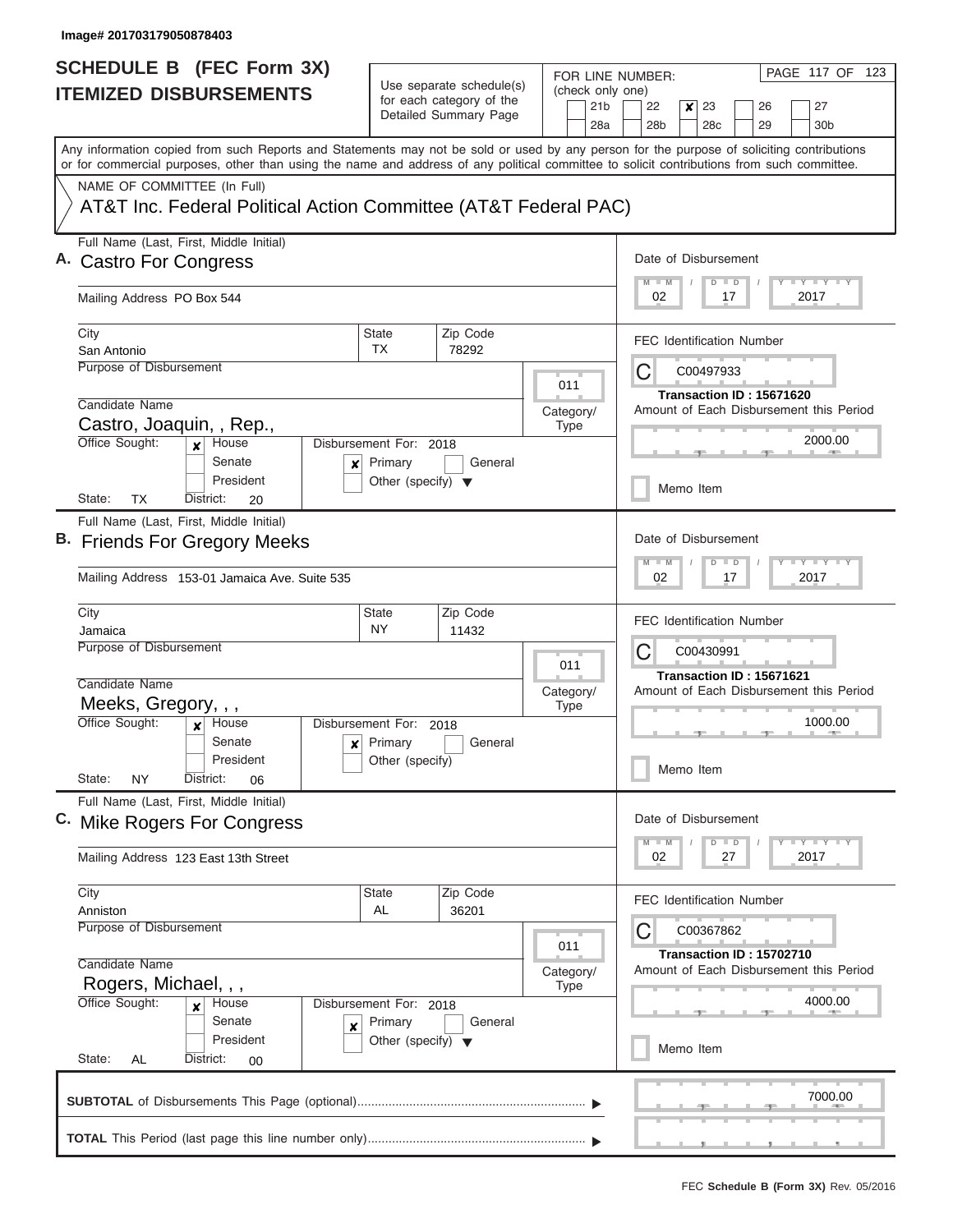Image# 201703179050878403

# SCHEDULE B (FEC Form 3X) ITEMIZED DISBURSEMENTS

Use separate schedule(s) for each category of the Detailed Summary Page

FOR LINE NUMBER: (check only one)

21b | 22 | **[x] 23** | 26 | 27
28a | 28b | 28c | 29 | 30b

Any information copied from such Reports and Statements may not be sold or used by any person for the purpose of soliciting contributions or for commercial purposes, other than using the name and address of any political committee to solicit contributions from such committee.

NAME OF COMMITTEE (In Full)

AT&T Inc. Federal Political Action Committee (AT&T Federal PAC)

---

**A.** Full Name (Last, First, Middle Initial): **Castro For Congress**

Mailing Address: PO Box 544

City: San Antonio | State: TX | Zip Code: 78292

Purpose of Disbursement:

Category/Type: 011

Candidate Name: Castro, Joaquin, , Rep.,

Office Sought: [x] House [ ] Senate [ ] President

State: TX District: 20

Disbursement For: 2018 [x] Primary [ ] General [ ] Other (specify)

Date of Disbursement: 02/17/2017

FEC Identification Number: C00497933

Transaction ID : 15671620

Amount of Each Disbursement this Period: 2000.00

[ ] Memo Item

---

**B.** Full Name (Last, First, Middle Initial): **Friends For Gregory Meeks**

Mailing Address: 153-01 Jamaica Ave. Suite 535

City: Jamaica | State: NY | Zip Code: 11432

Purpose of Disbursement:

Category/Type: 011

Candidate Name: Meeks, Gregory, , ,

Office Sought: [x] House [ ] Senate [ ] President

State: NY District: 06

Disbursement For: 2018 [x] Primary [ ] General [ ] Other (specify)

Date of Disbursement: 02/17/2017

FEC Identification Number: C00430991

Transaction ID : 15671621

Amount of Each Disbursement this Period: 1000.00

[ ] Memo Item

---

**C.** Full Name (Last, First, Middle Initial): **Mike Rogers For Congress**

Mailing Address: 123 East 13th Street

City: Anniston | State: AL | Zip Code: 36201

Purpose of Disbursement:

Category/Type: 011

Candidate Name: Rogers, Michael, , ,

Office Sought: [x] House [ ] Senate [ ] President

State: AL District: 00

Disbursement For: 2018 [x] Primary [ ] General [ ] Other (specify)

Date of Disbursement: 02/27/2017

FEC Identification Number: C00367862

Transaction ID : 15702710

Amount of Each Disbursement this Period: 4000.00

[ ] Memo Item

---

**SUBTOTAL** of Disbursements This Page (optional): 7000.00

**TOTAL** This Period (last page this line number only):

FEC **Schedule B (Form 3X)** Rev. 05/2016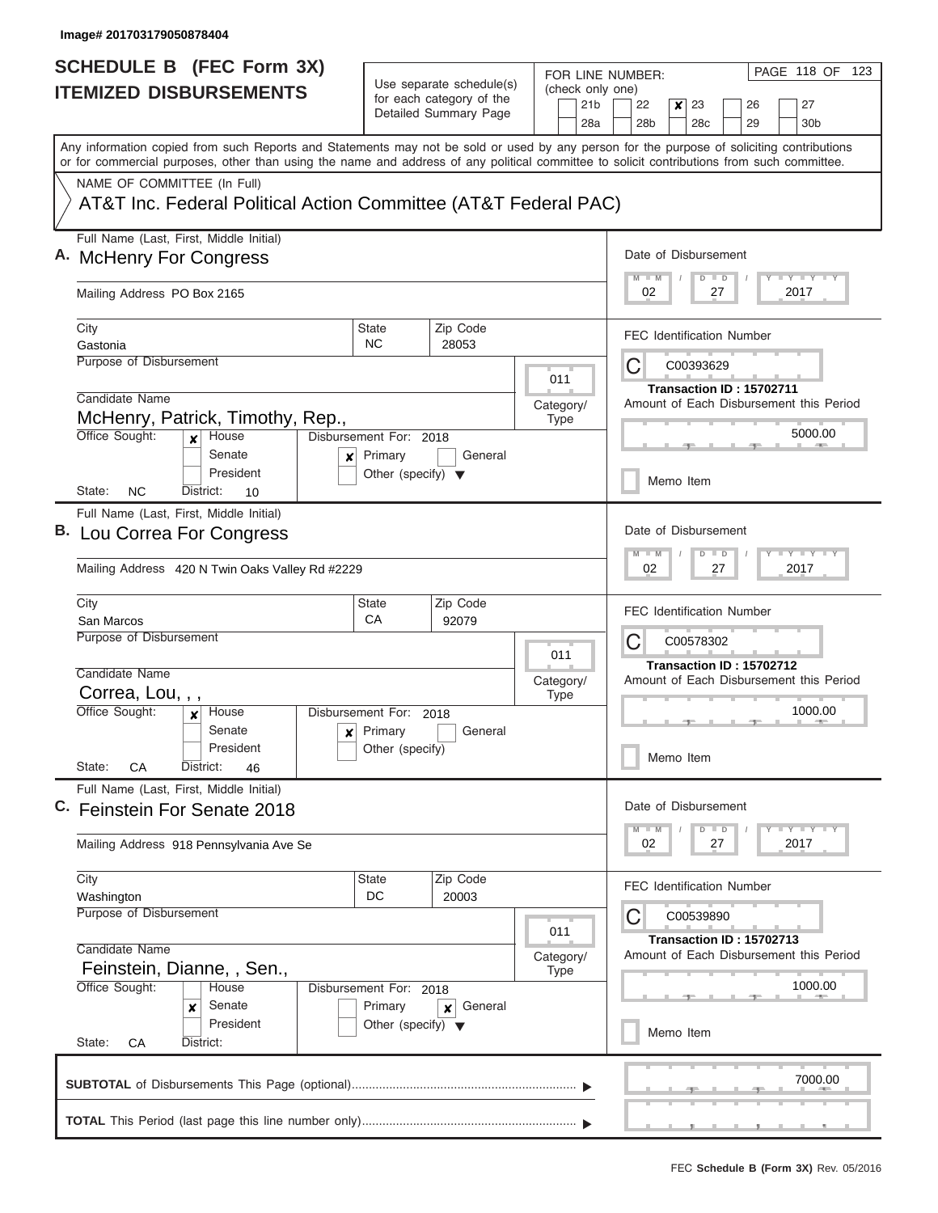Image# 201703179050878404

# SCHEDULE B (FEC Form 3X) ITEMIZED DISBURSEMENTS

Use separate schedule(s) for each category of the Detailed Summary Page

FOR LINE NUMBER: (check only one)
21b | 22 | **x** 23 | 26 | 27
28a | 28b | 28c | 29 | 30b

Any information copied from such Reports and Statements may not be sold or used by any person for the purpose of soliciting contributions or for commercial purposes, other than using the name and address of any political committee to solicit contributions from such committee.

NAME OF COMMITTEE (In Full)
AT&T Inc. Federal Political Action Committee (AT&T Federal PAC)

## A.

Full Name (Last, First, Middle Initial): McHenry For Congress
Mailing Address: PO Box 2165
City: Gastonia | State: NC | Zip Code: 28053
Purpose of Disbursement:
Category/Type: 011
Candidate Name: McHenry, Patrick, Timothy, Rep.,
Office Sought: **x** House | Senate | President
State: NC | District: 10
Disbursement For: 2018 — **x** Primary | General | Other (specify)

Date of Disbursement: 02 / 27 / 2017
FEC Identification Number: C00393629
Transaction ID : 15702711
Amount of Each Disbursement this Period: 5000.00
Memo Item

## B.

Full Name (Last, First, Middle Initial): Lou Correa For Congress
Mailing Address: 420 N Twin Oaks Valley Rd #2229
City: San Marcos | State: CA | Zip Code: 92079
Purpose of Disbursement:
Category/Type: 011
Candidate Name: Correa, Lou, , ,
Office Sought: **x** House | Senate | President
State: CA | District: 46
Disbursement For: 2018 — **x** Primary | General | Other (specify)

Date of Disbursement: 02 / 27 / 2017
FEC Identification Number: C00578302
Transaction ID : 15702712
Amount of Each Disbursement this Period: 1000.00
Memo Item

## C.

Full Name (Last, First, Middle Initial): Feinstein For Senate 2018
Mailing Address: 918 Pennsylvania Ave Se
City: Washington | State: DC | Zip Code: 20003
Purpose of Disbursement:
Category/Type: 011
Candidate Name: Feinstein, Dianne, , Sen.,
Office Sought: House | **x** Senate | President
State: CA | District:
Disbursement For: 2018 — Primary | **x** General | Other (specify)

Date of Disbursement: 02 / 27 / 2017
FEC Identification Number: C00539890
Transaction ID : 15702713
Amount of Each Disbursement this Period: 1000.00
Memo Item

**SUBTOTAL** of Disbursements This Page (optional): 7000.00

**TOTAL** This Period (last page this line number only):

FEC **Schedule B (Form 3X)** Rev. 05/2016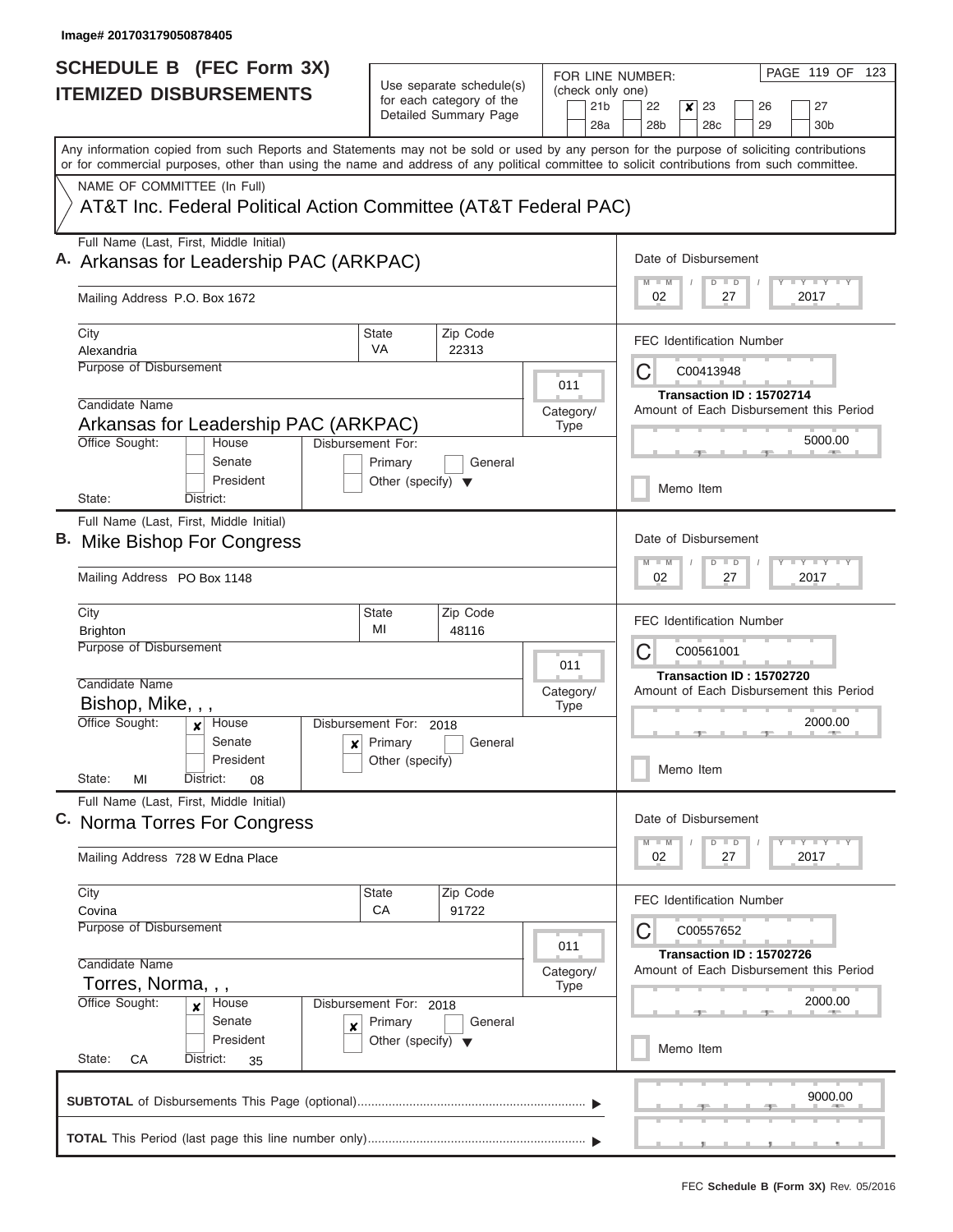Image# 201703179050878405

# SCHEDULE B (FEC Form 3X)
## ITEMIZED DISBURSEMENTS

Use separate schedule(s) for each category of the Detailed Summary Page

FOR LINE NUMBER: (check only one)

- [ ] 21b
- [ ] 22
- [x] 23
- [ ] 26
- [ ] 27
- [ ] 28a
- [ ] 28b
- [ ] 28c
- [ ] 29
- [ ] 30b

PAGE 119 OF 123

Any information copied from such Reports and Statements may not be sold or used by any person for the purpose of soliciting contributions or for commercial purposes, other than using the name and address of any political committee to solicit contributions from such committee.

NAME OF COMMITTEE (In Full)

AT&T Inc. Federal Political Action Committee (AT&T Federal PAC)

---

**A.** Full Name (Last, First, Middle Initial): Arkansas for Leadership PAC (ARKPAC)

Mailing Address: P.O. Box 1672

City: Alexandria | State: VA | Zip Code: 22313

Purpose of Disbursement:

Category/Type: 011

Candidate Name: Arkansas for Leadership PAC (ARKPAC)

Office Sought: [ ] House [ ] Senate [ ] President

State: | District:

Disbursement For: [ ] Primary [ ] General [ ] Other (specify)

Date of Disbursement: 02 / 27 / 2017

FEC Identification Number: C00413948

Transaction ID : 15702714

Amount of Each Disbursement this Period: 5000.00

[ ] Memo Item

---

**B.** Full Name (Last, First, Middle Initial): Mike Bishop For Congress

Mailing Address: PO Box 1148

City: Brighton | State: MI | Zip Code: 48116

Purpose of Disbursement:

Category/Type: 011

Candidate Name: Bishop, Mike, , ,

Office Sought: [x] House [ ] Senate [ ] President

State: MI | District: 08

Disbursement For: 2018 [x] Primary [ ] General [ ] Other (specify)

Date of Disbursement: 02 / 27 / 2017

FEC Identification Number: C00561001

Transaction ID : 15702720

Amount of Each Disbursement this Period: 2000.00

[ ] Memo Item

---

**C.** Full Name (Last, First, Middle Initial): Norma Torres For Congress

Mailing Address: 728 W Edna Place

City: Covina | State: CA | Zip Code: 91722

Purpose of Disbursement:

Category/Type: 011

Candidate Name: Torres, Norma, , ,

Office Sought: [x] House [ ] Senate [ ] President

State: CA | District: 35

Disbursement For: 2018 [x] Primary [ ] General [ ] Other (specify)

Date of Disbursement: 02 / 27 / 2017

FEC Identification Number: C00557652

Transaction ID : 15702726

Amount of Each Disbursement this Period: 2000.00

[ ] Memo Item

---

**SUBTOTAL** of Disbursements This Page (optional): 9000.00

**TOTAL** This Period (last page this line number only):

FEC **Schedule B (Form 3X)** Rev. 05/2016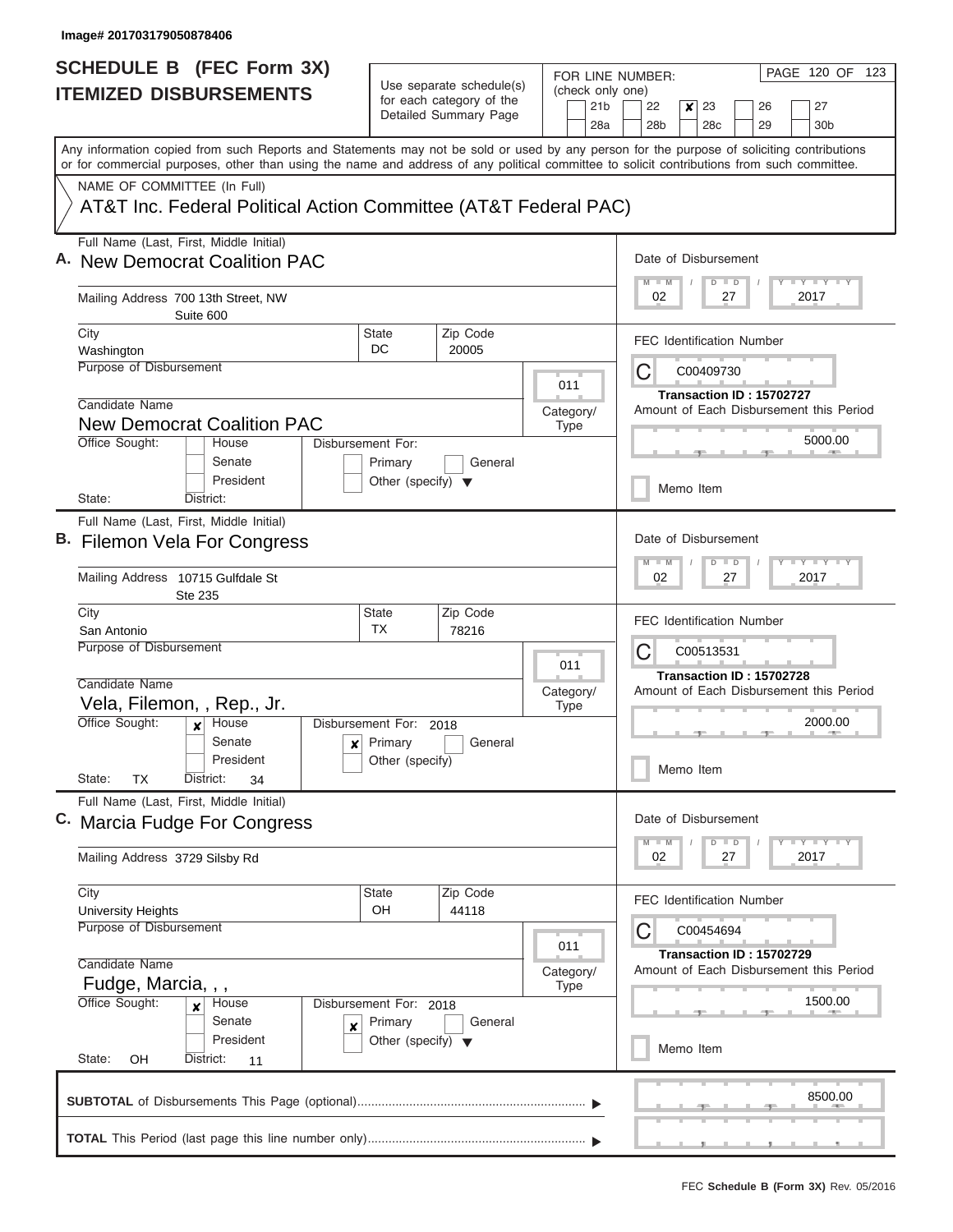Image# 201703179050878406

# SCHEDULE B (FEC Form 3X) ITEMIZED DISBURSEMENTS

Use separate schedule(s) for each category of the Detailed Summary Page

FOR LINE NUMBER: (check only one)

21b | 22 | **x** 23 | 26 | 27 | 28a | 28b | 28c | 29 | 30b

PAGE 120 OF 123

Any information copied from such Reports and Statements may not be sold or used by any person for the purpose of soliciting contributions or for commercial purposes, other than using the name and address of any political committee to solicit contributions from such committee.

NAME OF COMMITTEE (In Full)

AT&T Inc. Federal Political Action Committee (AT&T Federal PAC)

---

**A.** Full Name (Last, First, Middle Initial): **New Democrat Coalition PAC**

Mailing Address: 700 13th Street, NW, Suite 600

City: Washington | State: DC | Zip Code: 20005

Purpose of Disbursement:

Candidate Name: New Democrat Coalition PAC

Category/Type: 011

Office Sought: House / Senate / President

State: | District:

Disbursement For: Primary / General / Other (specify)

Date of Disbursement: 02 / 27 / 2017

FEC Identification Number: C00409730

Transaction ID : 15702727

Amount of Each Disbursement this Period: 5000.00

Memo Item

---

**B.** Full Name (Last, First, Middle Initial): **Filemon Vela For Congress**

Mailing Address: 10715 Gulfdale St, Ste 235

City: San Antonio | State: TX | Zip Code: 78216

Purpose of Disbursement:

Candidate Name: Vela, Filemon, , Rep., Jr.

Category/Type: 011

Office Sought: **x** House / Senate / President

State: TX | District: 34

Disbursement For: 2018 — **x** Primary / General / Other (specify)

Date of Disbursement: 02 / 27 / 2017

FEC Identification Number: C00513531

Transaction ID : 15702728

Amount of Each Disbursement this Period: 2000.00

Memo Item

---

**C.** Full Name (Last, First, Middle Initial): **Marcia Fudge For Congress**

Mailing Address: 3729 Silsby Rd

City: University Heights | State: OH | Zip Code: 44118

Purpose of Disbursement:

Candidate Name: Fudge, Marcia, , ,

Category/Type: 011

Office Sought: **x** House / Senate / President

State: OH | District: 11

Disbursement For: 2018 — **x** Primary / General / Other (specify)

Date of Disbursement: 02 / 27 / 2017

FEC Identification Number: C00454694

Transaction ID : 15702729

Amount of Each Disbursement this Period: 1500.00

Memo Item

---

**SUBTOTAL** of Disbursements This Page (optional): 8500.00

**TOTAL** This Period (last page this line number only):

FEC **Schedule B (Form 3X)** Rev. 05/2016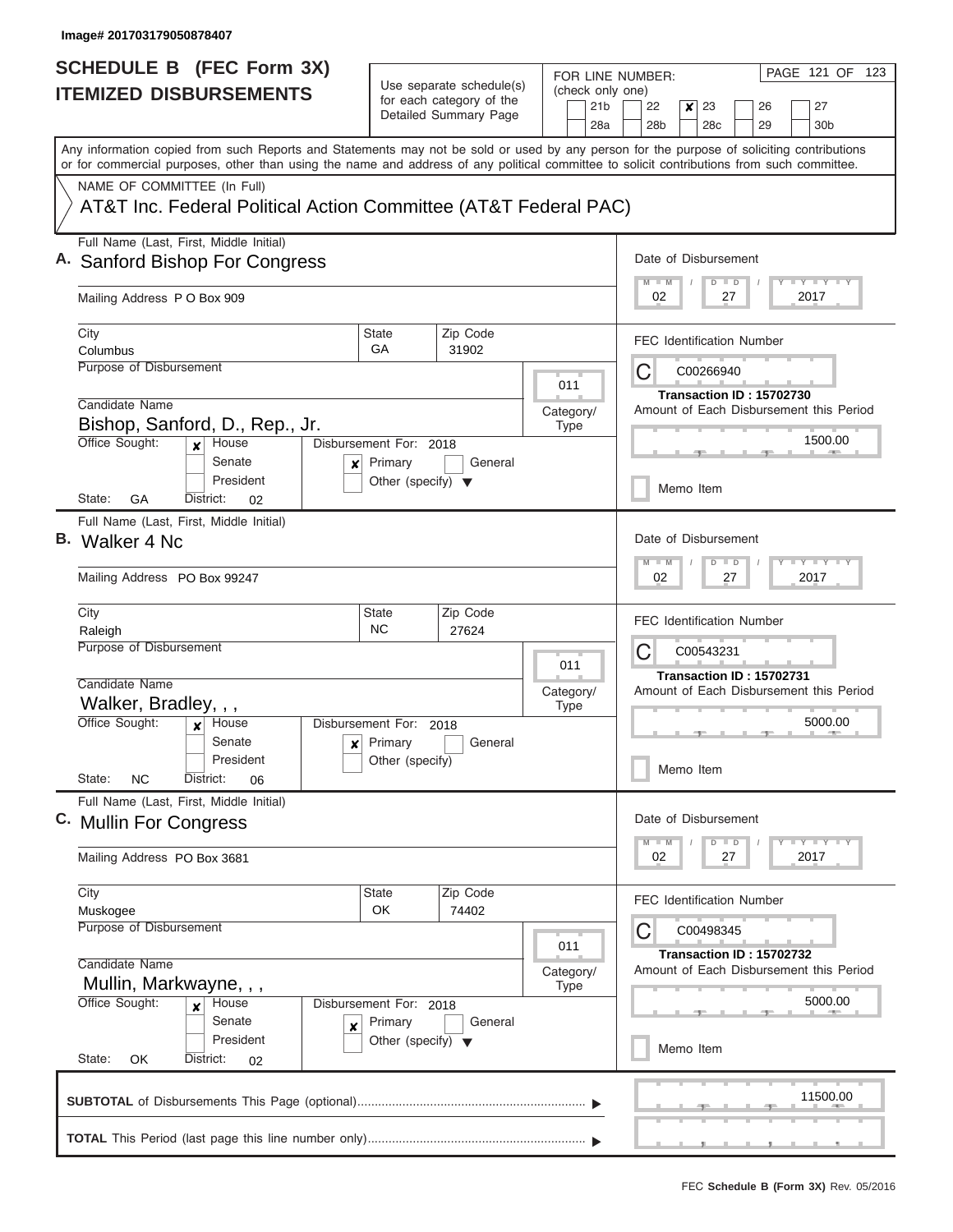Image# 201703179050878407

# SCHEDULE B (FEC Form 3X)
## ITEMIZED DISBURSEMENTS

Use separate schedule(s) for each category of the Detailed Summary Page

FOR LINE NUMBER: (check only one)

21b | 22 | **[x] 23** | 26 | 27
28a | 28b | 28c | 29 | 30b

PAGE 121 OF 123

Any information copied from such Reports and Statements may not be sold or used by any person for the purpose of soliciting contributions or for commercial purposes, other than using the name and address of any political committee to solicit contributions from such committee.

NAME OF COMMITTEE (In Full)

AT&T Inc. Federal Political Action Committee (AT&T Federal PAC)

---

**A.** Full Name (Last, First, Middle Initial): **Sanford Bishop For Congress**

Mailing Address: P O Box 909

City: Columbus | State: GA | Zip Code: 31902

Purpose of Disbursement:

Category/Type: 011

Candidate Name: Bishop, Sanford, D., Rep., Jr.

Office Sought: [x] House [ ] Senate [ ] President

State: GA District: 02

Disbursement For: 2018 [x] Primary [ ] General [ ] Other (specify)

Date of Disbursement: 02 / 27 / 2017

FEC Identification Number: C00266940

Transaction ID : 15702730

Amount of Each Disbursement this Period: 1500.00

[ ] Memo Item

---

**B.** Full Name (Last, First, Middle Initial): **Walker 4 Nc**

Mailing Address: PO Box 99247

City: Raleigh | State: NC | Zip Code: 27624

Purpose of Disbursement:

Category/Type: 011

Candidate Name: Walker, Bradley, , ,

Office Sought: [x] House [ ] Senate [ ] President

State: NC District: 06

Disbursement For: 2018 [x] Primary [ ] General [ ] Other (specify)

Date of Disbursement: 02 / 27 / 2017

FEC Identification Number: C00543231

Transaction ID : 15702731

Amount of Each Disbursement this Period: 5000.00

[ ] Memo Item

---

**C.** Full Name (Last, First, Middle Initial): **Mullin For Congress**

Mailing Address: PO Box 3681

City: Muskogee | State: OK | Zip Code: 74402

Purpose of Disbursement:

Category/Type: 011

Candidate Name: Mullin, Markwayne, , ,

Office Sought: [x] House [ ] Senate [ ] President

State: OK District: 02

Disbursement For: 2018 [x] Primary [ ] General [ ] Other (specify)

Date of Disbursement: 02 / 27 / 2017

FEC Identification Number: C00498345

Transaction ID : 15702732

Amount of Each Disbursement this Period: 5000.00

[ ] Memo Item

---

**SUBTOTAL** of Disbursements This Page (optional): 11500.00

**TOTAL** This Period (last page this line number only):

FEC **Schedule B (Form 3X)** Rev. 05/2016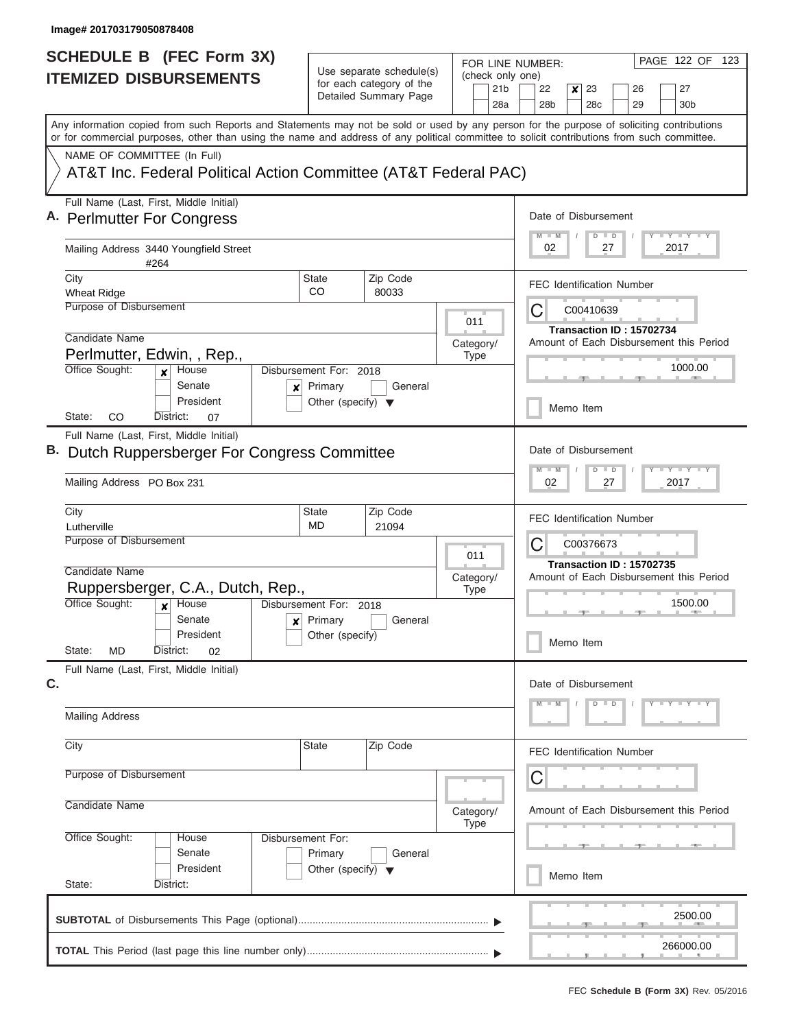Image# 201703179050878408

# SCHEDULE B (FEC Form 3X)
## ITEMIZED DISBURSEMENTS

Use separate schedule(s) for each category of the Detailed Summary Page

FOR LINE NUMBER: (check only one)

21b | 22 | [x] 23 | 26 | 27
28a | 28b | 28c | 29 | 30b

PAGE 122 OF 123

Any information copied from such Reports and Statements may not be sold or used by any person for the purpose of soliciting contributions or for commercial purposes, other than using the name and address of any political committee to solicit contributions from such committee.

NAME OF COMMITTEE (In Full)

AT&T Inc. Federal Political Action Committee (AT&T Federal PAC)

---

**A.** Full Name (Last, First, Middle Initial): **Perlmutter For Congress**

Mailing Address: 3440 Youngfield Street #264

City: Wheat Ridge | State: CO | Zip Code: 80033

Purpose of Disbursement:

Category/Type: 011

Candidate Name: Perlmutter, Edwin, , Rep.,

Office Sought: [x] House [ ] Senate [ ] President

State: CO District: 07

Disbursement For: 2018 [x] Primary [ ] General [ ] Other (specify)

Date of Disbursement: 02 / 27 / 2017

FEC Identification Number: C00410639

Transaction ID : 15702734

Amount of Each Disbursement this Period: 1000.00

[ ] Memo Item

---

**B.** Full Name (Last, First, Middle Initial): **Dutch Ruppersberger For Congress Committee**

Mailing Address: PO Box 231

City: Lutherville | State: MD | Zip Code: 21094

Purpose of Disbursement:

Category/Type: 011

Candidate Name: Ruppersberger, C.A., Dutch, Rep.,

Office Sought: [x] House [ ] Senate [ ] President

State: MD District: 02

Disbursement For: 2018 [x] Primary [ ] General [ ] Other (specify)

Date of Disbursement: 02 / 27 / 2017

FEC Identification Number: C00376673

Transaction ID : 15702735

Amount of Each Disbursement this Period: 1500.00

[ ] Memo Item

---

**C.** Full Name (Last, First, Middle Initial):

Mailing Address:

City: | State: | Zip Code:

Purpose of Disbursement:

Category/Type:

Candidate Name:

Office Sought: [ ] House [ ] Senate [ ] President

State: District:

Disbursement For: [ ] Primary [ ] General [ ] Other (specify)

Date of Disbursement:

FEC Identification Number: C

Amount of Each Disbursement this Period:

[ ] Memo Item

---

**SUBTOTAL** of Disbursements This Page (optional): 2500.00

**TOTAL** This Period (last page this line number only): 266000.00

FEC **Schedule B (Form 3X)** Rev. 05/2016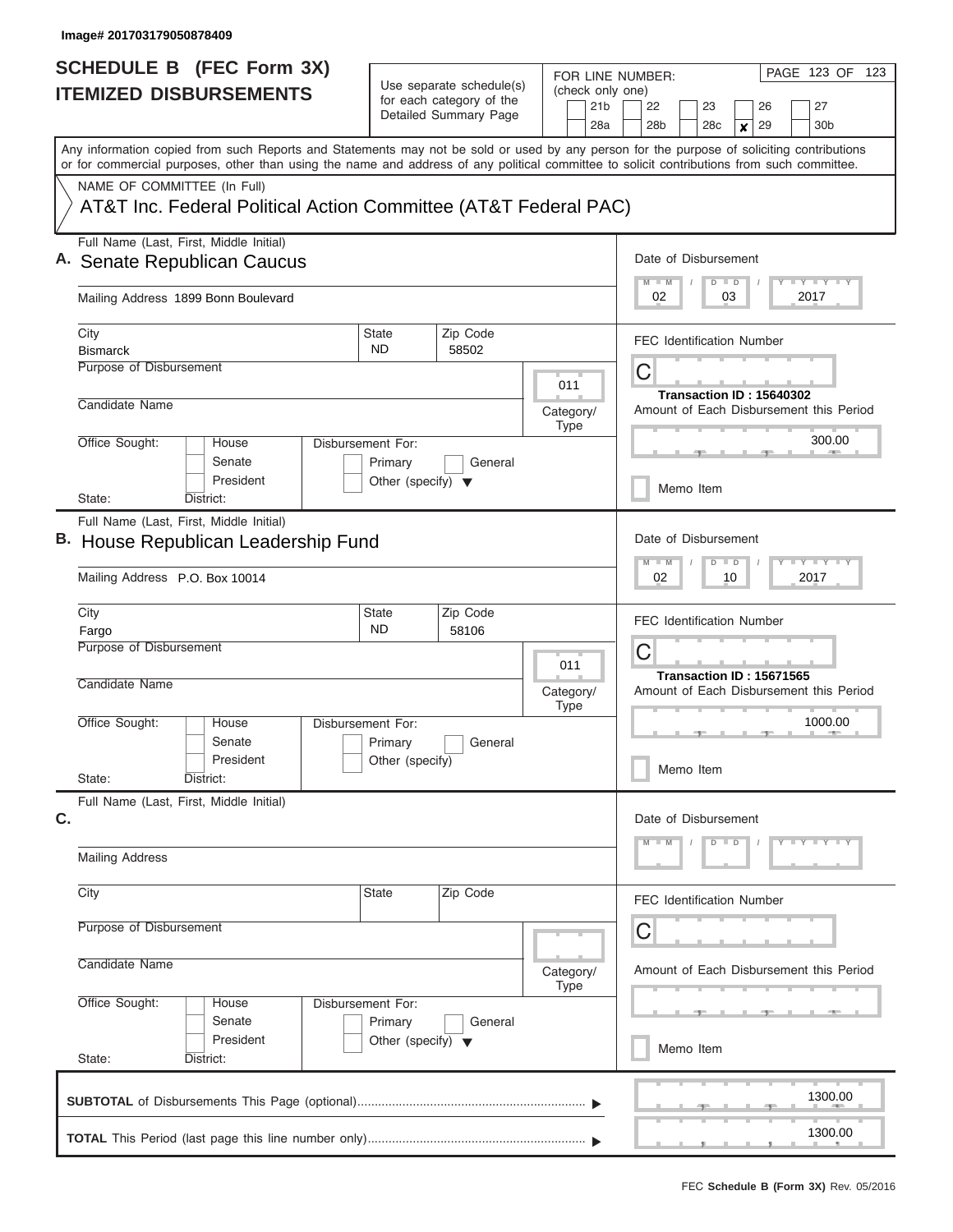Image# 201703179050878409

# SCHEDULE B (FEC Form 3X)
## ITEMIZED DISBURSEMENTS

Use separate schedule(s) for each category of the Detailed Summary Page

FOR LINE NUMBER: (check only one)

21b | 22 | 23 | 26 | 27
28a | 28b | 28c | ✘ 29 | 30b

PAGE 123 OF 123

Any information copied from such Reports and Statements may not be sold or used by any person for the purpose of soliciting contributions or for commercial purposes, other than using the name and address of any political committee to solicit contributions from such committee.

NAME OF COMMITTEE (In Full)

AT&T Inc. Federal Political Action Committee (AT&T Federal PAC)

---

**A.** Full Name (Last, First, Middle Initial): Senate Republican Caucus

Mailing Address: 1899 Bonn Boulevard

City: Bismarck | State: ND | Zip Code: 58502

Purpose of Disbursement:

Candidate Name:

Category/Type: 011

Office Sought: House / Senate / President

State: District:

Disbursement For: Primary / General / Other (specify)

Date of Disbursement: 02 / 03 / 2017

FEC Identification Number: C

Transaction ID : 15640302

Amount of Each Disbursement this Period: 300.00

Memo Item

---

**B.** Full Name (Last, First, Middle Initial): House Republican Leadership Fund

Mailing Address: P.O. Box 10014

City: Fargo | State: ND | Zip Code: 58106

Purpose of Disbursement:

Candidate Name:

Category/Type: 011

Office Sought: House / Senate / President

State: District:

Disbursement For: Primary / General / Other (specify)

Date of Disbursement: 02 / 10 / 2017

FEC Identification Number: C

Transaction ID : 15671565

Amount of Each Disbursement this Period: 1000.00

Memo Item

---

**C.** Full Name (Last, First, Middle Initial):

Mailing Address

City | State | Zip Code

Purpose of Disbursement

Candidate Name

Category/Type

Office Sought: House / Senate / President

State: District:

Disbursement For: Primary / General / Other (specify)

Date of Disbursement: M M / D D / Y Y Y Y

FEC Identification Number: C

Amount of Each Disbursement this Period

Memo Item

---

**SUBTOTAL** of Disbursements This Page (optional): 1300.00

**TOTAL** This Period (last page this line number only): 1300.00

FEC **Schedule B (Form 3X)** Rev. 05/2016